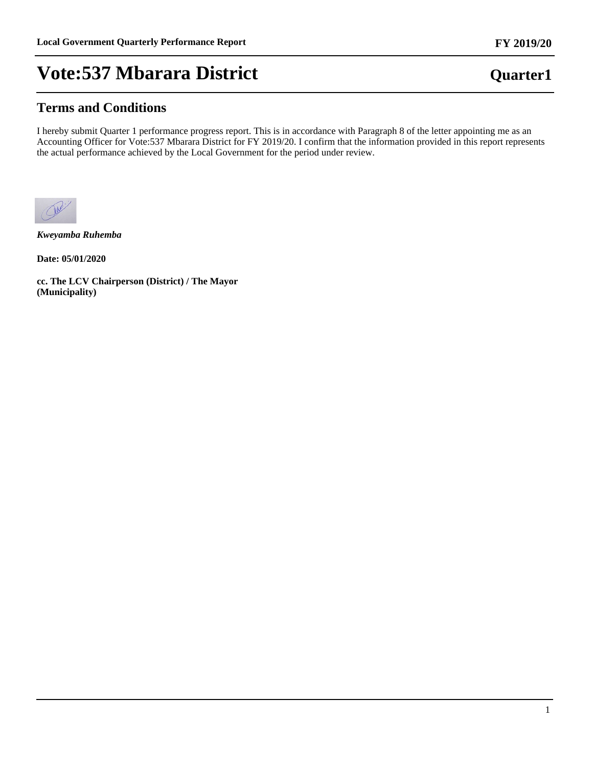# Vote:537 Mbarara District

**Quarter1**

## Terms and Conditions

I hereby submit Quarter 1 performance progress report. This is in accordance with Paragraph 8 of the letter appointing me as an Accounting Officer for Vote:537 Mbarara District for FY 2019/20. I confirm that the information provided in this report represents the actual performance achieved by the Local Government for the period under review.

***Kweyamba Ruhemba***

**Date: 05/01/2020**

**cc. The LCV Chairperson (District) / The Mayor (Municipality)**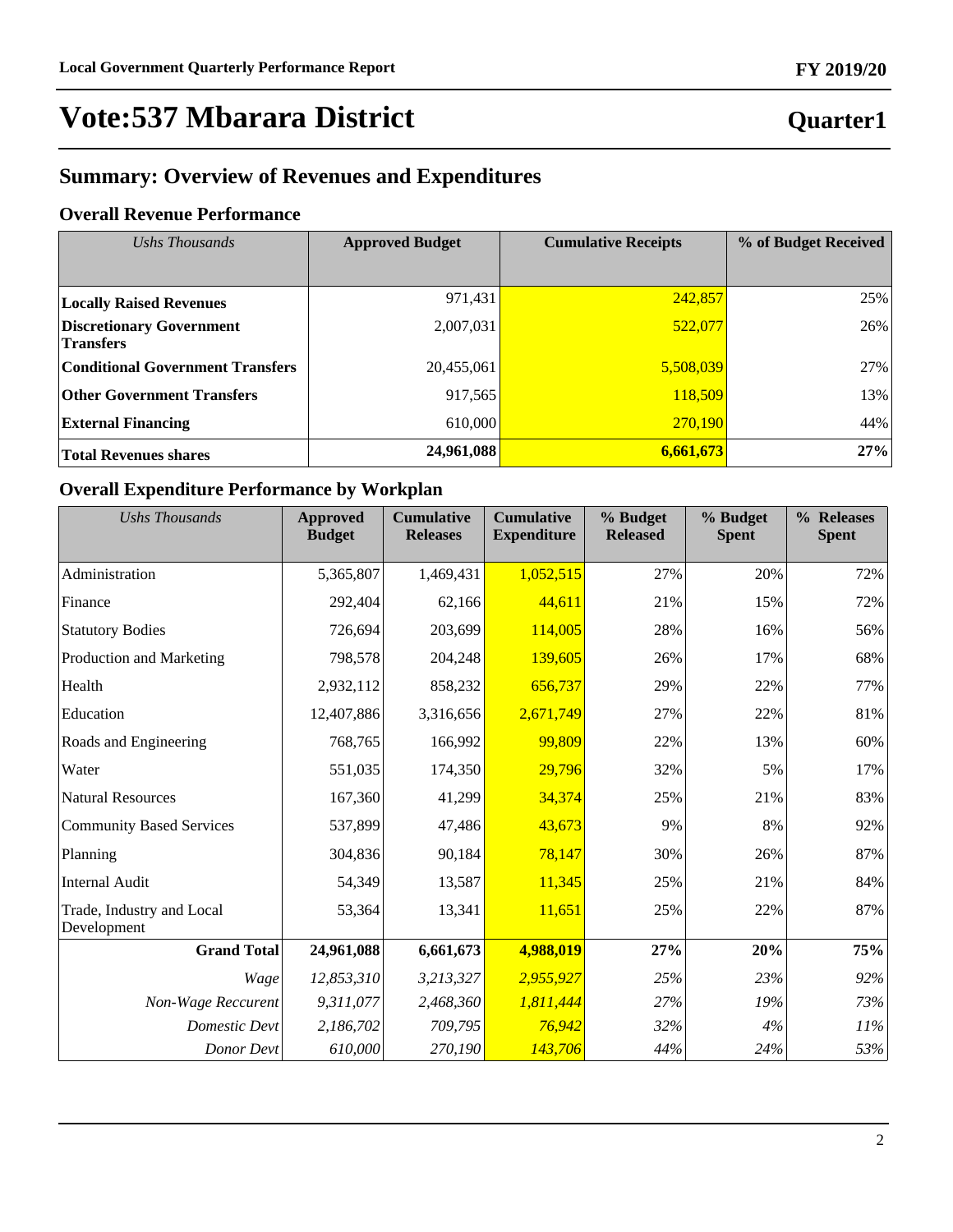# Vote:537 Mbarara District

**Quarter1**

## Summary: Overview of Revenues and Expenditures

### Overall Revenue Performance

| *Ushs Thousands* | **Approved Budget** | **Cumulative Receipts** | **% of Budget Received** |
|---|---|---|---|
| **Locally Raised Revenues** | 971,431 | 242,857 | 25% |
| **Discretionary Government Transfers** | 2,007,031 | 522,077 | 26% |
| **Conditional Government Transfers** | 20,455,061 | 5,508,039 | 27% |
| **Other Government Transfers** | 917,565 | 118,509 | 13% |
| **External Financing** | 610,000 | 270,190 | 44% |
| **Total Revenues shares** | **24,961,088** | **6,661,673** | **27%** |

### Overall Expenditure Performance by Workplan

| *Ushs Thousands* | **Approved Budget** | **Cumulative Releases** | **Cumulative Expenditure** | **% Budget Released** | **% Budget Spent** | **% Releases Spent** |
|---|---|---|---|---|---|---|
| Administration | 5,365,807 | 1,469,431 | 1,052,515 | 27% | 20% | 72% |
| Finance | 292,404 | 62,166 | 44,611 | 21% | 15% | 72% |
| Statutory Bodies | 726,694 | 203,699 | 114,005 | 28% | 16% | 56% |
| Production and Marketing | 798,578 | 204,248 | 139,605 | 26% | 17% | 68% |
| Health | 2,932,112 | 858,232 | 656,737 | 29% | 22% | 77% |
| Education | 12,407,886 | 3,316,656 | 2,671,749 | 27% | 22% | 81% |
| Roads and Engineering | 768,765 | 166,992 | 99,809 | 22% | 13% | 60% |
| Water | 551,035 | 174,350 | 29,796 | 32% | 5% | 17% |
| Natural Resources | 167,360 | 41,299 | 34,374 | 25% | 21% | 83% |
| Community Based Services | 537,899 | 47,486 | 43,673 | 9% | 8% | 92% |
| Planning | 304,836 | 90,184 | 78,147 | 30% | 26% | 87% |
| Internal Audit | 54,349 | 13,587 | 11,345 | 25% | 21% | 84% |
| Trade, Industry and Local Development | 53,364 | 13,341 | 11,651 | 25% | 22% | 87% |
| **Grand Total** | **24,961,088** | **6,661,673** | **4,988,019** | **27%** | **20%** | **75%** |
| *Wage* | *12,853,310* | *3,213,327* | *2,955,927* | *25%* | *23%* | *92%* |
| *Non-Wage Reccurent* | *9,311,077* | *2,468,360* | *1,811,444* | *27%* | *19%* | *73%* |
| *Domestic Devt* | *2,186,702* | *709,795* | *76,942* | *32%* | *4%* | *11%* |
| *Donor Devt* | *610,000* | *270,190* | *143,706* | *44%* | *24%* | *53%* |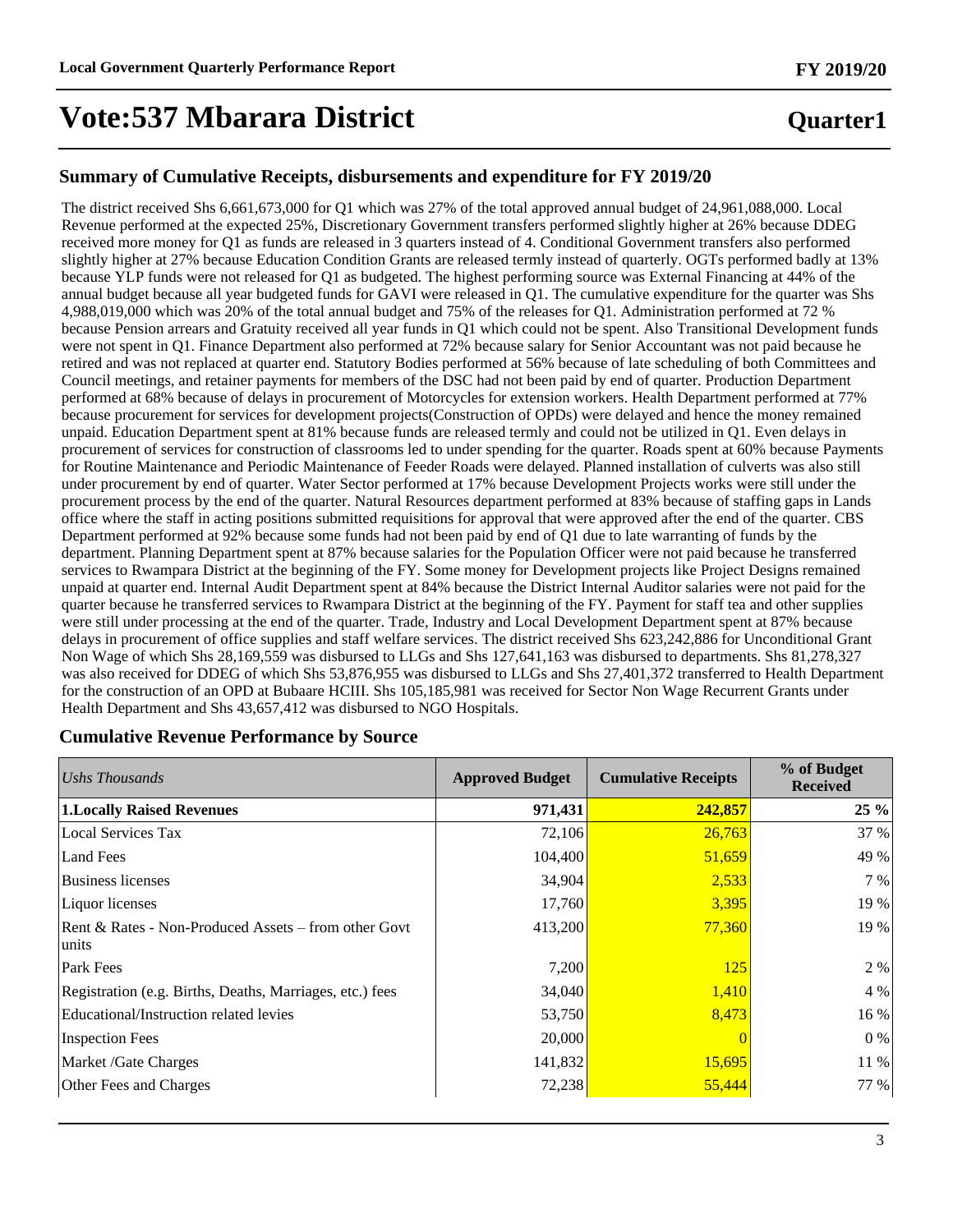# Vote:537 Mbarara District

## Summary of Cumulative Receipts, disbursements and expenditure for FY 2019/20

The district received Shs 6,661,673,000 for Q1 which was 27% of the total approved annual budget of 24,961,088,000. Local Revenue performed at the expected 25%, Discretionary Government transfers performed slightly higher at 26% because DDEG received more money for Q1 as funds are released in 3 quarters instead of 4. Conditional Government transfers also performed slightly higher at 27% because Education Condition Grants are released termly instead of quarterly. OGTs performed badly at 13% because YLP funds were not released for Q1 as budgeted. The highest performing source was External Financing at 44% of the annual budget because all year budgeted funds for GAVI were released in Q1. The cumulative expenditure for the quarter was Shs 4,988,019,000 which was 20% of the total annual budget and 75% of the releases for Q1. Administration performed at 72 % because Pension arrears and Gratuity received all year funds in Q1 which could not be spent. Also Transitional Development funds were not spent in Q1. Finance Department also performed at 72% because salary for Senior Accountant was not paid because he retired and was not replaced at quarter end. Statutory Bodies performed at 56% because of late scheduling of both Committees and Council meetings, and retainer payments for members of the DSC had not been paid by end of quarter. Production Department performed at 68% because of delays in procurement of Motorcycles for extension workers. Health Department performed at 77% because procurement for services for development projects(Construction of OPDs) were delayed and hence the money remained unpaid. Education Department spent at 81% because funds are released termly and could not be utilized in Q1. Even delays in procurement of services for construction of classrooms led to under spending for the quarter. Roads spent at 60% because Payments for Routine Maintenance and Periodic Maintenance of Feeder Roads were delayed. Planned installation of culverts was also still under procurement by end of quarter. Water Sector performed at 17% because Development Projects works were still under the procurement process by the end of the quarter. Natural Resources department performed at 83% because of staffing gaps in Lands office where the staff in acting positions submitted requisitions for approval that were approved after the end of the quarter. CBS Department performed at 92% because some funds had not been paid by end of Q1 due to late warranting of funds by the department. Planning Department spent at 87% because salaries for the Population Officer were not paid because he transferred services to Rwampara District at the beginning of the FY. Some money for Development projects like Project Designs remained unpaid at quarter end. Internal Audit Department spent at 84% because the District Internal Auditor salaries were not paid for the quarter because he transferred services to Rwampara District at the beginning of the FY. Payment for staff tea and other supplies were still under processing at the end of the quarter. Trade, Industry and Local Development Department spent at 87% because delays in procurement of office supplies and staff welfare services. The district received Shs 623,242,886 for Unconditional Grant Non Wage of which Shs 28,169,559 was disbursed to LLGs and Shs 127,641,163 was disbursed to departments. Shs 81,278,327 was also received for DDEG of which Shs 53,876,955 was disbursed to LLGs and Shs 27,401,372 transferred to Health Department for the construction of an OPD at Bubaare HCIII. Shs 105,185,981 was received for Sector Non Wage Recurrent Grants under Health Department and Shs 43,657,412 was disbursed to NGO Hospitals.

## Cumulative Revenue Performance by Source

| *Ushs Thousands* | Approved Budget | Cumulative Receipts | % of Budget Received |
|---|---|---|---|
| **1.Locally Raised Revenues** | **971,431** | **242,857** | **25 %** |
| Local Services Tax | 72,106 | 26,763 | 37 % |
| Land Fees | 104,400 | 51,659 | 49 % |
| Business licenses | 34,904 | 2,533 | 7 % |
| Liquor licenses | 17,760 | 3,395 | 19 % |
| Rent & Rates - Non-Produced Assets – from other Govt units | 413,200 | 77,360 | 19 % |
| Park Fees | 7,200 | 125 | 2 % |
| Registration (e.g. Births, Deaths, Marriages, etc.) fees | 34,040 | 1,410 | 4 % |
| Educational/Instruction related levies | 53,750 | 8,473 | 16 % |
| Inspection Fees | 20,000 | 0 | 0 % |
| Market /Gate Charges | 141,832 | 15,695 | 11 % |
| Other Fees and Charges | 72,238 | 55,444 | 77 % |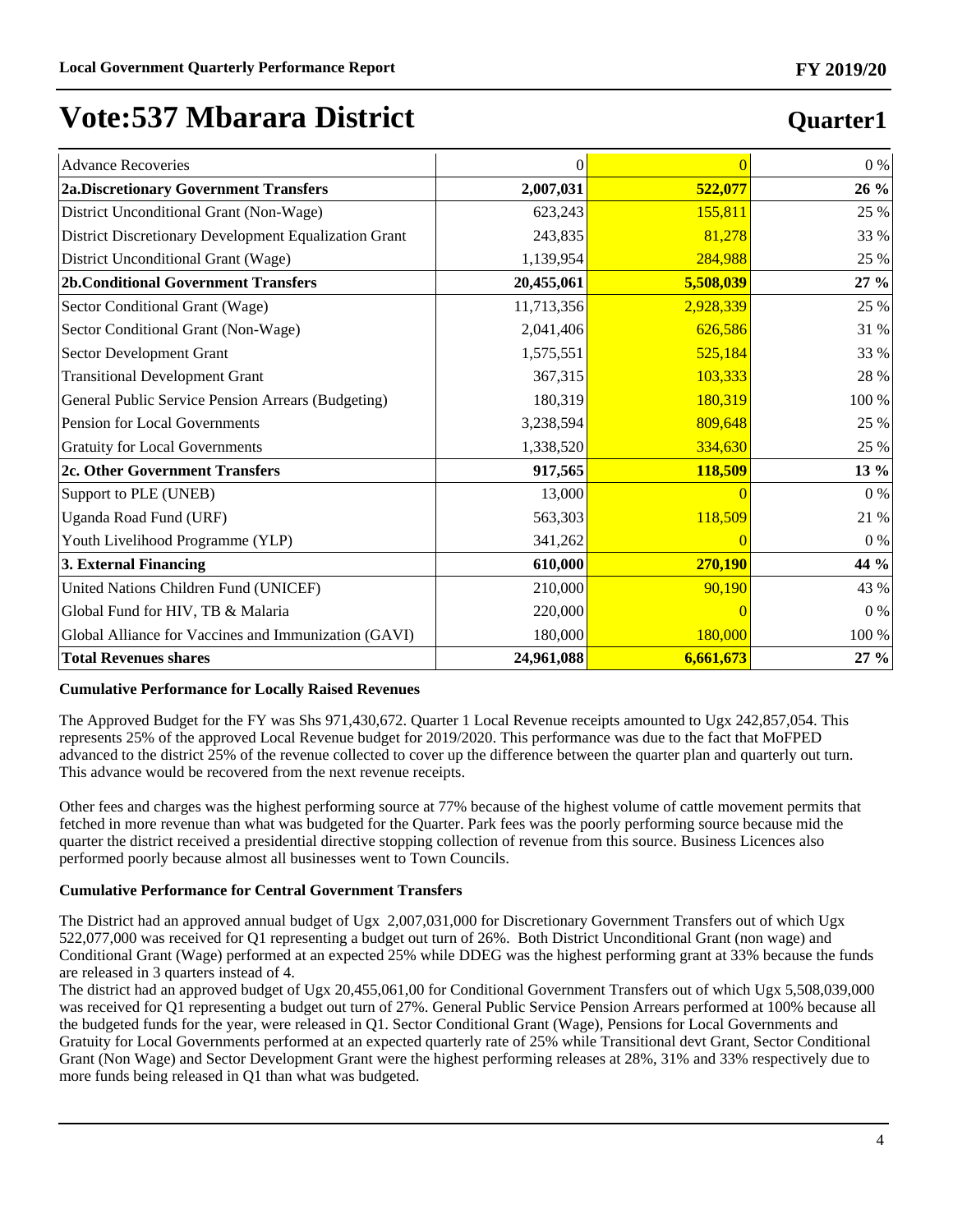# Vote:537 Mbarara District

## Quarter1

| | | | |
|---|---|---|---|
| Advance Recoveries | 0 | 0 | 0 % |
| **2a.Discretionary Government Transfers** | **2,007,031** | **522,077** | **26 %** |
| District Unconditional Grant (Non-Wage) | 623,243 | 155,811 | 25 % |
| District Discretionary Development Equalization Grant | 243,835 | 81,278 | 33 % |
| District Unconditional Grant (Wage) | 1,139,954 | 284,988 | 25 % |
| **2b.Conditional Government Transfers** | **20,455,061** | **5,508,039** | **27 %** |
| Sector Conditional Grant (Wage) | 11,713,356 | 2,928,339 | 25 % |
| Sector Conditional Grant (Non-Wage) | 2,041,406 | 626,586 | 31 % |
| Sector Development Grant | 1,575,551 | 525,184 | 33 % |
| Transitional Development Grant | 367,315 | 103,333 | 28 % |
| General Public Service Pension Arrears (Budgeting) | 180,319 | 180,319 | 100 % |
| Pension for Local Governments | 3,238,594 | 809,648 | 25 % |
| Gratuity for Local Governments | 1,338,520 | 334,630 | 25 % |
| **2c. Other Government Transfers** | **917,565** | **118,509** | **13 %** |
| Support to PLE (UNEB) | 13,000 | 0 | 0 % |
| Uganda Road Fund (URF) | 563,303 | 118,509 | 21 % |
| Youth Livelihood Programme (YLP) | 341,262 | 0 | 0 % |
| **3. External Financing** | **610,000** | **270,190** | **44 %** |
| United Nations Children Fund (UNICEF) | 210,000 | 90,190 | 43 % |
| Global Fund for HIV, TB & Malaria | 220,000 | 0 | 0 % |
| Global Alliance for Vaccines and Immunization (GAVI) | 180,000 | 180,000 | 100 % |
| **Total Revenues shares** | **24,961,088** | **6,661,673** | **27 %** |

### Cumulative Performance for Locally Raised Revenues

The Approved Budget for the FY was Shs 971,430,672. Quarter 1 Local Revenue receipts amounted to Ugx 242,857,054. This represents 25% of the approved Local Revenue budget for 2019/2020. This performance was due to the fact that MoFPED advanced to the district 25% of the revenue collected to cover up the difference between the quarter plan and quarterly out turn. This advance would be recovered from the next revenue receipts.

Other fees and charges was the highest performing source at 77% because of the highest volume of cattle movement permits that fetched in more revenue than what was budgeted for the Quarter. Park fees was the poorly performing source because mid the quarter the district received a presidential directive stopping collection of revenue from this source. Business Licences also performed poorly because almost all businesses went to Town Councils.

### Cumulative Performance for Central Government Transfers

The District had an approved annual budget of Ugx 2,007,031,000 for Discretionary Government Transfers out of which Ugx 522,077,000 was received for Q1 representing a budget out turn of 26%. Both District Unconditional Grant (non wage) and Conditional Grant (Wage) performed at an expected 25% while DDEG was the highest performing grant at 33% because the funds are released in 3 quarters instead of 4.
The district had an approved budget of Ugx 20,455,061,00 for Conditional Government Transfers out of which Ugx 5,508,039,000 was received for Q1 representing a budget out turn of 27%. General Public Service Pension Arrears performed at 100% because all the budgeted funds for the year, were released in Q1. Sector Conditional Grant (Wage), Pensions for Local Governments and Gratuity for Local Governments performed at an expected quarterly rate of 25% while Transitional devt Grant, Sector Conditional Grant (Non Wage) and Sector Development Grant were the highest performing releases at 28%, 31% and 33% respectively due to more funds being released in Q1 than what was budgeted.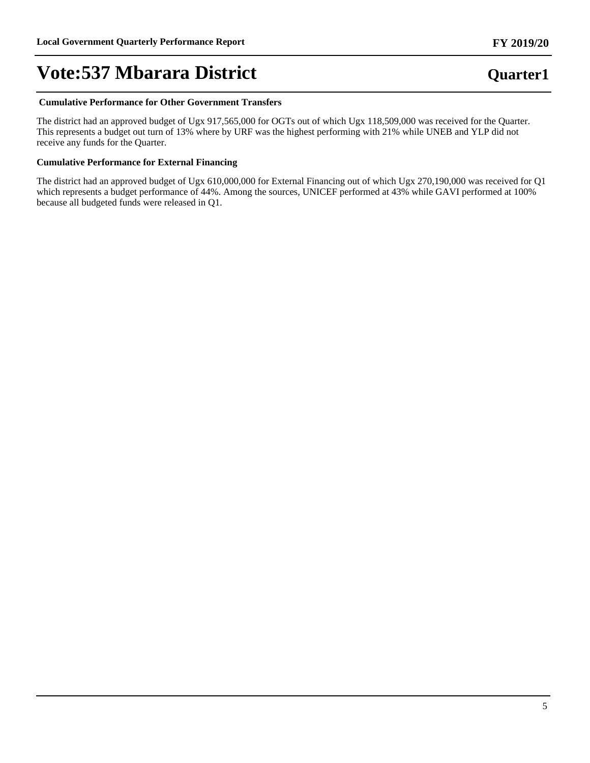**Cumulative Performance for Other Government Transfers**

The district had an approved budget of Ugx 917,565,000 for OGTs out of which Ugx 118,509,000 was received for the Quarter. This represents a budget out turn of 13% where by URF was the highest performing with 21% while UNEB and YLP did not receive any funds for the Quarter.

**Cumulative Performance for External Financing**

The district had an approved budget of Ugx 610,000,000 for External Financing out of which Ugx 270,190,000 was received for Q1 which represents a budget performance of 44%. Among the sources, UNICEF performed at 43% while GAVI performed at 100% because all budgeted funds were released in Q1.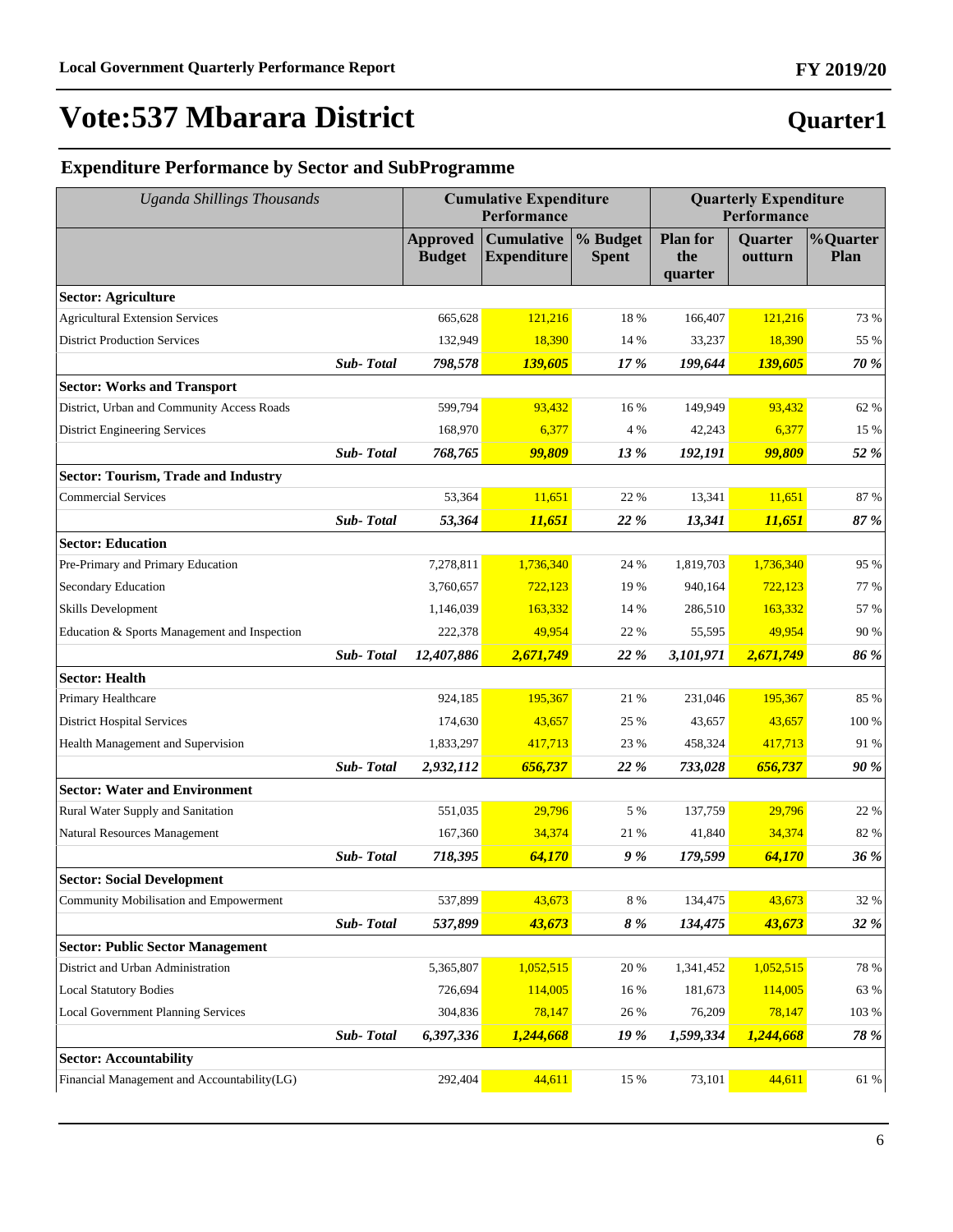# Vote:537 Mbarara District

**Quarter1**

## Expenditure Performance by Sector and SubProgramme

| *Uganda Shillings Thousands* | | Cumulative Expenditure Performance | | | Quarterly Expenditure Performance | | |
|---|---|---|---|---|---|---|---|
| | | **Approved Budget** | **Cumulative Expenditure** | **% Budget Spent** | **Plan for the quarter** | **Quarter outturn** | **%Quarter Plan** |
| **Sector: Agriculture** | | | | | | | |
| Agricultural Extension Services | | 665,628 | 121,216 | 18 % | 166,407 | 121,216 | 73 % |
| District Production Services | | 132,949 | 18,390 | 14 % | 33,237 | 18,390 | 55 % |
| | ***Sub- Total*** | ***798,578*** | ***139,605*** | ***17 %*** | ***199,644*** | ***139,605*** | ***70 %*** |
| **Sector: Works and Transport** | | | | | | | |
| District, Urban and Community Access Roads | | 599,794 | 93,432 | 16 % | 149,949 | 93,432 | 62 % |
| District Engineering Services | | 168,970 | 6,377 | 4 % | 42,243 | 6,377 | 15 % |
| | ***Sub- Total*** | ***768,765*** | ***99,809*** | ***13 %*** | ***192,191*** | ***99,809*** | ***52 %*** |
| **Sector: Tourism, Trade and Industry** | | | | | | | |
| Commercial Services | | 53,364 | 11,651 | 22 % | 13,341 | 11,651 | 87 % |
| | ***Sub- Total*** | ***53,364*** | ***11,651*** | ***22 %*** | ***13,341*** | ***11,651*** | ***87 %*** |
| **Sector: Education** | | | | | | | |
| Pre-Primary and Primary Education | | 7,278,811 | 1,736,340 | 24 % | 1,819,703 | 1,736,340 | 95 % |
| Secondary Education | | 3,760,657 | 722,123 | 19 % | 940,164 | 722,123 | 77 % |
| Skills Development | | 1,146,039 | 163,332 | 14 % | 286,510 | 163,332 | 57 % |
| Education & Sports Management and Inspection | | 222,378 | 49,954 | 22 % | 55,595 | 49,954 | 90 % |
| | ***Sub- Total*** | ***12,407,886*** | ***2,671,749*** | ***22 %*** | ***3,101,971*** | ***2,671,749*** | ***86 %*** |
| **Sector: Health** | | | | | | | |
| Primary Healthcare | | 924,185 | 195,367 | 21 % | 231,046 | 195,367 | 85 % |
| District Hospital Services | | 174,630 | 43,657 | 25 % | 43,657 | 43,657 | 100 % |
| Health Management and Supervision | | 1,833,297 | 417,713 | 23 % | 458,324 | 417,713 | 91 % |
| | ***Sub- Total*** | ***2,932,112*** | ***656,737*** | ***22 %*** | ***733,028*** | ***656,737*** | ***90 %*** |
| **Sector: Water and Environment** | | | | | | | |
| Rural Water Supply and Sanitation | | 551,035 | 29,796 | 5 % | 137,759 | 29,796 | 22 % |
| Natural Resources Management | | 167,360 | 34,374 | 21 % | 41,840 | 34,374 | 82 % |
| | ***Sub- Total*** | ***718,395*** | ***64,170*** | ***9 %*** | ***179,599*** | ***64,170*** | ***36 %*** |
| **Sector: Social Development** | | | | | | | |
| Community Mobilisation and Empowerment | | 537,899 | 43,673 | 8 % | 134,475 | 43,673 | 32 % |
| | ***Sub- Total*** | ***537,899*** | ***43,673*** | ***8 %*** | ***134,475*** | ***43,673*** | ***32 %*** |
| **Sector: Public Sector Management** | | | | | | | |
| District and Urban Administration | | 5,365,807 | 1,052,515 | 20 % | 1,341,452 | 1,052,515 | 78 % |
| Local Statutory Bodies | | 726,694 | 114,005 | 16 % | 181,673 | 114,005 | 63 % |
| Local Government Planning Services | | 304,836 | 78,147 | 26 % | 76,209 | 78,147 | 103 % |
| | ***Sub- Total*** | ***6,397,336*** | ***1,244,668*** | ***19 %*** | ***1,599,334*** | ***1,244,668*** | ***78 %*** |
| **Sector: Accountability** | | | | | | | |
| Financial Management and Accountability(LG) | | 292,404 | 44,611 | 15 % | 73,101 | 44,611 | 61 % |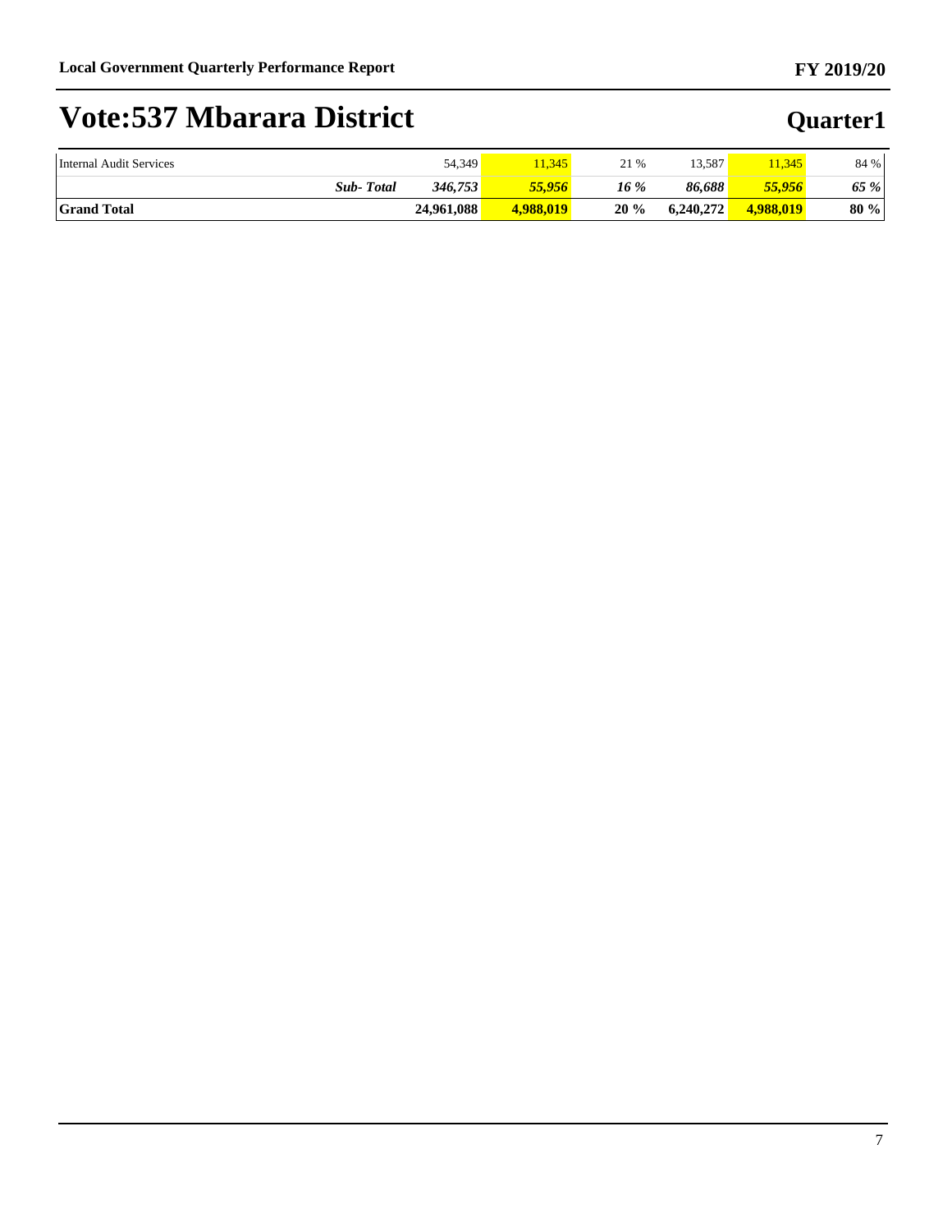# Vote:537 Mbarara District

## Quarter1

| | | | | | | | |
|---|---|---|---|---|---|---|---|
| Internal Audit Services | | 54,349 | 11,345 | 21 % | 13,587 | 11,345 | 84 % |
| | ***Sub- Total*** | ***346,753*** | ***55,956*** | ***16 %*** | ***86,688*** | ***55,956*** | ***65 %*** |
| **Grand Total** | | **24,961,088** | **4,988,019** | **20 %** | **6,240,272** | **4,988,019** | **80 %** |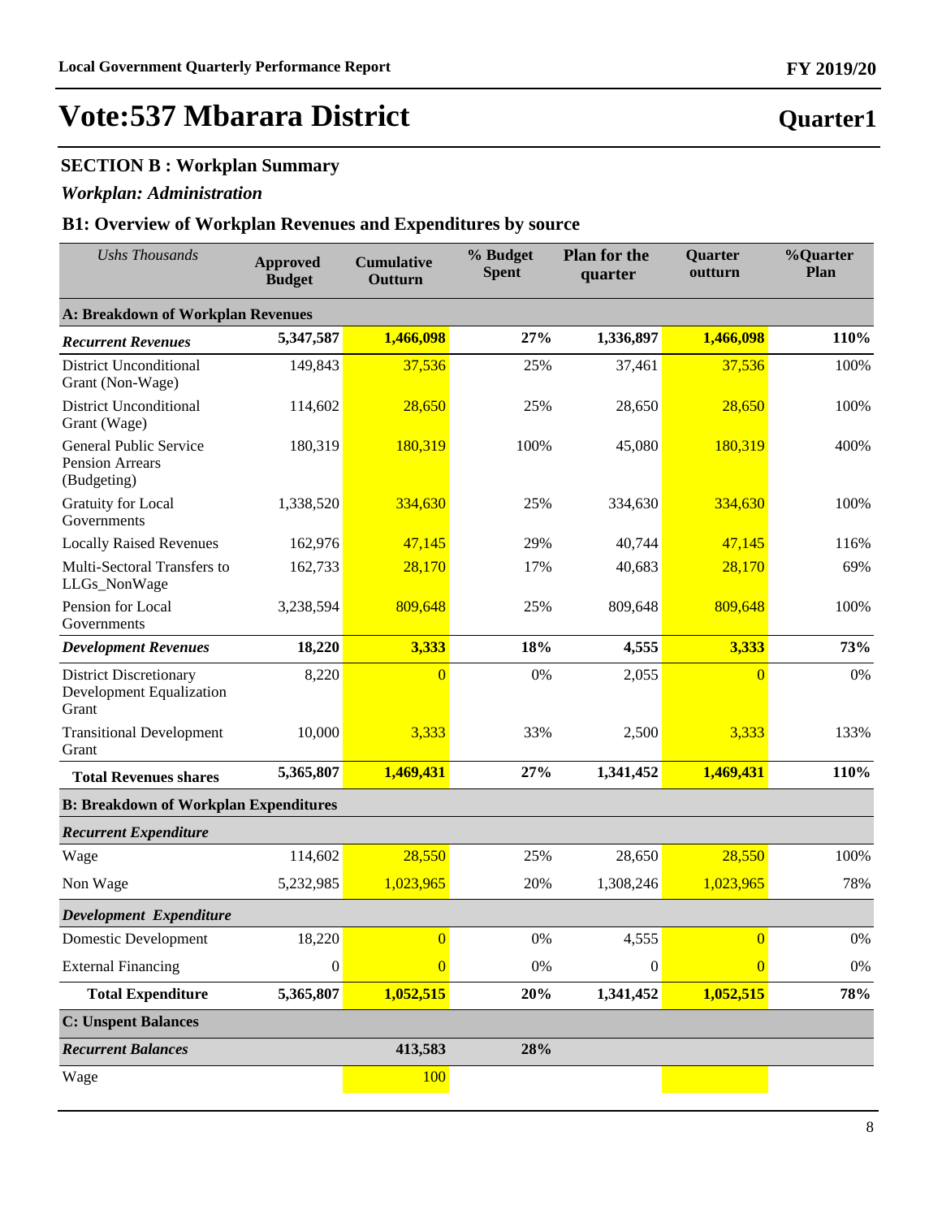# Vote:537 Mbarara District

**Quarter1**

## SECTION B : Workplan Summary

### *Workplan: Administration*

### B1: Overview of Workplan Revenues and Expenditures by source

| *Ushs Thousands* | Approved Budget | Cumulative Outturn | % Budget Spent | Plan for the quarter | Quarter outturn | %Quarter Plan |
|---|---|---|---|---|---|---|
| **A: Breakdown of Workplan Revenues** | | | | | | |
| ***Recurrent Revenues*** | **5,347,587** | **1,466,098** | **27%** | **1,336,897** | **1,466,098** | **110%** |
| District Unconditional Grant (Non-Wage) | 149,843 | 37,536 | 25% | 37,461 | 37,536 | 100% |
| District Unconditional Grant (Wage) | 114,602 | 28,650 | 25% | 28,650 | 28,650 | 100% |
| General Public Service Pension Arrears (Budgeting) | 180,319 | 180,319 | 100% | 45,080 | 180,319 | 400% |
| Gratuity for Local Governments | 1,338,520 | 334,630 | 25% | 334,630 | 334,630 | 100% |
| Locally Raised Revenues | 162,976 | 47,145 | 29% | 40,744 | 47,145 | 116% |
| Multi-Sectoral Transfers to LLGs_NonWage | 162,733 | 28,170 | 17% | 40,683 | 28,170 | 69% |
| Pension for Local Governments | 3,238,594 | 809,648 | 25% | 809,648 | 809,648 | 100% |
| ***Development Revenues*** | **18,220** | **3,333** | **18%** | **4,555** | **3,333** | **73%** |
| District Discretionary Development Equalization Grant | 8,220 | 0 | 0% | 2,055 | 0 | 0% |
| Transitional Development Grant | 10,000 | 3,333 | 33% | 2,500 | 3,333 | 133% |
| **Total Revenues shares** | **5,365,807** | **1,469,431** | **27%** | **1,341,452** | **1,469,431** | **110%** |
| **B: Breakdown of Workplan Expenditures** | | | | | | |
| ***Recurrent Expenditure*** | | | | | | |
| Wage | 114,602 | 28,550 | 25% | 28,650 | 28,550 | 100% |
| Non Wage | 5,232,985 | 1,023,965 | 20% | 1,308,246 | 1,023,965 | 78% |
| ***Development Expenditure*** | | | | | | |
| Domestic Development | 18,220 | 0 | 0% | 4,555 | 0 | 0% |
| External Financing | 0 | 0 | 0% | 0 | 0 | 0% |
| **Total Expenditure** | **5,365,807** | **1,052,515** | **20%** | **1,341,452** | **1,052,515** | **78%** |
| **C: Unspent Balances** | | | | | | |
| ***Recurrent Balances*** | | **413,583** | **28%** | | | |
| Wage | | 100 | | | | |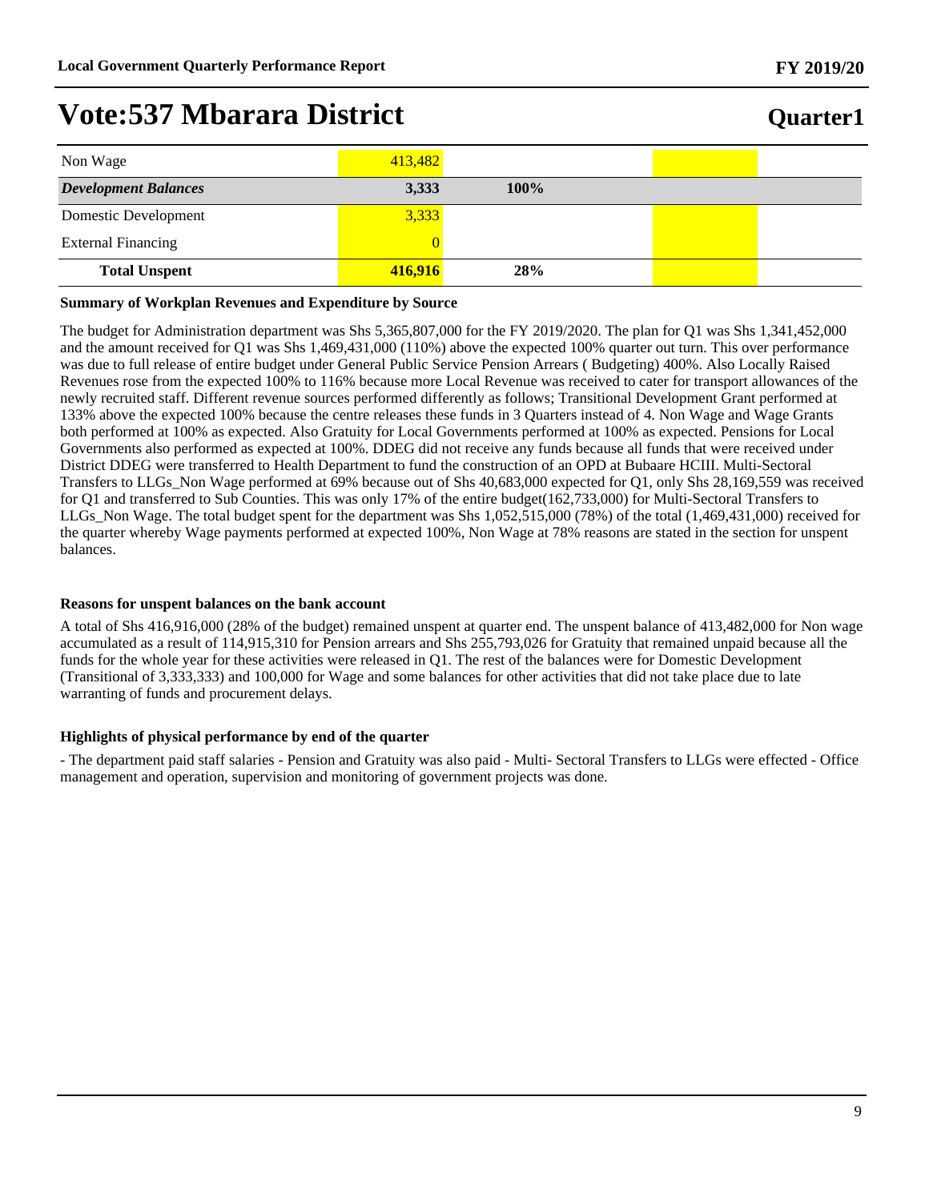# Vote:537 Mbarara District

## Quarter1

| | | | | |
|---|---|---|---|---|
| Non Wage | 413,482 | | | |
| ***Development Balances*** | **3,333** | **100%** | | |
| Domestic Development | 3,333 | | | |
| External Financing | 0 | | | |
| **Total Unspent** | **416,916** | **28%** | | |

**Summary of Workplan Revenues and Expenditure by Source**

The budget for Administration department was Shs 5,365,807,000 for the FY 2019/2020. The plan for Q1 was Shs 1,341,452,000 and the amount received for Q1 was Shs 1,469,431,000 (110%) above the expected 100% quarter out turn. This over performance was due to full release of entire budget under General Public Service Pension Arrears ( Budgeting) 400%. Also Locally Raised Revenues rose from the expected 100% to 116% because more Local Revenue was received to cater for transport allowances of the newly recruited staff. Different revenue sources performed differently as follows; Transitional Development Grant performed at 133% above the expected 100% because the centre releases these funds in 3 Quarters instead of 4. Non Wage and Wage Grants both performed at 100% as expected. Also Gratuity for Local Governments performed at 100% as expected. Pensions for Local Governments also performed as expected at 100%. DDEG did not receive any funds because all funds that were received under District DDEG were transferred to Health Department to fund the construction of an OPD at Bubaare HCIII. Multi-Sectoral Transfers to LLGs_Non Wage performed at 69% because out of Shs 40,683,000 expected for Q1, only Shs 28,169,559 was received for Q1 and transferred to Sub Counties. This was only 17% of the entire budget(162,733,000) for Multi-Sectoral Transfers to LLGs_Non Wage. The total budget spent for the department was Shs 1,052,515,000 (78%) of the total (1,469,431,000) received for the quarter whereby Wage payments performed at expected 100%, Non Wage at 78% reasons are stated in the section for unspent balances.

**Reasons for unspent balances on the bank account**

A total of Shs 416,916,000 (28% of the budget) remained unspent at quarter end. The unspent balance of 413,482,000 for Non wage accumulated as a result of 114,915,310 for Pension arrears and Shs 255,793,026 for Gratuity that remained unpaid because all the funds for the whole year for these activities were released in Q1. The rest of the balances were for Domestic Development (Transitional of 3,333,333) and 100,000 for Wage and some balances for other activities that did not take place due to late warranting of funds and procurement delays.

**Highlights of physical performance by end of the quarter**

- The department paid staff salaries - Pension and Gratuity was also paid - Multi- Sectoral Transfers to LLGs were effected - Office management and operation, supervision and monitoring of government projects was done.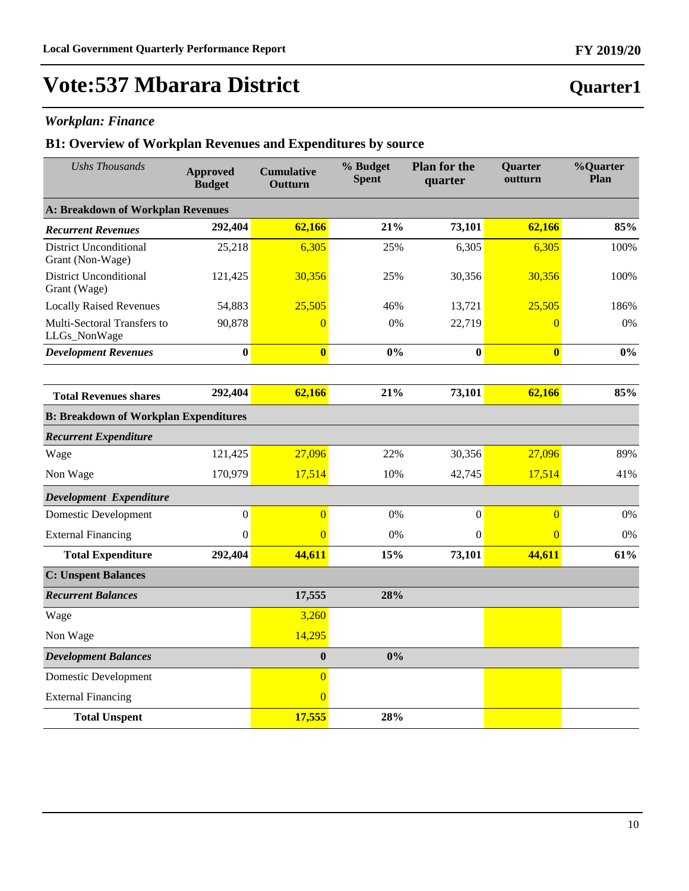# Vote:537 Mbarara District

**Quarter1**

*Workplan: Finance*

## B1: Overview of Workplan Revenues and Expenditures by source

| *Ushs Thousands* | Approved Budget | Cumulative Outturn | % Budget Spent | Plan for the quarter | Quarter outturn | %Quarter Plan |
|---|---|---|---|---|---|---|
| **A: Breakdown of Workplan Revenues** | | | | | | |
| ***Recurrent Revenues*** | **292,404** | **62,166** | **21%** | **73,101** | **62,166** | **85%** |
| District Unconditional Grant (Non-Wage) | 25,218 | 6,305 | 25% | 6,305 | 6,305 | 100% |
| District Unconditional Grant (Wage) | 121,425 | 30,356 | 25% | 30,356 | 30,356 | 100% |
| Locally Raised Revenues | 54,883 | 25,505 | 46% | 13,721 | 25,505 | 186% |
| Multi-Sectoral Transfers to LLGs_NonWage | 90,878 | 0 | 0% | 22,719 | 0 | 0% |
| ***Development Revenues*** | **0** | **0** | **0%** | **0** | **0** | **0%** |
| **Total Revenues shares** | **292,404** | **62,166** | **21%** | **73,101** | **62,166** | **85%** |
| **B: Breakdown of Workplan Expenditures** | | | | | | |
| ***Recurrent Expenditure*** | | | | | | |
| Wage | 121,425 | 27,096 | 22% | 30,356 | 27,096 | 89% |
| Non Wage | 170,979 | 17,514 | 10% | 42,745 | 17,514 | 41% |
| ***Development Expenditure*** | | | | | | |
| Domestic Development | 0 | 0 | 0% | 0 | 0 | 0% |
| External Financing | 0 | 0 | 0% | 0 | 0 | 0% |
| **Total Expenditure** | **292,404** | **44,611** | **15%** | **73,101** | **44,611** | **61%** |
| **C: Unspent Balances** | | | | | | |
| ***Recurrent Balances*** | | **17,555** | **28%** | | | |
| Wage | | 3,260 | | | | |
| Non Wage | | 14,295 | | | | |
| ***Development Balances*** | | **0** | **0%** | | | |
| Domestic Development | | 0 | | | | |
| External Financing | | 0 | | | | |
| **Total Unspent** | | **17,555** | **28%** | | | |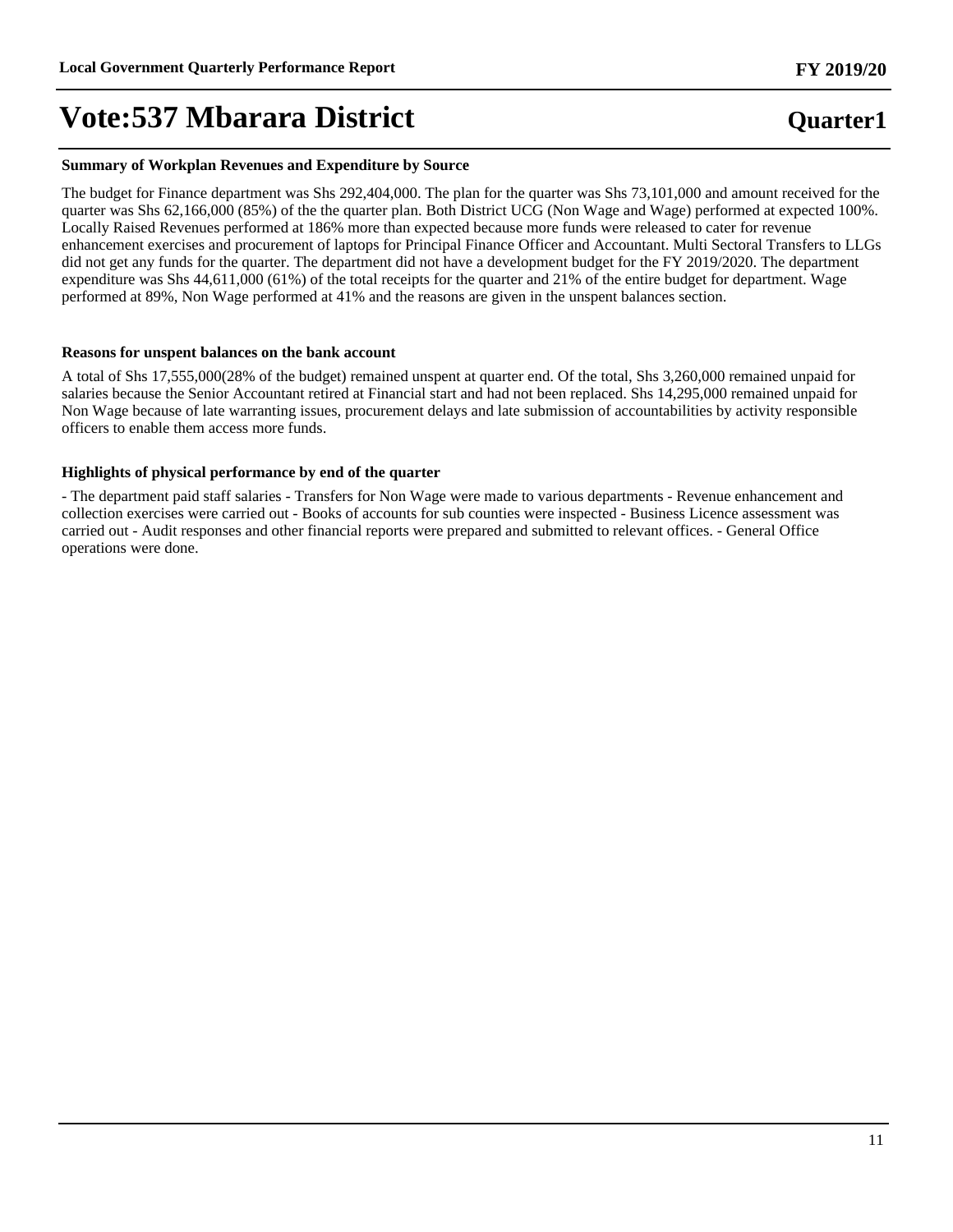# Vote:537 Mbarara District

**Quarter1**

### Summary of Workplan Revenues and Expenditure by Source

The budget for Finance department was Shs 292,404,000. The plan for the quarter was Shs 73,101,000 and amount received for the quarter was Shs 62,166,000 (85%) of the the quarter plan. Both District UCG (Non Wage and Wage) performed at expected 100%. Locally Raised Revenues performed at 186% more than expected because more funds were released to cater for revenue enhancement exercises and procurement of laptops for Principal Finance Officer and Accountant. Multi Sectoral Transfers to LLGs did not get any funds for the quarter. The department did not have a development budget for the FY 2019/2020. The department expenditure was Shs 44,611,000 (61%) of the total receipts for the quarter and 21% of the entire budget for department. Wage performed at 89%, Non Wage performed at 41% and the reasons are given in the unspent balances section.

### Reasons for unspent balances on the bank account

A total of Shs 17,555,000(28% of the budget) remained unspent at quarter end. Of the total, Shs 3,260,000 remained unpaid for salaries because the Senior Accountant retired at Financial start and had not been replaced. Shs 14,295,000 remained unpaid for Non Wage because of late warranting issues, procurement delays and late submission of accountabilities by activity responsible officers to enable them access more funds.

### Highlights of physical performance by end of the quarter

- The department paid staff salaries - Transfers for Non Wage were made to various departments - Revenue enhancement and collection exercises were carried out - Books of accounts for sub counties were inspected - Business Licence assessment was carried out - Audit responses and other financial reports were prepared and submitted to relevant offices. - General Office operations were done.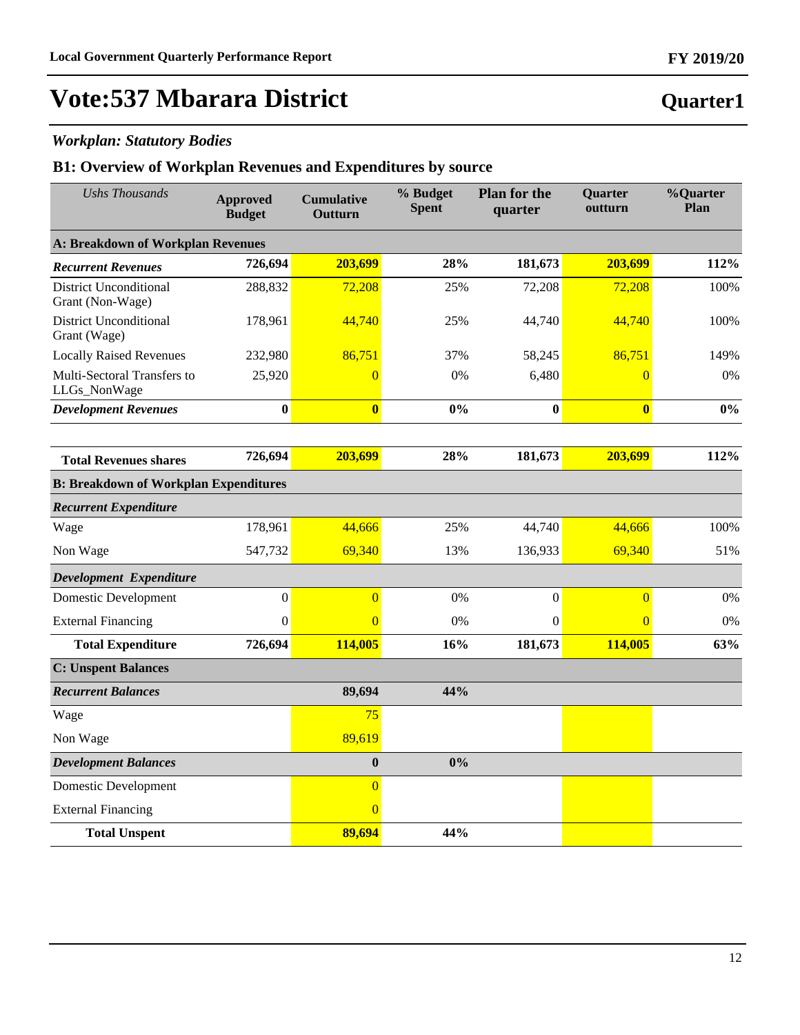# Vote:537 Mbarara District

## Quarter1

### *Workplan: Statutory Bodies*

### B1: Overview of Workplan Revenues and Expenditures by source

| *Ushs Thousands* | Approved Budget | Cumulative Outturn | % Budget Spent | Plan for the quarter | Quarter outturn | %Quarter Plan |
|---|---|---|---|---|---|---|
| **A: Breakdown of Workplan Revenues** | | | | | | |
| ***Recurrent Revenues*** | **726,694** | **203,699** | **28%** | **181,673** | **203,699** | **112%** |
| District Unconditional Grant (Non-Wage) | 288,832 | 72,208 | 25% | 72,208 | 72,208 | 100% |
| District Unconditional Grant (Wage) | 178,961 | 44,740 | 25% | 44,740 | 44,740 | 100% |
| Locally Raised Revenues | 232,980 | 86,751 | 37% | 58,245 | 86,751 | 149% |
| Multi-Sectoral Transfers to LLGs_NonWage | 25,920 | 0 | 0% | 6,480 | 0 | 0% |
| ***Development Revenues*** | **0** | **0** | **0%** | **0** | **0** | **0%** |
| **Total Revenues shares** | **726,694** | **203,699** | **28%** | **181,673** | **203,699** | **112%** |
| **B: Breakdown of Workplan Expenditures** | | | | | | |
| ***Recurrent Expenditure*** | | | | | | |
| Wage | 178,961 | 44,666 | 25% | 44,740 | 44,666 | 100% |
| Non Wage | 547,732 | 69,340 | 13% | 136,933 | 69,340 | 51% |
| ***Development Expenditure*** | | | | | | |
| Domestic Development | 0 | 0 | 0% | 0 | 0 | 0% |
| External Financing | 0 | 0 | 0% | 0 | 0 | 0% |
| **Total Expenditure** | **726,694** | **114,005** | **16%** | **181,673** | **114,005** | **63%** |
| **C: Unspent Balances** | | | | | | |
| ***Recurrent Balances*** | | **89,694** | **44%** | | | |
| Wage | | 75 | | | | |
| Non Wage | | 89,619 | | | | |
| ***Development Balances*** | | **0** | **0%** | | | |
| Domestic Development | | 0 | | | | |
| External Financing | | 0 | | | | |
| **Total Unspent** | | **89,694** | **44%** | | | |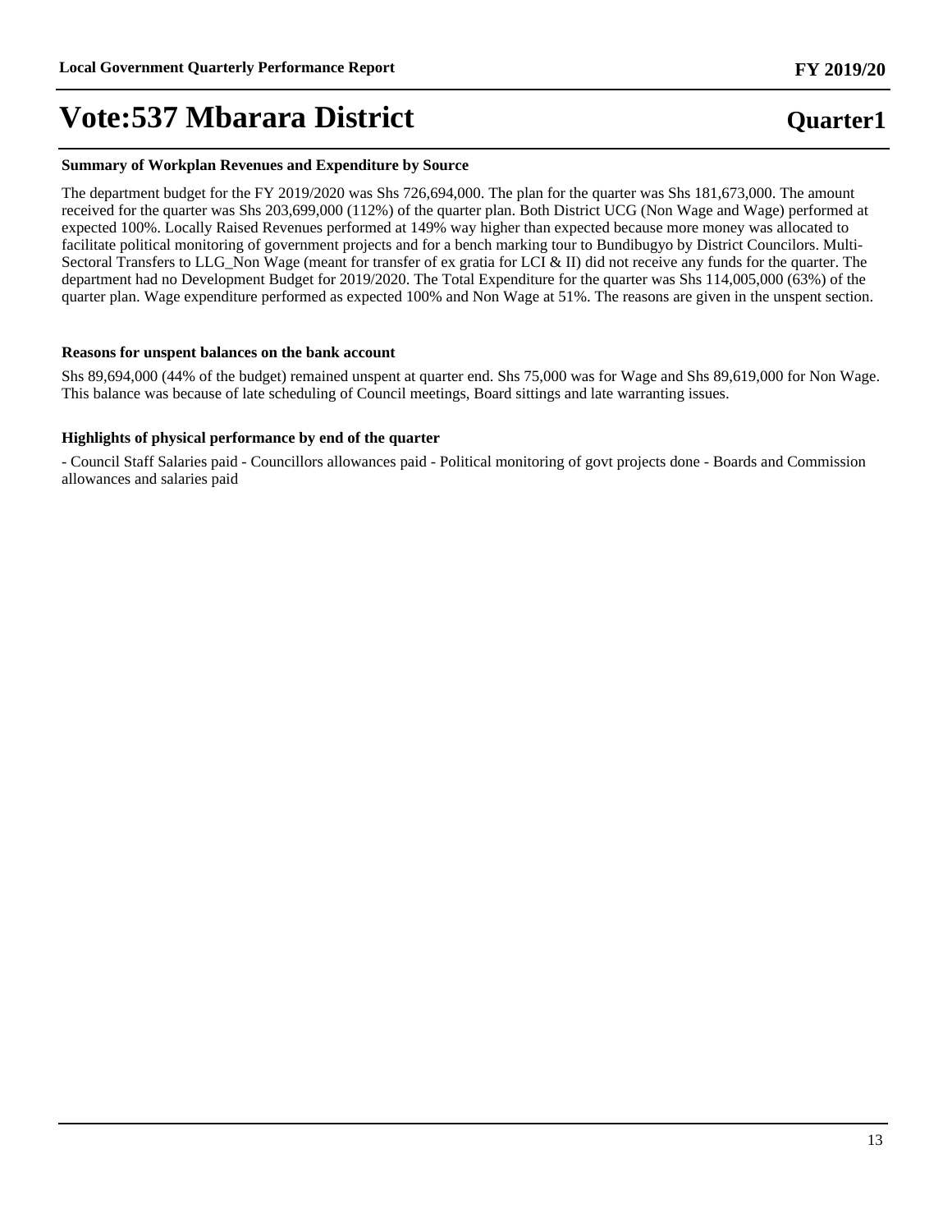#### Summary of Workplan Revenues and Expenditure by Source

The department budget for the FY 2019/2020 was Shs 726,694,000. The plan for the quarter was Shs 181,673,000. The amount received for the quarter was Shs 203,699,000 (112%) of the quarter plan. Both District UCG (Non Wage and Wage) performed at expected 100%. Locally Raised Revenues performed at 149% way higher than expected because more money was allocated to facilitate political monitoring of government projects and for a bench marking tour to Bundibugyo by District Councilors. Multi-Sectoral Transfers to LLG_Non Wage (meant for transfer of ex gratia for LCI & II) did not receive any funds for the quarter. The department had no Development Budget for 2019/2020. The Total Expenditure for the quarter was Shs 114,005,000 (63%) of the quarter plan. Wage expenditure performed as expected 100% and Non Wage at 51%. The reasons are given in the unspent section.

#### Reasons for unspent balances on the bank account

Shs 89,694,000 (44% of the budget) remained unspent at quarter end. Shs 75,000 was for Wage and Shs 89,619,000 for Non Wage. This balance was because of late scheduling of Council meetings, Board sittings and late warranting issues.

#### Highlights of physical performance by end of the quarter

- Council Staff Salaries paid - Councillors allowances paid - Political monitoring of govt projects done - Boards and Commission allowances and salaries paid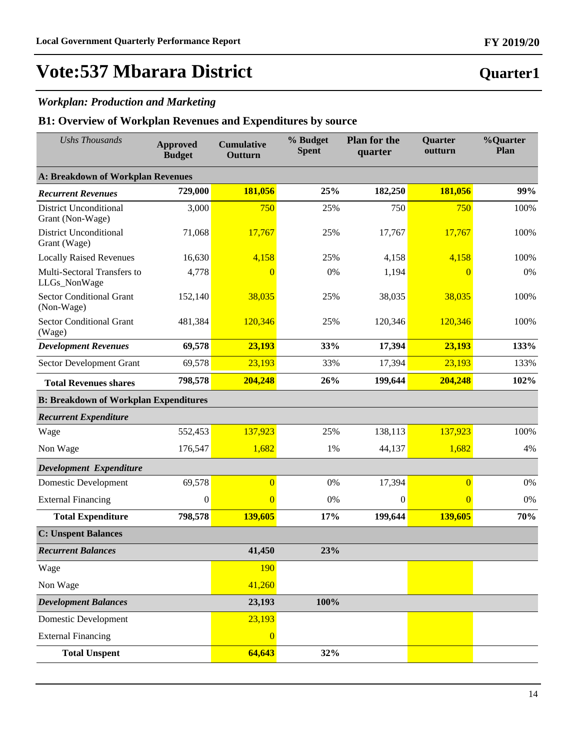# Vote:537 Mbarara District

**Quarter1**

### *Workplan: Production and Marketing*

## B1: Overview of Workplan Revenues and Expenditures by source

| *Ushs Thousands* | Approved Budget | Cumulative Outturn | % Budget Spent | Plan for the quarter | Quarter outturn | %Quarter Plan |
|---|---|---|---|---|---|---|
| **A: Breakdown of Workplan Revenues** | | | | | | |
| ***Recurrent Revenues*** | **729,000** | **181,056** | **25%** | **182,250** | **181,056** | **99%** |
| District Unconditional Grant (Non-Wage) | 3,000 | 750 | 25% | 750 | 750 | 100% |
| District Unconditional Grant (Wage) | 71,068 | 17,767 | 25% | 17,767 | 17,767 | 100% |
| Locally Raised Revenues | 16,630 | 4,158 | 25% | 4,158 | 4,158 | 100% |
| Multi-Sectoral Transfers to LLGs_NonWage | 4,778 | 0 | 0% | 1,194 | 0 | 0% |
| Sector Conditional Grant (Non-Wage) | 152,140 | 38,035 | 25% | 38,035 | 38,035 | 100% |
| Sector Conditional Grant (Wage) | 481,384 | 120,346 | 25% | 120,346 | 120,346 | 100% |
| ***Development Revenues*** | **69,578** | **23,193** | **33%** | **17,394** | **23,193** | **133%** |
| Sector Development Grant | 69,578 | 23,193 | 33% | 17,394 | 23,193 | 133% |
| **Total Revenues shares** | **798,578** | **204,248** | **26%** | **199,644** | **204,248** | **102%** |
| **B: Breakdown of Workplan Expenditures** | | | | | | |
| ***Recurrent Expenditure*** | | | | | | |
| Wage | 552,453 | 137,923 | 25% | 138,113 | 137,923 | 100% |
| Non Wage | 176,547 | 1,682 | 1% | 44,137 | 1,682 | 4% |
| ***Development Expenditure*** | | | | | | |
| Domestic Development | 69,578 | 0 | 0% | 17,394 | 0 | 0% |
| External Financing | 0 | 0 | 0% | 0 | 0 | 0% |
| **Total Expenditure** | **798,578** | **139,605** | **17%** | **199,644** | **139,605** | **70%** |
| **C: Unspent Balances** | | | | | | |
| ***Recurrent Balances*** | | **41,450** | **23%** | | | |
| Wage | | 190 | | | | |
| Non Wage | | 41,260 | | | | |
| ***Development Balances*** | | **23,193** | **100%** | | | |
| Domestic Development | | 23,193 | | | | |
| External Financing | | 0 | | | | |
| **Total Unspent** | | **64,643** | **32%** | | | |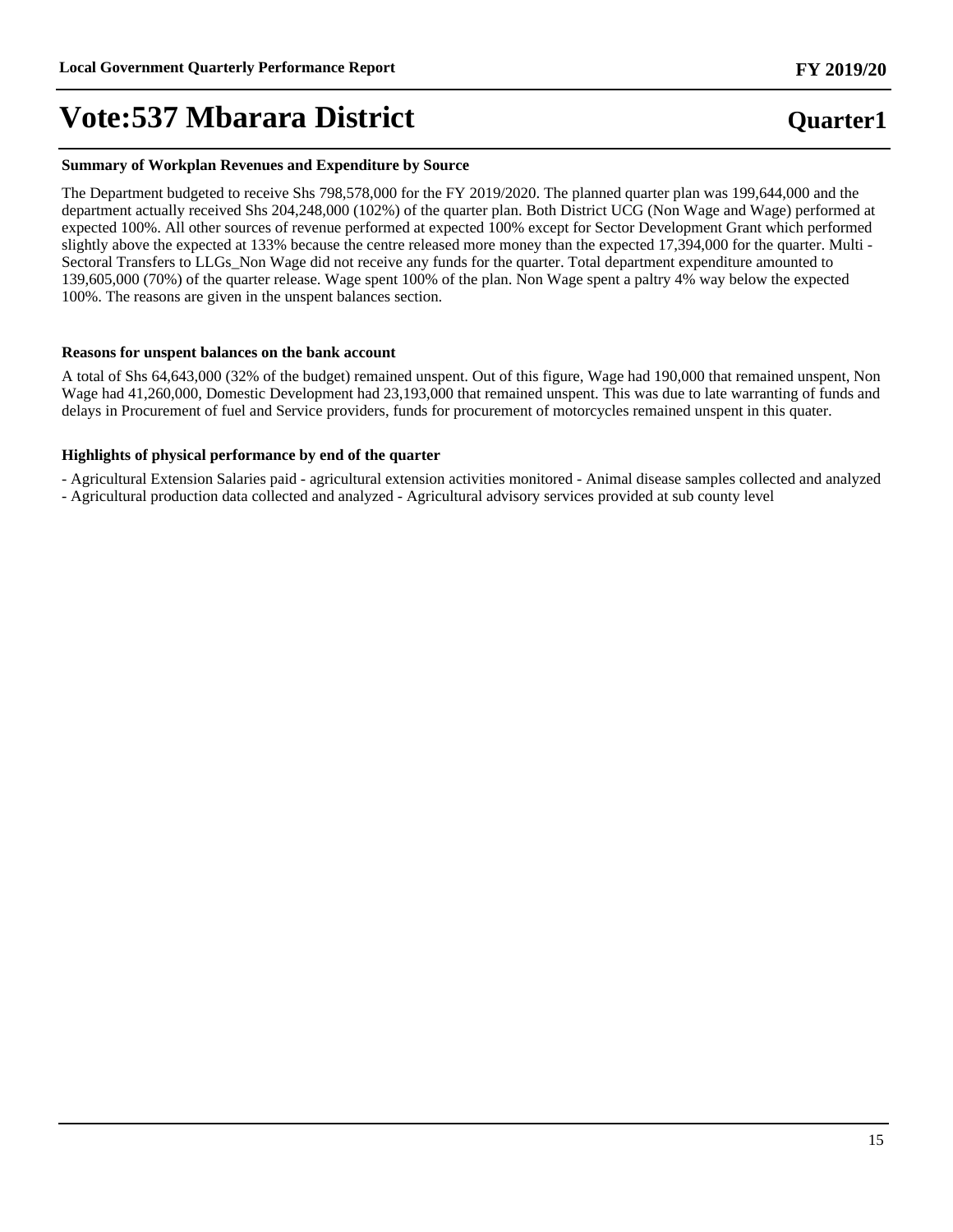# Vote:537 Mbarara District

**Quarter1**

### Summary of Workplan Revenues and Expenditure by Source

The Department budgeted to receive Shs 798,578,000 for the FY 2019/2020. The planned quarter plan was 199,644,000 and the department actually received Shs 204,248,000 (102%) of the quarter plan. Both District UCG (Non Wage and Wage) performed at expected 100%. All other sources of revenue performed at expected 100% except for Sector Development Grant which performed slightly above the expected at 133% because the centre released more money than the expected 17,394,000 for the quarter. Multi - Sectoral Transfers to LLGs_Non Wage did not receive any funds for the quarter. Total department expenditure amounted to 139,605,000 (70%) of the quarter release. Wage spent 100% of the plan. Non Wage spent a paltry 4% way below the expected 100%. The reasons are given in the unspent balances section.

### Reasons for unspent balances on the bank account

A total of Shs 64,643,000 (32% of the budget) remained unspent. Out of this figure, Wage had 190,000 that remained unspent, Non Wage had 41,260,000, Domestic Development had 23,193,000 that remained unspent. This was due to late warranting of funds and delays in Procurement of fuel and Service providers, funds for procurement of motorcycles remained unspent in this quater.

### Highlights of physical performance by end of the quarter

- Agricultural Extension Salaries paid - agricultural extension activities monitored - Animal disease samples collected and analyzed
- Agricultural production data collected and analyzed - Agricultural advisory services provided at sub county level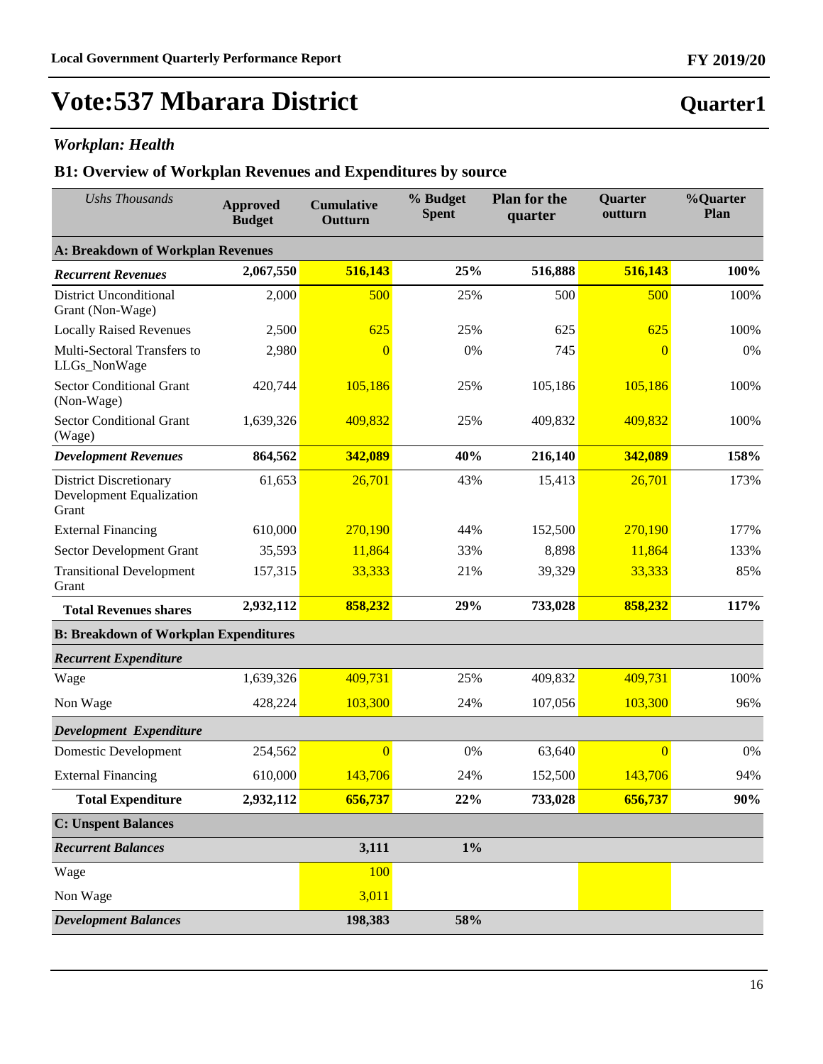# Vote:537 Mbarara District

**Quarter1**

### *Workplan: Health*

## B1: Overview of Workplan Revenues and Expenditures by source

| *Ushs Thousands* | **Approved Budget** | **Cumulative Outturn** | **% Budget Spent** | **Plan for the quarter** | **Quarter outturn** | **%Quarter Plan** |
|---|---|---|---|---|---|---|
| **A: Breakdown of Workplan Revenues** | | | | | | |
| ***Recurrent Revenues*** | **2,067,550** | **516,143** | **25%** | **516,888** | **516,143** | **100%** |
| District Unconditional Grant (Non-Wage) | 2,000 | 500 | 25% | 500 | 500 | 100% |
| Locally Raised Revenues | 2,500 | 625 | 25% | 625 | 625 | 100% |
| Multi-Sectoral Transfers to LLGs_NonWage | 2,980 | 0 | 0% | 745 | 0 | 0% |
| Sector Conditional Grant (Non-Wage) | 420,744 | 105,186 | 25% | 105,186 | 105,186 | 100% |
| Sector Conditional Grant (Wage) | 1,639,326 | 409,832 | 25% | 409,832 | 409,832 | 100% |
| ***Development Revenues*** | **864,562** | **342,089** | **40%** | **216,140** | **342,089** | **158%** |
| District Discretionary Development Equalization Grant | 61,653 | 26,701 | 43% | 15,413 | 26,701 | 173% |
| External Financing | 610,000 | 270,190 | 44% | 152,500 | 270,190 | 177% |
| Sector Development Grant | 35,593 | 11,864 | 33% | 8,898 | 11,864 | 133% |
| Transitional Development Grant | 157,315 | 33,333 | 21% | 39,329 | 33,333 | 85% |
| **Total Revenues shares** | **2,932,112** | **858,232** | **29%** | **733,028** | **858,232** | **117%** |
| **B: Breakdown of Workplan Expenditures** | | | | | | |
| ***Recurrent Expenditure*** | | | | | | |
| Wage | 1,639,326 | 409,731 | 25% | 409,832 | 409,731 | 100% |
| Non Wage | 428,224 | 103,300 | 24% | 107,056 | 103,300 | 96% |
| ***Development Expenditure*** | | | | | | |
| Domestic Development | 254,562 | 0 | 0% | 63,640 | 0 | 0% |
| External Financing | 610,000 | 143,706 | 24% | 152,500 | 143,706 | 94% |
| **Total Expenditure** | **2,932,112** | **656,737** | **22%** | **733,028** | **656,737** | **90%** |
| **C: Unspent Balances** | | | | | | |
| ***Recurrent Balances*** | | **3,111** | **1%** | | | |
| Wage | | 100 | | | | |
| Non Wage | | 3,011 | | | | |
| ***Development Balances*** | | **198,383** | **58%** | | | |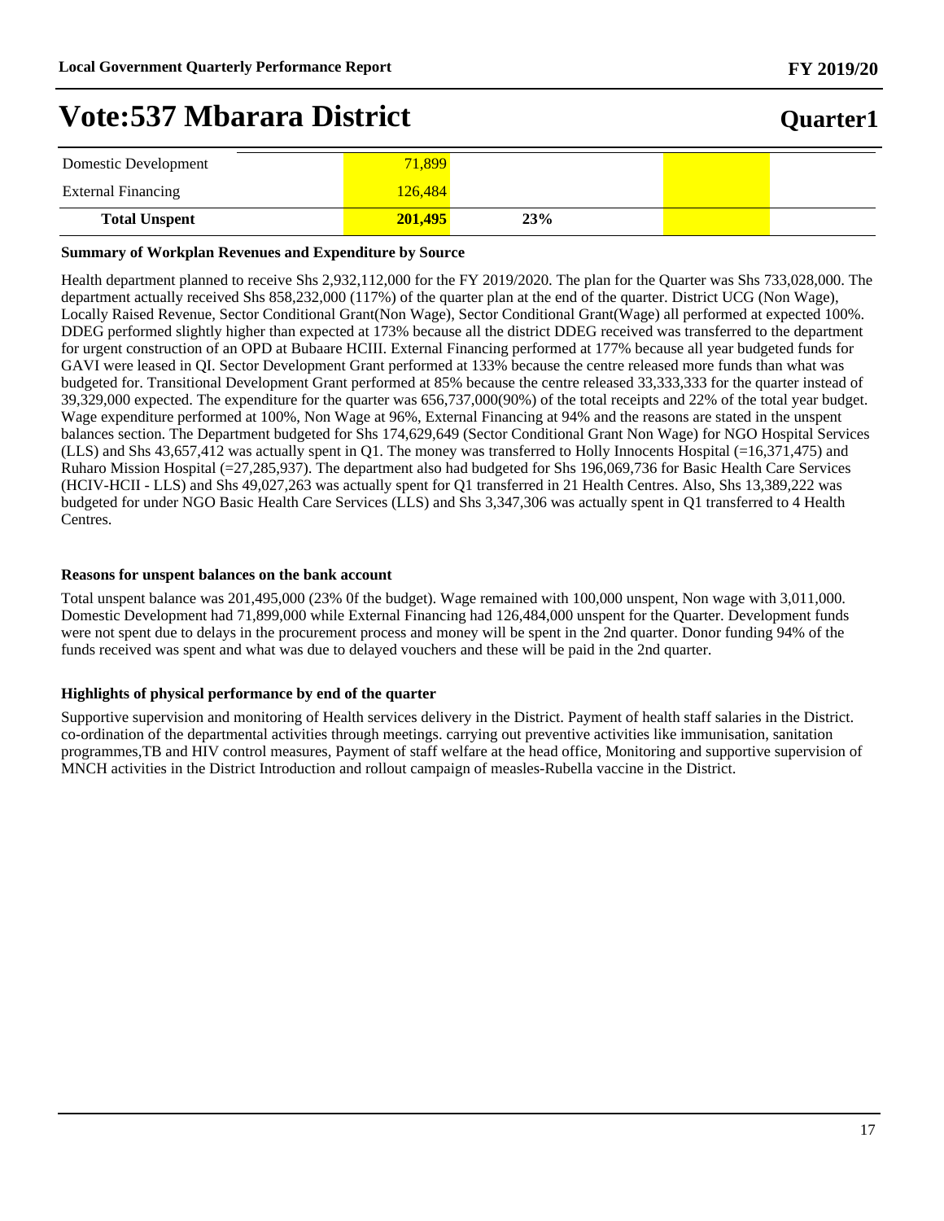# Vote:537 Mbarara District

**Quarter1**

| | | | | | |
|---|---|---|---|---|---|
| Domestic Development | | 71,899 | | | |
| External Financing | | 126,484 | | | |
| **Total Unspent** | | **201,495** | **23%** | | |

**Summary of Workplan Revenues and Expenditure by Source**

Health department planned to receive Shs 2,932,112,000 for the FY 2019/2020. The plan for the Quarter was Shs 733,028,000. The department actually received Shs 858,232,000 (117%) of the quarter plan at the end of the quarter. District UCG (Non Wage), Locally Raised Revenue, Sector Conditional Grant(Non Wage), Sector Conditional Grant(Wage) all performed at expected 100%. DDEG performed slightly higher than expected at 173% because all the district DDEG received was transferred to the department for urgent construction of an OPD at Bubaare HCIII. External Financing performed at 177% because all year budgeted funds for GAVI were leased in QI. Sector Development Grant performed at 133% because the centre released more funds than what was budgeted for. Transitional Development Grant performed at 85% because the centre released 33,333,333 for the quarter instead of 39,329,000 expected. The expenditure for the quarter was 656,737,000(90%) of the total receipts and 22% of the total year budget. Wage expenditure performed at 100%, Non Wage at 96%, External Financing at 94% and the reasons are stated in the unspent balances section. The Department budgeted for Shs 174,629,649 (Sector Conditional Grant Non Wage) for NGO Hospital Services (LLS) and Shs 43,657,412 was actually spent in Q1. The money was transferred to Holly Innocents Hospital (=16,371,475) and Ruharo Mission Hospital (=27,285,937). The department also had budgeted for Shs 196,069,736 for Basic Health Care Services (HCIV-HCII - LLS) and Shs 49,027,263 was actually spent for Q1 transferred in 21 Health Centres. Also, Shs 13,389,222 was budgeted for under NGO Basic Health Care Services (LLS) and Shs 3,347,306 was actually spent in Q1 transferred to 4 Health Centres.

**Reasons for unspent balances on the bank account**

Total unspent balance was 201,495,000 (23% 0f the budget). Wage remained with 100,000 unspent, Non wage with 3,011,000. Domestic Development had 71,899,000 while External Financing had 126,484,000 unspent for the Quarter. Development funds were not spent due to delays in the procurement process and money will be spent in the 2nd quarter. Donor funding 94% of the funds received was spent and what was due to delayed vouchers and these will be paid in the 2nd quarter.

**Highlights of physical performance by end of the quarter**

Supportive supervision and monitoring of Health services delivery in the District. Payment of health staff salaries in the District. co-ordination of the departmental activities through meetings. carrying out preventive activities like immunisation, sanitation programmes,TB and HIV control measures, Payment of staff welfare at the head office, Monitoring and supportive supervision of MNCH activities in the District Introduction and rollout campaign of measles-Rubella vaccine in the District.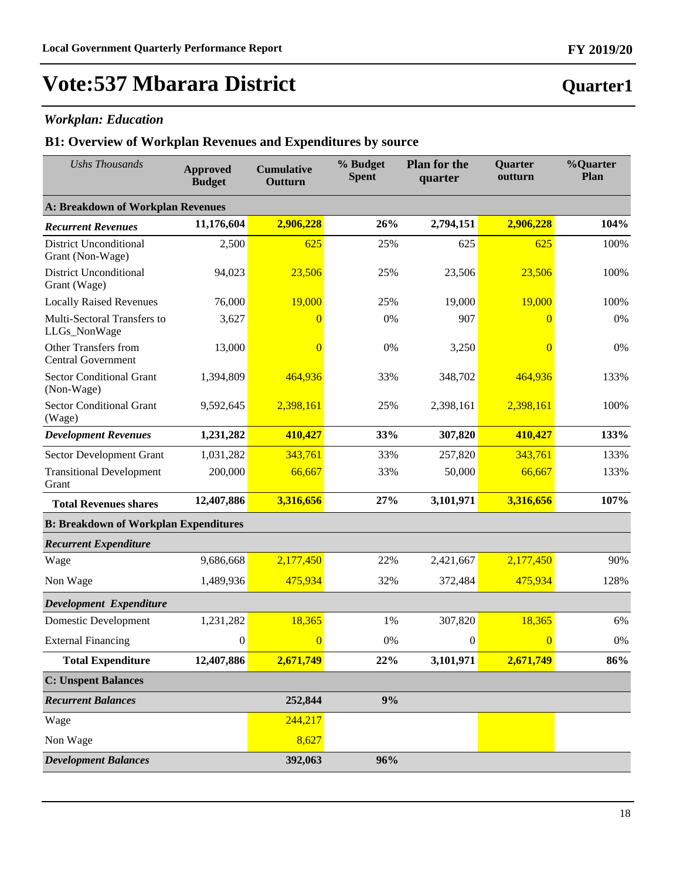# Vote:537 Mbarara District

## Quarter1

### *Workplan: Education*

### B1: Overview of Workplan Revenues and Expenditures by source

| *Ushs Thousands* | Approved Budget | Cumulative Outturn | % Budget Spent | Plan for the quarter | Quarter outturn | %Quarter Plan |
|---|---|---|---|---|---|---|
| **A: Breakdown of Workplan Revenues** | | | | | | |
| ***Recurrent Revenues*** | **11,176,604** | **2,906,228** | **26%** | **2,794,151** | **2,906,228** | **104%** |
| District Unconditional Grant (Non-Wage) | 2,500 | 625 | 25% | 625 | 625 | 100% |
| District Unconditional Grant (Wage) | 94,023 | 23,506 | 25% | 23,506 | 23,506 | 100% |
| Locally Raised Revenues | 76,000 | 19,000 | 25% | 19,000 | 19,000 | 100% |
| Multi-Sectoral Transfers to LLGs_NonWage | 3,627 | 0 | 0% | 907 | 0 | 0% |
| Other Transfers from Central Government | 13,000 | 0 | 0% | 3,250 | 0 | 0% |
| Sector Conditional Grant (Non-Wage) | 1,394,809 | 464,936 | 33% | 348,702 | 464,936 | 133% |
| Sector Conditional Grant (Wage) | 9,592,645 | 2,398,161 | 25% | 2,398,161 | 2,398,161 | 100% |
| ***Development Revenues*** | **1,231,282** | **410,427** | **33%** | **307,820** | **410,427** | **133%** |
| Sector Development Grant | 1,031,282 | 343,761 | 33% | 257,820 | 343,761 | 133% |
| Transitional Development Grant | 200,000 | 66,667 | 33% | 50,000 | 66,667 | 133% |
| **Total Revenues shares** | **12,407,886** | **3,316,656** | **27%** | **3,101,971** | **3,316,656** | **107%** |
| **B: Breakdown of Workplan Expenditures** | | | | | | |
| ***Recurrent Expenditure*** | | | | | | |
| Wage | 9,686,668 | 2,177,450 | 22% | 2,421,667 | 2,177,450 | 90% |
| Non Wage | 1,489,936 | 475,934 | 32% | 372,484 | 475,934 | 128% |
| ***Development Expenditure*** | | | | | | |
| Domestic Development | 1,231,282 | 18,365 | 1% | 307,820 | 18,365 | 6% |
| External Financing | 0 | 0 | 0% | 0 | 0 | 0% |
| **Total Expenditure** | **12,407,886** | **2,671,749** | **22%** | **3,101,971** | **2,671,749** | **86%** |
| **C: Unspent Balances** | | | | | | |
| ***Recurrent Balances*** | | **252,844** | **9%** | | | |
| Wage | | 244,217 | | | | |
| Non Wage | | 8,627 | | | | |
| ***Development Balances*** | | **392,063** | **96%** | | | |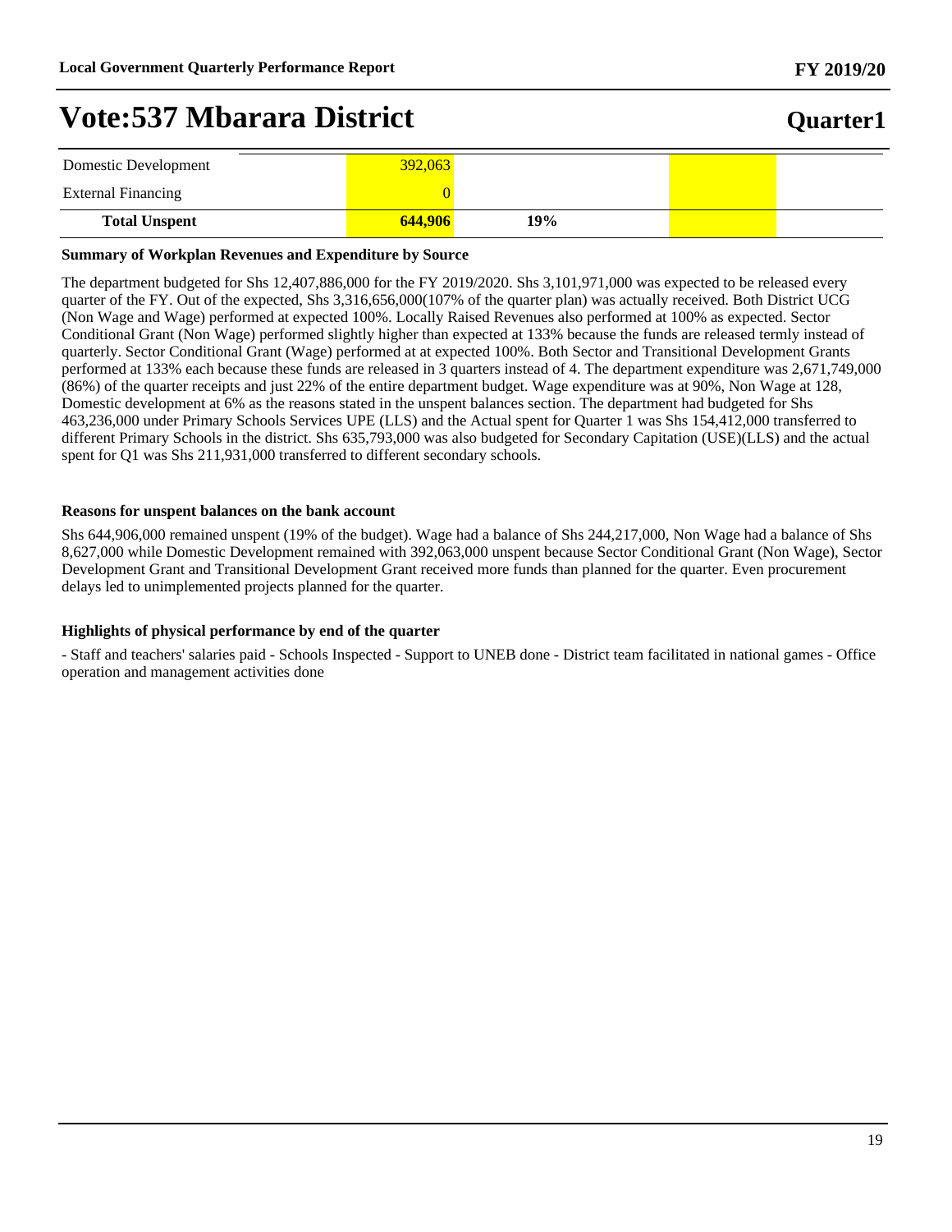# Vote:537 Mbarara District

**Quarter1**

| | | | | |
|---|---|---|---|---|
| Domestic Development | 392,063 | | | |
| External Financing | 0 | | | |
| **Total Unspent** | **644,906** | **19%** | | |

**Summary of Workplan Revenues and Expenditure by Source**

The department budgeted for Shs 12,407,886,000 for the FY 2019/2020. Shs 3,101,971,000 was expected to be released every quarter of the FY. Out of the expected, Shs 3,316,656,000(107% of the quarter plan) was actually received. Both District UCG (Non Wage and Wage) performed at expected 100%. Locally Raised Revenues also performed at 100% as expected. Sector Conditional Grant (Non Wage) performed slightly higher than expected at 133% because the funds are released termly instead of quarterly. Sector Conditional Grant (Wage) performed at at expected 100%. Both Sector and Transitional Development Grants performed at 133% each because these funds are released in 3 quarters instead of 4. The department expenditure was 2,671,749,000 (86%) of the quarter receipts and just 22% of the entire department budget. Wage expenditure was at 90%, Non Wage at 128, Domestic development at 6% as the reasons stated in the unspent balances section. The department had budgeted for Shs 463,236,000 under Primary Schools Services UPE (LLS) and the Actual spent for Quarter 1 was Shs 154,412,000 transferred to different Primary Schools in the district. Shs 635,793,000 was also budgeted for Secondary Capitation (USE)(LLS) and the actual spent for Q1 was Shs 211,931,000 transferred to different secondary schools.

**Reasons for unspent balances on the bank account**

Shs 644,906,000 remained unspent (19% of the budget). Wage had a balance of Shs 244,217,000, Non Wage had a balance of Shs 8,627,000 while Domestic Development remained with 392,063,000 unspent because Sector Conditional Grant (Non Wage), Sector Development Grant and Transitional Development Grant received more funds than planned for the quarter. Even procurement delays led to unimplemented projects planned for the quarter.

**Highlights of physical performance by end of the quarter**

- Staff and teachers' salaries paid - Schools Inspected - Support to UNEB done - District team facilitated in national games - Office operation and management activities done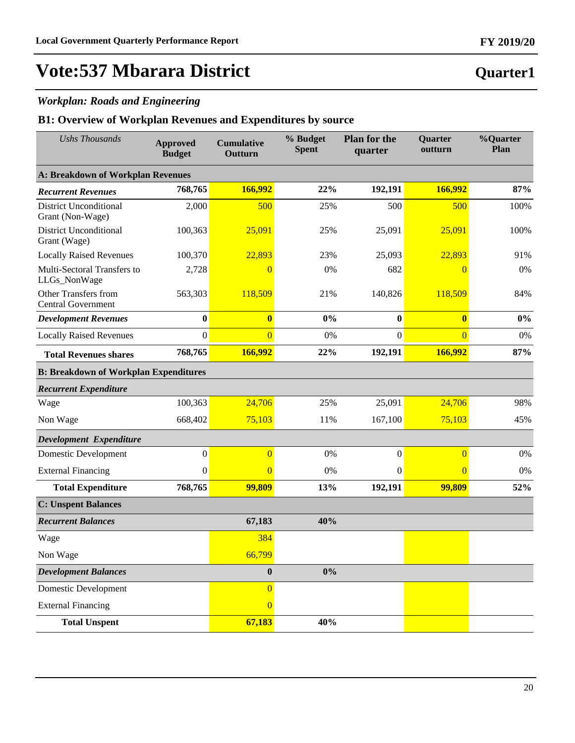# Vote:537 Mbarara District

## Quarter1

### *Workplan: Roads and Engineering*

### B1: Overview of Workplan Revenues and Expenditures by source

| *Ushs Thousands* | Approved Budget | Cumulative Outturn | % Budget Spent | Plan for the quarter | Quarter outturn | %Quarter Plan |
|---|---|---|---|---|---|---|
| **A: Breakdown of Workplan Revenues** | | | | | | |
| ***Recurrent Revenues*** | **768,765** | **166,992** | **22%** | **192,191** | **166,992** | **87%** |
| District Unconditional Grant (Non-Wage) | 2,000 | 500 | 25% | 500 | 500 | 100% |
| District Unconditional Grant (Wage) | 100,363 | 25,091 | 25% | 25,091 | 25,091 | 100% |
| Locally Raised Revenues | 100,370 | 22,893 | 23% | 25,093 | 22,893 | 91% |
| Multi-Sectoral Transfers to LLGs_NonWage | 2,728 | 0 | 0% | 682 | 0 | 0% |
| Other Transfers from Central Government | 563,303 | 118,509 | 21% | 140,826 | 118,509 | 84% |
| ***Development Revenues*** | **0** | **0** | **0%** | **0** | **0** | **0%** |
| Locally Raised Revenues | 0 | 0 | 0% | 0 | 0 | 0% |
| **Total Revenues shares** | **768,765** | **166,992** | **22%** | **192,191** | **166,992** | **87%** |
| **B: Breakdown of Workplan Expenditures** | | | | | | |
| ***Recurrent Expenditure*** | | | | | | |
| Wage | 100,363 | 24,706 | 25% | 25,091 | 24,706 | 98% |
| Non Wage | 668,402 | 75,103 | 11% | 167,100 | 75,103 | 45% |
| ***Development Expenditure*** | | | | | | |
| Domestic Development | 0 | 0 | 0% | 0 | 0 | 0% |
| External Financing | 0 | 0 | 0% | 0 | 0 | 0% |
| **Total Expenditure** | **768,765** | **99,809** | **13%** | **192,191** | **99,809** | **52%** |
| **C: Unspent Balances** | | | | | | |
| ***Recurrent Balances*** | | **67,183** | **40%** | | | |
| Wage | | 384 | | | | |
| Non Wage | | 66,799 | | | | |
| ***Development Balances*** | | **0** | **0%** | | | |
| Domestic Development | | 0 | | | | |
| External Financing | | 0 | | | | |
| **Total Unspent** | | **67,183** | **40%** | | | |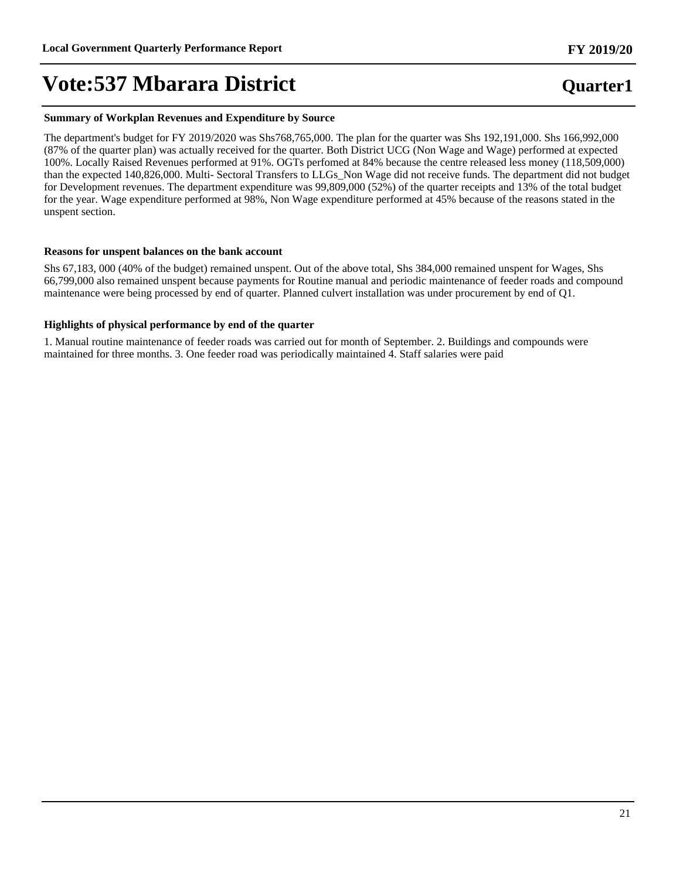# Vote:537 Mbarara District

**Quarter1**

### Summary of Workplan Revenues and Expenditure by Source

The department's budget for FY 2019/2020 was Shs768,765,000. The plan for the quarter was Shs 192,191,000. Shs 166,992,000 (87% of the quarter plan) was actually received for the quarter. Both District UCG (Non Wage and Wage) performed at expected 100%. Locally Raised Revenues performed at 91%. OGTs perfomed at 84% because the centre released less money (118,509,000) than the expected 140,826,000. Multi- Sectoral Transfers to LLGs_Non Wage did not receive funds. The department did not budget for Development revenues. The department expenditure was 99,809,000 (52%) of the quarter receipts and 13% of the total budget for the year. Wage expenditure performed at 98%, Non Wage expenditure performed at 45% because of the reasons stated in the unspent section.

### Reasons for unspent balances on the bank account

Shs 67,183, 000 (40% of the budget) remained unspent. Out of the above total, Shs 384,000 remained unspent for Wages, Shs 66,799,000 also remained unspent because payments for Routine manual and periodic maintenance of feeder roads and compound maintenance were being processed by end of quarter. Planned culvert installation was under procurement by end of Q1.

### Highlights of physical performance by end of the quarter

1. Manual routine maintenance of feeder roads was carried out for month of September. 2. Buildings and compounds were maintained for three months. 3. One feeder road was periodically maintained 4. Staff salaries were paid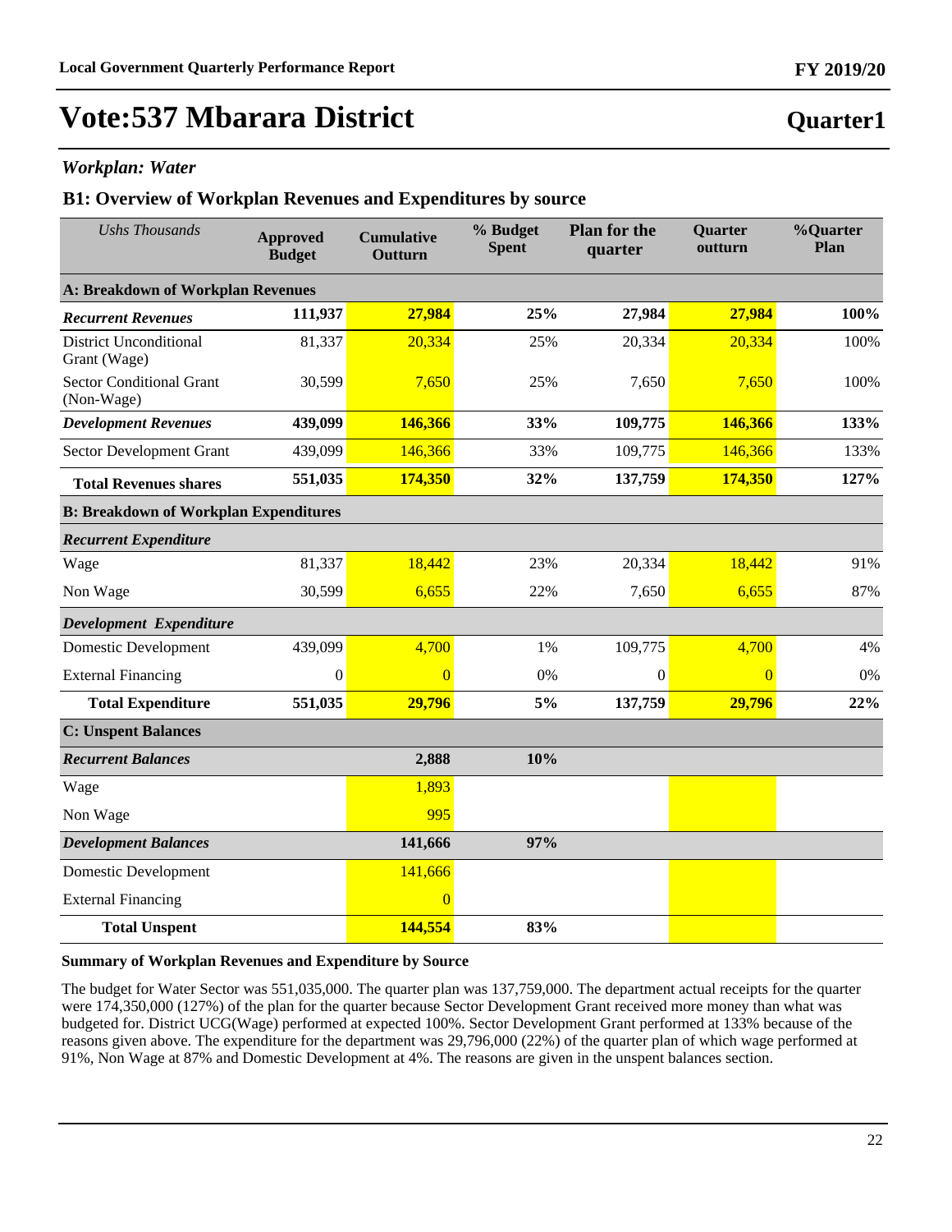# Vote:537 Mbarara District

## Quarter1

### *Workplan: Water*

### B1: Overview of Workplan Revenues and Expenditures by source

| *Ushs Thousands* | Approved Budget | Cumulative Outturn | % Budget Spent | Plan for the quarter | Quarter outturn | %Quarter Plan |
|---|---|---|---|---|---|---|
| **A: Breakdown of Workplan Revenues** | | | | | | |
| ***Recurrent Revenues*** | **111,937** | **27,984** | **25%** | **27,984** | **27,984** | **100%** |
| District Unconditional Grant (Wage) | 81,337 | 20,334 | 25% | 20,334 | 20,334 | 100% |
| Sector Conditional Grant (Non-Wage) | 30,599 | 7,650 | 25% | 7,650 | 7,650 | 100% |
| ***Development Revenues*** | **439,099** | **146,366** | **33%** | **109,775** | **146,366** | **133%** |
| Sector Development Grant | 439,099 | 146,366 | 33% | 109,775 | 146,366 | 133% |
| **Total Revenues shares** | **551,035** | **174,350** | **32%** | **137,759** | **174,350** | **127%** |
| **B: Breakdown of Workplan Expenditures** | | | | | | |
| ***Recurrent Expenditure*** | | | | | | |
| Wage | 81,337 | 18,442 | 23% | 20,334 | 18,442 | 91% |
| Non Wage | 30,599 | 6,655 | 22% | 7,650 | 6,655 | 87% |
| ***Development Expenditure*** | | | | | | |
| Domestic Development | 439,099 | 4,700 | 1% | 109,775 | 4,700 | 4% |
| External Financing | 0 | 0 | 0% | 0 | 0 | 0% |
| **Total Expenditure** | **551,035** | **29,796** | **5%** | **137,759** | **29,796** | **22%** |
| **C: Unspent Balances** | | | | | | |
| ***Recurrent Balances*** | | **2,888** | **10%** | | | |
| Wage | | 1,893 | | | | |
| Non Wage | | 995 | | | | |
| ***Development Balances*** | | **141,666** | **97%** | | | |
| Domestic Development | | 141,666 | | | | |
| External Financing | | 0 | | | | |
| **Total Unspent** | | **144,554** | **83%** | | | |

**Summary of Workplan Revenues and Expenditure by Source**

The budget for Water Sector was 551,035,000. The quarter plan was 137,759,000. The department actual receipts for the quarter were 174,350,000 (127%) of the plan for the quarter because Sector Development Grant received more money than what was budgeted for. District UCG(Wage) performed at expected 100%. Sector Development Grant performed at 133% because of the reasons given above. The expenditure for the department was 29,796,000 (22%) of the quarter plan of which wage performed at 91%, Non Wage at 87% and Domestic Development at 4%. The reasons are given in the unspent balances section.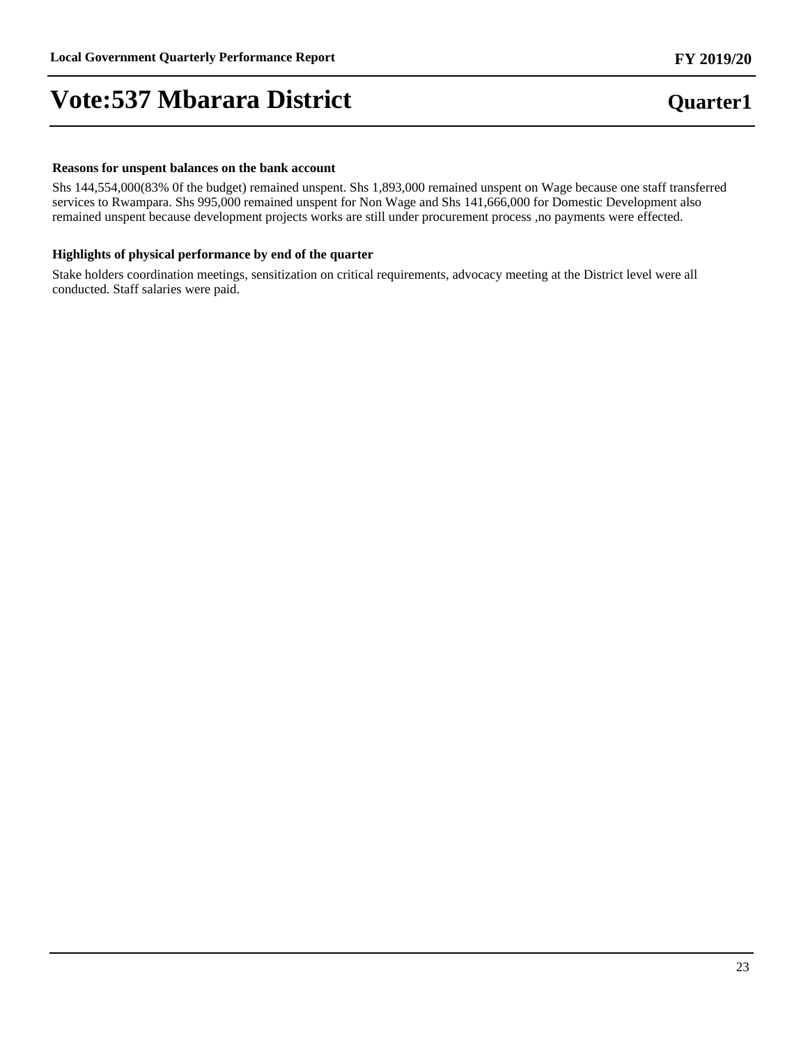**Reasons for unspent balances on the bank account**

Shs 144,554,000(83% 0f the budget) remained unspent. Shs 1,893,000 remained unspent on Wage because one staff transferred services to Rwampara. Shs 995,000 remained unspent for Non Wage and Shs 141,666,000 for Domestic Development also remained unspent because development projects works are still under procurement process ,no payments were effected.

**Highlights of physical performance by end of the quarter**

Stake holders coordination meetings, sensitization on critical requirements, advocacy meeting at the District level were all conducted. Staff salaries were paid.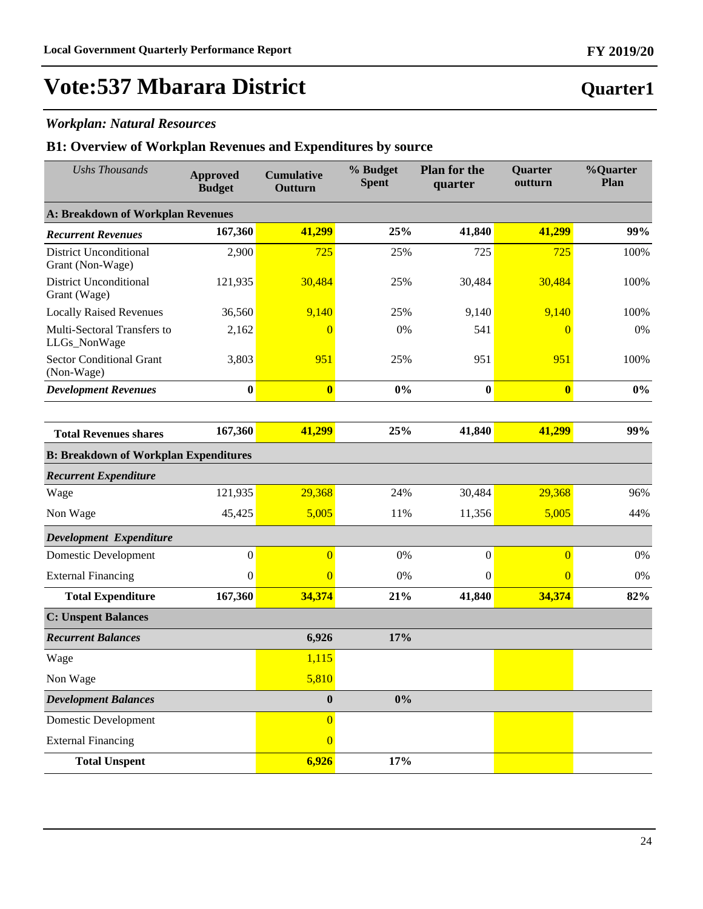# Vote:537 Mbarara District

**Quarter1**

### *Workplan: Natural Resources*

## B1: Overview of Workplan Revenues and Expenditures by source

| *Ushs Thousands* | Approved Budget | Cumulative Outturn | % Budget Spent | Plan for the quarter | Quarter outturn | %Quarter Plan |
|---|---|---|---|---|---|---|
| **A: Breakdown of Workplan Revenues** | | | | | | |
| ***Recurrent Revenues*** | **167,360** | **41,299** | **25%** | **41,840** | **41,299** | **99%** |
| District Unconditional Grant (Non-Wage) | 2,900 | 725 | 25% | 725 | 725 | 100% |
| District Unconditional Grant (Wage) | 121,935 | 30,484 | 25% | 30,484 | 30,484 | 100% |
| Locally Raised Revenues | 36,560 | 9,140 | 25% | 9,140 | 9,140 | 100% |
| Multi-Sectoral Transfers to LLGs_NonWage | 2,162 | 0 | 0% | 541 | 0 | 0% |
| Sector Conditional Grant (Non-Wage) | 3,803 | 951 | 25% | 951 | 951 | 100% |
| ***Development Revenues*** | **0** | **0** | **0%** | **0** | **0** | **0%** |
| **Total Revenues shares** | **167,360** | **41,299** | **25%** | **41,840** | **41,299** | **99%** |
| **B: Breakdown of Workplan Expenditures** | | | | | | |
| ***Recurrent Expenditure*** | | | | | | |
| Wage | 121,935 | 29,368 | 24% | 30,484 | 29,368 | 96% |
| Non Wage | 45,425 | 5,005 | 11% | 11,356 | 5,005 | 44% |
| ***Development Expenditure*** | | | | | | |
| Domestic Development | 0 | 0 | 0% | 0 | 0 | 0% |
| External Financing | 0 | 0 | 0% | 0 | 0 | 0% |
| **Total Expenditure** | **167,360** | **34,374** | **21%** | **41,840** | **34,374** | **82%** |
| **C: Unspent Balances** | | | | | | |
| ***Recurrent Balances*** | | **6,926** | **17%** | | | |
| Wage | | 1,115 | | | | |
| Non Wage | | 5,810 | | | | |
| ***Development Balances*** | | **0** | **0%** | | | |
| Domestic Development | | 0 | | | | |
| External Financing | | 0 | | | | |
| **Total Unspent** | | **6,926** | **17%** | | | |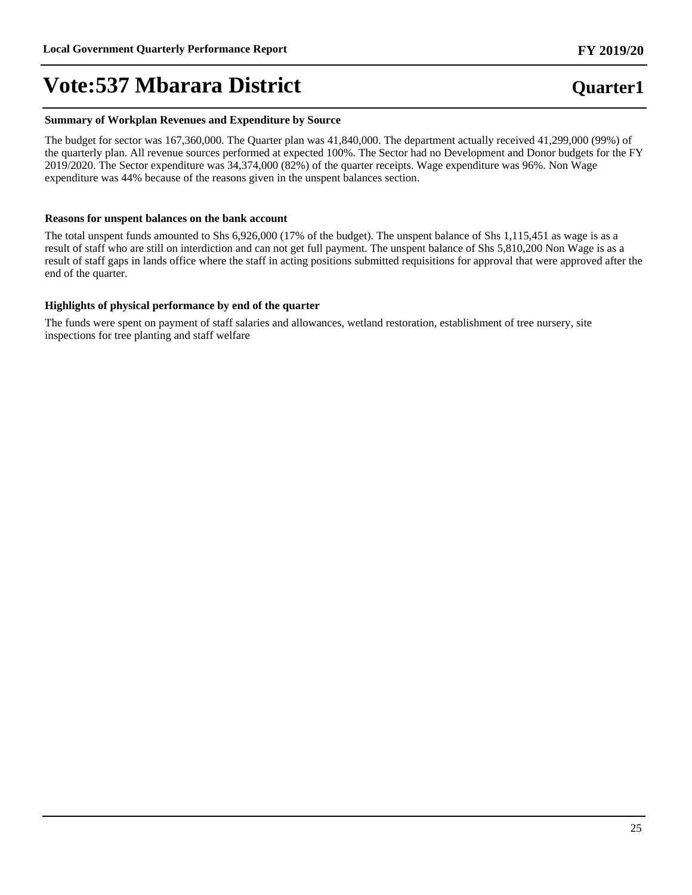# Vote:537 Mbarara District

**Quarter1**

**Summary of Workplan Revenues and Expenditure by Source**

The budget for sector was 167,360,000. The Quarter plan was 41,840,000. The department actually received 41,299,000 (99%) of the quarterly plan. All revenue sources performed at expected 100%. The Sector had no Development and Donor budgets for the FY 2019/2020. The Sector expenditure was 34,374,000 (82%) of the quarter receipts. Wage expenditure was 96%. Non Wage expenditure was 44% because of the reasons given in the unspent balances section.

**Reasons for unspent balances on the bank account**

The total unspent funds amounted to Shs 6,926,000 (17% of the budget). The unspent balance of Shs 1,115,451 as wage is as a result of staff who are still on interdiction and can not get full payment. The unspent balance of Shs 5,810,200 Non Wage is as a result of staff gaps in lands office where the staff in acting positions submitted requisitions for approval that were approved after the end of the quarter.

**Highlights of physical performance by end of the quarter**

The funds were spent on payment of staff salaries and allowances, wetland restoration, establishment of tree nursery, site inspections for tree planting and staff welfare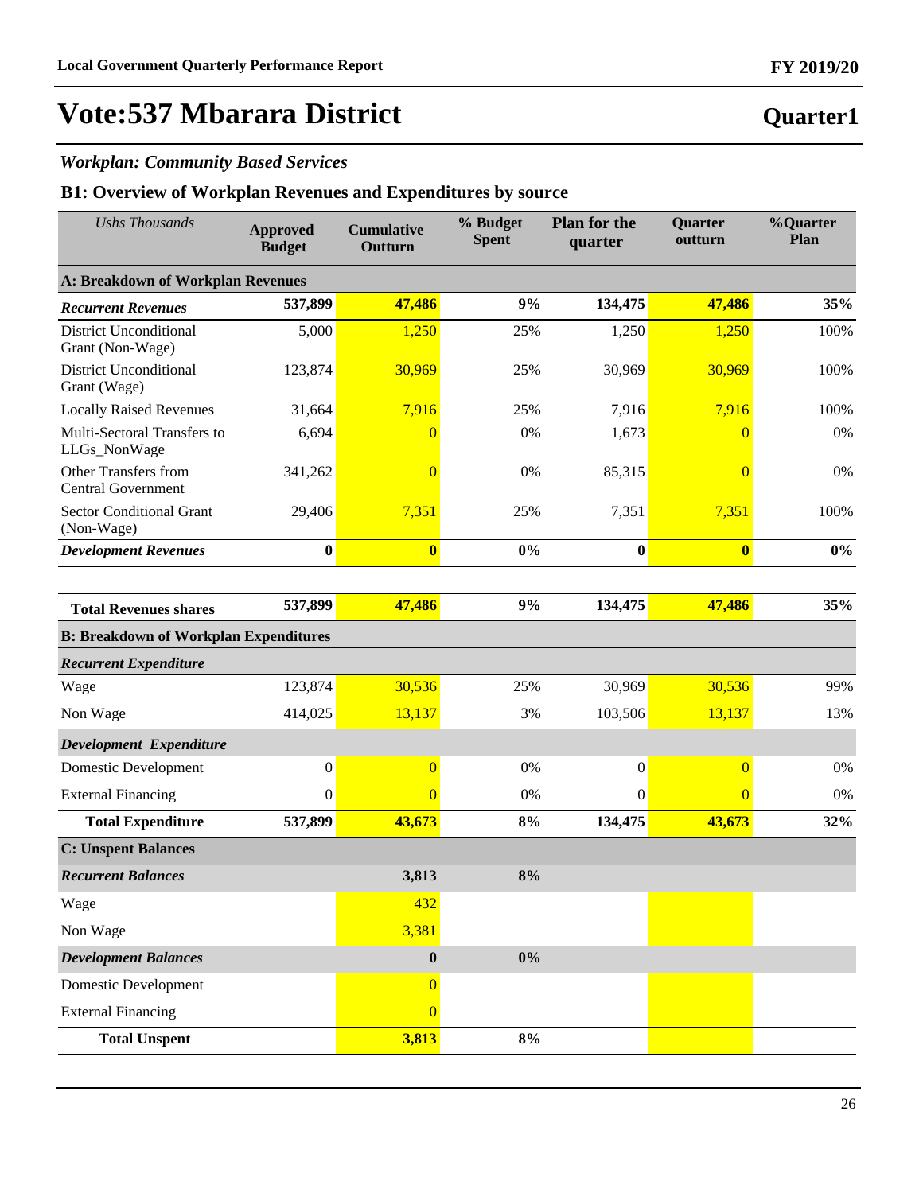# Vote:537 Mbarara District

## Quarter1

### *Workplan: Community Based Services*

### B1: Overview of Workplan Revenues and Expenditures by source

| *Ushs Thousands* | Approved Budget | Cumulative Outturn | % Budget Spent | Plan for the quarter | Quarter outturn | %Quarter Plan |
|---|---|---|---|---|---|---|
| **A: Breakdown of Workplan Revenues** | | | | | | |
| ***Recurrent Revenues*** | **537,899** | **47,486** | **9%** | **134,475** | **47,486** | **35%** |
| District Unconditional Grant (Non-Wage) | 5,000 | 1,250 | 25% | 1,250 | 1,250 | 100% |
| District Unconditional Grant (Wage) | 123,874 | 30,969 | 25% | 30,969 | 30,969 | 100% |
| Locally Raised Revenues | 31,664 | 7,916 | 25% | 7,916 | 7,916 | 100% |
| Multi-Sectoral Transfers to LLGs_NonWage | 6,694 | 0 | 0% | 1,673 | 0 | 0% |
| Other Transfers from Central Government | 341,262 | 0 | 0% | 85,315 | 0 | 0% |
| Sector Conditional Grant (Non-Wage) | 29,406 | 7,351 | 25% | 7,351 | 7,351 | 100% |
| ***Development Revenues*** | **0** | **0** | **0%** | **0** | **0** | **0%** |
| **Total Revenues shares** | **537,899** | **47,486** | **9%** | **134,475** | **47,486** | **35%** |
| **B: Breakdown of Workplan Expenditures** | | | | | | |
| ***Recurrent Expenditure*** | | | | | | |
| Wage | 123,874 | 30,536 | 25% | 30,969 | 30,536 | 99% |
| Non Wage | 414,025 | 13,137 | 3% | 103,506 | 13,137 | 13% |
| ***Development Expenditure*** | | | | | | |
| Domestic Development | 0 | 0 | 0% | 0 | 0 | 0% |
| External Financing | 0 | 0 | 0% | 0 | 0 | 0% |
| **Total Expenditure** | **537,899** | **43,673** | **8%** | **134,475** | **43,673** | **32%** |
| **C: Unspent Balances** | | | | | | |
| ***Recurrent Balances*** | | **3,813** | **8%** | | | |
| Wage | | 432 | | | | |
| Non Wage | | 3,381 | | | | |
| ***Development Balances*** | | **0** | **0%** | | | |
| Domestic Development | | 0 | | | | |
| External Financing | | 0 | | | | |
| **Total Unspent** | | **3,813** | **8%** | | | |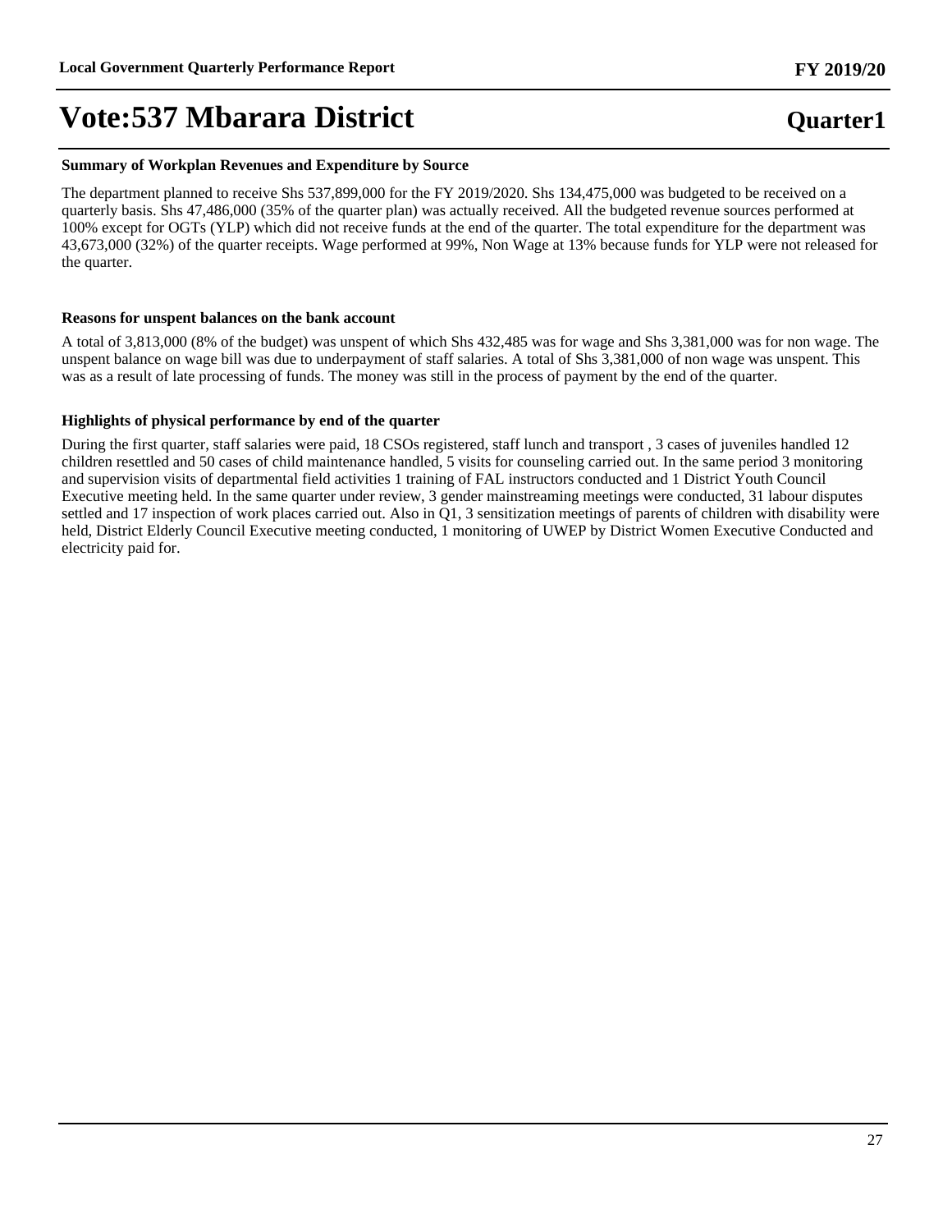# Vote:537 Mbarara District

**Quarter1**

### Summary of Workplan Revenues and Expenditure by Source

The department planned to receive Shs 537,899,000 for the FY 2019/2020. Shs 134,475,000 was budgeted to be received on a quarterly basis. Shs 47,486,000 (35% of the quarter plan) was actually received. All the budgeted revenue sources performed at 100% except for OGTs (YLP) which did not receive funds at the end of the quarter. The total expenditure for the department was 43,673,000 (32%) of the quarter receipts. Wage performed at 99%, Non Wage at 13% because funds for YLP were not released for the quarter.

### Reasons for unspent balances on the bank account

A total of 3,813,000 (8% of the budget) was unspent of which Shs 432,485 was for wage and Shs 3,381,000 was for non wage. The unspent balance on wage bill was due to underpayment of staff salaries. A total of Shs 3,381,000 of non wage was unspent. This was as a result of late processing of funds. The money was still in the process of payment by the end of the quarter.

### Highlights of physical performance by end of the quarter

During the first quarter, staff salaries were paid, 18 CSOs registered, staff lunch and transport , 3 cases of juveniles handled 12 children resettled and 50 cases of child maintenance handled, 5 visits for counseling carried out. In the same period 3 monitoring and supervision visits of departmental field activities 1 training of FAL instructors conducted and 1 District Youth Council Executive meeting held. In the same quarter under review, 3 gender mainstreaming meetings were conducted, 31 labour disputes settled and 17 inspection of work places carried out. Also in Q1, 3 sensitization meetings of parents of children with disability were held, District Elderly Council Executive meeting conducted, 1 monitoring of UWEP by District Women Executive Conducted and electricity paid for.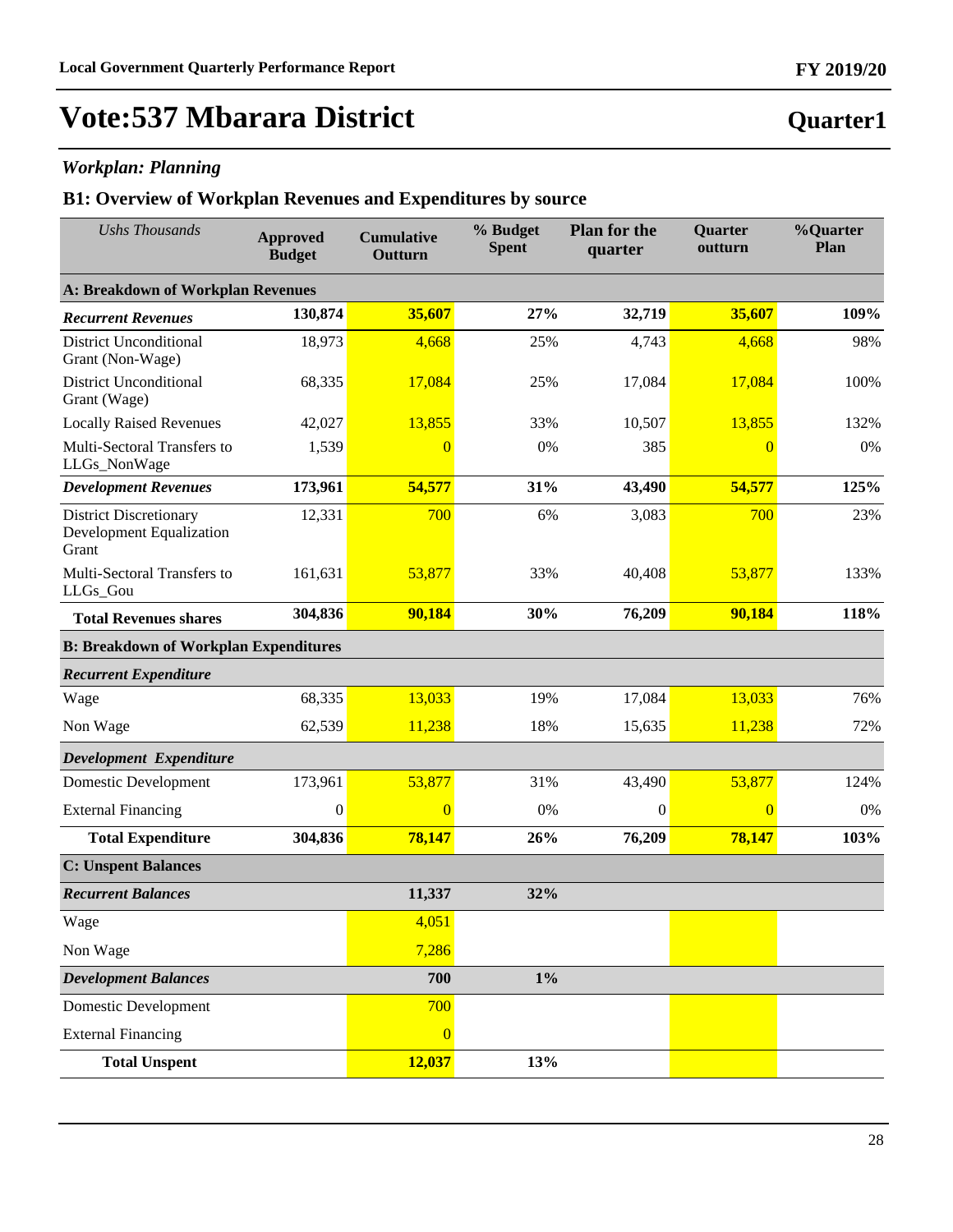# Vote:537 Mbarara District

**Quarter1**

### *Workplan: Planning*

## B1: Overview of Workplan Revenues and Expenditures by source

| *Ushs Thousands* | Approved Budget | Cumulative Outturn | % Budget Spent | Plan for the quarter | Quarter outturn | %Quarter Plan |
|---|---|---|---|---|---|---|
| **A: Breakdown of Workplan Revenues** | | | | | | |
| ***Recurrent Revenues*** | **130,874** | **35,607** | **27%** | **32,719** | **35,607** | **109%** |
| District Unconditional Grant (Non-Wage) | 18,973 | 4,668 | 25% | 4,743 | 4,668 | 98% |
| District Unconditional Grant (Wage) | 68,335 | 17,084 | 25% | 17,084 | 17,084 | 100% |
| Locally Raised Revenues | 42,027 | 13,855 | 33% | 10,507 | 13,855 | 132% |
| Multi-Sectoral Transfers to LLGs_NonWage | 1,539 | 0 | 0% | 385 | 0 | 0% |
| ***Development Revenues*** | **173,961** | **54,577** | **31%** | **43,490** | **54,577** | **125%** |
| District Discretionary Development Equalization Grant | 12,331 | 700 | 6% | 3,083 | 700 | 23% |
| Multi-Sectoral Transfers to LLGs_Gou | 161,631 | 53,877 | 33% | 40,408 | 53,877 | 133% |
| **Total Revenues shares** | **304,836** | **90,184** | **30%** | **76,209** | **90,184** | **118%** |
| **B: Breakdown of Workplan Expenditures** | | | | | | |
| ***Recurrent Expenditure*** | | | | | | |
| Wage | 68,335 | 13,033 | 19% | 17,084 | 13,033 | 76% |
| Non Wage | 62,539 | 11,238 | 18% | 15,635 | 11,238 | 72% |
| ***Development Expenditure*** | | | | | | |
| Domestic Development | 173,961 | 53,877 | 31% | 43,490 | 53,877 | 124% |
| External Financing | 0 | 0 | 0% | 0 | 0 | 0% |
| **Total Expenditure** | **304,836** | **78,147** | **26%** | **76,209** | **78,147** | **103%** |
| **C: Unspent Balances** | | | | | | |
| ***Recurrent Balances*** | | **11,337** | **32%** | | | |
| Wage | | 4,051 | | | | |
| Non Wage | | 7,286 | | | | |
| ***Development Balances*** | | **700** | **1%** | | | |
| Domestic Development | | 700 | | | | |
| External Financing | | 0 | | | | |
| **Total Unspent** | | **12,037** | **13%** | | | |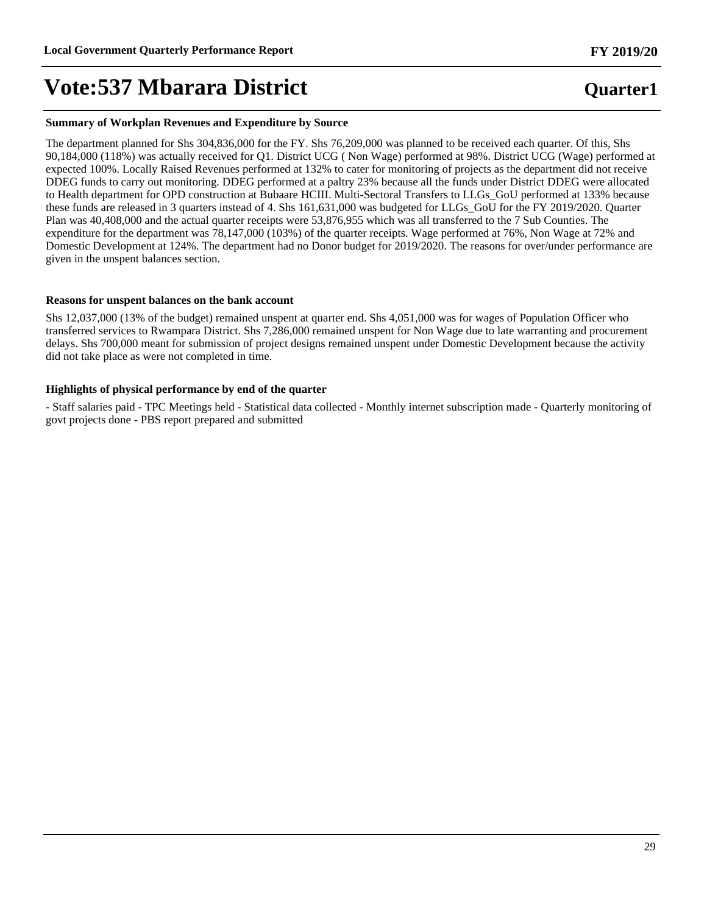**Summary of Workplan Revenues and Expenditure by Source**

The department planned for Shs 304,836,000 for the FY. Shs 76,209,000 was planned to be received each quarter. Of this, Shs 90,184,000 (118%) was actually received for Q1. District UCG ( Non Wage) performed at 98%. District UCG (Wage) performed at expected 100%. Locally Raised Revenues performed at 132% to cater for monitoring of projects as the department did not receive DDEG funds to carry out monitoring. DDEG performed at a paltry 23% because all the funds under District DDEG were allocated to Health department for OPD construction at Bubaare HCIII. Multi-Sectoral Transfers to LLGs_GoU performed at 133% because these funds are released in 3 quarters instead of 4. Shs 161,631,000 was budgeted for LLGs_GoU for the FY 2019/2020. Quarter Plan was 40,408,000 and the actual quarter receipts were 53,876,955 which was all transferred to the 7 Sub Counties. The expenditure for the department was 78,147,000 (103%) of the quarter receipts. Wage performed at 76%, Non Wage at 72% and Domestic Development at 124%. The department had no Donor budget for 2019/2020. The reasons for over/under performance are given in the unspent balances section.

**Reasons for unspent balances on the bank account**

Shs 12,037,000 (13% of the budget) remained unspent at quarter end. Shs 4,051,000 was for wages of Population Officer who transferred services to Rwampara District. Shs 7,286,000 remained unspent for Non Wage due to late warranting and procurement delays. Shs 700,000 meant for submission of project designs remained unspent under Domestic Development because the activity did not take place as were not completed in time.

**Highlights of physical performance by end of the quarter**

- Staff salaries paid - TPC Meetings held - Statistical data collected - Monthly internet subscription made - Quarterly monitoring of govt projects done - PBS report prepared and submitted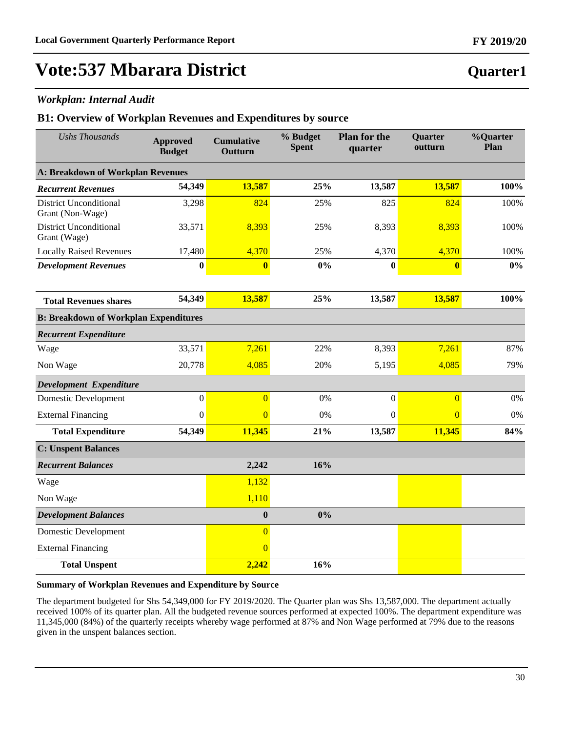# Vote:537 Mbarara District

**Quarter1**

### *Workplan: Internal Audit*

### B1: Overview of Workplan Revenues and Expenditures by source

| *Ushs Thousands* | Approved Budget | Cumulative Outturn | % Budget Spent | Plan for the quarter | Quarter outturn | %Quarter Plan |
|---|---|---|---|---|---|---|
| **A: Breakdown of Workplan Revenues** | | | | | | |
| ***Recurrent Revenues*** | **54,349** | **13,587** | **25%** | **13,587** | **13,587** | **100%** |
| District Unconditional Grant (Non-Wage) | 3,298 | 824 | 25% | 825 | 824 | 100% |
| District Unconditional Grant (Wage) | 33,571 | 8,393 | 25% | 8,393 | 8,393 | 100% |
| Locally Raised Revenues | 17,480 | 4,370 | 25% | 4,370 | 4,370 | 100% |
| ***Development Revenues*** | **0** | **0** | **0%** | **0** | **0** | **0%** |
| **Total Revenues shares** | **54,349** | **13,587** | **25%** | **13,587** | **13,587** | **100%** |
| **B: Breakdown of Workplan Expenditures** | | | | | | |
| ***Recurrent Expenditure*** | | | | | | |
| Wage | 33,571 | 7,261 | 22% | 8,393 | 7,261 | 87% |
| Non Wage | 20,778 | 4,085 | 20% | 5,195 | 4,085 | 79% |
| ***Development Expenditure*** | | | | | | |
| Domestic Development | 0 | 0 | 0% | 0 | 0 | 0% |
| External Financing | 0 | 0 | 0% | 0 | 0 | 0% |
| **Total Expenditure** | **54,349** | **11,345** | **21%** | **13,587** | **11,345** | **84%** |
| **C: Unspent Balances** | | | | | | |
| ***Recurrent Balances*** | | **2,242** | **16%** | | | |
| Wage | | 1,132 | | | | |
| Non Wage | | 1,110 | | | | |
| ***Development Balances*** | | **0** | **0%** | | | |
| Domestic Development | | 0 | | | | |
| External Financing | | 0 | | | | |
| **Total Unspent** | | **2,242** | **16%** | | | |

**Summary of Workplan Revenues and Expenditure by Source**

The department budgeted for Shs 54,349,000 for FY 2019/2020. The Quarter plan was Shs 13,587,000. The department actually received 100% of its quarter plan. All the budgeted revenue sources performed at expected 100%. The department expenditure was 11,345,000 (84%) of the quarterly receipts whereby wage performed at 87% and Non Wage performed at 79% due to the reasons given in the unspent balances section.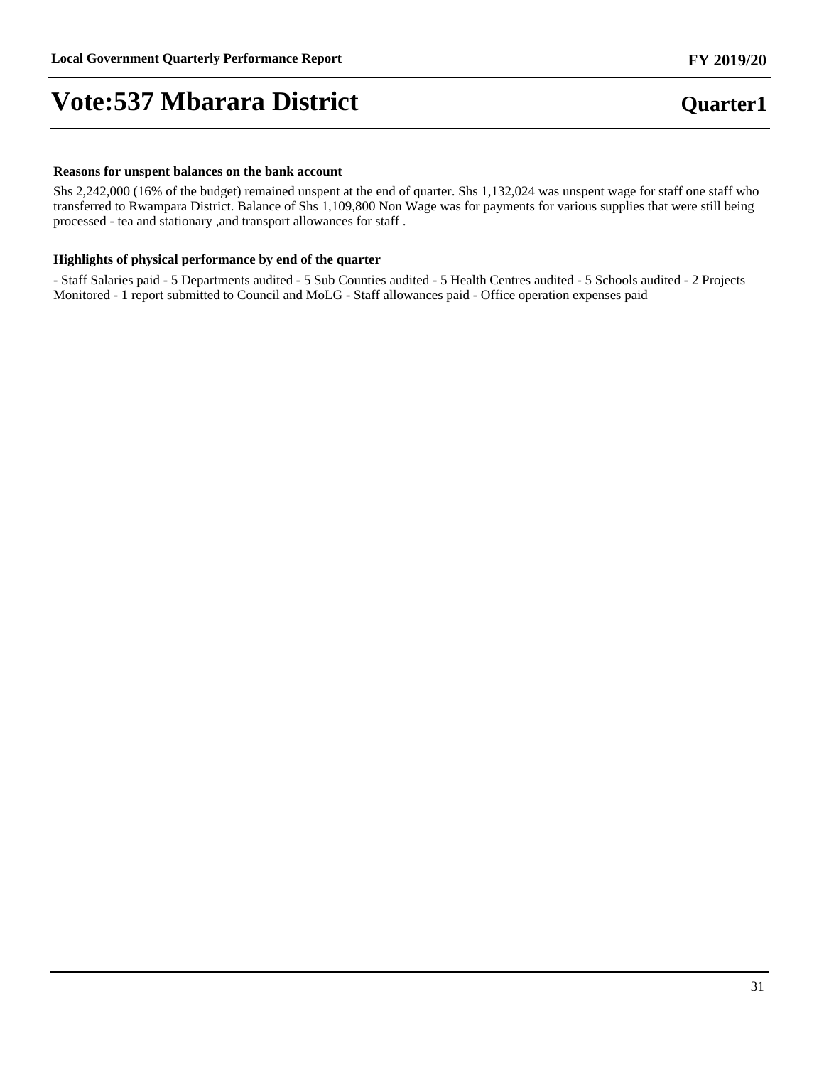**Reasons for unspent balances on the bank account**

Shs 2,242,000 (16% of the budget) remained unspent at the end of quarter. Shs 1,132,024 was unspent wage for staff one staff who transferred to Rwampara District. Balance of Shs 1,109,800 Non Wage was for payments for various supplies that were still being processed - tea and stationary ,and transport allowances for staff .

**Highlights of physical performance by end of the quarter**

- Staff Salaries paid - 5 Departments audited - 5 Sub Counties audited - 5 Health Centres audited - 5 Schools audited - 2 Projects Monitored - 1 report submitted to Council and MoLG - Staff allowances paid - Office operation expenses paid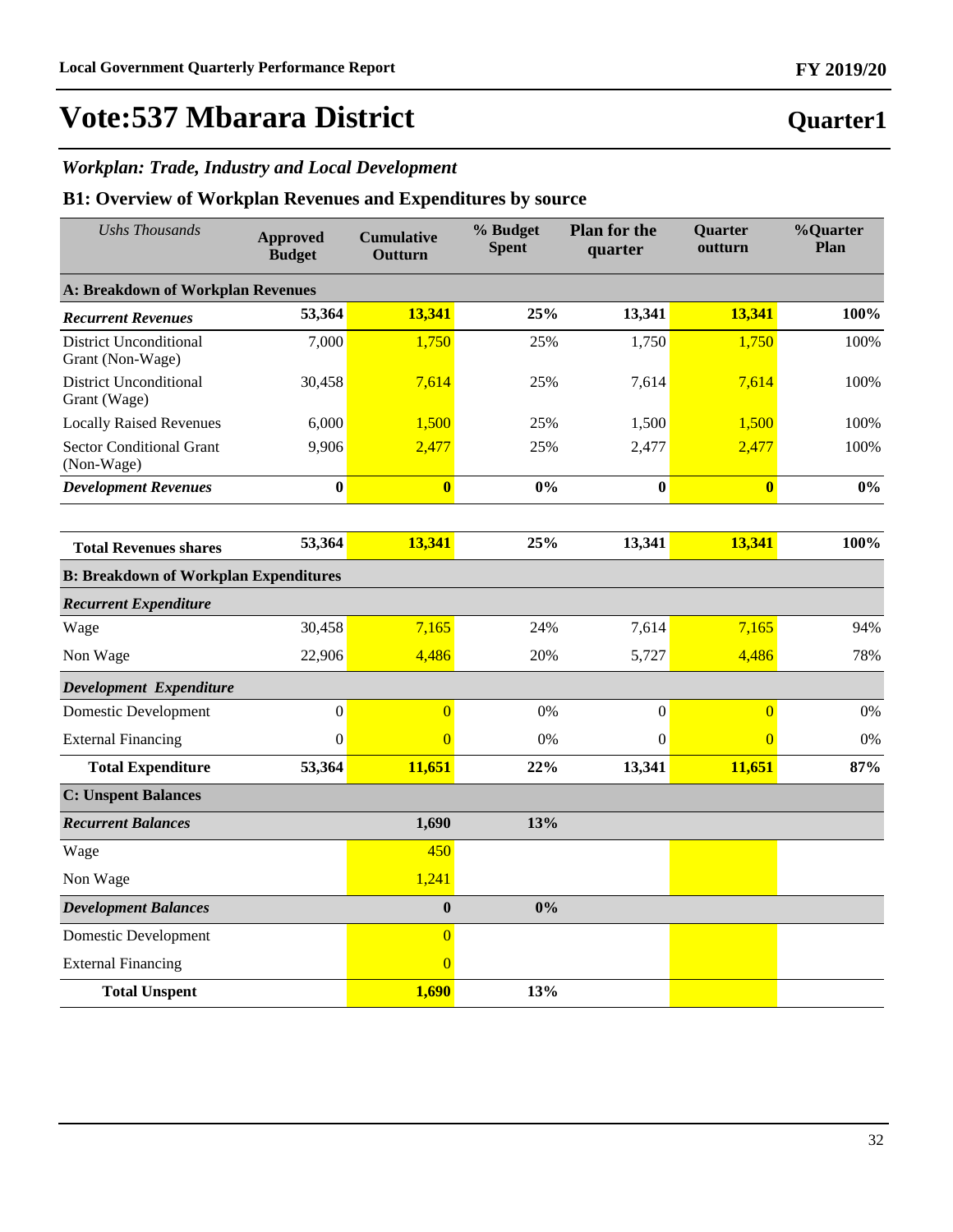# Vote:537 Mbarara District

**Quarter1**

### *Workplan: Trade, Industry and Local Development*

## B1: Overview of Workplan Revenues and Expenditures by source

| *Ushs Thousands* | Approved Budget | Cumulative Outturn | % Budget Spent | Plan for the quarter | Quarter outturn | %Quarter Plan |
|---|---|---|---|---|---|---|
| **A: Breakdown of Workplan Revenues** | | | | | | |
| ***Recurrent Revenues*** | **53,364** | **13,341** | **25%** | **13,341** | **13,341** | **100%** |
| District Unconditional Grant (Non-Wage) | 7,000 | 1,750 | 25% | 1,750 | 1,750 | 100% |
| District Unconditional Grant (Wage) | 30,458 | 7,614 | 25% | 7,614 | 7,614 | 100% |
| Locally Raised Revenues | 6,000 | 1,500 | 25% | 1,500 | 1,500 | 100% |
| Sector Conditional Grant (Non-Wage) | 9,906 | 2,477 | 25% | 2,477 | 2,477 | 100% |
| ***Development Revenues*** | **0** | **0** | **0%** | **0** | **0** | **0%** |
| **Total Revenues shares** | **53,364** | **13,341** | **25%** | **13,341** | **13,341** | **100%** |
| **B: Breakdown of Workplan Expenditures** | | | | | | |
| ***Recurrent Expenditure*** | | | | | | |
| Wage | 30,458 | 7,165 | 24% | 7,614 | 7,165 | 94% |
| Non Wage | 22,906 | 4,486 | 20% | 5,727 | 4,486 | 78% |
| ***Development Expenditure*** | | | | | | |
| Domestic Development | 0 | 0 | 0% | 0 | 0 | 0% |
| External Financing | 0 | 0 | 0% | 0 | 0 | 0% |
| **Total Expenditure** | **53,364** | **11,651** | **22%** | **13,341** | **11,651** | **87%** |
| **C: Unspent Balances** | | | | | | |
| ***Recurrent Balances*** | | **1,690** | **13%** | | | |
| Wage | | 450 | | | | |
| Non Wage | | 1,241 | | | | |
| ***Development Balances*** | | **0** | **0%** | | | |
| Domestic Development | | 0 | | | | |
| External Financing | | 0 | | | | |
| **Total Unspent** | | **1,690** | **13%** | | | |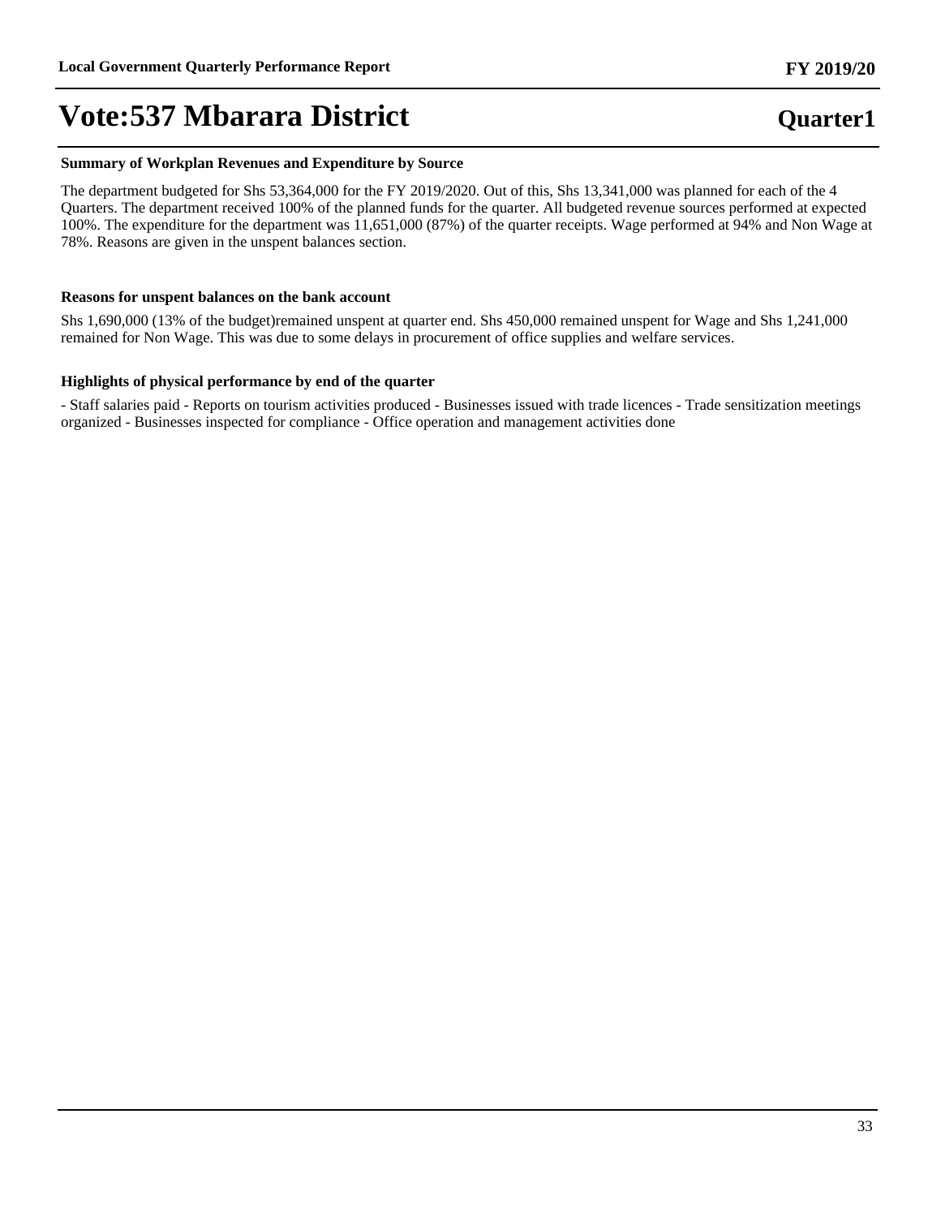# Vote:537 Mbarara District

**Quarter1**

### Summary of Workplan Revenues and Expenditure by Source

The department budgeted for Shs 53,364,000 for the FY 2019/2020. Out of this, Shs 13,341,000 was planned for each of the 4 Quarters. The department received 100% of the planned funds for the quarter. All budgeted revenue sources performed at expected 100%. The expenditure for the department was 11,651,000 (87%) of the quarter receipts. Wage performed at 94% and Non Wage at 78%. Reasons are given in the unspent balances section.

### Reasons for unspent balances on the bank account

Shs 1,690,000 (13% of the budget)remained unspent at quarter end. Shs 450,000 remained unspent for Wage and Shs 1,241,000 remained for Non Wage. This was due to some delays in procurement of office supplies and welfare services.

### Highlights of physical performance by end of the quarter

- Staff salaries paid - Reports on tourism activities produced - Businesses issued with trade licences - Trade sensitization meetings organized - Businesses inspected for compliance - Office operation and management activities done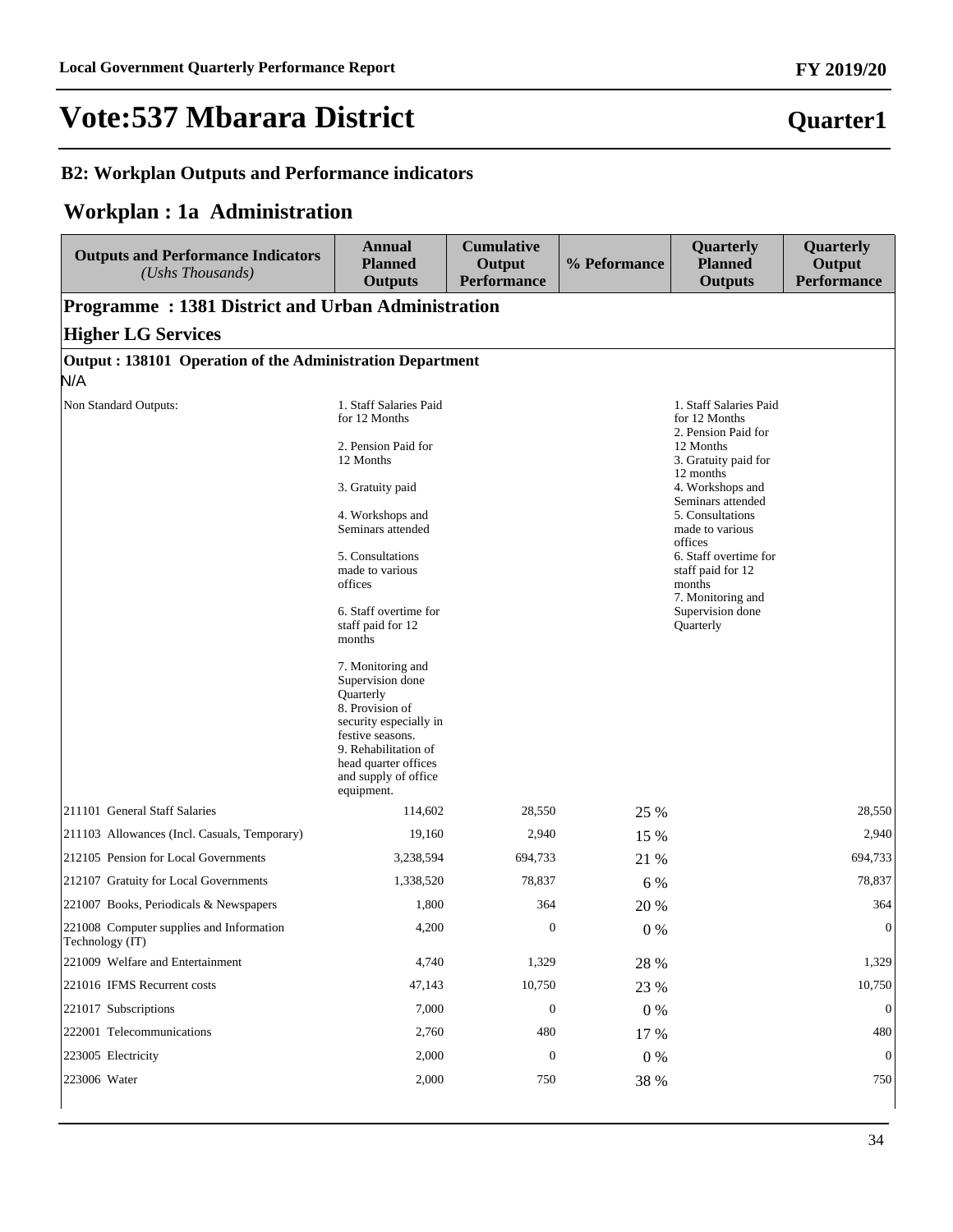# Vote:537 Mbarara District

**Quarter1**

### B2: Workplan Outputs and Performance indicators

## Workplan : 1a Administration

| Outputs and Performance Indicators *(Ushs Thousands)* | Annual Planned Outputs | Cumulative Output Performance | % Peformance | Quarterly Planned Outputs | Quarterly Output Performance |
|---|---|---|---|---|---|
| **Programme : 1381 District and Urban Administration** | | | | | |
| **Higher LG Services** | | | | | |
| **Output : 138101 Operation of the Administration Department** | | | | | |
| N/A | | | | | |
| Non Standard Outputs: | 1. Staff Salaries Paid for 12 Months<br><br>2. Pension Paid for 12 Months<br><br>3. Gratuity paid<br><br>4. Workshops and Seminars attended<br><br>5. Consultations made to various offices<br><br>6. Staff overtime for staff paid for 12 months<br><br>7. Monitoring and Supervision done Quarterly<br>8. Provision of security especially in festive seasons.<br>9. Rehabilitation of head quarter offices and supply of office equipment. | | | 1. Staff Salaries Paid for 12 Months<br>2. Pension Paid for 12 Months<br>3. Gratuity paid for 12 months<br>4. Workshops and Seminars attended<br>5. Consultations made to various offices<br>6. Staff overtime for staff paid for 12 months<br>7. Monitoring and Supervision done Quarterly | |
| 211101 General Staff Salaries | 114,602 | 28,550 | 25 % | | 28,550 |
| 211103 Allowances (Incl. Casuals, Temporary) | 19,160 | 2,940 | 15 % | | 2,940 |
| 212105 Pension for Local Governments | 3,238,594 | 694,733 | 21 % | | 694,733 |
| 212107 Gratuity for Local Governments | 1,338,520 | 78,837 | 6 % | | 78,837 |
| 221007 Books, Periodicals & Newspapers | 1,800 | 364 | 20 % | | 364 |
| 221008 Computer supplies and Information Technology (IT) | 4,200 | 0 | 0 % | | 0 |
| 221009 Welfare and Entertainment | 4,740 | 1,329 | 28 % | | 1,329 |
| 221016 IFMS Recurrent costs | 47,143 | 10,750 | 23 % | | 10,750 |
| 221017 Subscriptions | 7,000 | 0 | 0 % | | 0 |
| 222001 Telecommunications | 2,760 | 480 | 17 % | | 480 |
| 223005 Electricity | 2,000 | 0 | 0 % | | 0 |
| 223006 Water | 2,000 | 750 | 38 % | | 750 |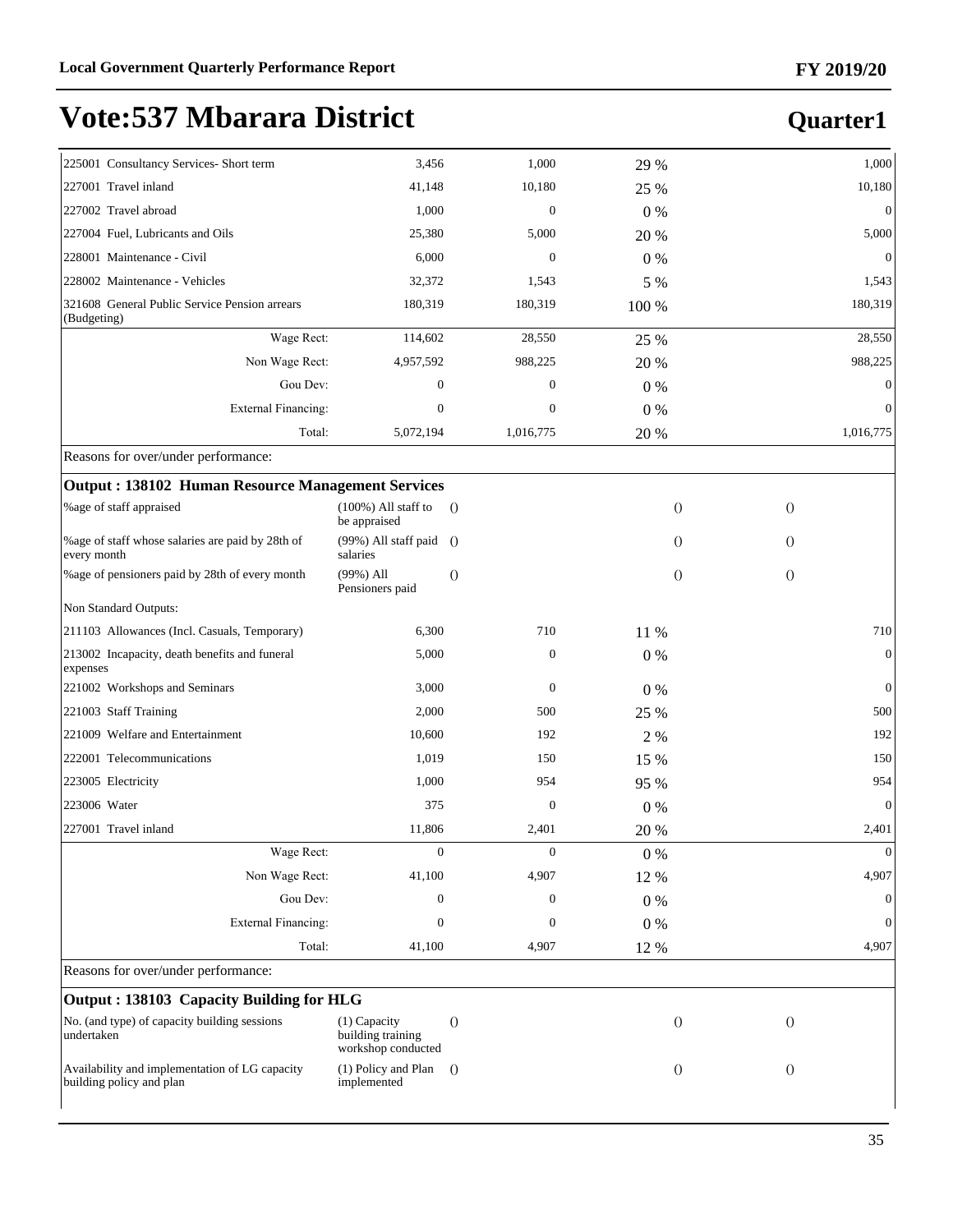# Vote:537 Mbarara District

## Quarter1

| | | | | | |
|---|---|---|---|---|---|
| 225001 Consultancy Services- Short term | 3,456 | 1,000 | 29 % | | 1,000 |
| 227001 Travel inland | 41,148 | 10,180 | 25 % | | 10,180 |
| 227002 Travel abroad | 1,000 | 0 | 0 % | | 0 |
| 227004 Fuel, Lubricants and Oils | 25,380 | 5,000 | 20 % | | 5,000 |
| 228001 Maintenance - Civil | 6,000 | 0 | 0 % | | 0 |
| 228002 Maintenance - Vehicles | 32,372 | 1,543 | 5 % | | 1,543 |
| 321608 General Public Service Pension arrears (Budgeting) | 180,319 | 180,319 | 100 % | | 180,319 |
| Wage Rect: | 114,602 | 28,550 | 25 % | | 28,550 |
| Non Wage Rect: | 4,957,592 | 988,225 | 20 % | | 988,225 |
| Gou Dev: | 0 | 0 | 0 % | | 0 |
| External Financing: | 0 | 0 | 0 % | | 0 |
| Total: | 5,072,194 | 1,016,775 | 20 % | | 1,016,775 |

Reasons for over/under performance:

**Output : 138102 Human Resource Management Services**

| | | | | | |
|---|---|---|---|---|---|
| %age of staff appraised | (100%) All staff to be appraised | () | () | () | |
| %age of staff whose salaries are paid by 28th of every month | (99%) All staff paid salaries | () | () | () | |
| %age of pensioners paid by 28th of every month | (99%) All Pensioners paid | () | () | () | |
| Non Standard Outputs: | | | | | |
| 211103 Allowances (Incl. Casuals, Temporary) | 6,300 | 710 | 11 % | | 710 |
| 213002 Incapacity, death benefits and funeral expenses | 5,000 | 0 | 0 % | | 0 |
| 221002 Workshops and Seminars | 3,000 | 0 | 0 % | | 0 |
| 221003 Staff Training | 2,000 | 500 | 25 % | | 500 |
| 221009 Welfare and Entertainment | 10,600 | 192 | 2 % | | 192 |
| 222001 Telecommunications | 1,019 | 150 | 15 % | | 150 |
| 223005 Electricity | 1,000 | 954 | 95 % | | 954 |
| 223006 Water | 375 | 0 | 0 % | | 0 |
| 227001 Travel inland | 11,806 | 2,401 | 20 % | | 2,401 |
| Wage Rect: | 0 | 0 | 0 % | | 0 |
| Non Wage Rect: | 41,100 | 4,907 | 12 % | | 4,907 |
| Gou Dev: | 0 | 0 | 0 % | | 0 |
| External Financing: | 0 | 0 | 0 % | | 0 |
| Total: | 41,100 | 4,907 | 12 % | | 4,907 |

Reasons for over/under performance:

**Output : 138103 Capacity Building for HLG**

| | | | | |
|---|---|---|---|---|
| No. (and type) of capacity building sessions undertaken | (1) Capacity building training workshop conducted | () | () | () |
| Availability and implementation of LG capacity building policy and plan | (1) Policy and Plan implemented | () | () | () |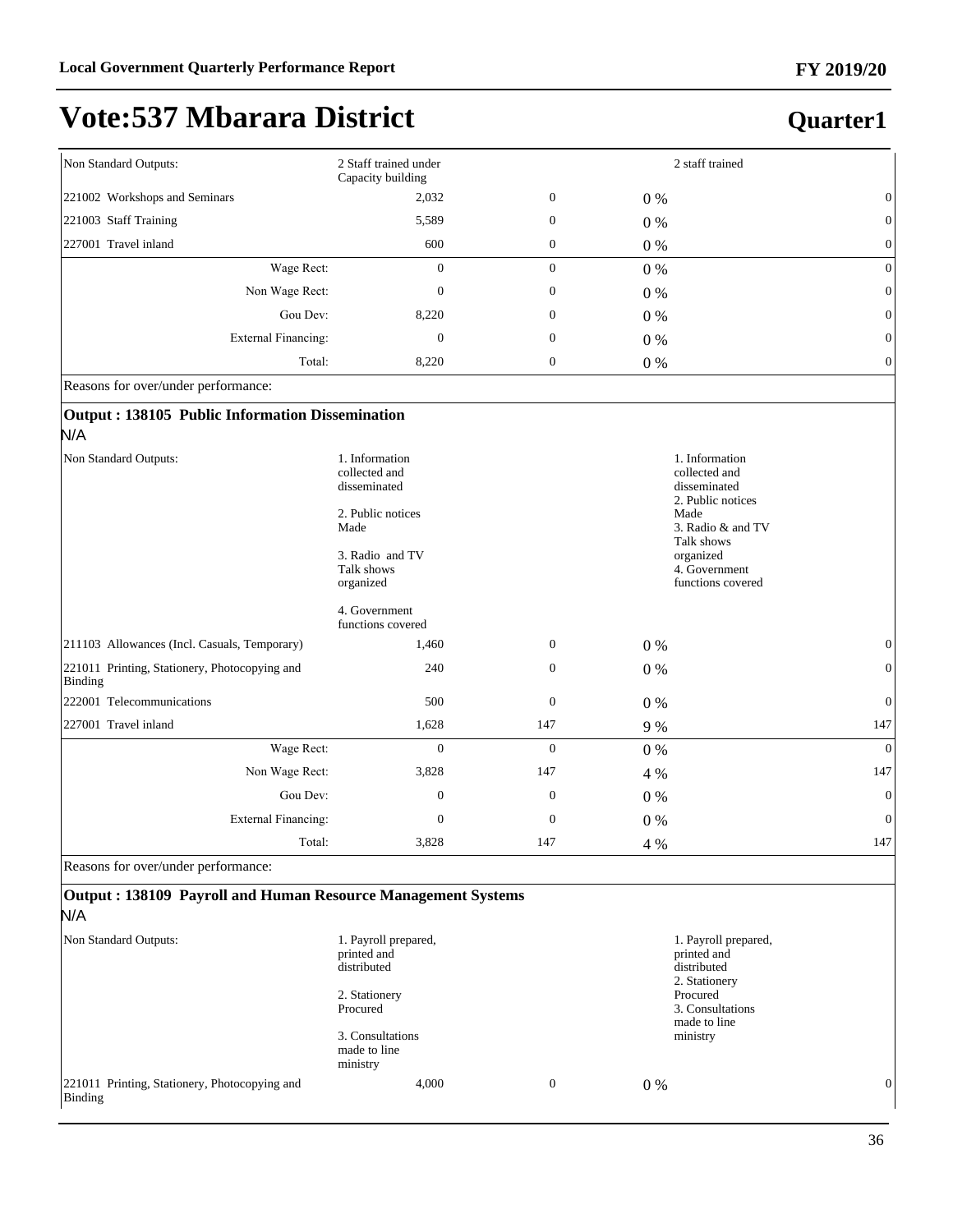# Vote:537 Mbarara District

## Quarter1

| | | | | | |
|---|---|---|---|---|---|
| Non Standard Outputs: | 2 Staff trained under Capacity building | | | 2 staff trained | |
| 221002 Workshops and Seminars | 2,032 | 0 | 0 % | | 0 |
| 221003 Staff Training | 5,589 | 0 | 0 % | | 0 |
| 227001 Travel inland | 600 | 0 | 0 % | | 0 |
| Wage Rect: | 0 | 0 | 0 % | | 0 |
| Non Wage Rect: | 0 | 0 | 0 % | | 0 |
| Gou Dev: | 8,220 | 0 | 0 % | | 0 |
| External Financing: | 0 | 0 | 0 % | | 0 |
| Total: | 8,220 | 0 | 0 % | | 0 |

Reasons for over/under performance:

### Output : 138105 Public Information Dissemination

N/A

| | | | | | |
|---|---|---|---|---|---|
| Non Standard Outputs: | 1. Information collected and disseminated<br><br>2. Public notices Made<br><br>3. Radio and TV Talk shows organized<br><br>4. Government functions covered | | | 1. Information collected and disseminated<br>2. Public notices Made<br>3. Radio & and TV Talk shows organized<br>4. Government functions covered | |
| 211103 Allowances (Incl. Casuals, Temporary) | 1,460 | 0 | 0 % | | 0 |
| 221011 Printing, Stationery, Photocopying and Binding | 240 | 0 | 0 % | | 0 |
| 222001 Telecommunications | 500 | 0 | 0 % | | 0 |
| 227001 Travel inland | 1,628 | 147 | 9 % | | 147 |
| Wage Rect: | 0 | 0 | 0 % | | 0 |
| Non Wage Rect: | 3,828 | 147 | 4 % | | 147 |
| Gou Dev: | 0 | 0 | 0 % | | 0 |
| External Financing: | 0 | 0 | 0 % | | 0 |
| Total: | 3,828 | 147 | 4 % | | 147 |

Reasons for over/under performance:

### Output : 138109 Payroll and Human Resource Management Systems

N/A

| | | | | | |
|---|---|---|---|---|---|
| Non Standard Outputs: | 1. Payroll prepared, printed and distributed<br><br>2. Stationery Procured<br><br>3. Consultations made to line ministry | | | 1. Payroll prepared, printed and distributed<br>2. Stationery Procured<br>3. Consultations made to line ministry | |
| 221011 Printing, Stationery, Photocopying and Binding | 4,000 | 0 | 0 % | | 0 |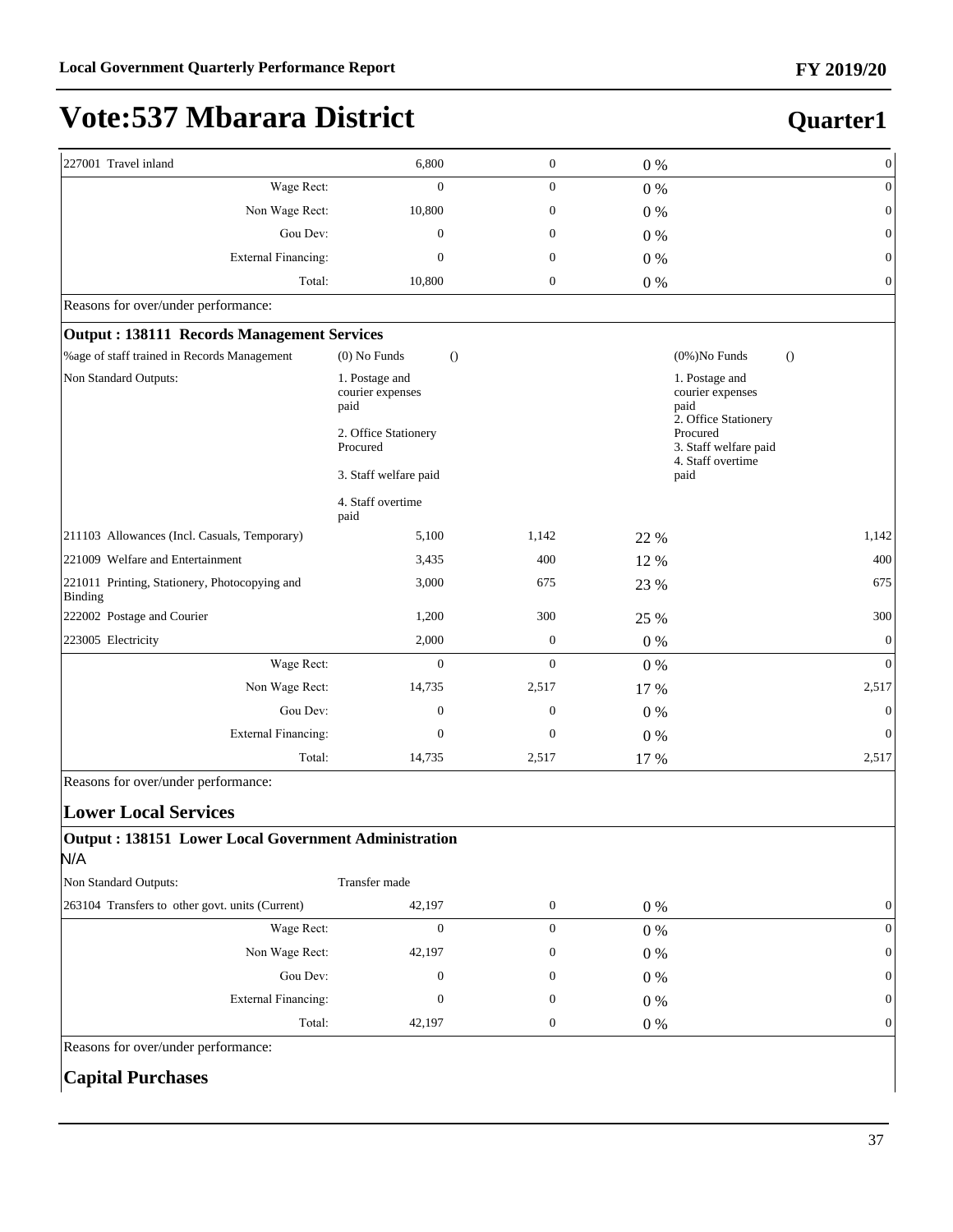# Vote:537 Mbarara District

## Quarter1

| | | | | |
|---|---|---|---|---|
| 227001 Travel inland | 6,800 | 0 | 0 % | 0 |
| Wage Rect: | 0 | 0 | 0 % | 0 |
| Non Wage Rect: | 10,800 | 0 | 0 % | 0 |
| Gou Dev: | 0 | 0 | 0 % | 0 |
| External Financing: | 0 | 0 | 0 % | 0 |
| Total: | 10,800 | 0 | 0 % | 0 |

Reasons for over/under performance:

**Output : 138111 Records Management Services**

| | | | | |
|---|---|---|---|---|
| %age of staff trained in Records Management | (0) No Funds () | | | (0%)No Funds () |
| Non Standard Outputs: | 1. Postage and courier expenses paid<br><br>2. Office Stationery Procured<br><br>3. Staff welfare paid<br><br>4. Staff overtime paid | | | 1. Postage and courier expenses paid<br>2. Office Stationery Procured<br>3. Staff welfare paid<br>4. Staff overtime paid |
| 211103 Allowances (Incl. Casuals, Temporary) | 5,100 | 1,142 | 22 % | 1,142 |
| 221009 Welfare and Entertainment | 3,435 | 400 | 12 % | 400 |
| 221011 Printing, Stationery, Photocopying and Binding | 3,000 | 675 | 23 % | 675 |
| 222002 Postage and Courier | 1,200 | 300 | 25 % | 300 |
| 223005 Electricity | 2,000 | 0 | 0 % | 0 |
| Wage Rect: | 0 | 0 | 0 % | 0 |
| Non Wage Rect: | 14,735 | 2,517 | 17 % | 2,517 |
| Gou Dev: | 0 | 0 | 0 % | 0 |
| External Financing: | 0 | 0 | 0 % | 0 |
| Total: | 14,735 | 2,517 | 17 % | 2,517 |

Reasons for over/under performance:

### Lower Local Services

**Output : 138151 Lower Local Government Administration**

N/A

| | | | | |
|---|---|---|---|---|
| Non Standard Outputs: | Transfer made | | | |
| 263104 Transfers to other govt. units (Current) | 42,197 | 0 | 0 % | 0 |
| Wage Rect: | 0 | 0 | 0 % | 0 |
| Non Wage Rect: | 42,197 | 0 | 0 % | 0 |
| Gou Dev: | 0 | 0 | 0 % | 0 |
| External Financing: | 0 | 0 | 0 % | 0 |
| Total: | 42,197 | 0 | 0 % | 0 |

Reasons for over/under performance:

### Capital Purchases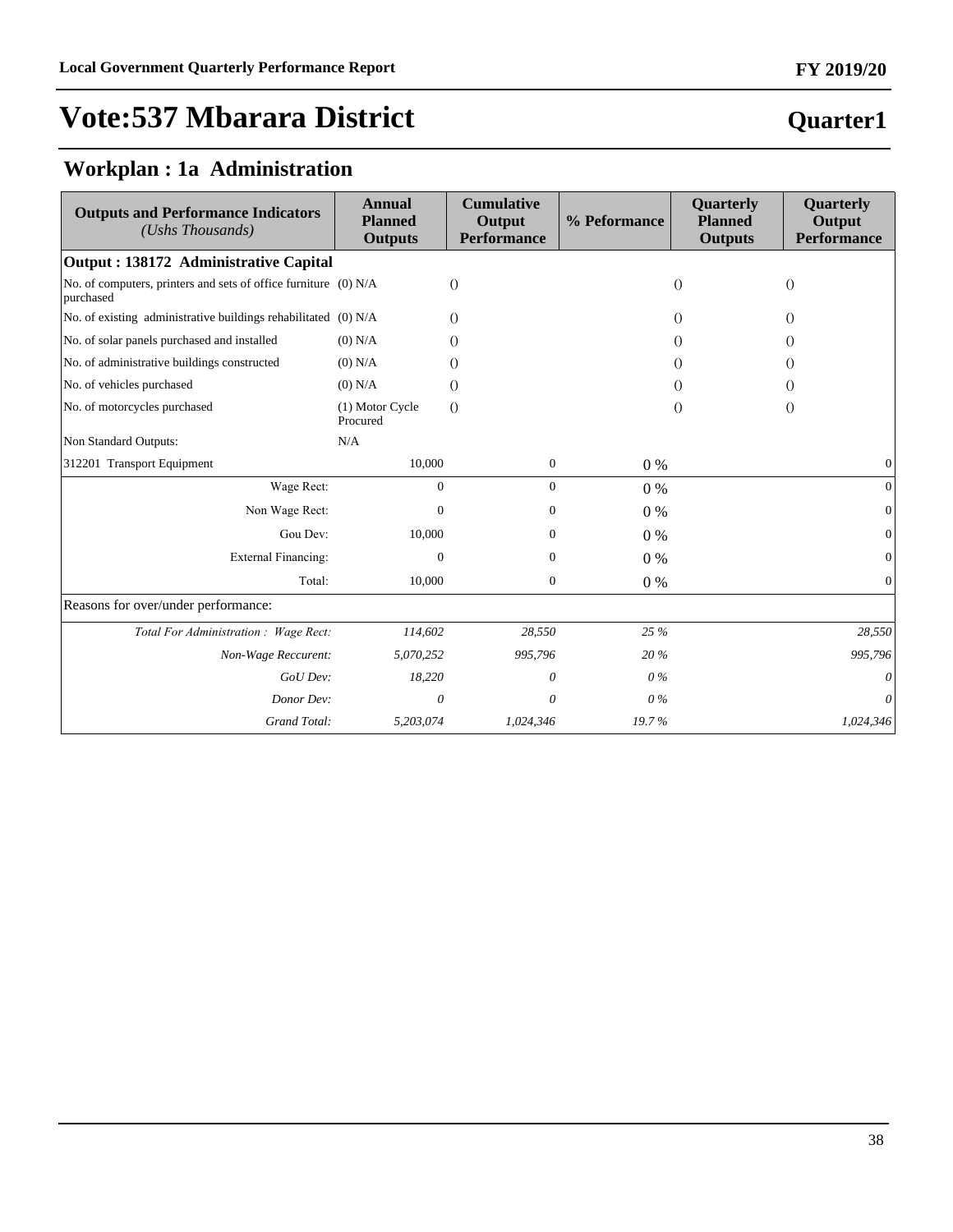# Vote:537 Mbarara District

## Quarter1

## Workplan : 1a Administration

| Outputs and Performance Indicators *(Ushs Thousands)* | Annual Planned Outputs | Cumulative Output Performance | % Peformance | Quarterly Planned Outputs | Quarterly Output Performance |
|---|---|---|---|---|---|
| **Output : 138172 Administrative Capital** | | | | | |
| No. of computers, printers and sets of office furniture purchased | (0) N/A | () | | () | () |
| No. of existing administrative buildings rehabilitated | (0) N/A | () | | () | () |
| No. of solar panels purchased and installed | (0) N/A | () | | () | () |
| No. of administrative buildings constructed | (0) N/A | () | | () | () |
| No. of vehicles purchased | (0) N/A | () | | () | () |
| No. of motorcycles purchased | (1) Motor Cycle Procured | () | | () | () |
| Non Standard Outputs: | N/A | | | | |
| 312201 Transport Equipment | 10,000 | 0 | 0 % | | 0 |
| Wage Rect: | 0 | 0 | 0 % | | 0 |
| Non Wage Rect: | 0 | 0 | 0 % | | 0 |
| Gou Dev: | 10,000 | 0 | 0 % | | 0 |
| External Financing: | 0 | 0 | 0 % | | 0 |
| Total: | 10,000 | 0 | 0 % | | 0 |
| Reasons for over/under performance: | | | | | |
| *Total For Administration : Wage Rect:* | *114,602* | *28,550* | *25 %* | | *28,550* |
| *Non-Wage Reccurent:* | *5,070,252* | *995,796* | *20 %* | | *995,796* |
| *GoU Dev:* | *18,220* | *0* | *0 %* | | *0* |
| *Donor Dev:* | *0* | *0* | *0 %* | | *0* |
| *Grand Total:* | *5,203,074* | *1,024,346* | *19.7 %* | | *1,024,346* |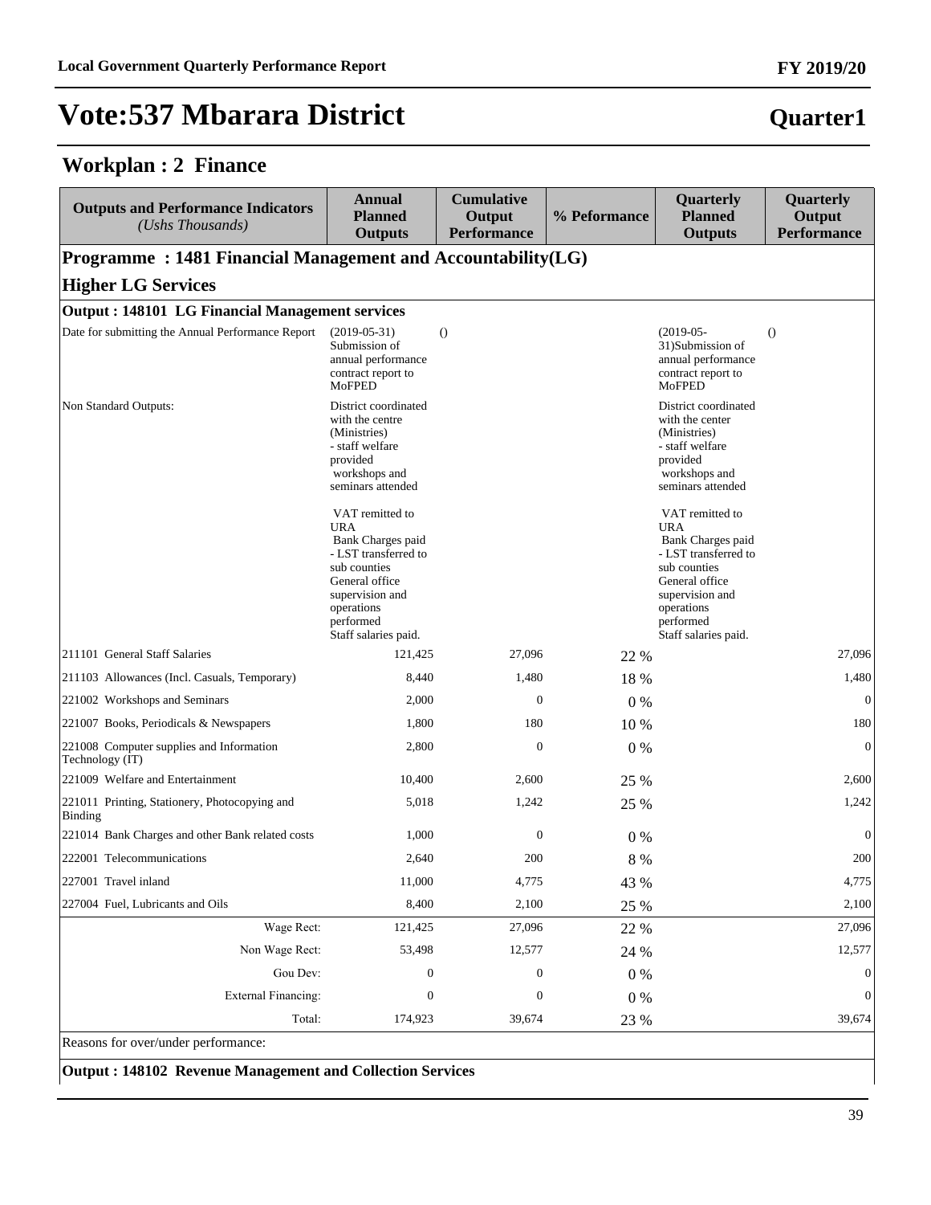# Vote:537 Mbarara District

**Quarter1**

## Workplan : 2 Finance

| Outputs and Performance Indicators *(Ushs Thousands)* | Annual Planned Outputs | Cumulative Output Performance | % Peformance | Quarterly Planned Outputs | Quarterly Output Performance |
|---|---|---|---|---|---|
| **Programme : 1481 Financial Management and Accountability(LG)** | | | | | |
| **Higher LG Services** | | | | | |
| **Output : 148101 LG Financial Management services** | | | | | |
| Date for submitting the Annual Performance Report | (2019-05-31) Submission of annual performance contract report to MoFPED | () | | (2019-05-31)Submission of annual performance contract report to MoFPED | () |
| Non Standard Outputs: | District coordinated with the centre (Ministries) - staff welfare provided workshops and seminars attended VAT remitted to URA Bank Charges paid - LST transferred to sub counties General office supervision and operations performed Staff salaries paid. | | | District coordinated with the center (Ministries) - staff welfare provided workshops and seminars attended VAT remitted to URA Bank Charges paid - LST transferred to sub counties General office supervision and operations performed Staff salaries paid. | |
| 211101 General Staff Salaries | 121,425 | 27,096 | 22 % | | 27,096 |
| 211103 Allowances (Incl. Casuals, Temporary) | 8,440 | 1,480 | 18 % | | 1,480 |
| 221002 Workshops and Seminars | 2,000 | 0 | 0 % | | 0 |
| 221007 Books, Periodicals & Newspapers | 1,800 | 180 | 10 % | | 180 |
| 221008 Computer supplies and Information Technology (IT) | 2,800 | 0 | 0 % | | 0 |
| 221009 Welfare and Entertainment | 10,400 | 2,600 | 25 % | | 2,600 |
| 221011 Printing, Stationery, Photocopying and Binding | 5,018 | 1,242 | 25 % | | 1,242 |
| 221014 Bank Charges and other Bank related costs | 1,000 | 0 | 0 % | | 0 |
| 222001 Telecommunications | 2,640 | 200 | 8 % | | 200 |
| 227001 Travel inland | 11,000 | 4,775 | 43 % | | 4,775 |
| 227004 Fuel, Lubricants and Oils | 8,400 | 2,100 | 25 % | | 2,100 |
| Wage Rect: | 121,425 | 27,096 | 22 % | | 27,096 |
| Non Wage Rect: | 53,498 | 12,577 | 24 % | | 12,577 |
| Gou Dev: | 0 | 0 | 0 % | | 0 |
| External Financing: | 0 | 0 | 0 % | | 0 |
| Total: | 174,923 | 39,674 | 23 % | | 39,674 |
| Reasons for over/under performance: | | | | | |
| **Output : 148102 Revenue Management and Collection Services** | | | | | |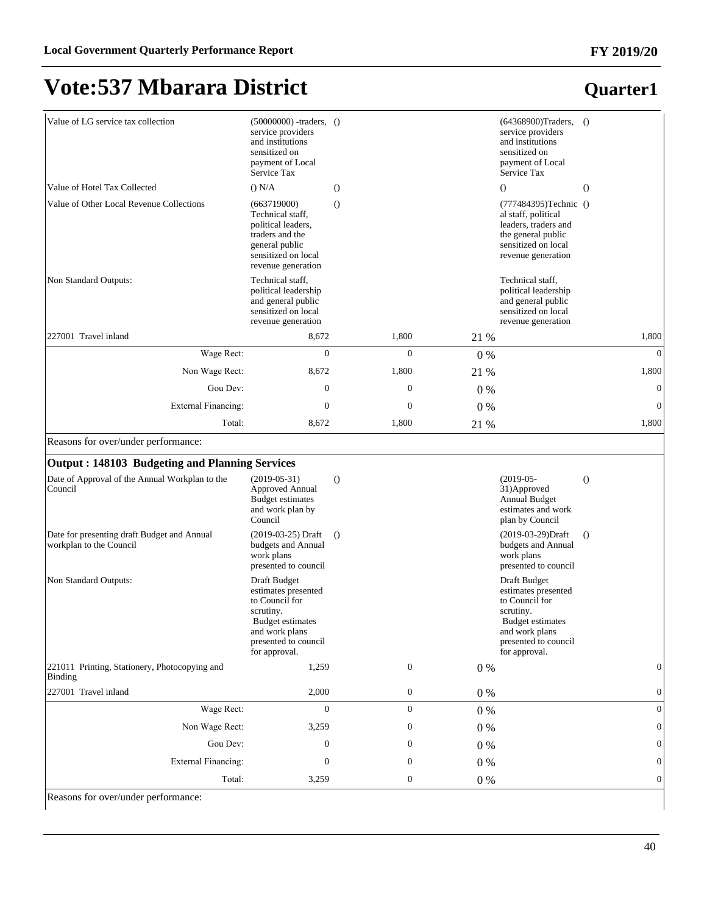# Vote:537 Mbarara District

## Quarter1

| | | | | | | |
|---|---|---|---|---|---|---|
| Value of LG service tax collection | (50000000) -traders, service providers and institutions sensitized on payment of Local Service Tax | () | | | (64368900)Traders, service providers and institutions sensitized on payment of Local Service Tax | () |
| Value of Hotel Tax Collected | () N/A | () | | | () | () |
| Value of Other Local Revenue Collections | (663719000) Technical staff, political leaders, traders and the general public sensitized on local revenue generation | () | | | (777484395)Technical staff, political leaders, traders and the general public sensitized on local revenue generation | () |
| Non Standard Outputs: | Technical staff, political leadership and general public sensitized on local revenue generation | | | | Technical staff, political leadership and general public sensitized on local revenue generation | |
| 227001 Travel inland | 8,672 | | 1,800 | 21 % | | 1,800 |
| Wage Rect: | 0 | | 0 | 0 % | | 0 |
| Non Wage Rect: | 8,672 | | 1,800 | 21 % | | 1,800 |
| Gou Dev: | 0 | | 0 | 0 % | | 0 |
| External Financing: | 0 | | 0 | 0 % | | 0 |
| Total: | 8,672 | | 1,800 | 21 % | | 1,800 |

Reasons for over/under performance:

**Output : 148103 Budgeting and Planning Services**

| | | | | | | |
|---|---|---|---|---|---|---|
| Date of Approval of the Annual Workplan to the Council | (2019-05-31) Approved Annual Budget estimates and work plan by Council | () | | | (2019-05-31)Approved Annual Budget estimates and work plan by Council | () |
| Date for presenting draft Budget and Annual workplan to the Council | (2019-03-25) Draft budgets and Annual work plans presented to council | () | | | (2019-03-29)Draft budgets and Annual work plans presented to council | () |
| Non Standard Outputs: | Draft Budget estimates presented to Council for scrutiny. Budget estimates and work plans presented to council for approval. | | | | Draft Budget estimates presented to Council for scrutiny. Budget estimates and work plans presented to council for approval. | |
| 221011 Printing, Stationery, Photocopying and Binding | 1,259 | | 0 | 0 % | | 0 |
| 227001 Travel inland | 2,000 | | 0 | 0 % | | 0 |
| Wage Rect: | 0 | | 0 | 0 % | | 0 |
| Non Wage Rect: | 3,259 | | 0 | 0 % | | 0 |
| Gou Dev: | 0 | | 0 | 0 % | | 0 |
| External Financing: | 0 | | 0 | 0 % | | 0 |
| Total: | 3,259 | | 0 | 0 % | | 0 |

Reasons for over/under performance: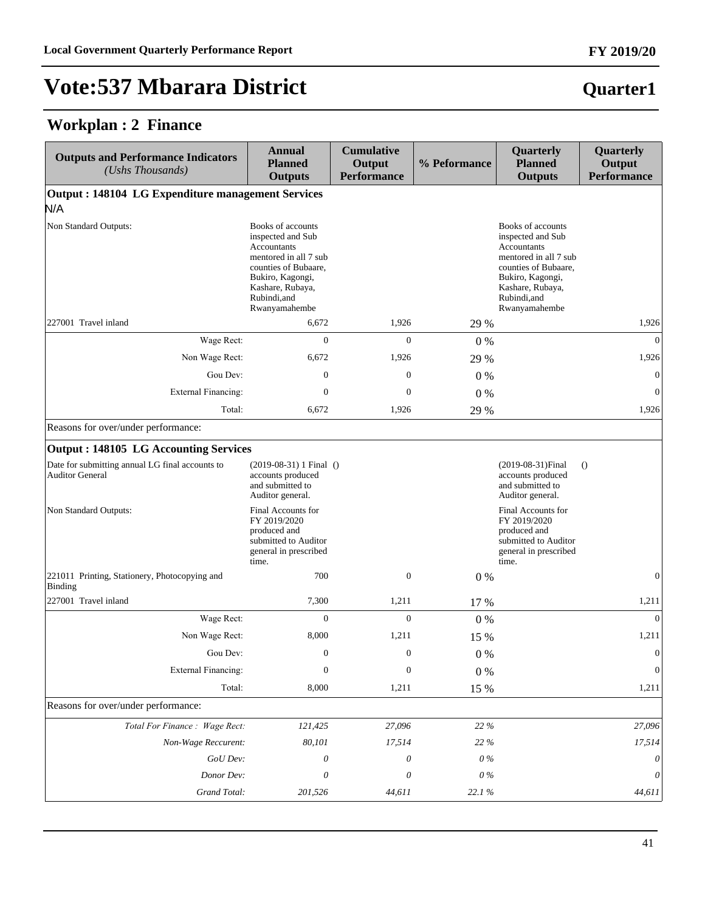# Vote:537 Mbarara District

## Quarter1

## Workplan : 2 Finance

| Outputs and Performance Indicators *(Ushs Thousands)* | Annual Planned Outputs | Cumulative Output Performance | % Peformance | Quarterly Planned Outputs | Quarterly Output Performance |
|---|---|---|---|---|---|
| **Output : 148104 LG Expenditure management Services** | | | | | |
| N/A | | | | | |
| Non Standard Outputs: | Books of accounts inspected and Sub Accountants mentored in all 7 sub counties of Bubaare, Bukiro, Kagongi, Kashare, Rubaya, Rubindi,and Rwanyamahembe | | | Books of accounts inspected and Sub Accountants mentored in all 7 sub counties of Bubaare, Bukiro, Kagongi, Kashare, Rubaya, Rubindi,and Rwanyamahembe | |
| 227001 Travel inland | 6,672 | 1,926 | 29 % | | 1,926 |
| Wage Rect: | 0 | 0 | 0 % | | 0 |
| Non Wage Rect: | 6,672 | 1,926 | 29 % | | 1,926 |
| Gou Dev: | 0 | 0 | 0 % | | 0 |
| External Financing: | 0 | 0 | 0 % | | 0 |
| Total: | 6,672 | 1,926 | 29 % | | 1,926 |
| Reasons for over/under performance: | | | | | |
| **Output : 148105 LG Accounting Services** | | | | | |
| Date for submitting annual LG final accounts to Auditor General | (2019-08-31) 1 Final accounts produced and submitted to Auditor general. | () | | (2019-08-31)Final accounts produced and submitted to Auditor general. | () |
| Non Standard Outputs: | Final Accounts for FY 2019/2020 produced and submitted to Auditor general in prescribed time. | | | Final Accounts for FY 2019/2020 produced and submitted to Auditor general in prescribed time. | |
| 221011 Printing, Stationery, Photocopying and Binding | 700 | 0 | 0 % | | 0 |
| 227001 Travel inland | 7,300 | 1,211 | 17 % | | 1,211 |
| Wage Rect: | 0 | 0 | 0 % | | 0 |
| Non Wage Rect: | 8,000 | 1,211 | 15 % | | 1,211 |
| Gou Dev: | 0 | 0 | 0 % | | 0 |
| External Financing: | 0 | 0 | 0 % | | 0 |
| Total: | 8,000 | 1,211 | 15 % | | 1,211 |
| Reasons for over/under performance: | | | | | |
| *Total For Finance : Wage Rect:* | *121,425* | *27,096* | *22 %* | | *27,096* |
| *Non-Wage Reccurent:* | *80,101* | *17,514* | *22 %* | | *17,514* |
| *GoU Dev:* | *0* | *0* | *0 %* | | *0* |
| *Donor Dev:* | *0* | *0* | *0 %* | | *0* |
| *Grand Total:* | *201,526* | *44,611* | *22.1 %* | | *44,611* |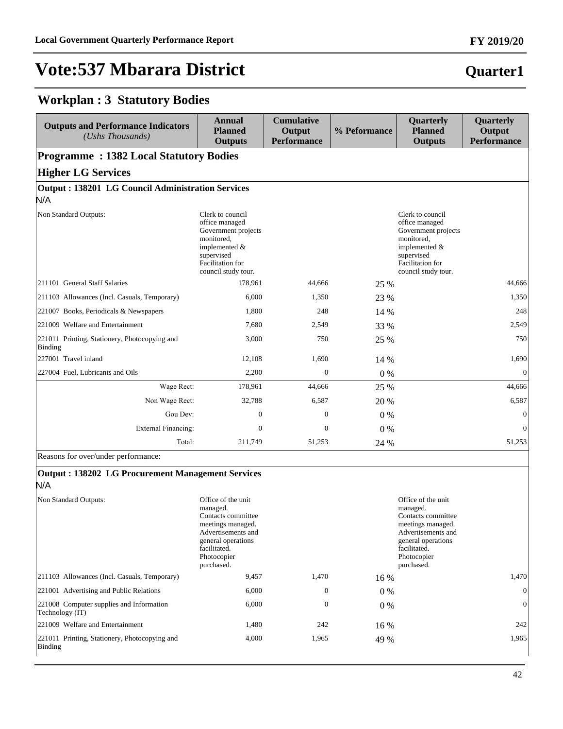# Vote:537 Mbarara District

**Quarter1**

## Workplan : 3 Statutory Bodies

| Outputs and Performance Indicators *(Ushs Thousands)* | Annual Planned Outputs | Cumulative Output Performance | % Peformance | Quarterly Planned Outputs | Quarterly Output Performance |
|---|---|---|---|---|---|
| **Programme : 1382 Local Statutory Bodies** | | | | | |
| **Higher LG Services** | | | | | |
| **Output : 138201 LG Council Administration Services** | | | | | |
| N/A | | | | | |
| Non Standard Outputs: | Clerk to council office managed Government projects monitored, implemented & supervised Facilitation for council study tour. | | | Clerk to council office managed Government projects monitored, implemented & supervised Facilitation for council study tour. | |
| 211101 General Staff Salaries | 178,961 | 44,666 | 25 % | | 44,666 |
| 211103 Allowances (Incl. Casuals, Temporary) | 6,000 | 1,350 | 23 % | | 1,350 |
| 221007 Books, Periodicals & Newspapers | 1,800 | 248 | 14 % | | 248 |
| 221009 Welfare and Entertainment | 7,680 | 2,549 | 33 % | | 2,549 |
| 221011 Printing, Stationery, Photocopying and Binding | 3,000 | 750 | 25 % | | 750 |
| 227001 Travel inland | 12,108 | 1,690 | 14 % | | 1,690 |
| 227004 Fuel, Lubricants and Oils | 2,200 | 0 | 0 % | | 0 |
| Wage Rect: | 178,961 | 44,666 | 25 % | | 44,666 |
| Non Wage Rect: | 32,788 | 6,587 | 20 % | | 6,587 |
| Gou Dev: | 0 | 0 | 0 % | | 0 |
| External Financing: | 0 | 0 | 0 % | | 0 |
| Total: | 211,749 | 51,253 | 24 % | | 51,253 |
| Reasons for over/under performance: | | | | | |
| **Output : 138202 LG Procurement Management Services** | | | | | |
| N/A | | | | | |
| Non Standard Outputs: | Office of the unit managed. Contacts committee meetings managed. Advertisements and general operations facilitated. Photocopier purchased. | | | Office of the unit managed. Contacts committee meetings managed. Advertisements and general operations facilitated. Photocopier purchased. | |
| 211103 Allowances (Incl. Casuals, Temporary) | 9,457 | 1,470 | 16 % | | 1,470 |
| 221001 Advertising and Public Relations | 6,000 | 0 | 0 % | | 0 |
| 221008 Computer supplies and Information Technology (IT) | 6,000 | 0 | 0 % | | 0 |
| 221009 Welfare and Entertainment | 1,480 | 242 | 16 % | | 242 |
| 221011 Printing, Stationery, Photocopying and Binding | 4,000 | 1,965 | 49 % | | 1,965 |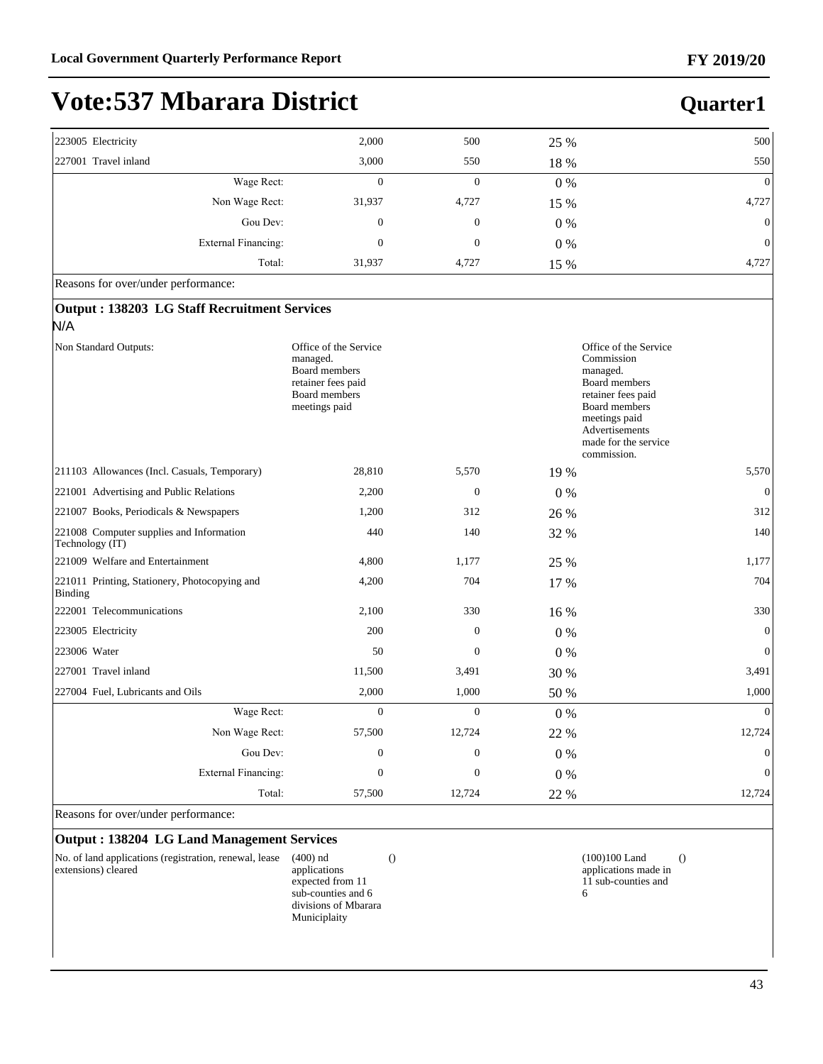# Vote:537 Mbarara District

## Quarter1

| | | | | | |
|---|---|---|---|---|---|
| 223005 Electricity | 2,000 | 500 | 25 % | | 500 |
| 227001 Travel inland | 3,000 | 550 | 18 % | | 550 |
| Wage Rect: | 0 | 0 | 0 % | | 0 |
| Non Wage Rect: | 31,937 | 4,727 | 15 % | | 4,727 |
| Gou Dev: | 0 | 0 | 0 % | | 0 |
| External Financing: | 0 | 0 | 0 % | | 0 |
| Total: | 31,937 | 4,727 | 15 % | | 4,727 |

Reasons for over/under performance:

**Output : 138203 LG Staff Recruitment Services**

N/A

| | | | | | |
|---|---|---|---|---|---|
| Non Standard Outputs: | Office of the Service managed. Board members retainer fees paid Board members meetings paid | | | Office of the Service Commission managed. Board members retainer fees paid Board members meetings paid Advertisements made for the service commission. | |
| 211103 Allowances (Incl. Casuals, Temporary) | 28,810 | 5,570 | 19 % | | 5,570 |
| 221001 Advertising and Public Relations | 2,200 | 0 | 0 % | | 0 |
| 221007 Books, Periodicals & Newspapers | 1,200 | 312 | 26 % | | 312 |
| 221008 Computer supplies and Information Technology (IT) | 440 | 140 | 32 % | | 140 |
| 221009 Welfare and Entertainment | 4,800 | 1,177 | 25 % | | 1,177 |
| 221011 Printing, Stationery, Photocopying and Binding | 4,200 | 704 | 17 % | | 704 |
| 222001 Telecommunications | 2,100 | 330 | 16 % | | 330 |
| 223005 Electricity | 200 | 0 | 0 % | | 0 |
| 223006 Water | 50 | 0 | 0 % | | 0 |
| 227001 Travel inland | 11,500 | 3,491 | 30 % | | 3,491 |
| 227004 Fuel, Lubricants and Oils | 2,000 | 1,000 | 50 % | | 1,000 |
| Wage Rect: | 0 | 0 | 0 % | | 0 |
| Non Wage Rect: | 57,500 | 12,724 | 22 % | | 12,724 |
| Gou Dev: | 0 | 0 | 0 % | | 0 |
| External Financing: | 0 | 0 | 0 % | | 0 |
| Total: | 57,500 | 12,724 | 22 % | | 12,724 |

Reasons for over/under performance:

**Output : 138204 LG Land Management Services**

| | | | | | |
|---|---|---|---|---|---|
| No. of land applications (registration, renewal, lease extensions) cleared | (400) nd applications expected from 11 sub-counties and 6 divisions of Mbarara Municiplaity | () | | (100)100 Land applications made in 11 sub-counties and 6 | () |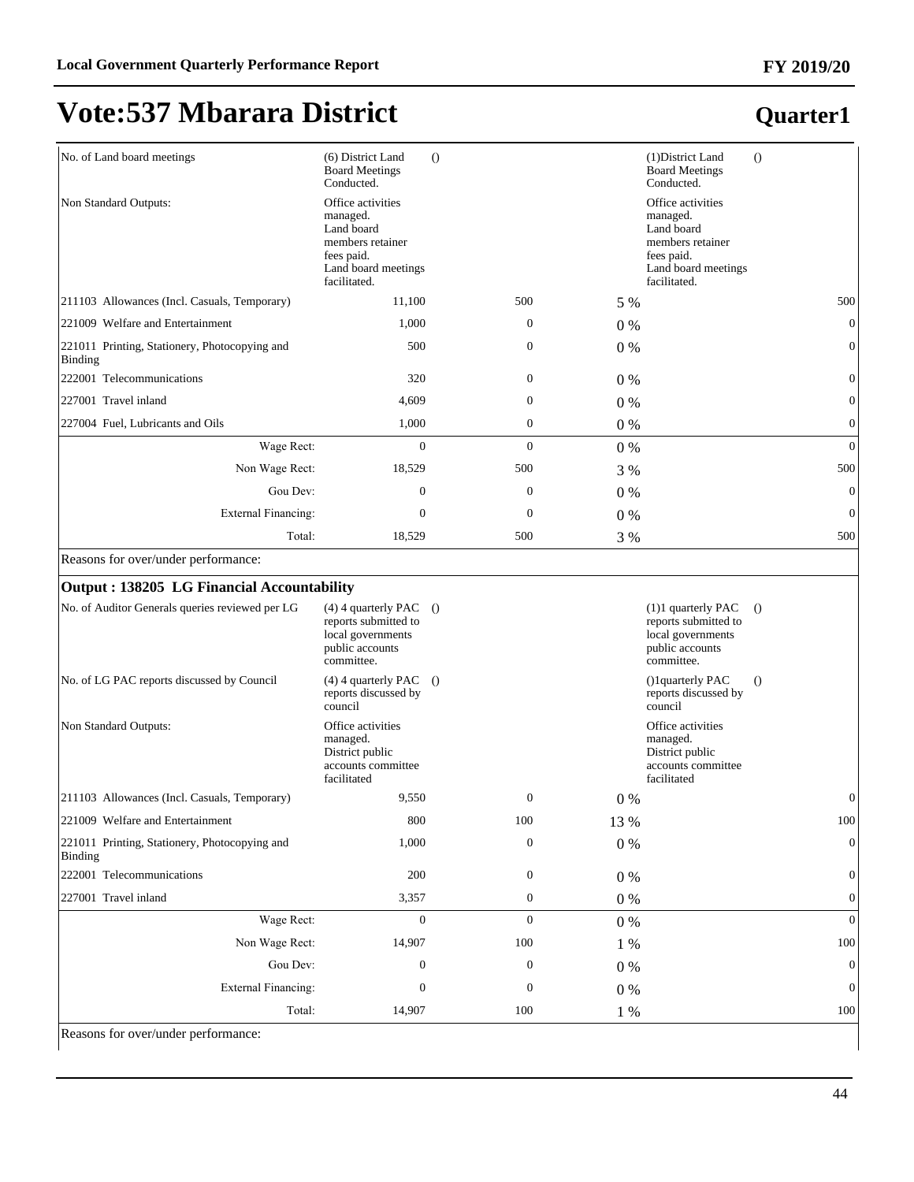# Vote:537 Mbarara District

## Quarter1

| | | | | | | |
|---|---|---|---|---|---|---|
| No. of Land board meetings | (6) District Land Board Meetings Conducted. | () | | | (1)District Land Board Meetings Conducted. | () |
| Non Standard Outputs: | Office activities managed. Land board members retainer fees paid. Land board meetings facilitated. | | | | Office activities managed. Land board members retainer fees paid. Land board meetings facilitated. | |
| 211103 Allowances (Incl. Casuals, Temporary) | 11,100 | | 500 | 5 % | | 500 |
| 221009 Welfare and Entertainment | 1,000 | | 0 | 0 % | | 0 |
| 221011 Printing, Stationery, Photocopying and Binding | 500 | | 0 | 0 % | | 0 |
| 222001 Telecommunications | 320 | | 0 | 0 % | | 0 |
| 227001 Travel inland | 4,609 | | 0 | 0 % | | 0 |
| 227004 Fuel, Lubricants and Oils | 1,000 | | 0 | 0 % | | 0 |
| Wage Rect: | 0 | | 0 | 0 % | | 0 |
| Non Wage Rect: | 18,529 | | 500 | 3 % | | 500 |
| Gou Dev: | 0 | | 0 | 0 % | | 0 |
| External Financing: | 0 | | 0 | 0 % | | 0 |
| Total: | 18,529 | | 500 | 3 % | | 500 |

Reasons for over/under performance:

**Output : 138205 LG Financial Accountability**

| | | | | | | |
|---|---|---|---|---|---|---|
| No. of Auditor Generals queries reviewed per LG | (4) 4 quarterly PAC reports submitted to local governments public accounts committee. | () | | | (1)1 quarterly PAC reports submitted to local governments public accounts committee. | () |
| No. of LG PAC reports discussed by Council | (4) 4 quarterly PAC reports discussed by council | () | | | ()1quarterly PAC reports discussed by council | () |
| Non Standard Outputs: | Office activities managed. District public accounts committee facilitated | | | | Office activities managed. District public accounts committee facilitated | |
| 211103 Allowances (Incl. Casuals, Temporary) | 9,550 | | 0 | 0 % | | 0 |
| 221009 Welfare and Entertainment | 800 | | 100 | 13 % | | 100 |
| 221011 Printing, Stationery, Photocopying and Binding | 1,000 | | 0 | 0 % | | 0 |
| 222001 Telecommunications | 200 | | 0 | 0 % | | 0 |
| 227001 Travel inland | 3,357 | | 0 | 0 % | | 0 |
| Wage Rect: | 0 | | 0 | 0 % | | 0 |
| Non Wage Rect: | 14,907 | | 100 | 1 % | | 100 |
| Gou Dev: | 0 | | 0 | 0 % | | 0 |
| External Financing: | 0 | | 0 | 0 % | | 0 |
| Total: | 14,907 | | 100 | 1 % | | 100 |

Reasons for over/under performance: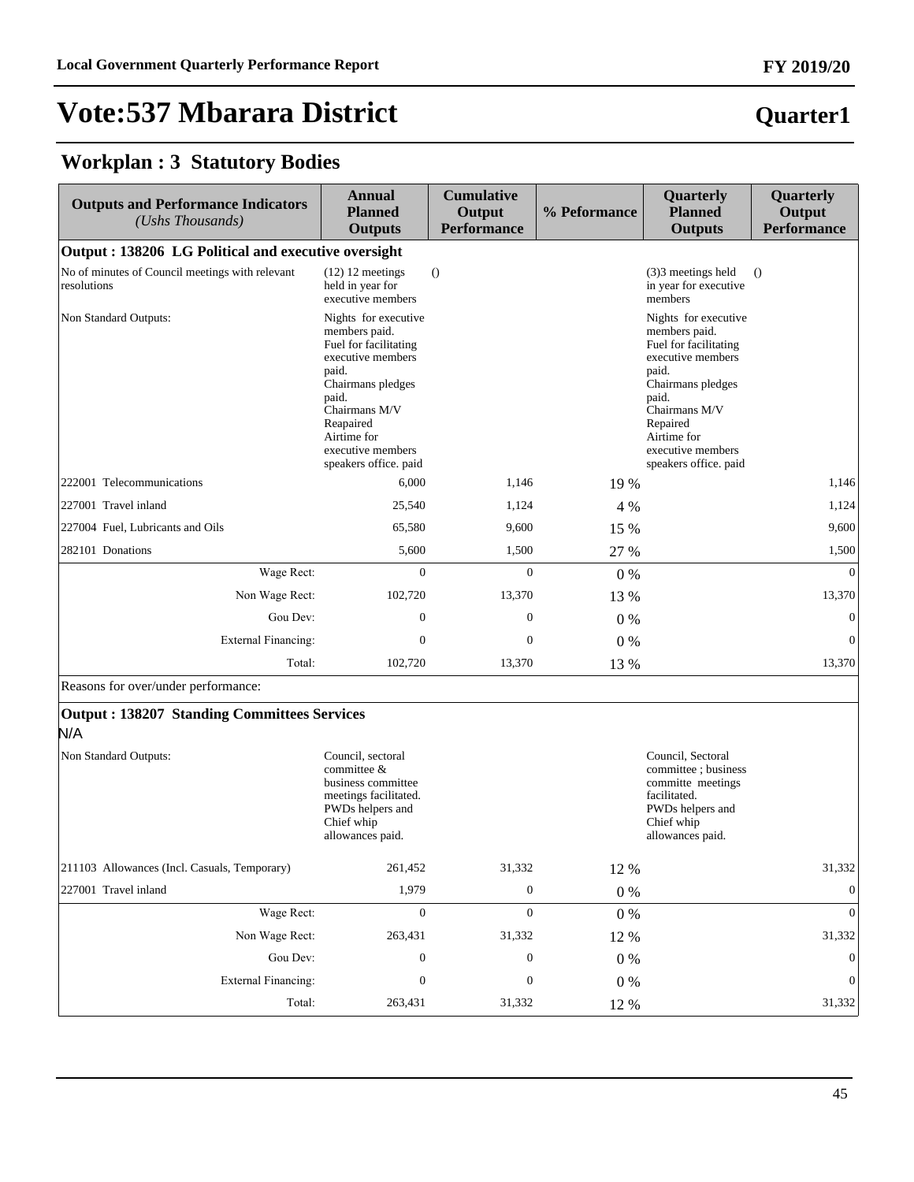# Vote:537 Mbarara District

**Quarter1**

## Workplan : 3 Statutory Bodies

| Outputs and Performance Indicators *(Ushs Thousands)* | Annual Planned Outputs | Cumulative Output Performance | % Peformance | Quarterly Planned Outputs | Quarterly Output Performance |
|---|---|---|---|---|---|
| **Output : 138206 LG Political and executive oversight** | | | | | |
| No of minutes of Council meetings with relevant resolutions | (12) 12 meetings held in year for executive members | () | | (3)3 meetings held in year for executive members | () |
| Non Standard Outputs: | Nights for executive members paid. Fuel for facilitating executive members paid. Chairmans pledges paid. Chairmans M/V Reapaired Airtime for executive members speakers office. paid | | | Nights for executive members paid. Fuel for facilitating executive members paid. Chairmans pledges paid. Chairmans M/V Repaired Airtime for executive members speakers office. paid | |
| 222001 Telecommunications | 6,000 | 1,146 | 19 % | | 1,146 |
| 227001 Travel inland | 25,540 | 1,124 | 4 % | | 1,124 |
| 227004 Fuel, Lubricants and Oils | 65,580 | 9,600 | 15 % | | 9,600 |
| 282101 Donations | 5,600 | 1,500 | 27 % | | 1,500 |
| Wage Rect: | 0 | 0 | 0 % | | 0 |
| Non Wage Rect: | 102,720 | 13,370 | 13 % | | 13,370 |
| Gou Dev: | 0 | 0 | 0 % | | 0 |
| External Financing: | 0 | 0 | 0 % | | 0 |
| Total: | 102,720 | 13,370 | 13 % | | 13,370 |
| Reasons for over/under performance: | | | | | |
| **Output : 138207 Standing Committees Services** | | | | | |
| N/A | | | | | |
| Non Standard Outputs: | Council, sectoral committee & business committee meetings facilitated. PWDs helpers and Chief whip allowances paid. | | | Council, Sectoral committee ; business committe meetings facilitated. PWDs helpers and Chief whip allowances paid. | |
| 211103 Allowances (Incl. Casuals, Temporary) | 261,452 | 31,332 | 12 % | | 31,332 |
| 227001 Travel inland | 1,979 | 0 | 0 % | | 0 |
| Wage Rect: | 0 | 0 | 0 % | | 0 |
| Non Wage Rect: | 263,431 | 31,332 | 12 % | | 31,332 |
| Gou Dev: | 0 | 0 | 0 % | | 0 |
| External Financing: | 0 | 0 | 0 % | | 0 |
| Total: | 263,431 | 31,332 | 12 % | | 31,332 |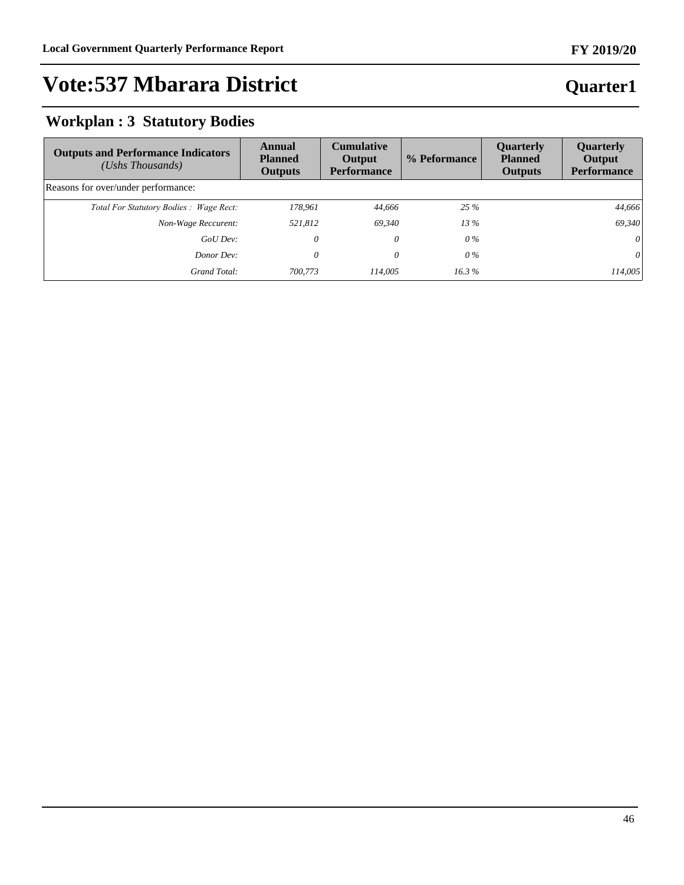# Vote:537 Mbarara District

## Quarter1

## Workplan : 3 Statutory Bodies

| Outputs and Performance Indicators *(Ushs Thousands)* | Annual Planned Outputs | Cumulative Output Performance | % Peformance | Quarterly Planned Outputs | Quarterly Output Performance |
|---|---|---|---|---|---|
| Reasons for over/under performance: | | | | | |
| *Total For Statutory Bodies : Wage Rect:* | *178,961* | *44,666* | *25 %* | | *44,666* |
| *Non-Wage Reccurent:* | *521,812* | *69,340* | *13 %* | | *69,340* |
| *GoU Dev:* | *0* | *0* | *0 %* | | *0* |
| *Donor Dev:* | *0* | *0* | *0 %* | | *0* |
| *Grand Total:* | *700,773* | *114,005* | *16.3 %* | | *114,005* |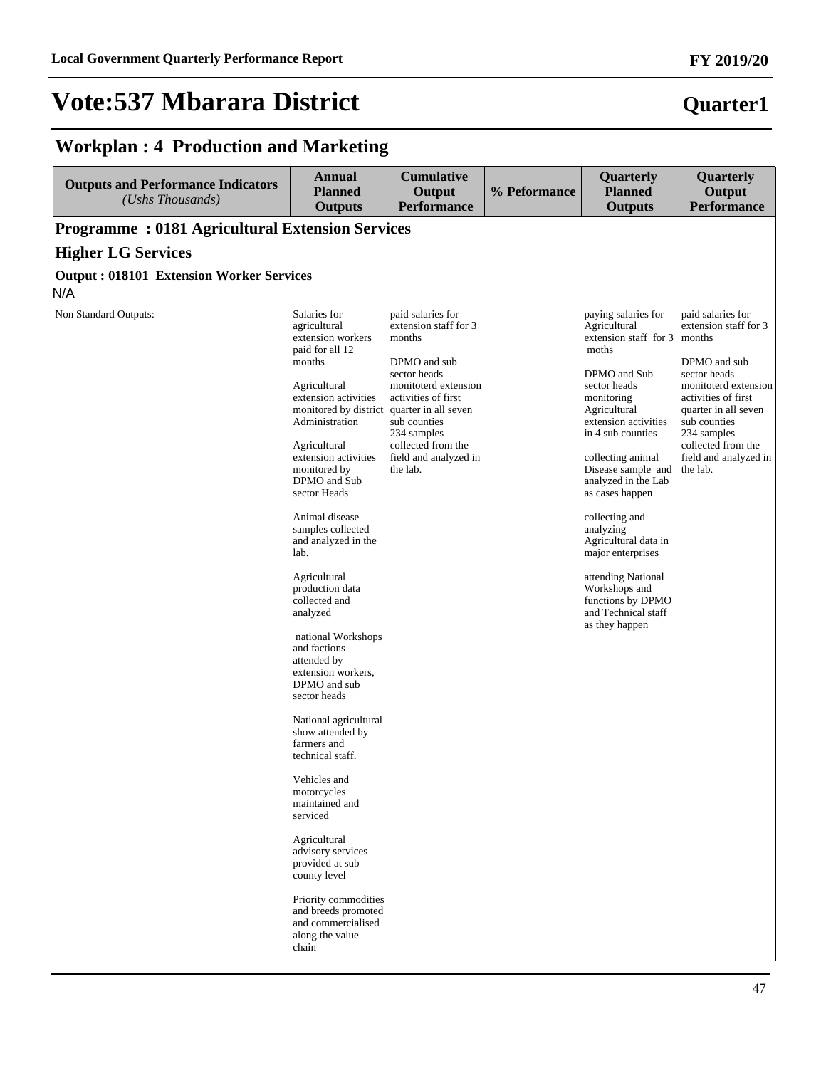# Vote:537 Mbarara District

**Quarter1**

## Workplan : 4 Production and Marketing

| Outputs and Performance Indicators *(Ushs Thousands)* | Annual Planned Outputs | Cumulative Output Performance | % Peformance | Quarterly Planned Outputs | Quarterly Output Performance |
|---|---|---|---|---|---|
| **Programme : 0181 Agricultural Extension Services** | | | | | |
| **Higher LG Services** | | | | | |
| **Output : 018101 Extension Worker Services** | | | | | |
| N/A | | | | | |
| Non Standard Outputs: | Salaries for agricultural extension workers paid for all 12 months<br><br>Agricultural extension activities monitored by district Administration<br><br>Agricultural extension activities monitored by DPMO and Sub sector Heads<br><br>Animal disease samples collected and analyzed in the lab.<br><br>Agricultural production data collected and analyzed<br><br>national Workshops and factions attended by extension workers, DPMO and sub sector heads<br><br>National agricultural show attended by farmers and technical staff.<br><br>Vehicles and motorcycles maintained and serviced<br><br>Agricultural advisory services provided at sub county level<br><br>Priority commodities and breeds promoted and commercialised along the value chain | paid salaries for extension staff for 3 months<br><br>DPMO and sub sector heads monitoterd extension activities of first quarter in all seven sub counties<br>234 samples collected from the field and analyzed in the lab. | | paying salaries for Agricultural extension staff for 3 moths<br><br>DPMO and Sub sector heads monitoring Agricultural extension activities in 4 sub counties<br><br>collecting animal Disease sample and analyzed in the Lab as cases happen<br><br>collecting and analyzing Agricultural data in major enterprises<br><br>attending National Workshops and functions by DPMO and Technical staff as they happen | paid salaries for extension staff for 3 months<br><br>DPMO and sub sector heads monitoterd extension activities of first quarter in all seven sub counties<br>234 samples collected from the field and analyzed in the lab. |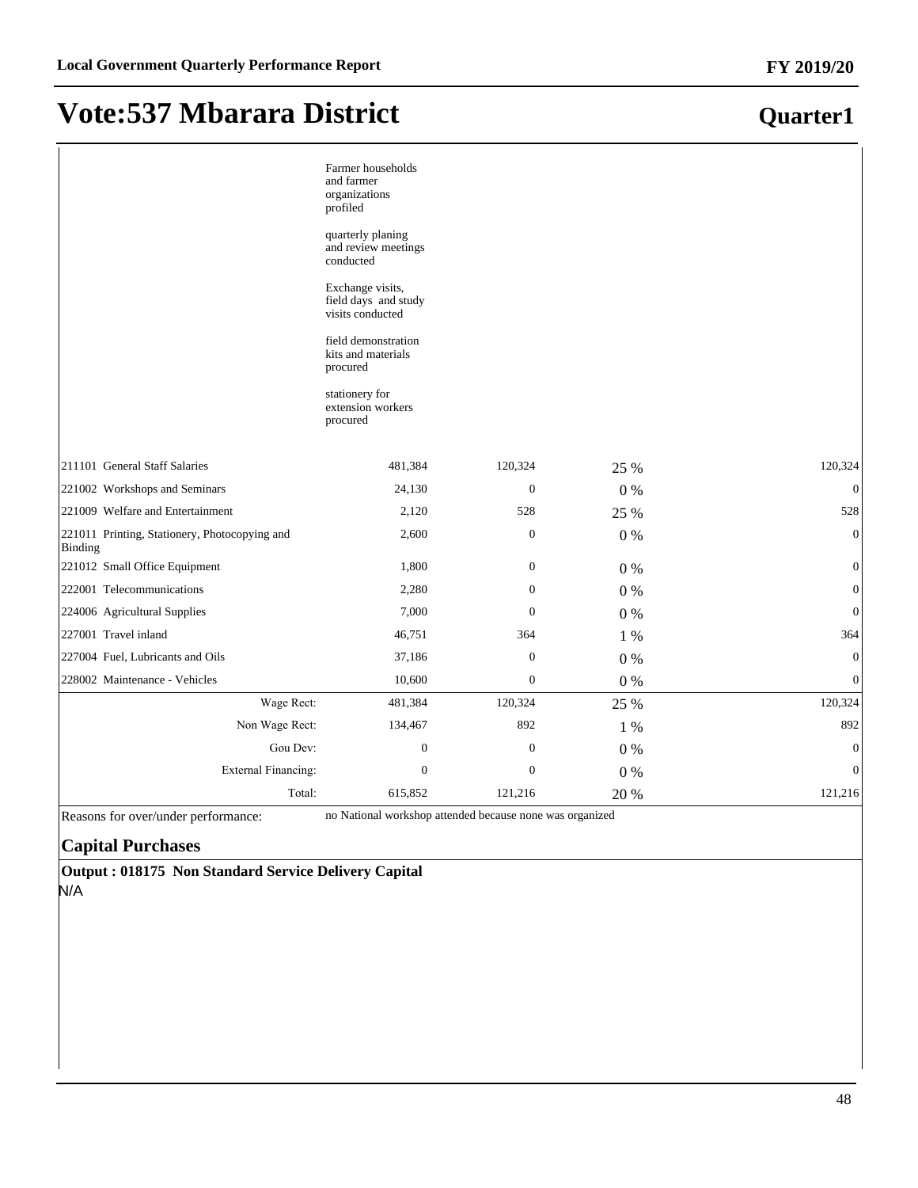# Vote:537 Mbarara District

## Quarter1

| | | | | |
|---|---|---|---|---|
| | Farmer households and farmer organizations profiled<br><br>quarterly planing and review meetings conducted<br><br>Exchange visits, field days and study visits conducted<br><br>field demonstration kits and materials procured<br><br>stationery for extension workers procured | | | |
| 211101 General Staff Salaries | 481,384 | 120,324 | 25 % | 120,324 |
| 221002 Workshops and Seminars | 24,130 | 0 | 0 % | 0 |
| 221009 Welfare and Entertainment | 2,120 | 528 | 25 % | 528 |
| 221011 Printing, Stationery, Photocopying and Binding | 2,600 | 0 | 0 % | 0 |
| 221012 Small Office Equipment | 1,800 | 0 | 0 % | 0 |
| 222001 Telecommunications | 2,280 | 0 | 0 % | 0 |
| 224006 Agricultural Supplies | 7,000 | 0 | 0 % | 0 |
| 227001 Travel inland | 46,751 | 364 | 1 % | 364 |
| 227004 Fuel, Lubricants and Oils | 37,186 | 0 | 0 % | 0 |
| 228002 Maintenance - Vehicles | 10,600 | 0 | 0 % | 0 |
| Wage Rect: | 481,384 | 120,324 | 25 % | 120,324 |
| Non Wage Rect: | 134,467 | 892 | 1 % | 892 |
| Gou Dev: | 0 | 0 | 0 % | 0 |
| External Financing: | 0 | 0 | 0 % | 0 |
| Total: | 615,852 | 121,216 | 20 % | 121,216 |

Reasons for over/under performance: no National workshop attended because none was organized

### Capital Purchases

**Output : 018175 Non Standard Service Delivery Capital**

N/A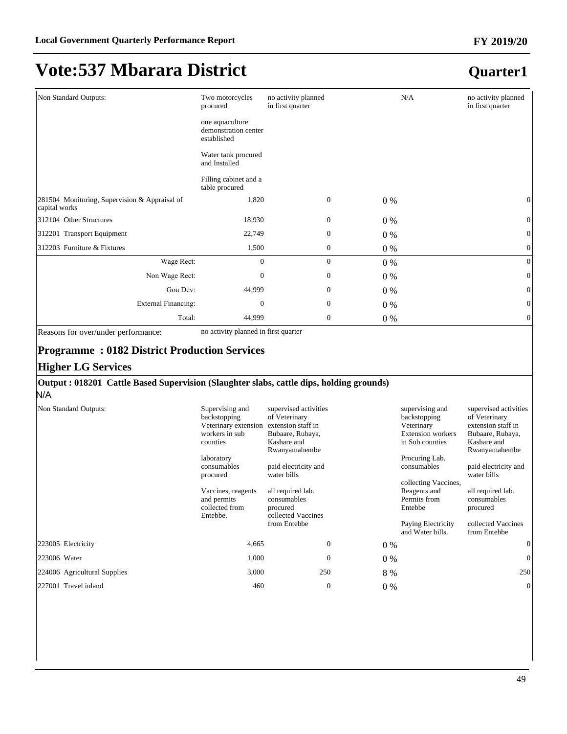# Vote:537 Mbarara District

## Quarter1

| | | | | |
|---|---|---|---|---|
| Non Standard Outputs: | Two motorcycles procured<br><br>one aquaculture demonstration center established<br><br>Water tank procured and Installed<br><br>Filling cabinet and a table procured | no activity planned in first quarter | N/A | no activity planned in first quarter |
| 281504 Monitoring, Supervision & Appraisal of capital works | 1,820 | 0 | 0 % | 0 |
| 312104 Other Structures | 18,930 | 0 | 0 % | 0 |
| 312201 Transport Equipment | 22,749 | 0 | 0 % | 0 |
| 312203 Furniture & Fixtures | 1,500 | 0 | 0 % | 0 |
| Wage Rect: | 0 | 0 | 0 % | 0 |
| Non Wage Rect: | 0 | 0 | 0 % | 0 |
| Gou Dev: | 44,999 | 0 | 0 % | 0 |
| External Financing: | 0 | 0 | 0 % | 0 |
| Total: | 44,999 | 0 | 0 % | 0 |

Reasons for over/under performance: no activity planned in first quarter

### Programme : 0182 District Production Services

### Higher LG Services

**Output : 018201 Cattle Based Supervision (Slaughter slabs, cattle dips, holding grounds)**

N/A

| | | | | | |
|---|---|---|---|---|---|
| Non Standard Outputs: | Supervising and backstopping Veterinary extension workers in sub counties<br><br>laboratory consumables procured<br><br>Vaccines, reagents and permits collected from Entebbe. | supervised activities of Veterinary extension staff in Bubaare, Rubaya, Kashare and Rwanyamahembe<br><br>paid electricity and water bills<br><br>all required lab. consumables procured<br>collected Vaccines from Entebbe | | supervising and backstopping Veterinary Extension workers in Sub counties<br><br>Procuring Lab. consumables<br><br>collecting Vaccines, Reagents and Permits from Entebbe<br><br>Paying Electricity and Water bills. | supervised activities of Veterinary extension staff in Bubaare, Rubaya, Kashare and Rwanyamahembe<br><br>paid electricity and water bills<br><br>all required lab. consumables procured<br><br>collected Vaccines from Entebbe |
| 223005 Electricity | 4,665 | 0 | 0 % | | 0 |
| 223006 Water | 1,000 | 0 | 0 % | | 0 |
| 224006 Agricultural Supplies | 3,000 | 250 | 8 % | | 250 |
| 227001 Travel inland | 460 | 0 | 0 % | | 0 |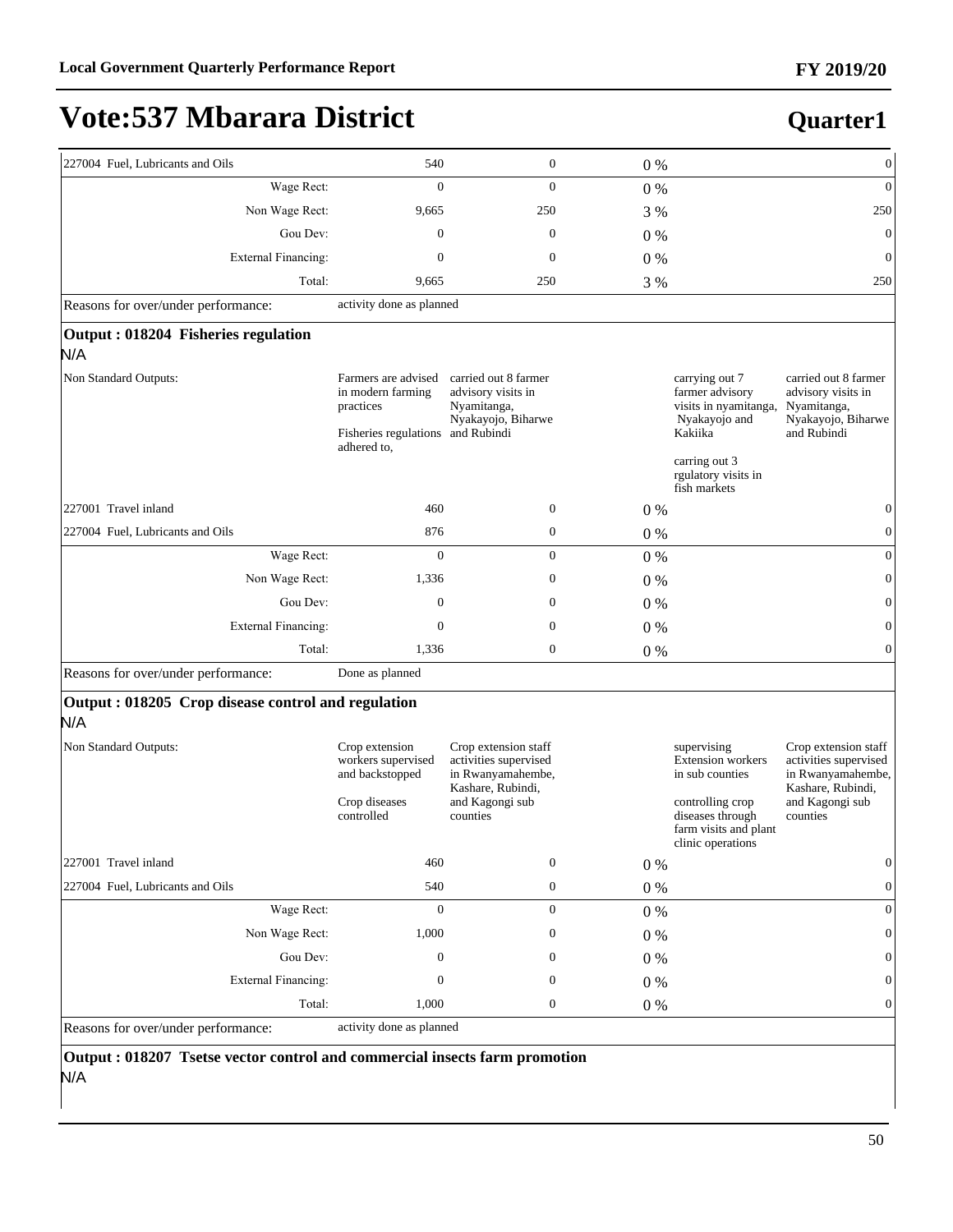# Vote:537 Mbarara District

## Quarter1

| | | | | | |
|---|---|---|---|---|---|
| 227004 Fuel, Lubricants and Oils | 540 | 0 | 0 % | | 0 |
| Wage Rect: | 0 | 0 | 0 % | | 0 |
| Non Wage Rect: | 9,665 | 250 | 3 % | | 250 |
| Gou Dev: | 0 | 0 | 0 % | | 0 |
| External Financing: | 0 | 0 | 0 % | | 0 |
| Total: | 9,665 | 250 | 3 % | | 250 |
| Reasons for over/under performance: | activity done as planned | | | | |

**Output : 018204 Fisheries regulation**

N/A

| | | | | | |
|---|---|---|---|---|---|
| Non Standard Outputs: | Farmers are advised in modern farming practices<br><br>Fisheries regulations adhered to, | carried out 8 farmer advisory visits in Nyamitanga, Nyakayojo, Biharwe and Rubindi | | carrying out 7 farmer advisory visits in nyamitanga, Nyakayojo and Kakiika<br><br>carring out 3 rgulatory visits in fish markets | carried out 8 farmer advisory visits in Nyamitanga, Nyakayojo, Biharwe and Rubindi |
| 227001 Travel inland | 460 | 0 | 0 % | | 0 |
| 227004 Fuel, Lubricants and Oils | 876 | 0 | 0 % | | 0 |
| Wage Rect: | 0 | 0 | 0 % | | 0 |
| Non Wage Rect: | 1,336 | 0 | 0 % | | 0 |
| Gou Dev: | 0 | 0 | 0 % | | 0 |
| External Financing: | 0 | 0 | 0 % | | 0 |
| Total: | 1,336 | 0 | 0 % | | 0 |
| Reasons for over/under performance: | Done as planned | | | | |

**Output : 018205 Crop disease control and regulation**

N/A

| | | | | | |
|---|---|---|---|---|---|
| Non Standard Outputs: | Crop extension workers supervised and backstopped<br><br>Crop diseases controlled | Crop extension staff activities supervised in Rwanyamahembe, Kashare, Rubindi, and Kagongi sub counties | | supervising Extension workers in sub counties<br><br>controlling crop diseases through farm visits and plant clinic operations | Crop extension staff activities supervised in Rwanyamahembe, Kashare, Rubindi, and Kagongi sub counties |
| 227001 Travel inland | 460 | 0 | 0 % | | 0 |
| 227004 Fuel, Lubricants and Oils | 540 | 0 | 0 % | | 0 |
| Wage Rect: | 0 | 0 | 0 % | | 0 |
| Non Wage Rect: | 1,000 | 0 | 0 % | | 0 |
| Gou Dev: | 0 | 0 | 0 % | | 0 |
| External Financing: | 0 | 0 | 0 % | | 0 |
| Total: | 1,000 | 0 | 0 % | | 0 |
| Reasons for over/under performance: | activity done as planned | | | | |

**Output : 018207 Tsetse vector control and commercial insects farm promotion**

N/A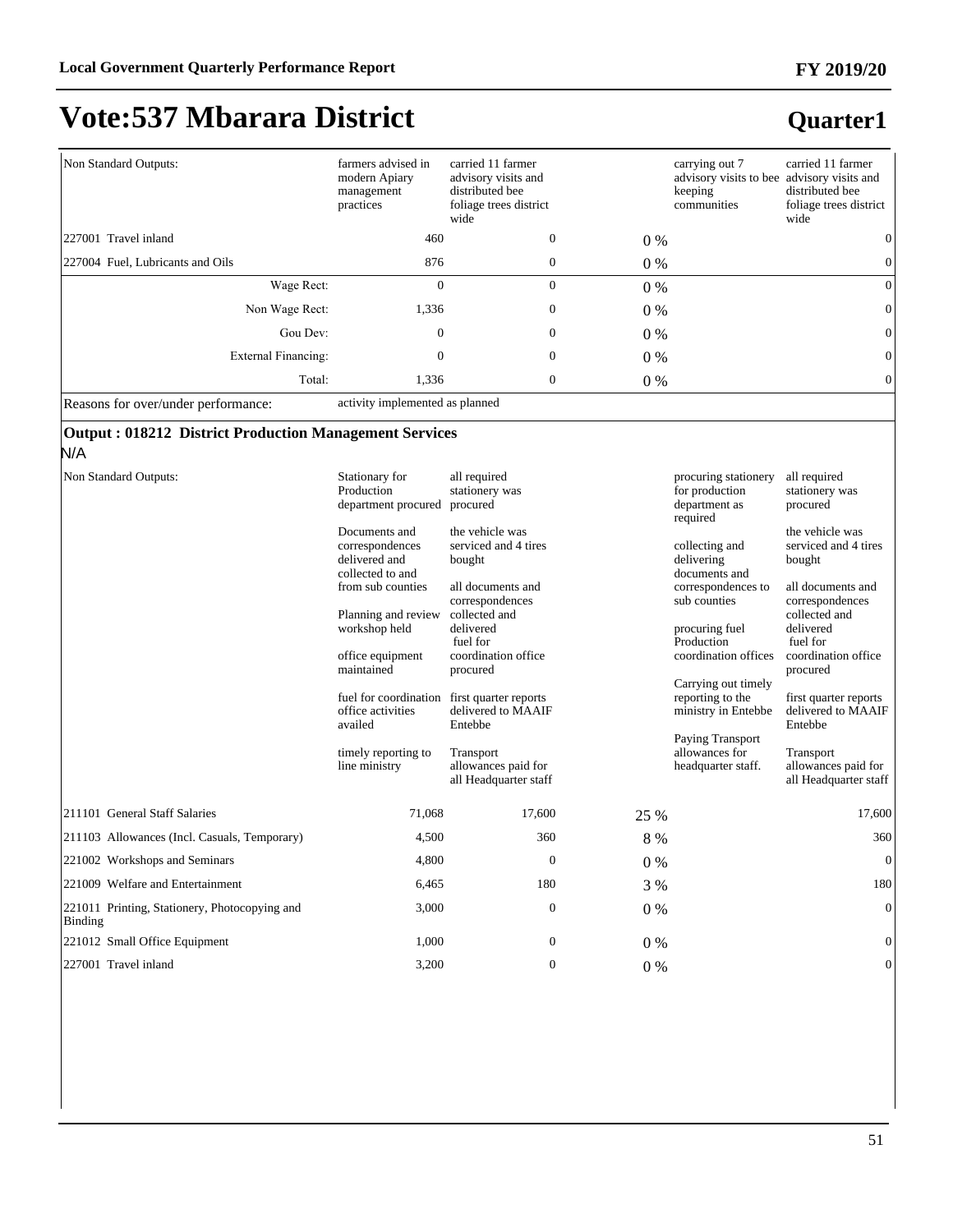# Vote:537 Mbarara District

## Quarter1

| | | | | | |
|---|---|---|---|---|---|
| Non Standard Outputs: | farmers advised in modern Apiary management practices | carried 11 farmer advisory visits and distributed bee foliage trees district wide | | carrying out 7 advisory visits to bee keeping communities | carried 11 farmer advisory visits and distributed bee foliage trees district wide |
| 227001 Travel inland | 460 | 0 | 0 % | | 0 |
| 227004 Fuel, Lubricants and Oils | 876 | 0 | 0 % | | 0 |
| Wage Rect: | 0 | 0 | 0 % | | 0 |
| Non Wage Rect: | 1,336 | 0 | 0 % | | 0 |
| Gou Dev: | 0 | 0 | 0 % | | 0 |
| External Financing: | 0 | 0 | 0 % | | 0 |
| Total: | 1,336 | 0 | 0 % | | 0 |
| Reasons for over/under performance: | activity implemented as planned | | | | |

### Output : 018212 District Production Management Services

N/A

| | | | | | |
|---|---|---|---|---|---|
| Non Standard Outputs: | Stationary for Production department procured<br><br>Documents and correspondences delivered and collected to and from sub counties<br><br>Planning and review workshop held<br><br>office equipment maintained<br><br>fuel for coordination office activities availed<br><br>timely reporting to line ministry | all required stationery was procured<br><br>the vehicle was serviced and 4 tires bought<br><br>all documents and correspondences collected and delivered<br>fuel for coordination office procured<br><br>first quarter reports delivered to MAAIF Entebbe<br><br>Transport allowances paid for all Headquarter staff | | procuring stationery for production department as required<br><br>collecting and delivering documents and correspondences to sub counties<br><br>procuring fuel Production coordination offices<br><br>Carrying out timely reporting to the ministry in Entebbe<br><br>Paying Transport allowances for headquarter staff. | all required stationery was procured<br><br>the vehicle was serviced and 4 tires bought<br><br>all documents and correspondences collected and delivered<br>fuel for coordination office procured<br><br>first quarter reports delivered to MAAIF Entebbe<br><br>Transport allowances paid for all Headquarter staff |
| 211101 General Staff Salaries | 71,068 | 17,600 | 25 % | | 17,600 |
| 211103 Allowances (Incl. Casuals, Temporary) | 4,500 | 360 | 8 % | | 360 |
| 221002 Workshops and Seminars | 4,800 | 0 | 0 % | | 0 |
| 221009 Welfare and Entertainment | 6,465 | 180 | 3 % | | 180 |
| 221011 Printing, Stationery, Photocopying and Binding | 3,000 | 0 | 0 % | | 0 |
| 221012 Small Office Equipment | 1,000 | 0 | 0 % | | 0 |
| 227001 Travel inland | 3,200 | 0 | 0 % | | 0 |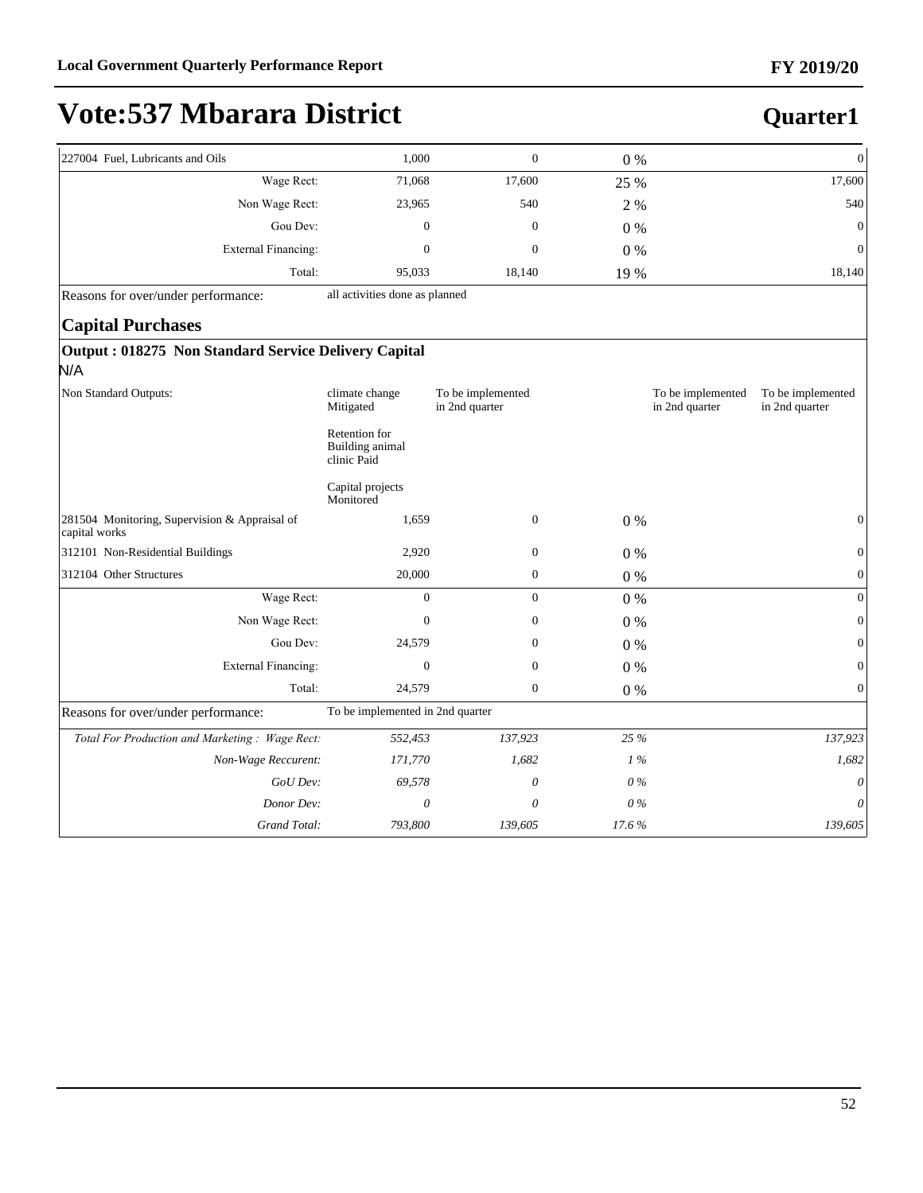# Vote:537 Mbarara District

## Quarter1

| | | | | | |
|---|---|---|---|---|---|
| 227004 Fuel, Lubricants and Oils | 1,000 | 0 | 0 % | | 0 |
| Wage Rect: | 71,068 | 17,600 | 25 % | | 17,600 |
| Non Wage Rect: | 23,965 | 540 | 2 % | | 540 |
| Gou Dev: | 0 | 0 | 0 % | | 0 |
| External Financing: | 0 | 0 | 0 % | | 0 |
| Total: | 95,033 | 18,140 | 19 % | | 18,140 |
| Reasons for over/under performance: | all activities done as planned | | | | |

### Capital Purchases

**Output : 018275 Non Standard Service Delivery Capital**

N/A

| | | | | | |
|---|---|---|---|---|---|
| Non Standard Outputs: | climate change Mitigated<br><br>Retention for Building animal clinic Paid<br><br>Capital projects Monitored | To be implemented in 2nd quarter | | To be implemented in 2nd quarter | To be implemented in 2nd quarter |
| 281504 Monitoring, Supervision & Appraisal of capital works | 1,659 | 0 | 0 % | | 0 |
| 312101 Non-Residential Buildings | 2,920 | 0 | 0 % | | 0 |
| 312104 Other Structures | 20,000 | 0 | 0 % | | 0 |
| Wage Rect: | 0 | 0 | 0 % | | 0 |
| Non Wage Rect: | 0 | 0 | 0 % | | 0 |
| Gou Dev: | 24,579 | 0 | 0 % | | 0 |
| External Financing: | 0 | 0 | 0 % | | 0 |
| Total: | 24,579 | 0 | 0 % | | 0 |
| Reasons for over/under performance: | To be implemented in 2nd quarter | | | | |
| *Total For Production and Marketing : Wage Rect:* | *552,453* | *137,923* | *25 %* | | *137,923* |
| *Non-Wage Reccurent:* | *171,770* | *1,682* | *1 %* | | *1,682* |
| *GoU Dev:* | *69,578* | *0* | *0 %* | | *0* |
| *Donor Dev:* | *0* | *0* | *0 %* | | *0* |
| *Grand Total:* | *793,800* | *139,605* | *17.6 %* | | *139,605* |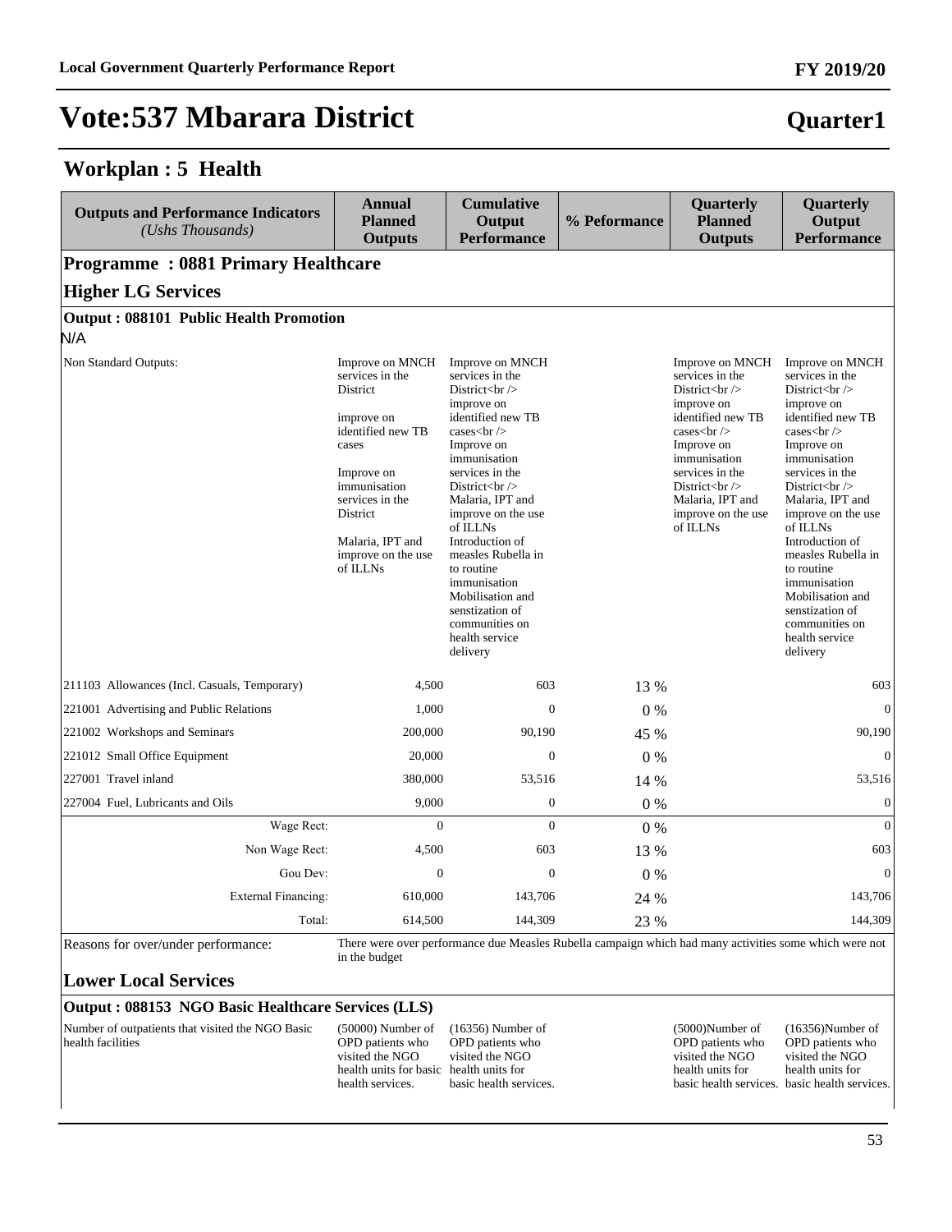# Vote:537 Mbarara District

**Quarter1**

## Workplan : 5 Health

| Outputs and Performance Indicators *(Ushs Thousands)* | Annual Planned Outputs | Cumulative Output Performance | % Peformance | Quarterly Planned Outputs | Quarterly Output Performance |
|---|---|---|---|---|---|
| **Programme : 0881 Primary Healthcare** | | | | | |
| **Higher LG Services** | | | | | |
| **Output : 088101 Public Health Promotion** | | | | | |
| N/A | | | | | |
| Non Standard Outputs: | Improve on MNCH services in the District<br><br>improve on identified new TB cases<br><br>Improve on immunisation services in the District<br><br>Malaria, IPT and improve on the use of ILLNs | Improve on MNCH services in the District<br /> improve on identified new TB cases<br /> Improve on immunisation services in the District<br /> Malaria, IPT and improve on the use of ILLNs Introduction of measles Rubella in to routine immunisation Mobilisation and senstization of communities on health service delivery | | Improve on MNCH services in the District<br /> improve on identified new TB cases<br /> Improve on immunisation services in the District<br /> Malaria, IPT and improve on the use of ILLNs | Improve on MNCH services in the District<br /> improve on identified new TB cases<br /> Improve on immunisation services in the District<br /> Malaria, IPT and improve on the use of ILLNs Introduction of measles Rubella in to routine immunisation Mobilisation and senstization of communities on health service delivery |
| 211103 Allowances (Incl. Casuals, Temporary) | 4,500 | 603 | 13 % | | 603 |
| 221001 Advertising and Public Relations | 1,000 | 0 | 0 % | | 0 |
| 221002 Workshops and Seminars | 200,000 | 90,190 | 45 % | | 90,190 |
| 221012 Small Office Equipment | 20,000 | 0 | 0 % | | 0 |
| 227001 Travel inland | 380,000 | 53,516 | 14 % | | 53,516 |
| 227004 Fuel, Lubricants and Oils | 9,000 | 0 | 0 % | | 0 |
| Wage Rect: | 0 | 0 | 0 % | | 0 |
| Non Wage Rect: | 4,500 | 603 | 13 % | | 603 |
| Gou Dev: | 0 | 0 | 0 % | | 0 |
| External Financing: | 610,000 | 143,706 | 24 % | | 143,706 |
| Total: | 614,500 | 144,309 | 23 % | | 144,309 |
| Reasons for over/under performance: | There were over performance due Measles Rubella campaign which had many activities some which were not in the budget | | | | |
| **Lower Local Services** | | | | | |
| **Output : 088153 NGO Basic Healthcare Services (LLS)** | | | | | |
| Number of outpatients that visited the NGO Basic health facilities | (50000) Number of OPD patients who visited the NGO health units for basic health services. | (16356) Number of OPD patients who visited the NGO health units for basic health services. | | (5000)Number of OPD patients who visited the NGO health units for basic health services. | (16356)Number of OPD patients who visited the NGO health units for basic health services. |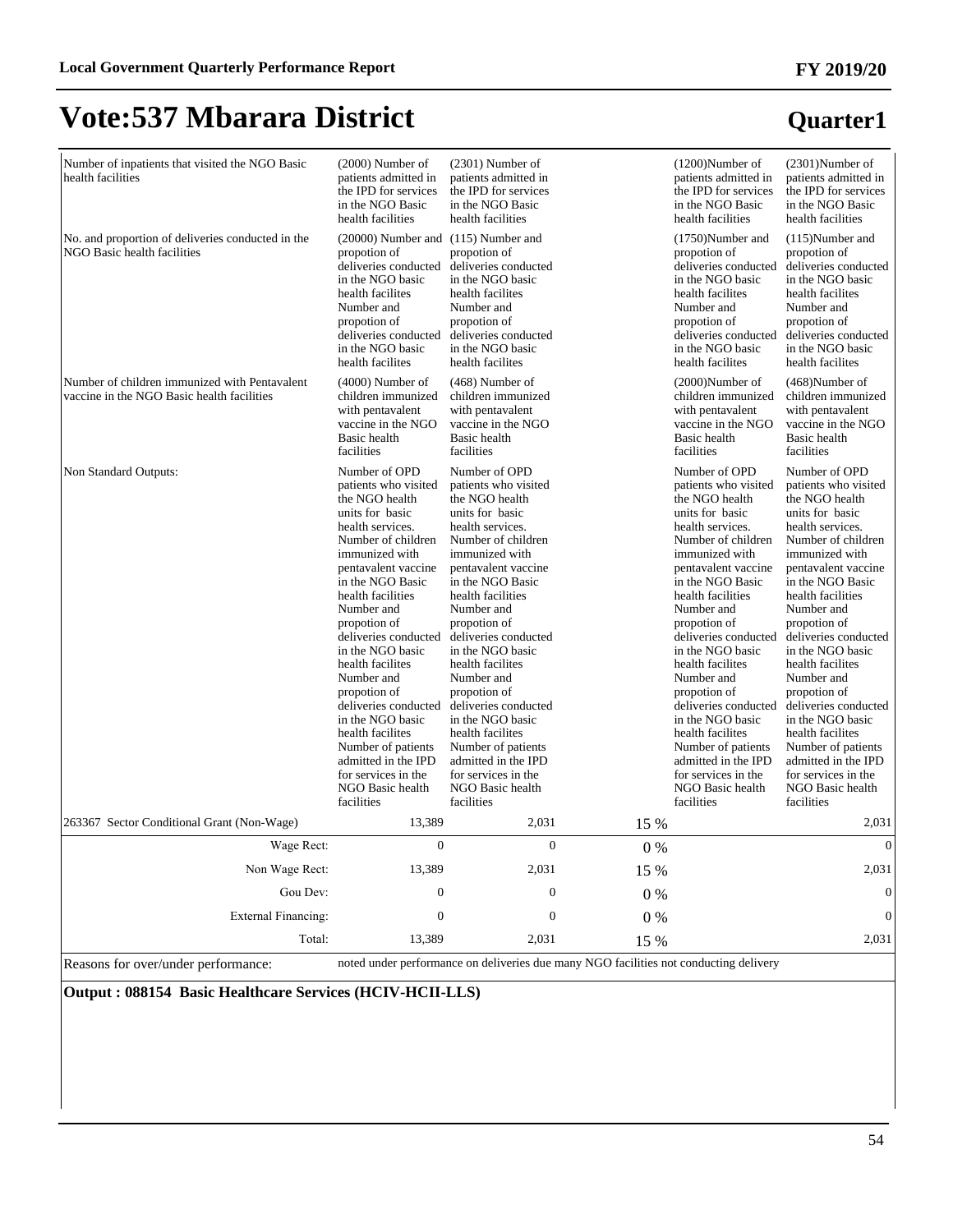# Vote:537 Mbarara District

## Quarter1

| | | | | | |
|---|---|---|---|---|---|
| Number of inpatients that visited the NGO Basic health facilities | (2000) Number of patients admitted in the IPD for services in the NGO Basic health facilities | (2301) Number of patients admitted in the IPD for services in the NGO Basic health facilities | | (1200)Number of patients admitted in the IPD for services in the NGO Basic health facilities | (2301)Number of patients admitted in the IPD for services in the NGO Basic health facilities |
| No. and proportion of deliveries conducted in the NGO Basic health facilities | (20000) Number and propotion of deliveries conducted in the NGO basic health facilites Number and propotion of deliveries conducted in the NGO basic health facilites | (115) Number and propotion of deliveries conducted in the NGO basic health facilites Number and propotion of deliveries conducted in the NGO basic health facilites | | (1750)Number and propotion of deliveries conducted in the NGO basic health facilites Number and propotion of deliveries conducted in the NGO basic health facilites | (115)Number and propotion of deliveries conducted in the NGO basic health facilites Number and propotion of deliveries conducted in the NGO basic health facilites |
| Number of children immunized with Pentavalent vaccine in the NGO Basic health facilities | (4000) Number of children immunized with pentavalent vaccine in the NGO Basic health facilities | (468) Number of children immunized with pentavalent vaccine in the NGO Basic health facilities | | (2000)Number of children immunized with pentavalent vaccine in the NGO Basic health facilities | (468)Number of children immunized with pentavalent vaccine in the NGO Basic health facilities |
| Non Standard Outputs: | Number of OPD patients who visited the NGO health units for basic health services. Number of children immunized with pentavalent vaccine in the NGO Basic health facilities Number and propotion of deliveries conducted in the NGO basic health facilites Number and propotion of deliveries conducted in the NGO basic health facilites Number of patients admitted in the IPD for services in the NGO Basic health facilities | Number of OPD patients who visited the NGO health units for basic health services. Number of children immunized with pentavalent vaccine in the NGO Basic health facilities Number and propotion of deliveries conducted in the NGO basic health facilites Number and propotion of deliveries conducted in the NGO basic health facilites Number of patients admitted in the IPD for services in the NGO Basic health facilities | | Number of OPD patients who visited the NGO health units for basic health services. Number of children immunized with pentavalent vaccine in the NGO Basic health facilities Number and propotion of deliveries conducted in the NGO basic health facilites Number and propotion of deliveries conducted in the NGO basic health facilites Number of patients admitted in the IPD for services in the NGO Basic health facilities | Number of OPD patients who visited the NGO health units for basic health services. Number of children immunized with pentavalent vaccine in the NGO Basic health facilities Number and propotion of deliveries conducted in the NGO basic health facilites Number and propotion of deliveries conducted in the NGO basic health facilites Number of patients admitted in the IPD for services in the NGO Basic health facilities |
| 263367 Sector Conditional Grant (Non-Wage) | 13,389 | 2,031 | 15 % | | 2,031 |
| Wage Rect: | 0 | 0 | 0 % | | 0 |
| Non Wage Rect: | 13,389 | 2,031 | 15 % | | 2,031 |
| Gou Dev: | 0 | 0 | 0 % | | 0 |
| External Financing: | 0 | 0 | 0 % | | 0 |
| Total: | 13,389 | 2,031 | 15 % | | 2,031 |
| Reasons for over/under performance: | noted under performance on deliveries due many NGO facilities not conducting delivery | | | | |

**Output : 088154 Basic Healthcare Services (HCIV-HCII-LLS)**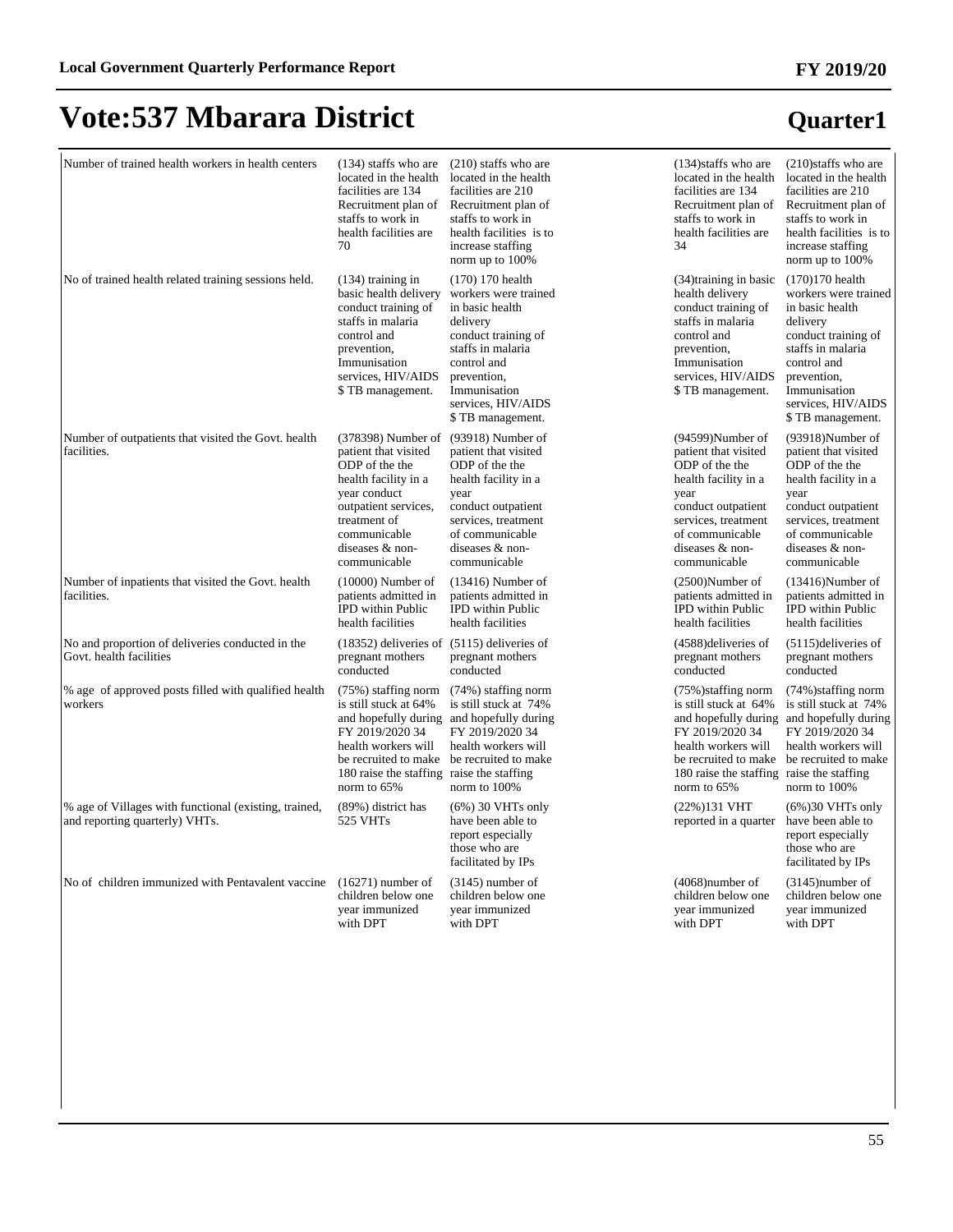# Vote:537 Mbarara District

## Quarter1

| | | | | | |
|---|---|---|---|---|---|
| Number of trained health workers in health centers | (134) staffs who are located in the health facilities are 134 Recruitment plan of staffs to work in health facilities are 70 | (210) staffs who are located in the health facilities are 210 Recruitment plan of staffs to work in health facilities is to increase staffing norm up to 100% | | (134)staffs who are located in the health facilities are 134 Recruitment plan of staffs to work in health facilities are 34 | (210)staffs who are located in the health facilities are 210 Recruitment plan of staffs to work in health facilities is to increase staffing norm up to 100% |
| No of trained health related training sessions held. | (134) training in basic health delivery conduct training of staffs in malaria control and prevention, Immunisation services, HIV/AIDS $ TB management. | (170) 170 health workers were trained in basic health delivery conduct training of staffs in malaria control and prevention, Immunisation services, HIV/AIDS $ TB management. | | (34)training in basic health delivery conduct training of staffs in malaria control and prevention, Immunisation services, HIV/AIDS $ TB management. | (170)170 health workers were trained in basic health delivery conduct training of staffs in malaria control and prevention, Immunisation services, HIV/AIDS $ TB management. |
| Number of outpatients that visited the Govt. health facilities. | (378398) Number of patient that visited ODP of the the health facility in a year conduct outpatient services, treatment of communicable diseases & non-communicable | (93918) Number of patient that visited ODP of the the health facility in a year conduct outpatient services, treatment of communicable diseases & non-communicable | | (94599)Number of patient that visited ODP of the the health facility in a year conduct outpatient services, treatment of communicable diseases & non-communicable | (93918)Number of patient that visited ODP of the the health facility in a year conduct outpatient services, treatment of communicable diseases & non-communicable |
| Number of inpatients that visited the Govt. health facilities. | (10000) Number of patients admitted in IPD within Public health facilities | (13416) Number of patients admitted in IPD within Public health facilities | | (2500)Number of patients admitted in IPD within Public health facilities | (13416)Number of patients admitted in IPD within Public health facilities |
| No and proportion of deliveries conducted in the Govt. health facilities | (18352) deliveries of pregnant mothers conducted | (5115) deliveries of pregnant mothers conducted | | (4588)deliveries of pregnant mothers conducted | (5115)deliveries of pregnant mothers conducted |
| % age of approved posts filled with qualified health workers | (75%) staffing norm is still stuck at 64% and hopefully during FY 2019/2020 34 health workers will be recruited to make 180 raise the staffing norm to 65% | (74%) staffing norm is still stuck at 74% and hopefully during FY 2019/2020 34 health workers will be recruited to make raise the staffing norm to 100% | | (75%)staffing norm is still stuck at 64% and hopefully during FY 2019/2020 34 health workers will be recruited to make 180 raise the staffing norm to 65% | (74%)staffing norm is still stuck at 74% and hopefully during FY 2019/2020 34 health workers will be recruited to make raise the staffing norm to 100% |
| % age of Villages with functional (existing, trained, and reporting quarterly) VHTs. | (89%) district has 525 VHTs | (6%) 30 VHTs only have been able to report especially those who are facilitated by IPs | | (22%)131 VHT reported in a quarter | (6%)30 VHTs only have been able to report especially those who are facilitated by IPs |
| No of children immunized with Pentavalent vaccine | (16271) number of children below one year immunized with DPT | (3145) number of children below one year immunized with DPT | | (4068)number of children below one year immunized with DPT | (3145)number of children below one year immunized with DPT |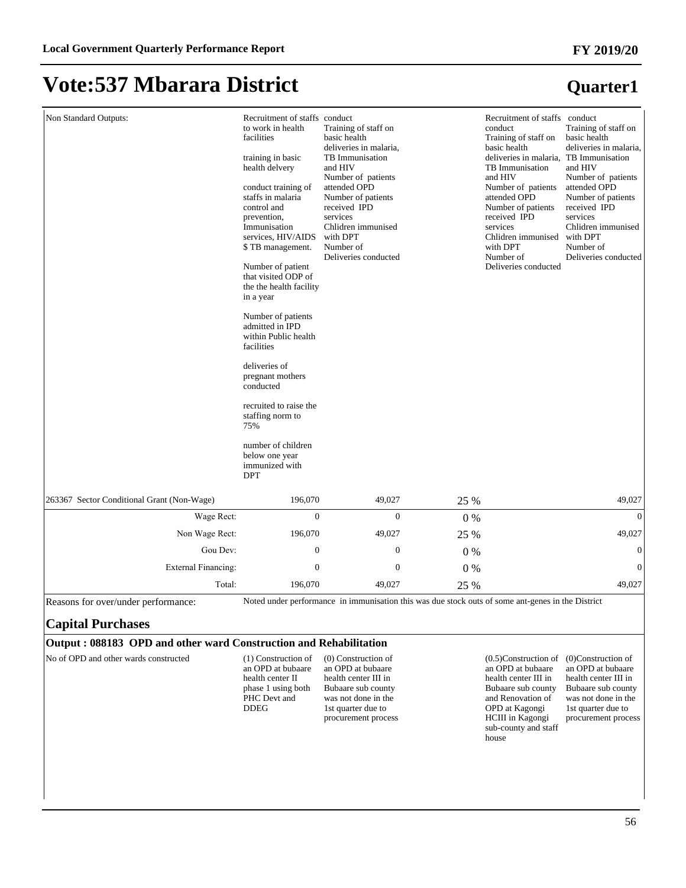# Vote:537 Mbarara District

## Quarter1

| | | | | | |
|---|---|---|---|---|---|
| Non Standard Outputs: | Recruitment of staffs to work in health facilities<br><br>training in basic health delvery<br><br>conduct training of staffs in malaria control and prevention, Immunisation services, HIV/AIDS $ TB management.<br><br>Number of patient that visited ODP of the the health facility in a year<br><br>Number of patients admitted in IPD within Public health facilities<br><br>deliveries of pregnant mothers conducted<br><br>recruited to raise the staffing norm to 75%<br><br>number of children below one year immunized with DPT | conduct Training of staff on basic health deliveries in malaria, TB Immunisation and HIV Number of patients attended OPD Number of patients received IPD services Chlidren immunised with DPT Number of Deliveries conducted | | Recruitment of staffs conduct Training of staff on basic health deliveries in malaria, TB Immunisation and HIV Number of patients attended OPD Number of patients received IPD services Chlidren immunised with DPT Number of Deliveries conducted | conduct Training of staff on basic health deliveries in malaria, TB Immunisation and HIV Number of patients attended OPD Number of patients received IPD services Chlidren immunised with DPT Number of Deliveries conducted |
| 263367 Sector Conditional Grant (Non-Wage) | 196,070 | 49,027 | 25 % | | 49,027 |
| Wage Rect: | 0 | 0 | 0 % | | 0 |
| Non Wage Rect: | 196,070 | 49,027 | 25 % | | 49,027 |
| Gou Dev: | 0 | 0 | 0 % | | 0 |
| External Financing: | 0 | 0 | 0 % | | 0 |
| Total: | 196,070 | 49,027 | 25 % | | 49,027 |

Reasons for over/under performance: Noted under performance in immunisation this was due stock outs of some ant-genes in the District

### Capital Purchases

#### Output : 088183 OPD and other ward Construction and Rehabilitation

| | | | | |
|---|---|---|---|---|
| No of OPD and other wards constructed | (1) Construction of an OPD at bubaare health center II phase 1 using both PHC Devt and DDEG | (0) Construction of an OPD at bubaare health center III in Bubaare sub county was not done in the 1st quarter due to procurement process | (0.5)Construction of an OPD at bubaare health center III in Bubaare sub county and Renovation of OPD at Kagongi HCIII in Kagongi sub-county and staff house | (0)Construction of an OPD at bubaare health center III in Bubaare sub county was not done in the 1st quarter due to procurement process |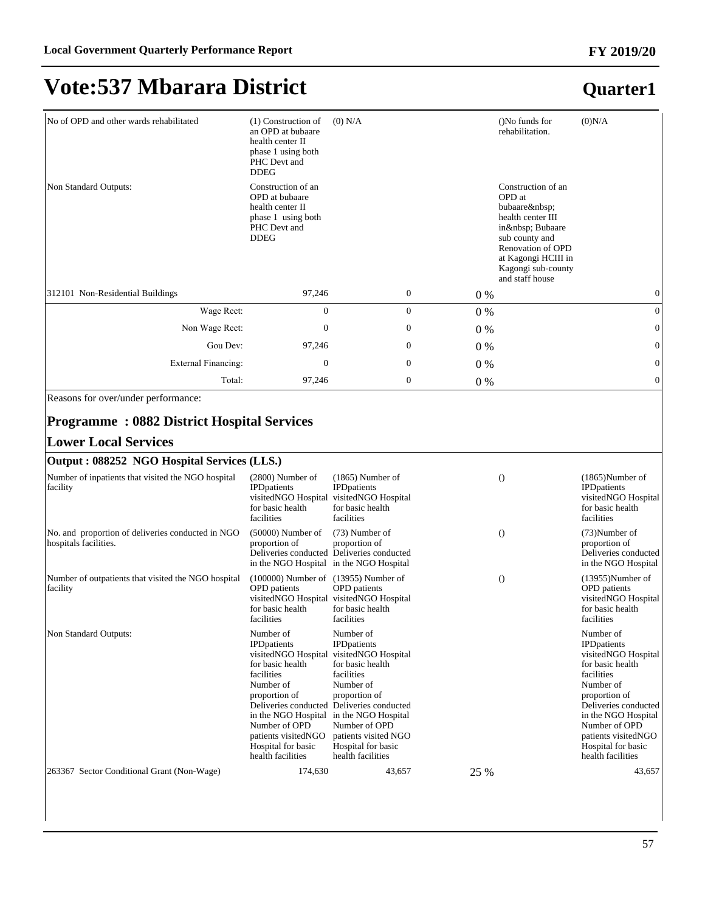# Vote:537 Mbarara District

## Quarter1

| | | | | | |
|---|---|---|---|---|---|
| No of OPD and other wards rehabilitated | (1) Construction of an OPD at bubaare health center II phase 1 using both PHC Devt and DDEG | (0) N/A | | ()No funds for rehabilitation. | (0)N/A |
| Non Standard Outputs: | Construction of an OPD at bubaare health center II phase 1 using both PHC Devt and DDEG | | | Construction of an OPD at bubaare&nbsp; health center III in&nbsp; Bubaare sub county and Renovation of OPD at Kagongi HCIII in Kagongi sub-county and staff house | |
| 312101 Non-Residential Buildings | 97,246 | 0 | 0 % | | 0 |
| Wage Rect: | 0 | 0 | 0 % | | 0 |
| Non Wage Rect: | 0 | 0 | 0 % | | 0 |
| Gou Dev: | 97,246 | 0 | 0 % | | 0 |
| External Financing: | 0 | 0 | 0 % | | 0 |
| Total: | 97,246 | 0 | 0 % | | 0 |

Reasons for over/under performance:

### Programme : 0882 District Hospital Services

### Lower Local Services

**Output : 088252 NGO Hospital Services (LLS.)**

| | | | | | |
|---|---|---|---|---|---|
| Number of inpatients that visited the NGO hospital facility | (2800) Number of IPDpatients visitedNGO Hospital for basic health facilities | (1865) Number of IPDpatients visitedNGO Hospital for basic health facilities | | () | (1865)Number of IPDpatients visitedNGO Hospital for basic health facilities |
| No. and proportion of deliveries conducted in NGO hospitals facilities. | (50000) Number of proportion of Deliveries conducted in the NGO Hospital | (73) Number of proportion of Deliveries conducted in the NGO Hospital | | () | (73)Number of proportion of Deliveries conducted in the NGO Hospital |
| Number of outpatients that visited the NGO hospital facility | (100000) Number of OPD patients visitedNGO Hospital for basic health facilities | (13955) Number of OPD patients visitedNGO Hospital for basic health facilities | | () | (13955)Number of OPD patients visitedNGO Hospital for basic health facilities |
| Non Standard Outputs: | Number of IPDpatients visitedNGO Hospital for basic health facilities Number of proportion of Deliveries conducted in the NGO Hospital Number of OPD patients visitedNGO Hospital for basic health facilities | Number of IPDpatients visitedNGO Hospital for basic health facilities Number of proportion of Deliveries conducted in the NGO Hospital Number of OPD patients visited NGO Hospital for basic health facilities | | | Number of IPDpatients visitedNGO Hospital for basic health facilities Number of proportion of Deliveries conducted in the NGO Hospital Number of OPD patients visitedNGO Hospital for basic health facilities |
| 263367 Sector Conditional Grant (Non-Wage) | 174,630 | 43,657 | 25 % | | 43,657 |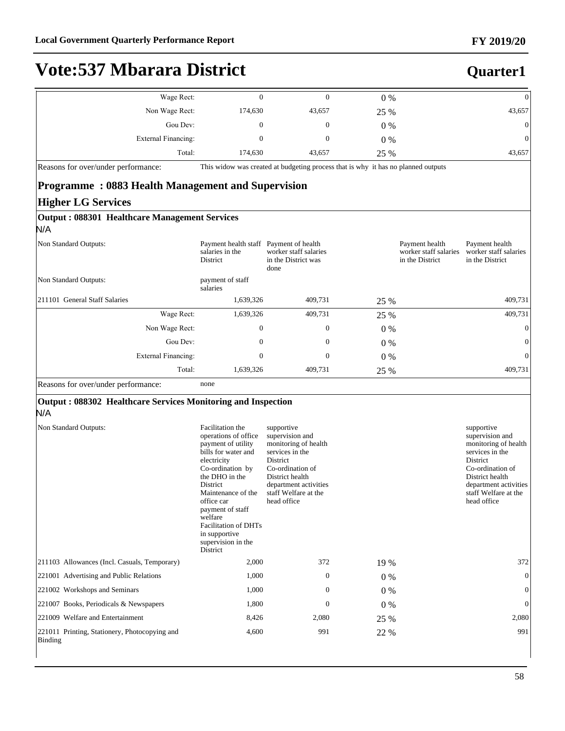# Vote:537 Mbarara District

**Quarter1**

| | | | | | |
|---|---|---|---|---|---|
| Wage Rect: | 0 | 0 | 0 % | | 0 |
| Non Wage Rect: | 174,630 | 43,657 | 25 % | | 43,657 |
| Gou Dev: | 0 | 0 | 0 % | | 0 |
| External Financing: | 0 | 0 | 0 % | | 0 |
| Total: | 174,630 | 43,657 | 25 % | | 43,657 |

Reasons for over/under performance: This widow was created at budgeting process that is why it has no planned outputs

## Programme : 0883 Health Management and Supervision

### Higher LG Services

**Output : 088301 Healthcare Management Services**

N/A

| | | | | | |
|---|---|---|---|---|---|
| Non Standard Outputs: | Payment health staff salaries in the District | Payment of health worker staff salaries in the District was done | | Payment health worker staff salaries in the District | Payment health worker staff salaries in the District |
| Non Standard Outputs: | payment of staff salaries | | | | |
| 211101 General Staff Salaries | 1,639,326 | 409,731 | 25 % | | 409,731 |
| Wage Rect: | 1,639,326 | 409,731 | 25 % | | 409,731 |
| Non Wage Rect: | 0 | 0 | 0 % | | 0 |
| Gou Dev: | 0 | 0 | 0 % | | 0 |
| External Financing: | 0 | 0 | 0 % | | 0 |
| Total: | 1,639,326 | 409,731 | 25 % | | 409,731 |

Reasons for over/under performance: none

**Output : 088302 Healthcare Services Monitoring and Inspection**

N/A

| | | | | | |
|---|---|---|---|---|---|
| Non Standard Outputs: | Facilitation the operations of office payment of utility bills for water and electricity Co-ordination by the DHO in the District Maintenance of the office car payment of staff welfare Facilitation of DHTs in supportive supervision in the District | supportive supervision and monitoring of health services in the District Co-ordination of District health department activities staff Welfare at the head office | | | supportive supervision and monitoring of health services in the District Co-ordination of District health department activities staff Welfare at the head office |
| 211103 Allowances (Incl. Casuals, Temporary) | 2,000 | 372 | 19 % | | 372 |
| 221001 Advertising and Public Relations | 1,000 | 0 | 0 % | | 0 |
| 221002 Workshops and Seminars | 1,000 | 0 | 0 % | | 0 |
| 221007 Books, Periodicals & Newspapers | 1,800 | 0 | 0 % | | 0 |
| 221009 Welfare and Entertainment | 8,426 | 2,080 | 25 % | | 2,080 |
| 221011 Printing, Stationery, Photocopying and Binding | 4,600 | 991 | 22 % | | 991 |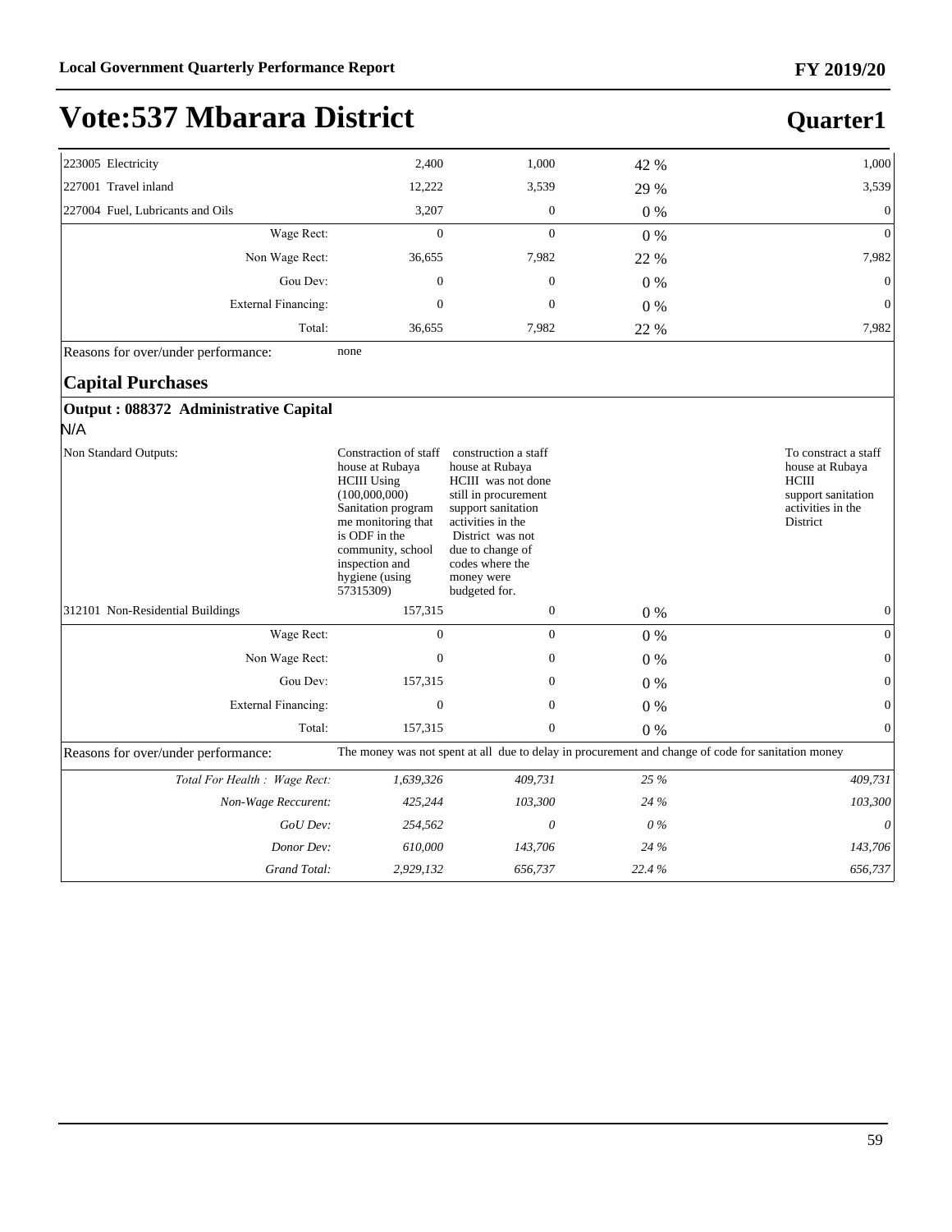# Vote:537 Mbarara District

## Quarter1

| | | | | |
|---|---|---|---|---|
| 223005 Electricity | 2,400 | 1,000 | 42 % | 1,000 |
| 227001 Travel inland | 12,222 | 3,539 | 29 % | 3,539 |
| 227004 Fuel, Lubricants and Oils | 3,207 | 0 | 0 % | 0 |
| Wage Rect: | 0 | 0 | 0 % | 0 |
| Non Wage Rect: | 36,655 | 7,982 | 22 % | 7,982 |
| Gou Dev: | 0 | 0 | 0 % | 0 |
| External Financing: | 0 | 0 | 0 % | 0 |
| Total: | 36,655 | 7,982 | 22 % | 7,982 |
| Reasons for over/under performance: | none | | | |

### Capital Purchases

**Output : 088372 Administrative Capital**

N/A

| | | | | |
|---|---|---|---|---|
| Non Standard Outputs: | Constraction of staff house at Rubaya HCIII Using (100,000,000) Sanitation programme monitoring that is ODF in the community, school inspection and hygiene (using 57315309) | construction a staff house at Rubaya HCIII was not done still in procurement support sanitation activities in the District was not due to change of codes where the money were budgeted for. | | To constract a staff house at Rubaya HCIII support sanitation activities in the District |
| 312101 Non-Residential Buildings | 157,315 | 0 | 0 % | 0 |
| Wage Rect: | 0 | 0 | 0 % | 0 |
| Non Wage Rect: | 0 | 0 | 0 % | 0 |
| Gou Dev: | 157,315 | 0 | 0 % | 0 |
| External Financing: | 0 | 0 | 0 % | 0 |
| Total: | 157,315 | 0 | 0 % | 0 |
| Reasons for over/under performance: | The money was not spent at all due to delay in procurement and change of code for sanitation money | | | |
| *Total For Health : Wage Rect:* | *1,639,326* | *409,731* | *25 %* | *409,731* |
| *Non-Wage Reccurent:* | *425,244* | *103,300* | *24 %* | *103,300* |
| *GoU Dev:* | *254,562* | *0* | *0 %* | *0* |
| *Donor Dev:* | *610,000* | *143,706* | *24 %* | *143,706* |
| *Grand Total:* | *2,929,132* | *656,737* | *22.4 %* | *656,737* |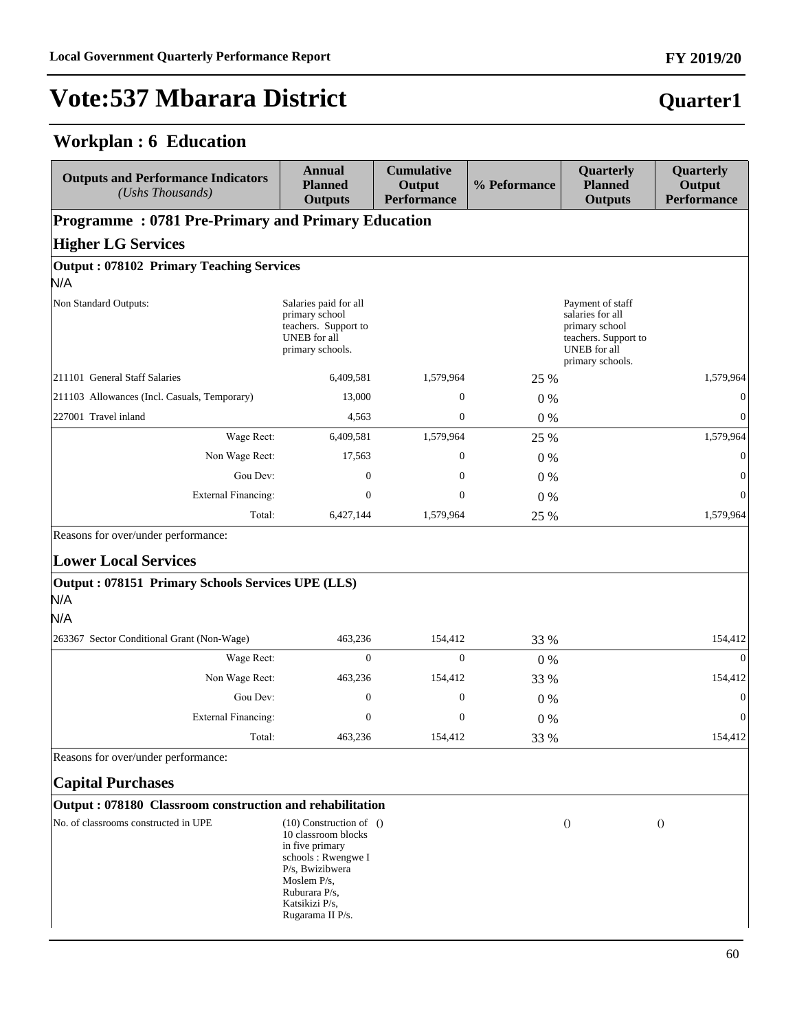# Vote:537 Mbarara District

**Quarter1**

## Workplan : 6 Education

| Outputs and Performance Indicators *(Ushs Thousands)* | Annual Planned Outputs | Cumulative Output Performance | % Peformance | Quarterly Planned Outputs | Quarterly Output Performance |
|---|---|---|---|---|---|
| **Programme : 0781 Pre-Primary and Primary Education** | | | | | |
| **Higher LG Services** | | | | | |
| **Output : 078102 Primary Teaching Services** | | | | | |
| N/A | | | | | |
| Non Standard Outputs: | Salaries paid for all primary school teachers. Support to UNEB for all primary schools. | | | Payment of staff salaries for all primary school teachers. Support to UNEB for all primary schools. | |
| 211101 General Staff Salaries | 6,409,581 | 1,579,964 | 25 % | | 1,579,964 |
| 211103 Allowances (Incl. Casuals, Temporary) | 13,000 | 0 | 0 % | | 0 |
| 227001 Travel inland | 4,563 | 0 | 0 % | | 0 |
| Wage Rect: | 6,409,581 | 1,579,964 | 25 % | | 1,579,964 |
| Non Wage Rect: | 17,563 | 0 | 0 % | | 0 |
| Gou Dev: | 0 | 0 | 0 % | | 0 |
| External Financing: | 0 | 0 | 0 % | | 0 |
| Total: | 6,427,144 | 1,579,964 | 25 % | | 1,579,964 |
| Reasons for over/under performance: | | | | | |
| **Lower Local Services** | | | | | |
| **Output : 078151 Primary Schools Services UPE (LLS)** | | | | | |
| N/A | | | | | |
| N/A | | | | | |
| 263367 Sector Conditional Grant (Non-Wage) | 463,236 | 154,412 | 33 % | | 154,412 |
| Wage Rect: | 0 | 0 | 0 % | | 0 |
| Non Wage Rect: | 463,236 | 154,412 | 33 % | | 154,412 |
| Gou Dev: | 0 | 0 | 0 % | | 0 |
| External Financing: | 0 | 0 | 0 % | | 0 |
| Total: | 463,236 | 154,412 | 33 % | | 154,412 |
| Reasons for over/under performance: | | | | | |
| **Capital Purchases** | | | | | |
| **Output : 078180 Classroom construction and rehabilitation** | | | | | |
| No. of classrooms constructed in UPE | (10) Construction of 10 classroom blocks in five primary schools : Rwengwe I P/s, Bwizibwera Moslem P/s, Ruburara P/s, Katsikizi P/s, Rugarama II P/s. | () | | () | () |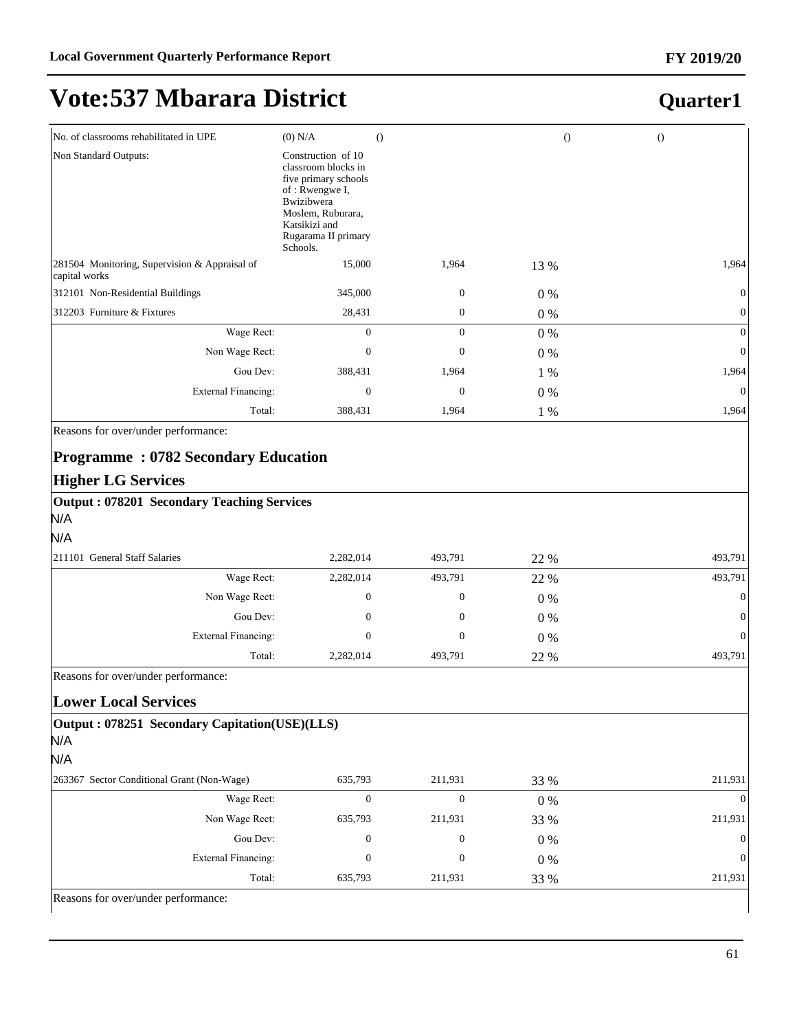# Vote:537 Mbarara District

## Quarter1

| | | | | |
|---|---|---|---|---|
| No. of classrooms rehabilitated in UPE | (0) N/A | () | () | () |
| Non Standard Outputs: | Construction of 10 classroom blocks in five primary schools of : Rwengwe I, Bwizibwera Moslem, Ruburara, Katsikizi and Rugarama II primary Schools. | | | |
| 281504 Monitoring, Supervision & Appraisal of capital works | 15,000 | 1,964 | 13 % | 1,964 |
| 312101 Non-Residential Buildings | 345,000 | 0 | 0 % | 0 |
| 312203 Furniture & Fixtures | 28,431 | 0 | 0 % | 0 |
| Wage Rect: | 0 | 0 | 0 % | 0 |
| Non Wage Rect: | 0 | 0 | 0 % | 0 |
| Gou Dev: | 388,431 | 1,964 | 1 % | 1,964 |
| External Financing: | 0 | 0 | 0 % | 0 |
| Total: | 388,431 | 1,964 | 1 % | 1,964 |

Reasons for over/under performance:

### Programme : 0782 Secondary Education

### Higher LG Services

**Output : 078201 Secondary Teaching Services**

N/A

N/A

| | | | | |
|---|---|---|---|---|
| 211101 General Staff Salaries | 2,282,014 | 493,791 | 22 % | 493,791 |
| Wage Rect: | 2,282,014 | 493,791 | 22 % | 493,791 |
| Non Wage Rect: | 0 | 0 | 0 % | 0 |
| Gou Dev: | 0 | 0 | 0 % | 0 |
| External Financing: | 0 | 0 | 0 % | 0 |
| Total: | 2,282,014 | 493,791 | 22 % | 493,791 |

Reasons for over/under performance:

### Lower Local Services

**Output : 078251 Secondary Capitation(USE)(LLS)**

N/A

N/A

| | | | | |
|---|---|---|---|---|
| 263367 Sector Conditional Grant (Non-Wage) | 635,793 | 211,931 | 33 % | 211,931 |
| Wage Rect: | 0 | 0 | 0 % | 0 |
| Non Wage Rect: | 635,793 | 211,931 | 33 % | 211,931 |
| Gou Dev: | 0 | 0 | 0 % | 0 |
| External Financing: | 0 | 0 | 0 % | 0 |
| Total: | 635,793 | 211,931 | 33 % | 211,931 |

Reasons for over/under performance: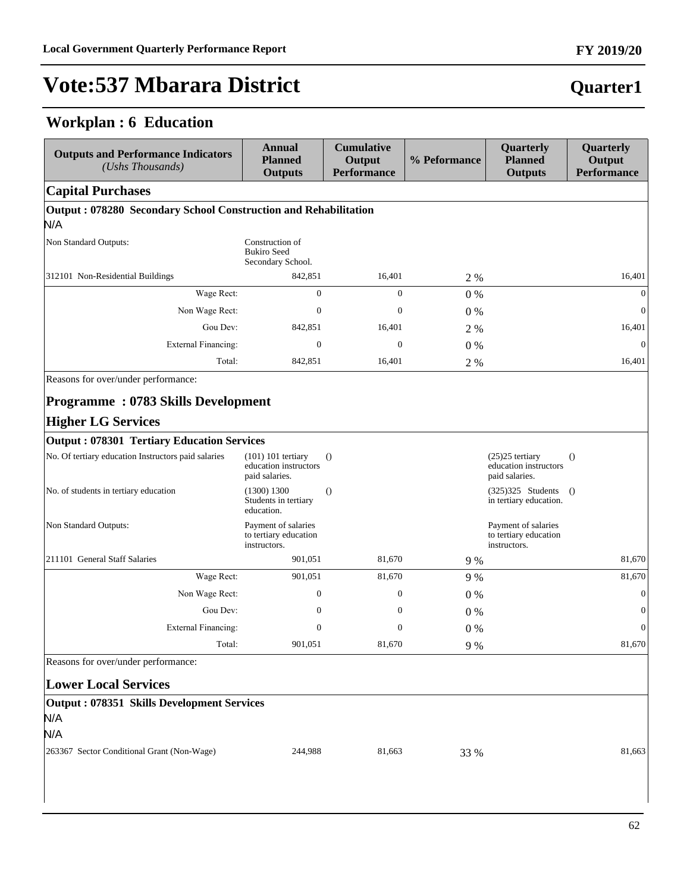# Vote:537 Mbarara District

**Quarter1**

## Workplan : 6 Education

| Outputs and Performance Indicators *(Ushs Thousands)* | Annual Planned Outputs | Cumulative Output Performance | % Peformance | Quarterly Planned Outputs | Quarterly Output Performance |
|---|---|---|---|---|---|
| **Capital Purchases** | | | | | |
| **Output : 078280 Secondary School Construction and Rehabilitation** | | | | | |
| N/A | | | | | |
| Non Standard Outputs: | Construction of Bukiro Seed Secondary School. | | | | |
| 312101 Non-Residential Buildings | 842,851 | 16,401 | 2 % | | 16,401 |
| Wage Rect: | 0 | 0 | 0 % | | 0 |
| Non Wage Rect: | 0 | 0 | 0 % | | 0 |
| Gou Dev: | 842,851 | 16,401 | 2 % | | 16,401 |
| External Financing: | 0 | 0 | 0 % | | 0 |
| Total: | 842,851 | 16,401 | 2 % | | 16,401 |
| Reasons for over/under performance: | | | | | |
| **Programme : 0783 Skills Development** | | | | | |
| **Higher LG Services** | | | | | |
| **Output : 078301 Tertiary Education Services** | | | | | |
| No. Of tertiary education Instructors paid salaries | (101) 101 tertiary education instructors paid salaries. | () | | (25)25 tertiary education instructors paid salaries. | () |
| No. of students in tertiary education | (1300) 1300 Students in tertiary education. | () | | (325)325 Students in tertiary education. | () |
| Non Standard Outputs: | Payment of salaries to tertiary education instructors. | | | Payment of salaries to tertiary education instructors. | |
| 211101 General Staff Salaries | 901,051 | 81,670 | 9 % | | 81,670 |
| Wage Rect: | 901,051 | 81,670 | 9 % | | 81,670 |
| Non Wage Rect: | 0 | 0 | 0 % | | 0 |
| Gou Dev: | 0 | 0 | 0 % | | 0 |
| External Financing: | 0 | 0 | 0 % | | 0 |
| Total: | 901,051 | 81,670 | 9 % | | 81,670 |
| Reasons for over/under performance: | | | | | |
| **Lower Local Services** | | | | | |
| **Output : 078351 Skills Development Services** | | | | | |
| N/A | | | | | |
| N/A | | | | | |
| 263367 Sector Conditional Grant (Non-Wage) | 244,988 | 81,663 | 33 % | | 81,663 |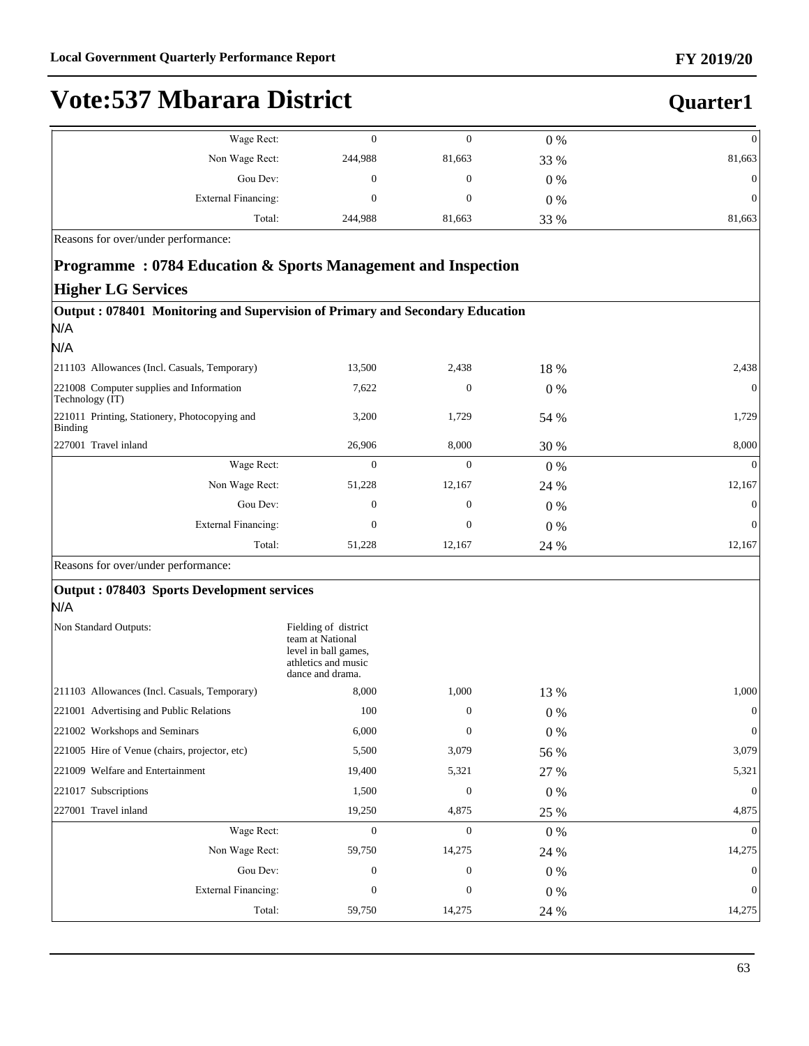# Vote:537 Mbarara District

**Quarter1**

| | | | | |
|---|---|---|---|---|
| Wage Rect: | 0 | 0 | 0 % | 0 |
| Non Wage Rect: | 244,988 | 81,663 | 33 % | 81,663 |
| Gou Dev: | 0 | 0 | 0 % | 0 |
| External Financing: | 0 | 0 | 0 % | 0 |
| Total: | 244,988 | 81,663 | 33 % | 81,663 |

Reasons for over/under performance:

## Programme : 0784 Education & Sports Management and Inspection

### Higher LG Services

**Output : 078401 Monitoring and Supervision of Primary and Secondary Education**

N/A

N/A

| | | | | |
|---|---|---|---|---|
| 211103 Allowances (Incl. Casuals, Temporary) | 13,500 | 2,438 | 18 % | 2,438 |
| 221008 Computer supplies and Information Technology (IT) | 7,622 | 0 | 0 % | 0 |
| 221011 Printing, Stationery, Photocopying and Binding | 3,200 | 1,729 | 54 % | 1,729 |
| 227001 Travel inland | 26,906 | 8,000 | 30 % | 8,000 |
| Wage Rect: | 0 | 0 | 0 % | 0 |
| Non Wage Rect: | 51,228 | 12,167 | 24 % | 12,167 |
| Gou Dev: | 0 | 0 | 0 % | 0 |
| External Financing: | 0 | 0 | 0 % | 0 |
| Total: | 51,228 | 12,167 | 24 % | 12,167 |

Reasons for over/under performance:

**Output : 078403 Sports Development services**

N/A

| | | | | |
|---|---|---|---|---|
| Non Standard Outputs: | Fielding of district team at National level in ball games, athletics and music dance and drama. | | | |
| 211103 Allowances (Incl. Casuals, Temporary) | 8,000 | 1,000 | 13 % | 1,000 |
| 221001 Advertising and Public Relations | 100 | 0 | 0 % | 0 |
| 221002 Workshops and Seminars | 6,000 | 0 | 0 % | 0 |
| 221005 Hire of Venue (chairs, projector, etc) | 5,500 | 3,079 | 56 % | 3,079 |
| 221009 Welfare and Entertainment | 19,400 | 5,321 | 27 % | 5,321 |
| 221017 Subscriptions | 1,500 | 0 | 0 % | 0 |
| 227001 Travel inland | 19,250 | 4,875 | 25 % | 4,875 |
| Wage Rect: | 0 | 0 | 0 % | 0 |
| Non Wage Rect: | 59,750 | 14,275 | 24 % | 14,275 |
| Gou Dev: | 0 | 0 | 0 % | 0 |
| External Financing: | 0 | 0 | 0 % | 0 |
| Total: | 59,750 | 14,275 | 24 % | 14,275 |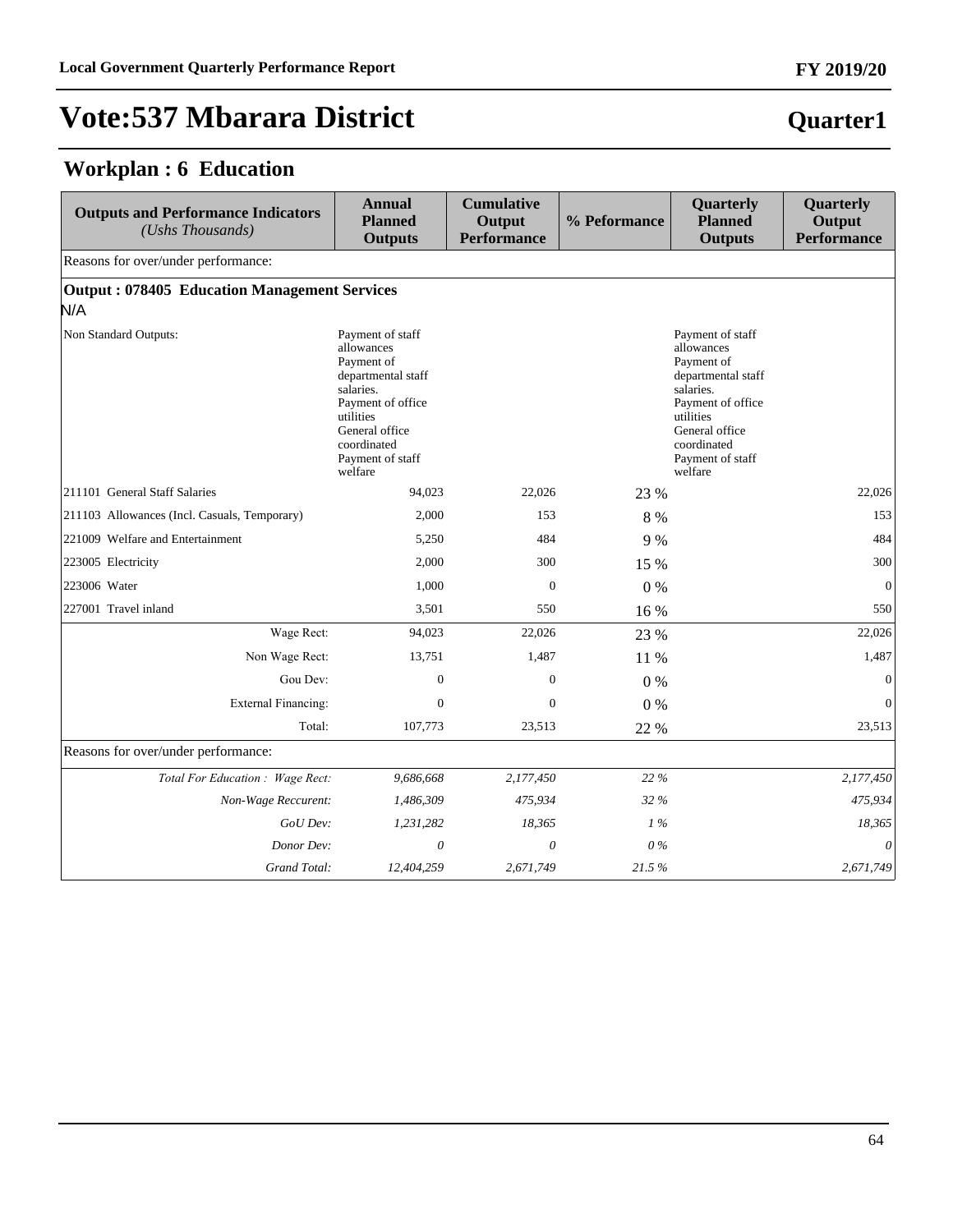# Vote:537 Mbarara District

**Quarter1**

## Workplan : 6 Education

| Outputs and Performance Indicators *(Ushs Thousands)* | Annual Planned Outputs | Cumulative Output Performance | % Peformance | Quarterly Planned Outputs | Quarterly Output Performance |
|---|---|---|---|---|---|
| Reasons for over/under performance: | | | | | |
| **Output : 078405 Education Management Services** | | | | | |
| N/A | | | | | |
| Non Standard Outputs: | Payment of staff allowances Payment of departmental staff salaries. Payment of office utilities General office coordinated Payment of staff welfare | | | Payment of staff allowances Payment of departmental staff salaries. Payment of office utilities General office coordinated Payment of staff welfare | |
| 211101 General Staff Salaries | 94,023 | 22,026 | 23 % | | 22,026 |
| 211103 Allowances (Incl. Casuals, Temporary) | 2,000 | 153 | 8 % | | 153 |
| 221009 Welfare and Entertainment | 5,250 | 484 | 9 % | | 484 |
| 223005 Electricity | 2,000 | 300 | 15 % | | 300 |
| 223006 Water | 1,000 | 0 | 0 % | | 0 |
| 227001 Travel inland | 3,501 | 550 | 16 % | | 550 |
| Wage Rect: | 94,023 | 22,026 | 23 % | | 22,026 |
| Non Wage Rect: | 13,751 | 1,487 | 11 % | | 1,487 |
| Gou Dev: | 0 | 0 | 0 % | | 0 |
| External Financing: | 0 | 0 | 0 % | | 0 |
| Total: | 107,773 | 23,513 | 22 % | | 23,513 |
| Reasons for over/under performance: | | | | | |
| *Total For Education : Wage Rect:* | *9,686,668* | *2,177,450* | *22 %* | | *2,177,450* |
| *Non-Wage Reccurent:* | *1,486,309* | *475,934* | *32 %* | | *475,934* |
| *GoU Dev:* | *1,231,282* | *18,365* | *1 %* | | *18,365* |
| *Donor Dev:* | *0* | *0* | *0 %* | | *0* |
| *Grand Total:* | *12,404,259* | *2,671,749* | *21.5 %* | | *2,671,749* |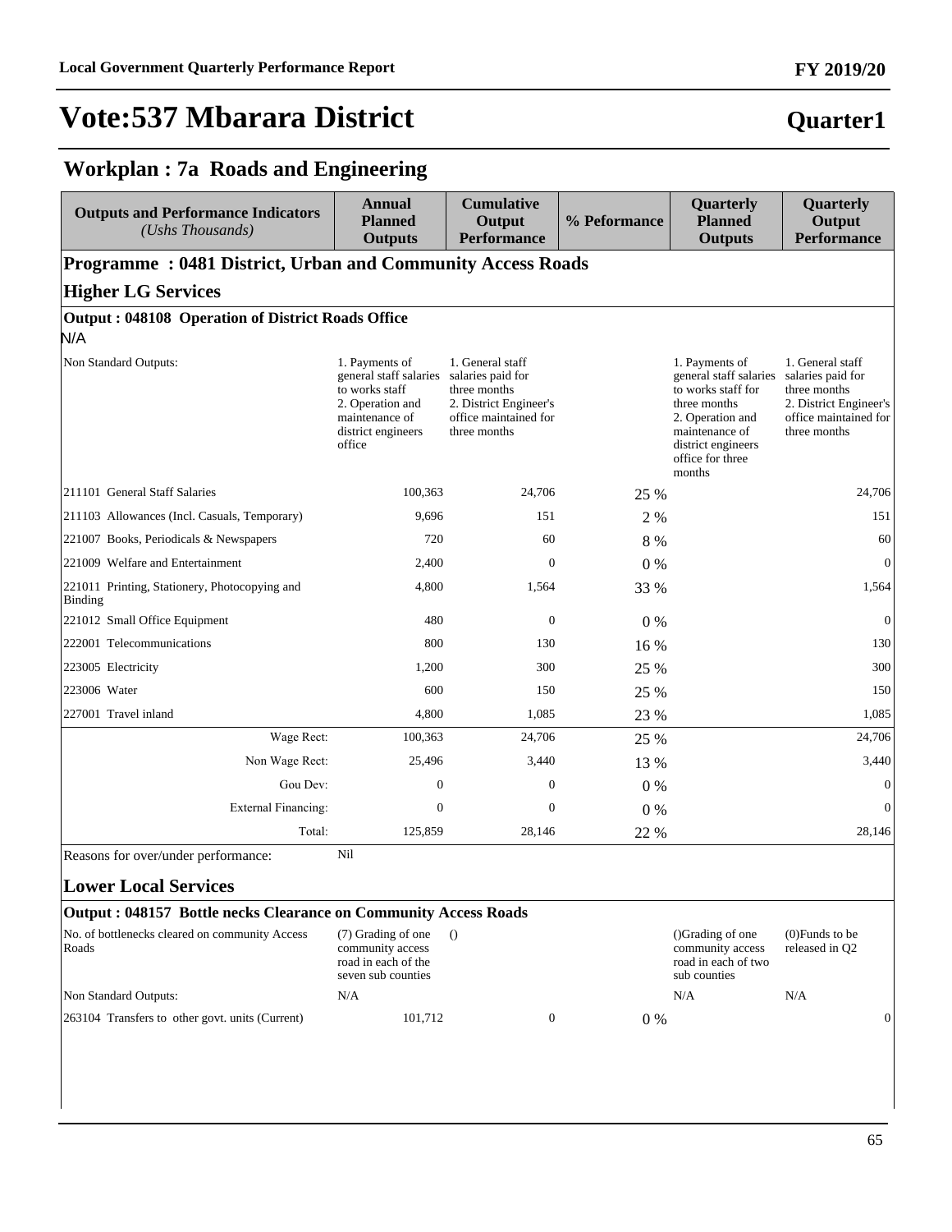# Vote:537 Mbarara District

**Quarter1**

## Workplan : 7a Roads and Engineering

| Outputs and Performance Indicators *(Ushs Thousands)* | Annual Planned Outputs | Cumulative Output Performance | % Peformance | Quarterly Planned Outputs | Quarterly Output Performance |
|---|---|---|---|---|---|
| **Programme : 0481 District, Urban and Community Access Roads** | | | | | |
| **Higher LG Services** | | | | | |
| **Output : 048108 Operation of District Roads Office** | | | | | |
| N/A | | | | | |
| Non Standard Outputs: | 1. Payments of general staff salaries to works staff 2. Operation and maintenance of district engineers office | 1. General staff salaries paid for three months 2. District Engineer's office maintained for three months | | 1. Payments of general staff salaries to works staff for three months 2. Operation and maintenance of district engineers office for three months | 1. General staff salaries paid for three months 2. District Engineer's office maintained for three months |
| 211101 General Staff Salaries | 100,363 | 24,706 | 25 % | | 24,706 |
| 211103 Allowances (Incl. Casuals, Temporary) | 9,696 | 151 | 2 % | | 151 |
| 221007 Books, Periodicals & Newspapers | 720 | 60 | 8 % | | 60 |
| 221009 Welfare and Entertainment | 2,400 | 0 | 0 % | | 0 |
| 221011 Printing, Stationery, Photocopying and Binding | 4,800 | 1,564 | 33 % | | 1,564 |
| 221012 Small Office Equipment | 480 | 0 | 0 % | | 0 |
| 222001 Telecommunications | 800 | 130 | 16 % | | 130 |
| 223005 Electricity | 1,200 | 300 | 25 % | | 300 |
| 223006 Water | 600 | 150 | 25 % | | 150 |
| 227001 Travel inland | 4,800 | 1,085 | 23 % | | 1,085 |
| Wage Rect: | 100,363 | 24,706 | 25 % | | 24,706 |
| Non Wage Rect: | 25,496 | 3,440 | 13 % | | 3,440 |
| Gou Dev: | 0 | 0 | 0 % | | 0 |
| External Financing: | 0 | 0 | 0 % | | 0 |
| Total: | 125,859 | 28,146 | 22 % | | 28,146 |
| Reasons for over/under performance: | Nil | | | | |
| **Lower Local Services** | | | | | |
| **Output : 048157 Bottle necks Clearance on Community Access Roads** | | | | | |
| No. of bottlenecks cleared on community Access Roads | (7) Grading of one community access road in each of the seven sub counties | () | | ()Grading of one community access road in each of two sub counties | (0)Funds to be released in Q2 |
| Non Standard Outputs: | N/A | | | N/A | N/A |
| 263104 Transfers to other govt. units (Current) | 101,712 | 0 | 0 % | | 0 |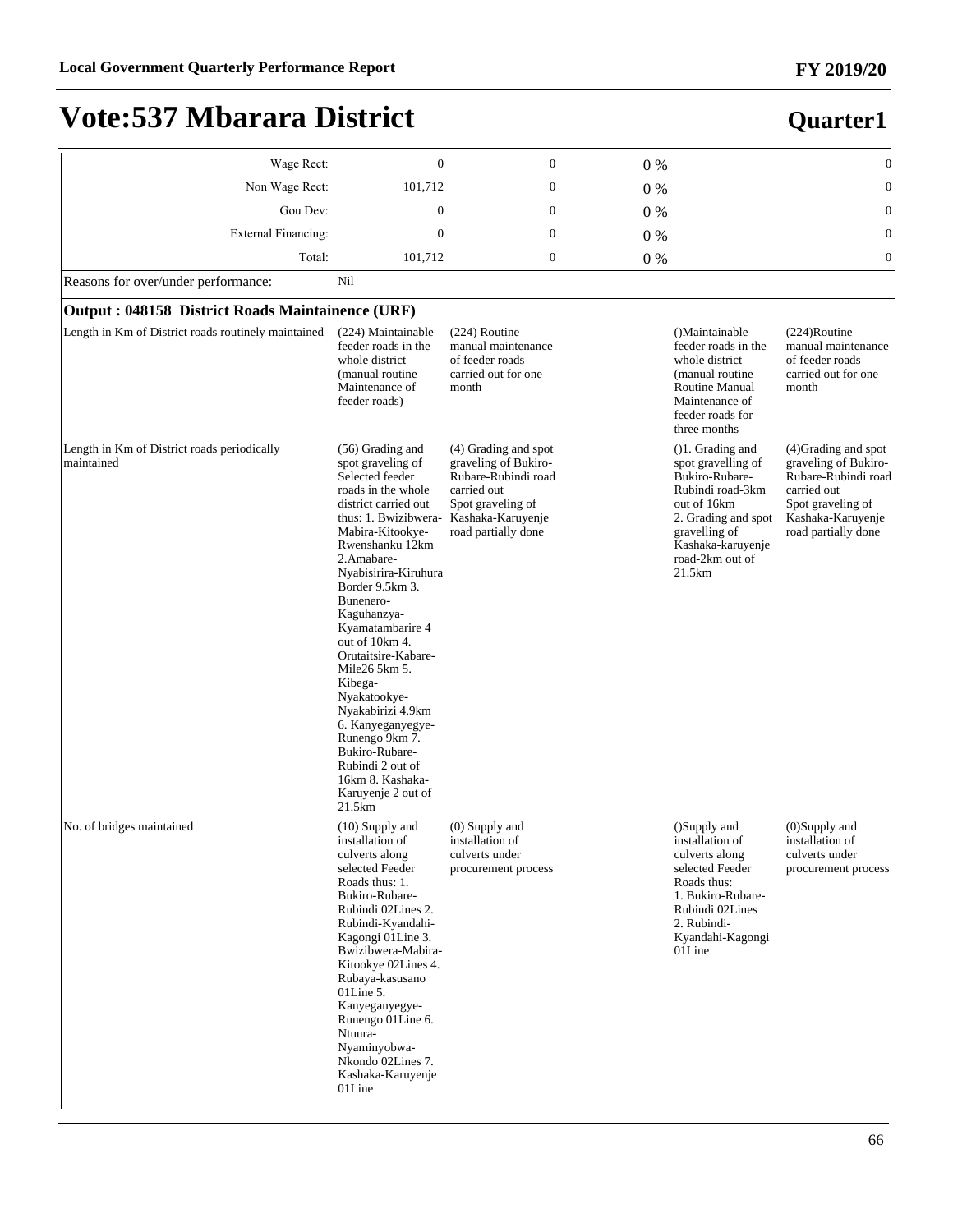# Vote:537 Mbarara District

## Quarter1

| | | | | |
|---|---|---|---|---|
| Wage Rect: | 0 | 0 | 0 % | 0 |
| Non Wage Rect: | 101,712 | 0 | 0 % | 0 |
| Gou Dev: | 0 | 0 | 0 % | 0 |
| External Financing: | 0 | 0 | 0 % | 0 |
| Total: | 101,712 | 0 | 0 % | 0 |

Reasons for over/under performance: Nil

### Output : 048158 District Roads Maintainence (URF)

| | | | | | |
|---|---|---|---|---|---|
| Length in Km of District roads routinely maintained | (224) Maintainable feeder roads in the whole district (manual routine Maintenance of feeder roads) | (224) Routine manual maintenance of feeder roads carried out for one month | | ()Maintainable feeder roads in the whole district (manual routine Routine Manual Maintenance of feeder roads for three months | (224)Routine manual maintenance of feeder roads carried out for one month |
| Length in Km of District roads periodically maintained | (56) Grading and spot graveling of Selected feeder roads in the whole district carried out thus: 1. Bwizibwera-Mabira-Kitookye-Rwenshanku 12km 2.Amabare-Nyabisirira-Kiruhura Border 9.5km 3. Bunenero-Kaguhanzya-Kyamatambarire 4 out of 10km 4. Orutaitsire-Kabare-Mile26 5km 5. Kibega-Nyakatookye-Nyakabirizi 4.9km 6. Kanyeganyegye-Runengo 9km 7. Bukiro-Rubare-Rubindi 2 out of 16km 8. Kashaka-Karuyenje 2 out of 21.5km | (4) Grading and spot graveling of Bukiro-Rubare-Rubindi road carried out Spot graveling of Kashaka-Karuyenje road partially done | | ()1. Grading and spot gravelling of Bukiro-Rubare-Rubindi road-3km out of 16km 2. Grading and spot gravelling of Kashaka-karuyenje road-2km out of 21.5km | (4)Grading and spot graveling of Bukiro-Rubare-Rubindi road carried out Spot graveling of Kashaka-Karuyenje road partially done |
| No. of bridges maintained | (10) Supply and installation of culverts along selected Feeder Roads thus: 1. Bukiro-Rubare-Rubindi 02Lines 2. Rubindi-Kyandahi-Kagongi 01Line 3. Bwizibwera-Mabira-Kitookye 02Lines 4. Rubaya-kasusano 01Line 5. Kanyeganyegye-Runengo 01Line 6. Ntuura-Nyaminyobwa-Nkondo 02Lines 7. Kashaka-Karuyenje 01Line | (0) Supply and installation of culverts under procurement process | | ()Supply and installation of culverts along selected Feeder Roads thus: 1. Bukiro-Rubare-Rubindi 02Lines 2. Rubindi-Kyandahi-Kagongi 01Line | (0)Supply and installation of culverts under procurement process |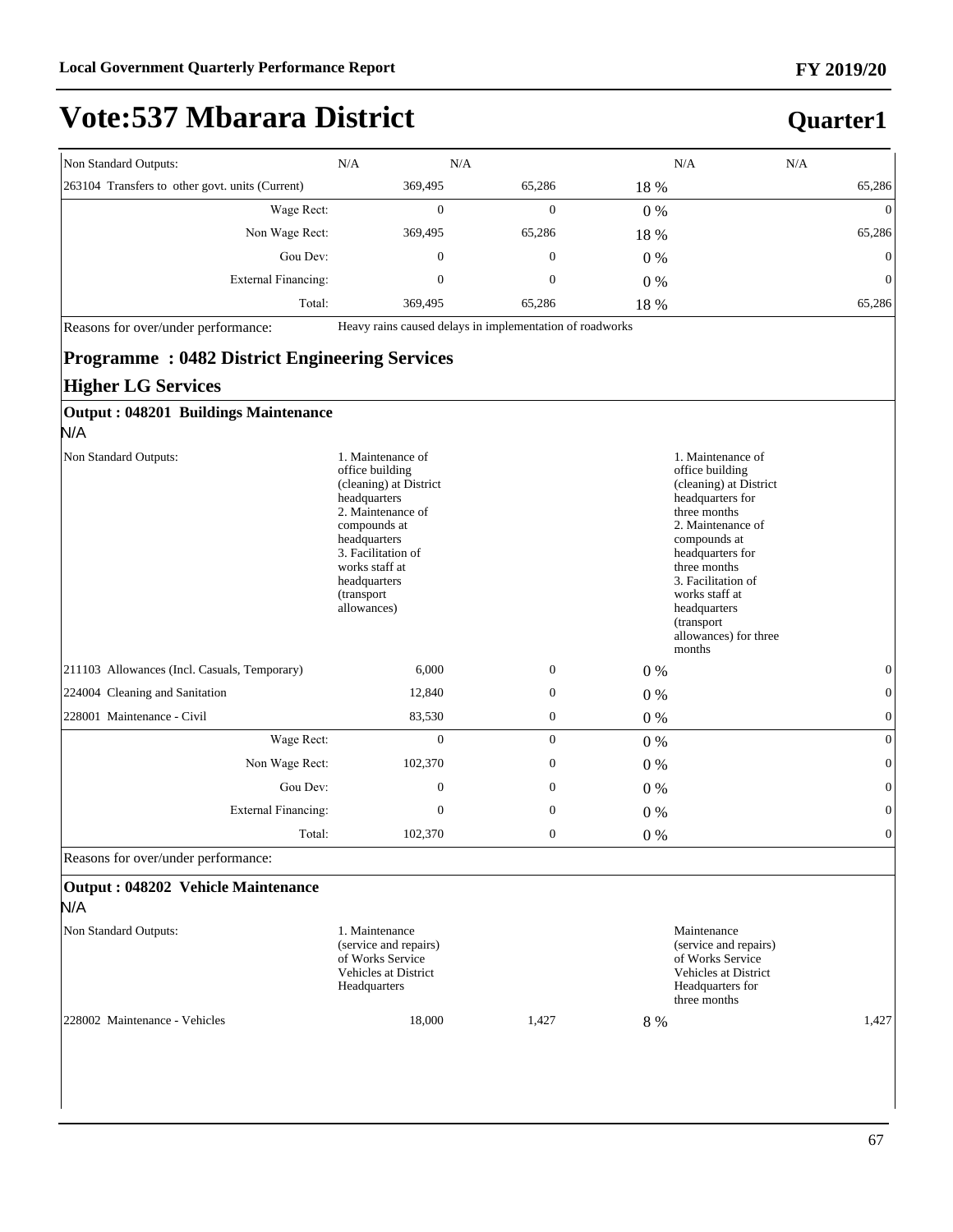# Vote:537 Mbarara District

**Quarter1**

| | | | | | |
|---|---|---|---|---|---|
| Non Standard Outputs: | N/A | N/A | | N/A | N/A |
| 263104 Transfers to other govt. units (Current) | 369,495 | 65,286 | 18 % | | 65,286 |
| Wage Rect: | 0 | 0 | 0 % | | 0 |
| Non Wage Rect: | 369,495 | 65,286 | 18 % | | 65,286 |
| Gou Dev: | 0 | 0 | 0 % | | 0 |
| External Financing: | 0 | 0 | 0 % | | 0 |
| Total: | 369,495 | 65,286 | 18 % | | 65,286 |
| Reasons for over/under performance: | Heavy rains caused delays in implementation of roadworks | | | | |

## Programme : 0482 District Engineering Services

### Higher LG Services

**Output : 048201 Buildings Maintenance**

N/A

| | | | | | |
|---|---|---|---|---|---|
| Non Standard Outputs: | 1. Maintenance of office building (cleaning) at District headquarters 2. Maintenance of compounds at headquarters 3. Facilitation of works staff at headquarters (transport allowances) | | | 1. Maintenance of office building (cleaning) at District headquarters for three months 2. Maintenance of compounds at headquarters for three months 3. Facilitation of works staff at headquarters (transport allowances) for three months | |
| 211103 Allowances (Incl. Casuals, Temporary) | 6,000 | 0 | 0 % | | 0 |
| 224004 Cleaning and Sanitation | 12,840 | 0 | 0 % | | 0 |
| 228001 Maintenance - Civil | 83,530 | 0 | 0 % | | 0 |
| Wage Rect: | 0 | 0 | 0 % | | 0 |
| Non Wage Rect: | 102,370 | 0 | 0 % | | 0 |
| Gou Dev: | 0 | 0 | 0 % | | 0 |
| External Financing: | 0 | 0 | 0 % | | 0 |
| Total: | 102,370 | 0 | 0 % | | 0 |
| Reasons for over/under performance: | | | | | |

**Output : 048202 Vehicle Maintenance**

N/A

| | | | | | |
|---|---|---|---|---|---|
| Non Standard Outputs: | 1. Maintenance (service and repairs) of Works Service Vehicles at District Headquarters | | | Maintenance (service and repairs) of Works Service Vehicles at District Headquarters for three months | |
| 228002 Maintenance - Vehicles | 18,000 | 1,427 | 8 % | | 1,427 |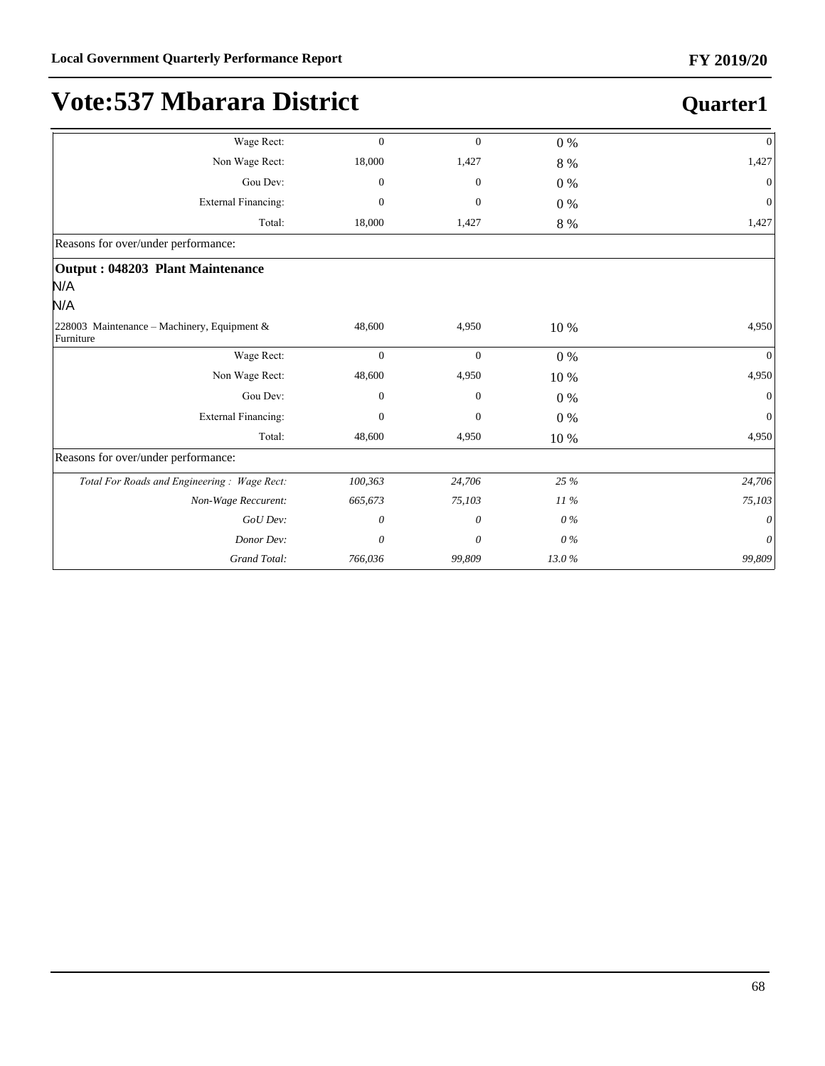# Vote:537 Mbarara District

## Quarter1

| | | | | |
|---|---|---|---|---|
| Wage Rect: | 0 | 0 | 0 % | 0 |
| Non Wage Rect: | 18,000 | 1,427 | 8 % | 1,427 |
| Gou Dev: | 0 | 0 | 0 % | 0 |
| External Financing: | 0 | 0 | 0 % | 0 |
| Total: | 18,000 | 1,427 | 8 % | 1,427 |

Reasons for over/under performance:

**Output : 048203 Plant Maintenance**

N/A

N/A

| | | | | |
|---|---|---|---|---|
| 228003 Maintenance – Machinery, Equipment & Furniture | 48,600 | 4,950 | 10 % | 4,950 |
| Wage Rect: | 0 | 0 | 0 % | 0 |
| Non Wage Rect: | 48,600 | 4,950 | 10 % | 4,950 |
| Gou Dev: | 0 | 0 | 0 % | 0 |
| External Financing: | 0 | 0 | 0 % | 0 |
| Total: | 48,600 | 4,950 | 10 % | 4,950 |

Reasons for over/under performance:

| | | | | |
|---|---|---|---|---|
| *Total For Roads and Engineering : Wage Rect:* | *100,363* | *24,706* | *25 %* | *24,706* |
| *Non-Wage Reccurent:* | *665,673* | *75,103* | *11 %* | *75,103* |
| *GoU Dev:* | *0* | *0* | *0 %* | *0* |
| *Donor Dev:* | *0* | *0* | *0 %* | *0* |
| *Grand Total:* | *766,036* | *99,809* | *13.0 %* | *99,809* |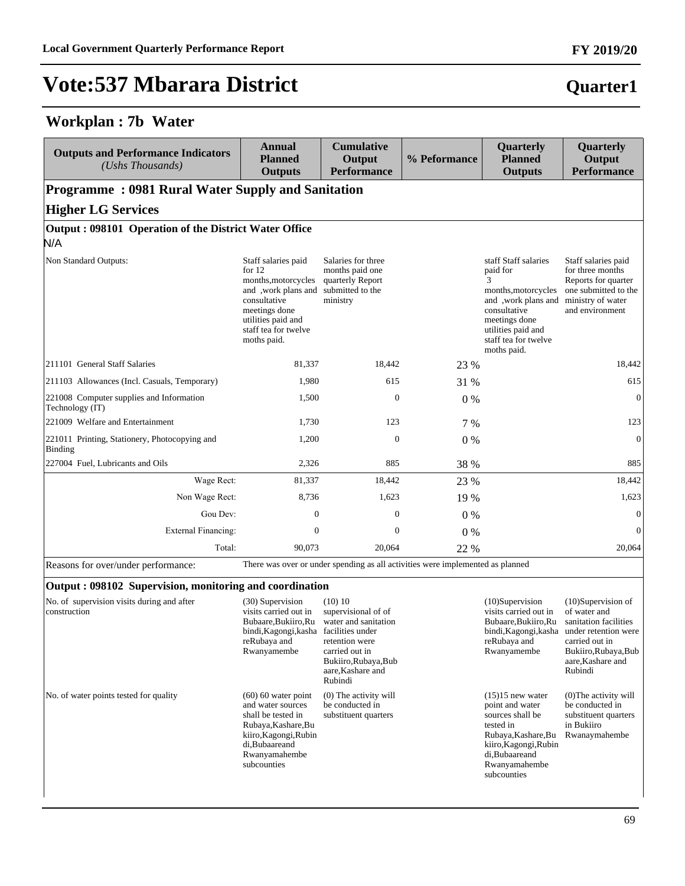# Vote:537 Mbarara District

**Quarter1**

## Workplan : 7b Water

| Outputs and Performance Indicators *(Ushs Thousands)* | Annual Planned Outputs | Cumulative Output Performance | % Peformance | Quarterly Planned Outputs | Quarterly Output Performance |
|---|---|---|---|---|---|
| **Programme : 0981 Rural Water Supply and Sanitation** | | | | | |
| **Higher LG Services** | | | | | |
| **Output : 098101 Operation of the District Water Office** | | | | | |
| N/A | | | | | |
| Non Standard Outputs: | Staff salaries paid for 12 months,motorcycles and ,work plans and consultative meetings done utilities paid and staff tea for twelve moths paid. | Salaries for three months paid one quarterly Report submitted to the ministry | | staff Staff salaries paid for 3 months,motorcycles and ,work plans and consultative meetings done utilities paid and staff tea for twelve moths paid. | Staff salaries paid for three months Reports for quarter one submitted to the ministry of water and environment |
| 211101 General Staff Salaries | 81,337 | 18,442 | 23 % | | 18,442 |
| 211103 Allowances (Incl. Casuals, Temporary) | 1,980 | 615 | 31 % | | 615 |
| 221008 Computer supplies and Information Technology (IT) | 1,500 | 0 | 0 % | | 0 |
| 221009 Welfare and Entertainment | 1,730 | 123 | 7 % | | 123 |
| 221011 Printing, Stationery, Photocopying and Binding | 1,200 | 0 | 0 % | | 0 |
| 227004 Fuel, Lubricants and Oils | 2,326 | 885 | 38 % | | 885 |
| Wage Rect: | 81,337 | 18,442 | 23 % | | 18,442 |
| Non Wage Rect: | 8,736 | 1,623 | 19 % | | 1,623 |
| Gou Dev: | 0 | 0 | 0 % | | 0 |
| External Financing: | 0 | 0 | 0 % | | 0 |
| Total: | 90,073 | 20,064 | 22 % | | 20,064 |
| Reasons for over/under performance: | There was over or under spending as all activities were implemented as planned | | | | |
| **Output : 098102 Supervision, monitoring and coordination** | | | | | |
| No. of supervision visits during and after construction | (30) Supervision visits carried out in Bubaare,Bukiiro,Rubindi,Kagongi,kashareRubaya and Rwanyamembe | (10) 10 supervisional of of water and sanitation facilities under retention were carried out in Bukiiro,Rubaya,Bubaare,Kashare and Rubindi | | (10)Supervision visits carried out in Bubaare,Bukiiro,Rubindi,Kagongi,kashareRubaya and Rwanyamembe | (10)Supervision of of water and sanitation facilities under retention were carried out in Bukiiro,Rubaya,Bubaare,Kashare and Rubindi |
| No. of water points tested for quality | (60) 60 water point and water sources shall be tested in Rubaya,Kashare,Bukiiro,Kagongi,Rubindi,Bubaareand Rwanyamahembe subcounties | (0) The activity will be conducted in substituent quarters | | (15)15 new water point and water sources shall be tested in Rubaya,Kashare,Bukiiro,Kagongi,Rubindi,Bubaareand Rwanyamahembe subcounties | (0)The activity will be conducted in substituent quarters in Bukiiro Rwanyaymahembe |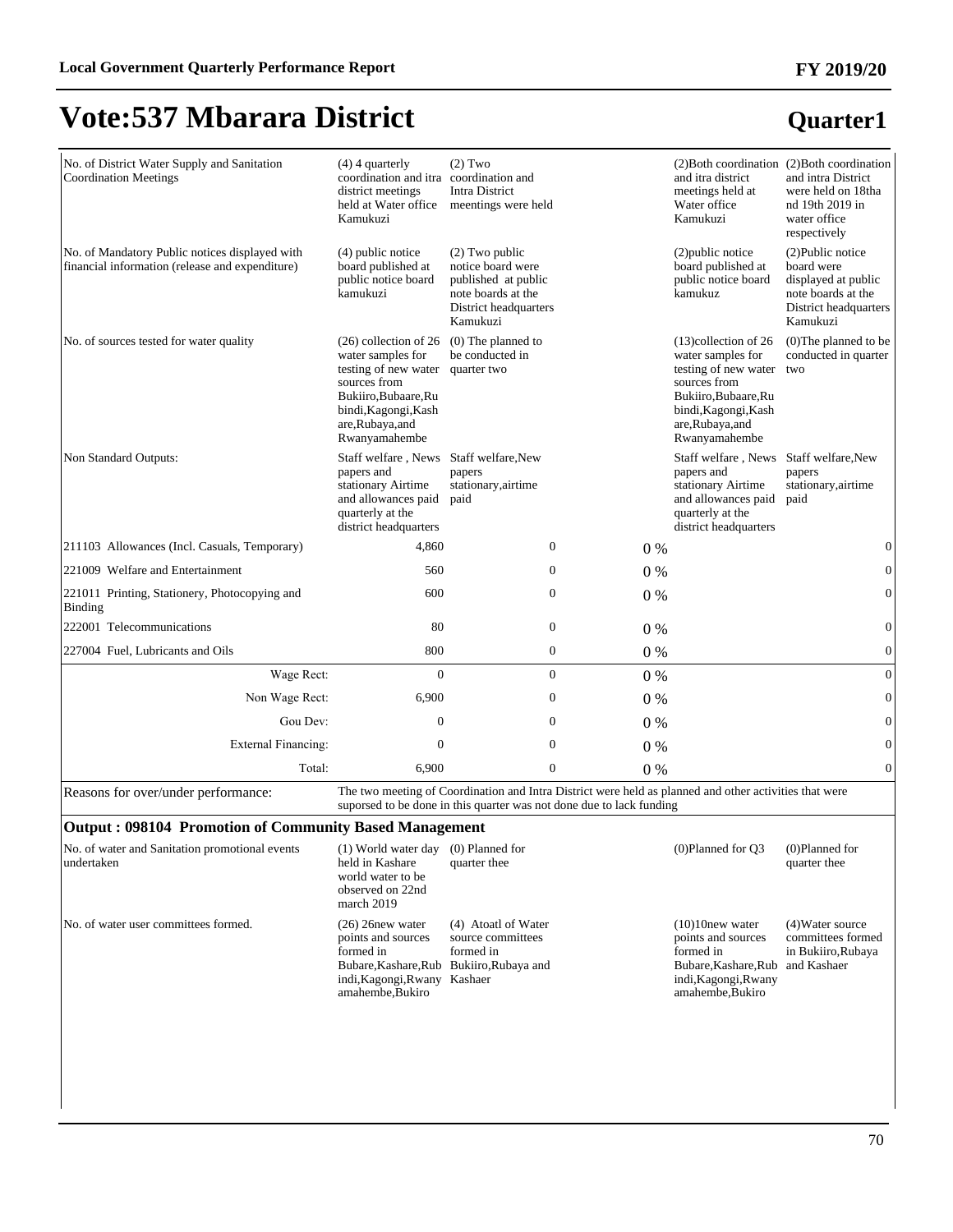# Vote:537 Mbarara District

## Quarter1

| | | | | | |
|---|---|---|---|---|---|
| No. of District Water Supply and Sanitation Coordination Meetings | (4) 4 quarterly coordination and itra district meetings held at Water office Kamukuzi | (2) Two coordination and Intra District meentings were held | | (2)Both coordination and itra district meetings held at Water office Kamukuzi | (2)Both coordination and intra District were held on 18tha nd 19th 2019 in water office respectively |
| No. of Mandatory Public notices displayed with financial information (release and expenditure) | (4) public notice board published at public notice board kamukuzi | (2) Two public notice board were published at public note boards at the District headquarters Kamukuzi | | (2)public notice board published at public notice board kamukuz | (2)Public notice board were displayed at public note boards at the District headquarters Kamukuzi |
| No. of sources tested for water quality | (26) collection of 26 water samples for testing of new water sources from Bukiiro,Bubaare,Rubindi,Kagongi,Kashare,Rubaya,and Rwanyamahembe | (0) The planned to be conducted in quarter two | | (13)collection of 26 water samples for testing of new water sources from Bukiiro,Bubaare,Rubindi,Kagongi,Kashare,Rubaya,and Rwanyamahembe | (0)The planned to be conducted in quarter two |
| Non Standard Outputs: | Staff welfare , News papers and stationary Airtime and allowances paid quarterly at the district headquarters | Staff welfare,New papers stationary,airtime paid | | Staff welfare , News papers and stationary Airtime and allowances paid quarterly at the district headquarters | Staff welfare,New papers stationary,airtime paid |
| 211103 Allowances (Incl. Casuals, Temporary) | 4,860 | 0 | 0 % | | 0 |
| 221009 Welfare and Entertainment | 560 | 0 | 0 % | | 0 |
| 221011 Printing, Stationery, Photocopying and Binding | 600 | 0 | 0 % | | 0 |
| 222001 Telecommunications | 80 | 0 | 0 % | | 0 |
| 227004 Fuel, Lubricants and Oils | 800 | 0 | 0 % | | 0 |
| Wage Rect: | 0 | 0 | 0 % | | 0 |
| Non Wage Rect: | 6,900 | 0 | 0 % | | 0 |
| Gou Dev: | 0 | 0 | 0 % | | 0 |
| External Financing: | 0 | 0 | 0 % | | 0 |
| Total: | 6,900 | 0 | 0 % | | 0 |
| Reasons for over/under performance: | The two meeting of Coordination and Intra District were held as planned and other activities that were suporsed to be done in this quarter was not done due to lack funding | | | | |

**Output : 098104 Promotion of Community Based Management**

| | | | | | |
|---|---|---|---|---|---|
| No. of water and Sanitation promotional events undertaken | (1) World water day held in Kashare world water to be observed on 22nd march 2019 | (0) Planned for quarter thee | | (0)Planned for Q3 | (0)Planned for quarter thee |
| No. of water user committees formed. | (26) 26new water points and sources formed in Bubare,Kashare,Rubindi,Kagongi,Rwanyamahembe,Bukiro | (4) Atoatl of Water source committees formed in Bukiiro,Rubaya and Kashaer | | (10)10new water points and sources formed in Bubare,Kashare,Rubindi,Kagongi,Rwanyamahembe,Bukiro | (4)Water source committees formed in Bukiiro,Rubaya and Kashaer |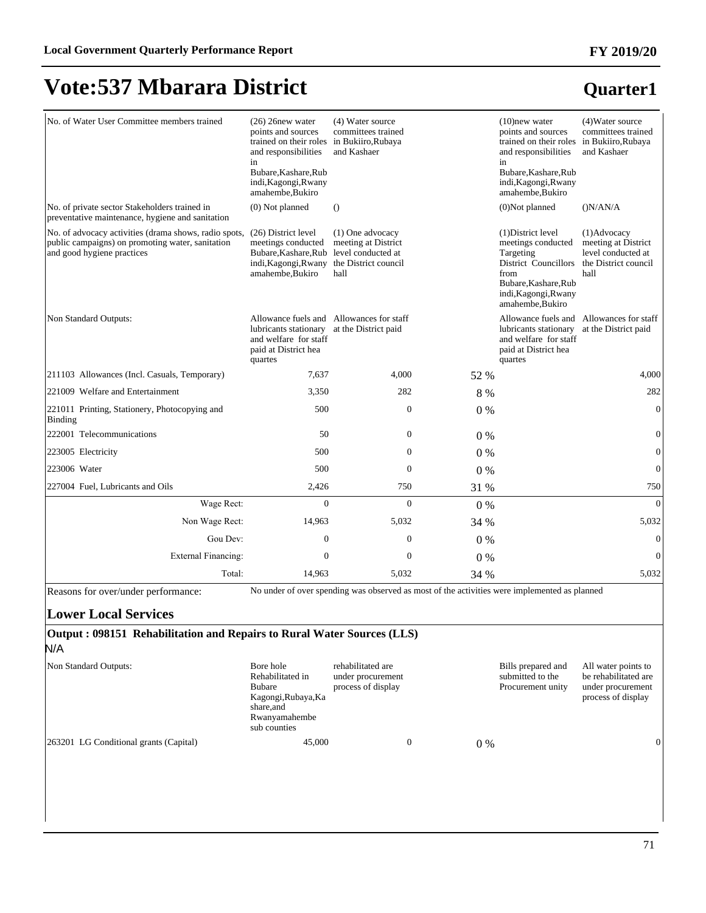# Vote:537 Mbarara District

## Quarter1

| | | | | | |
|---|---|---|---|---|---|
| No. of Water User Committee members trained | (26) 26new water points and sources trained on their roles and responsibilities in Bubare,Kashare,Rubindi,Kagongi,Rwanyamahembe,Bukiro | (4) Water source committees trained in Bukiiro,Rubaya and Kashaer | | (10)new water points and sources trained on their roles and responsibilities in Bubare,Kashare,Rubindi,Kagongi,Rwanyamahembe,Bukiro | (4)Water source committees trained in Bukiiro,Rubaya and Kashaer |
| No. of private sector Stakeholders trained in preventative maintenance, hygiene and sanitation | (0) Not planned | () | | (0)Not planned | ()N/AN/A |
| No. of advocacy activities (drama shows, radio spots, public campaigns) on promoting water, sanitation and good hygiene practices | (26) District level meetings conducted Bubare,Kashare,Rubindi,Kagongi,Rwanyamahembe,Bukiro | (1) One advocacy meeting at District level conducted at the District council hall | | (1)District level meetings conducted Targeting District Councillors from Bubare,Kashare,Rubindi,Kagongi,Rwanyamahembe,Bukiro | (1)Advocacy meeting at District level conducted at the District council hall |
| Non Standard Outputs: | Allowance fuels and lubricants stationary and welfare for staff paid at District hea quartes | Allowances for staff at the District paid | | Allowance fuels and lubricants stationary and welfare for staff paid at District hea quartes | Allowances for staff at the District paid |
| 211103 Allowances (Incl. Casuals, Temporary) | 7,637 | 4,000 | 52 % | | 4,000 |
| 221009 Welfare and Entertainment | 3,350 | 282 | 8 % | | 282 |
| 221011 Printing, Stationery, Photocopying and Binding | 500 | 0 | 0 % | | 0 |
| 222001 Telecommunications | 50 | 0 | 0 % | | 0 |
| 223005 Electricity | 500 | 0 | 0 % | | 0 |
| 223006 Water | 500 | 0 | 0 % | | 0 |
| 227004 Fuel, Lubricants and Oils | 2,426 | 750 | 31 % | | 750 |
| Wage Rect: | 0 | 0 | 0 % | | 0 |
| Non Wage Rect: | 14,963 | 5,032 | 34 % | | 5,032 |
| Gou Dev: | 0 | 0 | 0 % | | 0 |
| External Financing: | 0 | 0 | 0 % | | 0 |
| Total: | 14,963 | 5,032 | 34 % | | 5,032 |

Reasons for over/under performance: No under of over spending was observed as most of the activities were implemented as planned

### Lower Local Services

**Output : 098151 Rehabilitation and Repairs to Rural Water Sources (LLS)**

N/A

| | | | | | |
|---|---|---|---|---|---|
| Non Standard Outputs: | Bore hole Rehabilitated in Bubare Kagongi,Rubaya,Kashare,and Rwanyamahembe sub counties | rehabilitated are under procurement process of display | | Bills prepared and submitted to the Procurement unity | All water points to be rehabilitated are under procurement process of display |
| 263201 LG Conditional grants (Capital) | 45,000 | 0 | 0 % | | 0 |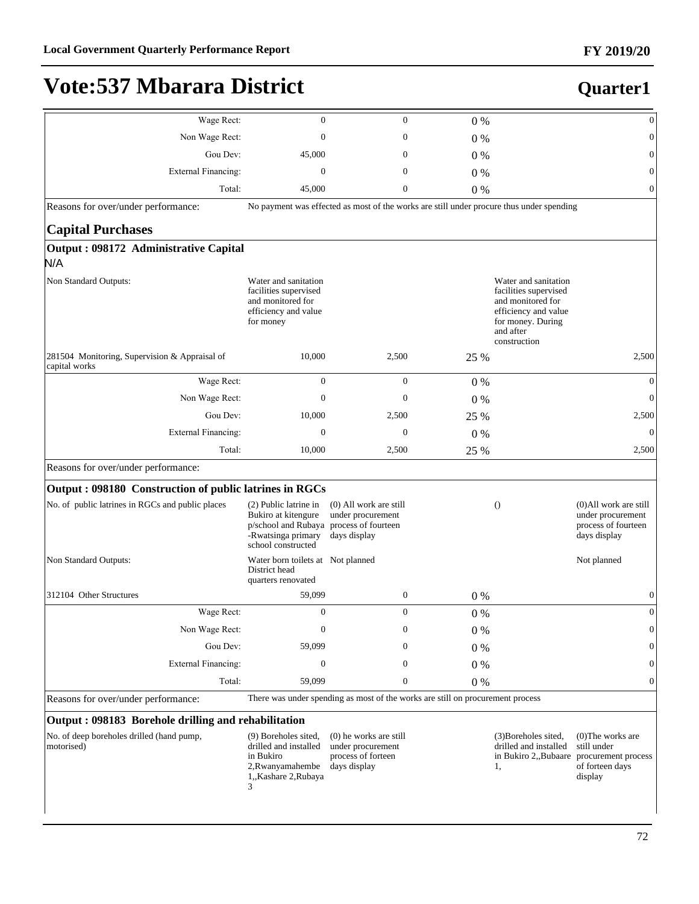# Vote:537 Mbarara District

**Quarter1**

| | | | | | |
|---|---|---|---|---|---|
| Wage Rect: | 0 | 0 | 0 % | | 0 |
| Non Wage Rect: | 0 | 0 | 0 % | | 0 |
| Gou Dev: | 45,000 | 0 | 0 % | | 0 |
| External Financing: | 0 | 0 | 0 % | | 0 |
| Total: | 45,000 | 0 | 0 % | | 0 |
| Reasons for over/under performance: | No payment was effected as most of the works are still under procure thus under spending | | | | |

## Capital Purchases

### Output : 098172 Administrative Capital

N/A

| | | | | | |
|---|---|---|---|---|---|
| Non Standard Outputs: | Water and sanitation facilities supervised and monitored for efficiency and value for money | | | Water and sanitation facilities supervised and monitored for efficiency and value for money. During and after construction | |
| 281504 Monitoring, Supervision & Appraisal of capital works | 10,000 | 2,500 | 25 % | | 2,500 |
| Wage Rect: | 0 | 0 | 0 % | | 0 |
| Non Wage Rect: | 0 | 0 | 0 % | | 0 |
| Gou Dev: | 10,000 | 2,500 | 25 % | | 2,500 |
| External Financing: | 0 | 0 | 0 % | | 0 |
| Total: | 10,000 | 2,500 | 25 % | | 2,500 |
| Reasons for over/under performance: | | | | | |

### Output : 098180 Construction of public latrines in RGCs

| | | | | | |
|---|---|---|---|---|---|
| No. of public latrines in RGCs and public places | (2) Public latrine in Bukiro at kitengure p/school and Rubaya -Rwatsinga primary school constructed | (0) All work are still under procurement process of fourteen days display | | () | (0)All work are still under procurement process of fourteen days display |
| Non Standard Outputs: | Water born toilets at District head quarters renovated | Not planned | | | Not planned |
| 312104 Other Structures | 59,099 | 0 | 0 % | | 0 |
| Wage Rect: | 0 | 0 | 0 % | | 0 |
| Non Wage Rect: | 0 | 0 | 0 % | | 0 |
| Gou Dev: | 59,099 | 0 | 0 % | | 0 |
| External Financing: | 0 | 0 | 0 % | | 0 |
| Total: | 59,099 | 0 | 0 % | | 0 |
| Reasons for over/under performance: | There was under spending as most of the works are still on procurement process | | | | |

### Output : 098183 Borehole drilling and rehabilitation

| | | | | | |
|---|---|---|---|---|---|
| No. of deep boreholes drilled (hand pump, motorised) | (9) Boreholes sited, drilled and installed in Bukiro 2,Rwanyamahembe 1,,Kashare 2,Rubaya 3 | (0) he works are still under procurement process of forteen days display | | (3)Boreholes sited, drilled and installed in Bukiro 2,,Bubaare 1, | (0)The works are still under procurement process of forteen days display |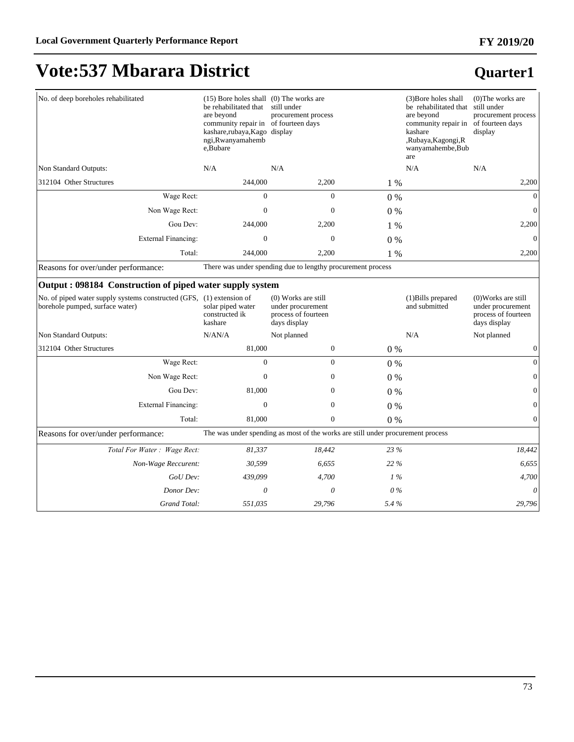# Vote:537 Mbarara District

## Quarter1

| | | | | | |
|---|---|---|---|---|---|
| No. of deep boreholes rehabilitated | (15) Bore holes shall be rehabilitated that are beyond community repair in kashare,rubaya,Kagongi,Rwanyamahembe,Bubare | (0) The works are still under procurement process of fourteen days display | | (3)Bore holes shall be rehabilitated that are beyond community repair in kashare ,Rubaya,Kagongi,Rwanyamahembe,Bubare | (0)The works are still under procurement process of fourteen days display |
| Non Standard Outputs: | N/A | N/A | | N/A | N/A |
| 312104 Other Structures | 244,000 | 2,200 | 1 % | | 2,200 |
| Wage Rect: | 0 | 0 | 0 % | | 0 |
| Non Wage Rect: | 0 | 0 | 0 % | | 0 |
| Gou Dev: | 244,000 | 2,200 | 1 % | | 2,200 |
| External Financing: | 0 | 0 | 0 % | | 0 |
| Total: | 244,000 | 2,200 | 1 % | | 2,200 |
| Reasons for over/under performance: | There was under spending due to lengthy procurement process | | | | |

### Output : 098184 Construction of piped water supply system

| | | | | | |
|---|---|---|---|---|---|
| No. of piped water supply systems constructed (GFS, borehole pumped, surface water) | (1) extension of solar piped water constructed ik kashare | (0) Works are still under procurement process of fourteen days display | | (1)Bills prepared and submitted | (0)Works are still under procurement process of fourteen days display |
| Non Standard Outputs: | N/AN/A | Not planned | | N/A | Not planned |
| 312104 Other Structures | 81,000 | 0 | 0 % | | 0 |
| Wage Rect: | 0 | 0 | 0 % | | 0 |
| Non Wage Rect: | 0 | 0 | 0 % | | 0 |
| Gou Dev: | 81,000 | 0 | 0 % | | 0 |
| External Financing: | 0 | 0 | 0 % | | 0 |
| Total: | 81,000 | 0 | 0 % | | 0 |
| Reasons for over/under performance: | The was under spending as most of the works are still under procurement process | | | | |
| *Total For Water : Wage Rect:* | *81,337* | *18,442* | *23 %* | | *18,442* |
| *Non-Wage Reccurent:* | *30,599* | *6,655* | *22 %* | | *6,655* |
| *GoU Dev:* | *439,099* | *4,700* | *1 %* | | *4,700* |
| *Donor Dev:* | *0* | *0* | *0 %* | | *0* |
| *Grand Total:* | *551,035* | *29,796* | *5.4 %* | | *29,796* |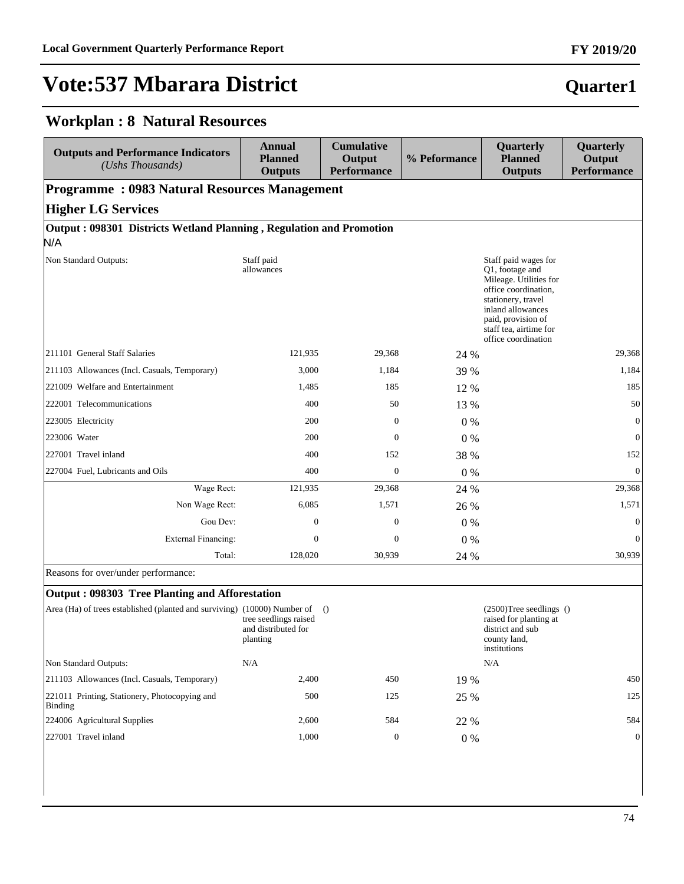# Vote:537 Mbarara District

**Quarter1**

## Workplan : 8 Natural Resources

| Outputs and Performance Indicators *(Ushs Thousands)* | Annual Planned Outputs | Cumulative Output Performance | % Peformance | Quarterly Planned Outputs | Quarterly Output Performance |
|---|---|---|---|---|---|
| **Programme : 0983 Natural Resources Management** | | | | | |
| **Higher LG Services** | | | | | |
| **Output : 098301 Districts Wetland Planning , Regulation and Promotion** | | | | | |
| N/A | | | | | |
| Non Standard Outputs: | Staff paid allowances | | | Staff paid wages for Q1, footage and Mileage. Utilities for office coordination, stationery, travel inland allowances paid, provision of staff tea, airtime for office coordination | |
| 211101 General Staff Salaries | 121,935 | 29,368 | 24 % | | 29,368 |
| 211103 Allowances (Incl. Casuals, Temporary) | 3,000 | 1,184 | 39 % | | 1,184 |
| 221009 Welfare and Entertainment | 1,485 | 185 | 12 % | | 185 |
| 222001 Telecommunications | 400 | 50 | 13 % | | 50 |
| 223005 Electricity | 200 | 0 | 0 % | | 0 |
| 223006 Water | 200 | 0 | 0 % | | 0 |
| 227001 Travel inland | 400 | 152 | 38 % | | 152 |
| 227004 Fuel, Lubricants and Oils | 400 | 0 | 0 % | | 0 |
| Wage Rect: | 121,935 | 29,368 | 24 % | | 29,368 |
| Non Wage Rect: | 6,085 | 1,571 | 26 % | | 1,571 |
| Gou Dev: | 0 | 0 | 0 % | | 0 |
| External Financing: | 0 | 0 | 0 % | | 0 |
| Total: | 128,020 | 30,939 | 24 % | | 30,939 |
| Reasons for over/under performance: | | | | | |
| **Output : 098303 Tree Planting and Afforestation** | | | | | |
| Area (Ha) of trees established (planted and surviving) | (10000) Number of tree seedlings raised and distributed for planting | () | | (2500)Tree seedlings raised for planting at district and sub county land, institutions | () |
| Non Standard Outputs: | N/A | | | N/A | |
| 211103 Allowances (Incl. Casuals, Temporary) | 2,400 | 450 | 19 % | | 450 |
| 221011 Printing, Stationery, Photocopying and Binding | 500 | 125 | 25 % | | 125 |
| 224006 Agricultural Supplies | 2,600 | 584 | 22 % | | 584 |
| 227001 Travel inland | 1,000 | 0 | 0 % | | 0 |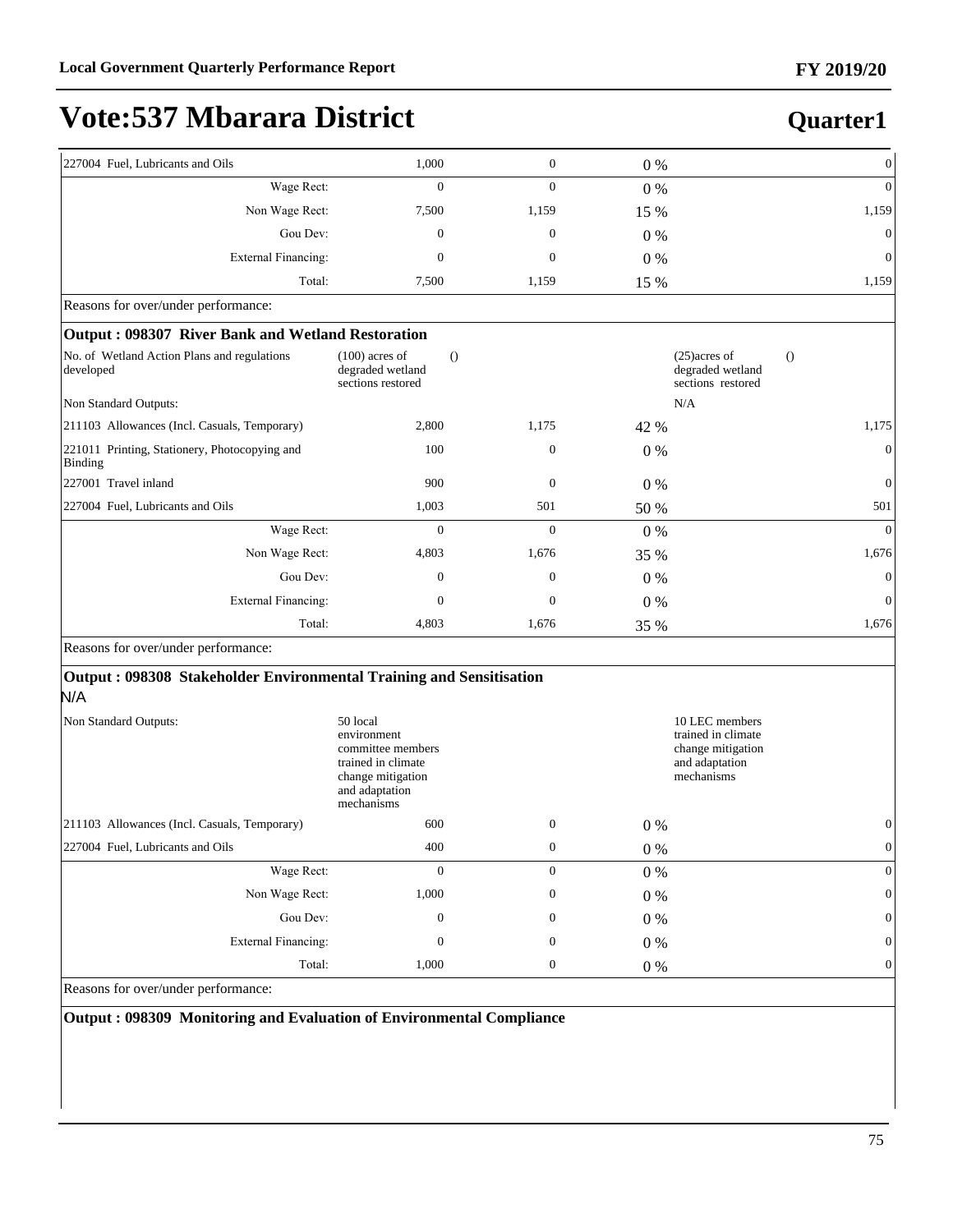# Vote:537 Mbarara District

## Quarter1

| | | | | | |
|---|---|---|---|---|---|
| 227004 Fuel, Lubricants and Oils | 1,000 | 0 | 0 % | | 0 |
| Wage Rect: | 0 | 0 | 0 % | | 0 |
| Non Wage Rect: | 7,500 | 1,159 | 15 % | | 1,159 |
| Gou Dev: | 0 | 0 | 0 % | | 0 |
| External Financing: | 0 | 0 | 0 % | | 0 |
| Total: | 7,500 | 1,159 | 15 % | | 1,159 |

Reasons for over/under performance:

**Output : 098307 River Bank and Wetland Restoration**

| | | | | | |
|---|---|---|---|---|---|
| No. of Wetland Action Plans and regulations developed | (100) acres of degraded wetland sections restored () | | | (25)acres of degraded wetland sections restored () | |
| Non Standard Outputs: | | | | N/A | |
| 211103 Allowances (Incl. Casuals, Temporary) | 2,800 | 1,175 | 42 % | | 1,175 |
| 221011 Printing, Stationery, Photocopying and Binding | 100 | 0 | 0 % | | 0 |
| 227001 Travel inland | 900 | 0 | 0 % | | 0 |
| 227004 Fuel, Lubricants and Oils | 1,003 | 501 | 50 % | | 501 |
| Wage Rect: | 0 | 0 | 0 % | | 0 |
| Non Wage Rect: | 4,803 | 1,676 | 35 % | | 1,676 |
| Gou Dev: | 0 | 0 | 0 % | | 0 |
| External Financing: | 0 | 0 | 0 % | | 0 |
| Total: | 4,803 | 1,676 | 35 % | | 1,676 |

Reasons for over/under performance:

**Output : 098308 Stakeholder Environmental Training and Sensitisation**

N/A

| | | | | | |
|---|---|---|---|---|---|
| Non Standard Outputs: | 50 local environment committee members trained in climate change mitigation and adaptation mechanisms | | | 10 LEC members trained in climate change mitigation and adaptation mechanisms | |
| 211103 Allowances (Incl. Casuals, Temporary) | 600 | 0 | 0 % | | 0 |
| 227004 Fuel, Lubricants and Oils | 400 | 0 | 0 % | | 0 |
| Wage Rect: | 0 | 0 | 0 % | | 0 |
| Non Wage Rect: | 1,000 | 0 | 0 % | | 0 |
| Gou Dev: | 0 | 0 | 0 % | | 0 |
| External Financing: | 0 | 0 | 0 % | | 0 |
| Total: | 1,000 | 0 | 0 % | | 0 |

Reasons for over/under performance:

**Output : 098309 Monitoring and Evaluation of Environmental Compliance**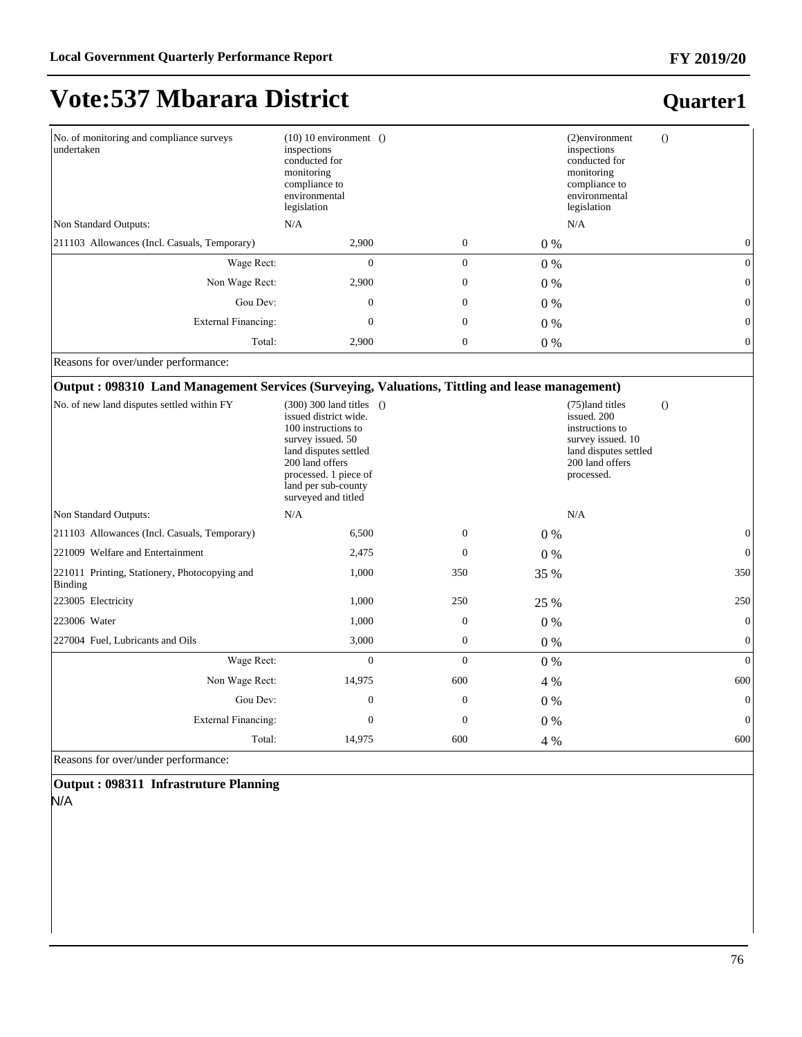# Vote:537 Mbarara District

**Quarter1**

| | | | | | |
|---|---|---|---|---|---|
| No. of monitoring and compliance surveys undertaken | (10) 10 environment inspections conducted for monitoring compliance to environmental legislation | () | | (2)environment inspections conducted for monitoring compliance to environmental legislation | () |
| Non Standard Outputs: | N/A | | | N/A | |
| 211103 Allowances (Incl. Casuals, Temporary) | 2,900 | 0 | 0 % | | 0 |
| Wage Rect: | 0 | 0 | 0 % | | 0 |
| Non Wage Rect: | 2,900 | 0 | 0 % | | 0 |
| Gou Dev: | 0 | 0 | 0 % | | 0 |
| External Financing: | 0 | 0 | 0 % | | 0 |
| Total: | 2,900 | 0 | 0 % | | 0 |

Reasons for over/under performance:

**Output : 098310 Land Management Services (Surveying, Valuations, Tittling and lease management)**

| | | | | | |
|---|---|---|---|---|---|
| No. of new land disputes settled within FY | (300) 300 land titles issued district wide. 100 instructions to survey issued. 50 land disputes settled 200 land offers processed. 1 piece of land per sub-county surveyed and titled | () | | (75)land titles issued. 200 instructions to survey issued. 10 land disputes settled 200 land offers processed. | () |
| Non Standard Outputs: | N/A | | | N/A | |
| 211103 Allowances (Incl. Casuals, Temporary) | 6,500 | 0 | 0 % | | 0 |
| 221009 Welfare and Entertainment | 2,475 | 0 | 0 % | | 0 |
| 221011 Printing, Stationery, Photocopying and Binding | 1,000 | 350 | 35 % | | 350 |
| 223005 Electricity | 1,000 | 250 | 25 % | | 250 |
| 223006 Water | 1,000 | 0 | 0 % | | 0 |
| 227004 Fuel, Lubricants and Oils | 3,000 | 0 | 0 % | | 0 |
| Wage Rect: | 0 | 0 | 0 % | | 0 |
| Non Wage Rect: | 14,975 | 600 | 4 % | | 600 |
| Gou Dev: | 0 | 0 | 0 % | | 0 |
| External Financing: | 0 | 0 | 0 % | | 0 |
| Total: | 14,975 | 600 | 4 % | | 600 |

Reasons for over/under performance:

**Output : 098311 Infrastruture Planning**

N/A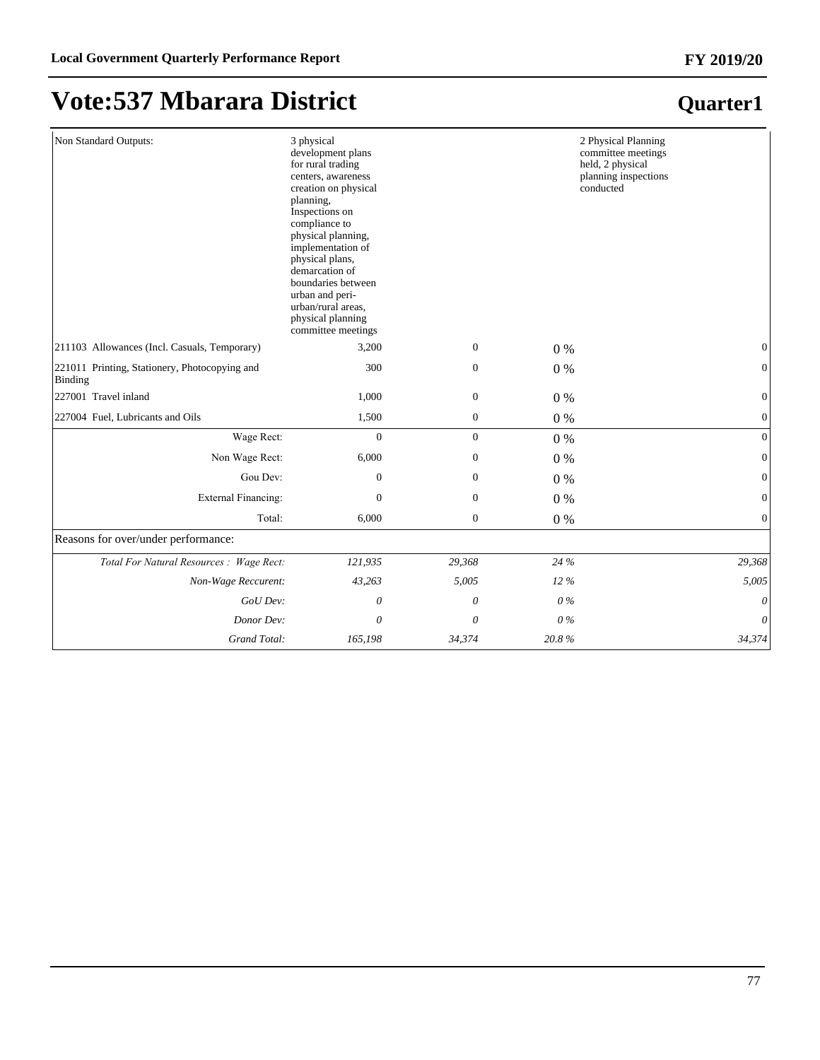# Vote:537 Mbarara District

## Quarter1

| | | | | | |
|---|---|---|---|---|---|
| Non Standard Outputs: | 3 physical development plans for rural trading centers, awareness creation on physical planning, Inspections on compliance to physical planning, implementation of physical plans, demarcation of boundaries between urban and peri-urban/rural areas, physical planning committee meetings | | | 2 Physical Planning committee meetings held, 2 physical planning inspections conducted | |
| 211103 Allowances (Incl. Casuals, Temporary) | 3,200 | 0 | 0 % | | 0 |
| 221011 Printing, Stationery, Photocopying and Binding | 300 | 0 | 0 % | | 0 |
| 227001 Travel inland | 1,000 | 0 | 0 % | | 0 |
| 227004 Fuel, Lubricants and Oils | 1,500 | 0 | 0 % | | 0 |
| Wage Rect: | 0 | 0 | 0 % | | 0 |
| Non Wage Rect: | 6,000 | 0 | 0 % | | 0 |
| Gou Dev: | 0 | 0 | 0 % | | 0 |
| External Financing: | 0 | 0 | 0 % | | 0 |
| Total: | 6,000 | 0 | 0 % | | 0 |
| Reasons for over/under performance: | | | | | |
| *Total For Natural Resources : Wage Rect:* | *121,935* | *29,368* | *24 %* | | *29,368* |
| *Non-Wage Reccurent:* | *43,263* | *5,005* | *12 %* | | *5,005* |
| *GoU Dev:* | *0* | *0* | *0 %* | | *0* |
| *Donor Dev:* | *0* | *0* | *0 %* | | *0* |
| *Grand Total:* | *165,198* | *34,374* | *20.8 %* | | *34,374* |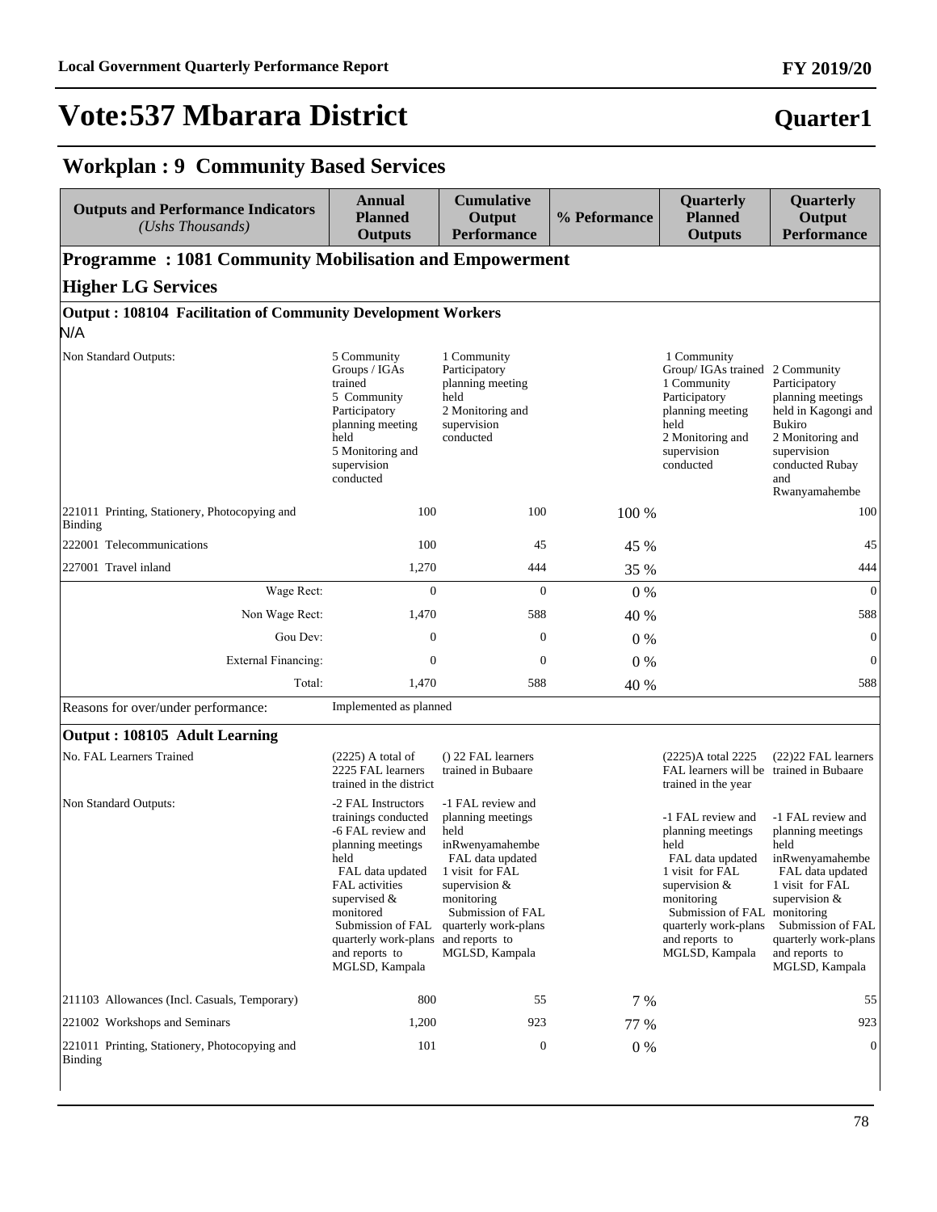# Vote:537 Mbarara District

**Quarter1**

## Workplan : 9 Community Based Services

| Outputs and Performance Indicators *(Ushs Thousands)* | Annual Planned Outputs | Cumulative Output Performance | % Peformance | Quarterly Planned Outputs | Quarterly Output Performance |
|---|---|---|---|---|---|
| **Programme : 1081 Community Mobilisation and Empowerment** | | | | | |
| **Higher LG Services** | | | | | |
| **Output : 108104 Facilitation of Community Development Workers** | | | | | |
| N/A | | | | | |
| Non Standard Outputs: | 5 Community Groups / IGAs trained<br>5 Community Participatory planning meeting held<br>5 Monitoring and supervision conducted | 1 Community Participatory planning meeting held<br>2 Monitoring and supervision conducted | | 1 Community Group/ IGAs trained<br>1 Community Participatory planning meeting held<br>2 Monitoring and supervision conducted | 2 Community Participatory planning meetings held in Kagongi and Bukiro<br>2 Monitoring and supervision conducted Rubay and Rwanyamahembe |
| 221011 Printing, Stationery, Photocopying and Binding | 100 | 100 | 100 % | | 100 |
| 222001 Telecommunications | 100 | 45 | 45 % | | 45 |
| 227001 Travel inland | 1,270 | 444 | 35 % | | 444 |
| Wage Rect: | 0 | 0 | 0 % | | 0 |
| Non Wage Rect: | 1,470 | 588 | 40 % | | 588 |
| Gou Dev: | 0 | 0 | 0 % | | 0 |
| External Financing: | 0 | 0 | 0 % | | 0 |
| Total: | 1,470 | 588 | 40 % | | 588 |
| Reasons for over/under performance: | Implemented as planned | | | | |
| **Output : 108105 Adult Learning** | | | | | |
| No. FAL Learners Trained | (2225) A total of 2225 FAL learners trained in the district | () 22 FAL learners trained in Bubaare | | (2225)A total 2225 FAL learners will be trained in the year | (22)22 FAL learners trained in Bubaare |
| Non Standard Outputs: | -2 FAL Instructors trainings conducted<br>-6 FAL review and planning meetings held<br>FAL data updated<br>FAL activities supervised & monitored<br>Submission of FAL quarterly work-plans and reports to MGLSD, Kampala | -1 FAL review and planning meetings held inRwenyamahembe<br>FAL data updated<br>1 visit for FAL supervision & monitoring<br>Submission of FAL quarterly work-plans and reports to MGLSD, Kampala | | -1 FAL review and planning meetings held<br>FAL data updated<br>1 visit for FAL supervision & monitoring<br>Submission of FAL quarterly work-plans and reports to MGLSD, Kampala | -1 FAL review and planning meetings held inRwenyamahembe<br>FAL data updated<br>1 visit for FAL supervision & monitoring<br>Submission of FAL quarterly work-plans and reports to MGLSD, Kampala |
| 211103 Allowances (Incl. Casuals, Temporary) | 800 | 55 | 7 % | | 55 |
| 221002 Workshops and Seminars | 1,200 | 923 | 77 % | | 923 |
| 221011 Printing, Stationery, Photocopying and Binding | 101 | 0 | 0 % | | 0 |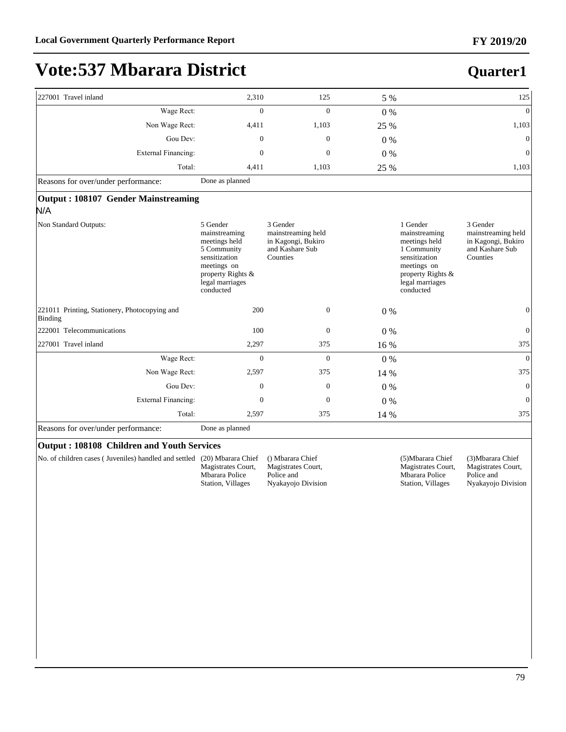# Vote:537 Mbarara District

## Quarter1

| | | | | | |
|---|---|---|---|---|---|
| 227001 Travel inland | 2,310 | 125 | 5 % | | 125 |
| Wage Rect: | 0 | 0 | 0 % | | 0 |
| Non Wage Rect: | 4,411 | 1,103 | 25 % | | 1,103 |
| Gou Dev: | 0 | 0 | 0 % | | 0 |
| External Financing: | 0 | 0 | 0 % | | 0 |
| Total: | 4,411 | 1,103 | 25 % | | 1,103 |

Reasons for over/under performance: Done as planned

**Output : 108107 Gender Mainstreaming**

N/A

| | | | | | |
|---|---|---|---|---|---|
| Non Standard Outputs: | 5 Gender mainstreaming meetings held 5 Community sensitization meetings on property Rights & legal marriages conducted | 3 Gender mainstreaming held in Kagongi, Bukiro and Kashare Sub Counties | | 1 Gender mainstreaming meetings held 1 Community sensitization meetings on property Rights & legal marriages conducted | 3 Gender mainstreaming held in Kagongi, Bukiro and Kashare Sub Counties |
| 221011 Printing, Stationery, Photocopying and Binding | 200 | 0 | 0 % | | 0 |
| 222001 Telecommunications | 100 | 0 | 0 % | | 0 |
| 227001 Travel inland | 2,297 | 375 | 16 % | | 375 |
| Wage Rect: | 0 | 0 | 0 % | | 0 |
| Non Wage Rect: | 2,597 | 375 | 14 % | | 375 |
| Gou Dev: | 0 | 0 | 0 % | | 0 |
| External Financing: | 0 | 0 | 0 % | | 0 |
| Total: | 2,597 | 375 | 14 % | | 375 |

Reasons for over/under performance: Done as planned

**Output : 108108 Children and Youth Services**

| | | | | | |
|---|---|---|---|---|---|
| No. of children cases ( Juveniles) handled and settled | (20) Mbarara Chief Magistrates Court, Mbarara Police Station, Villages | () Mbarara Chief Magistrates Court, Police and Nyakayojo Division | | (5)Mbarara Chief Magistrates Court, Mbarara Police Station, Villages | (3)Mbarara Chief Magistrates Court, Police and Nyakayojo Division |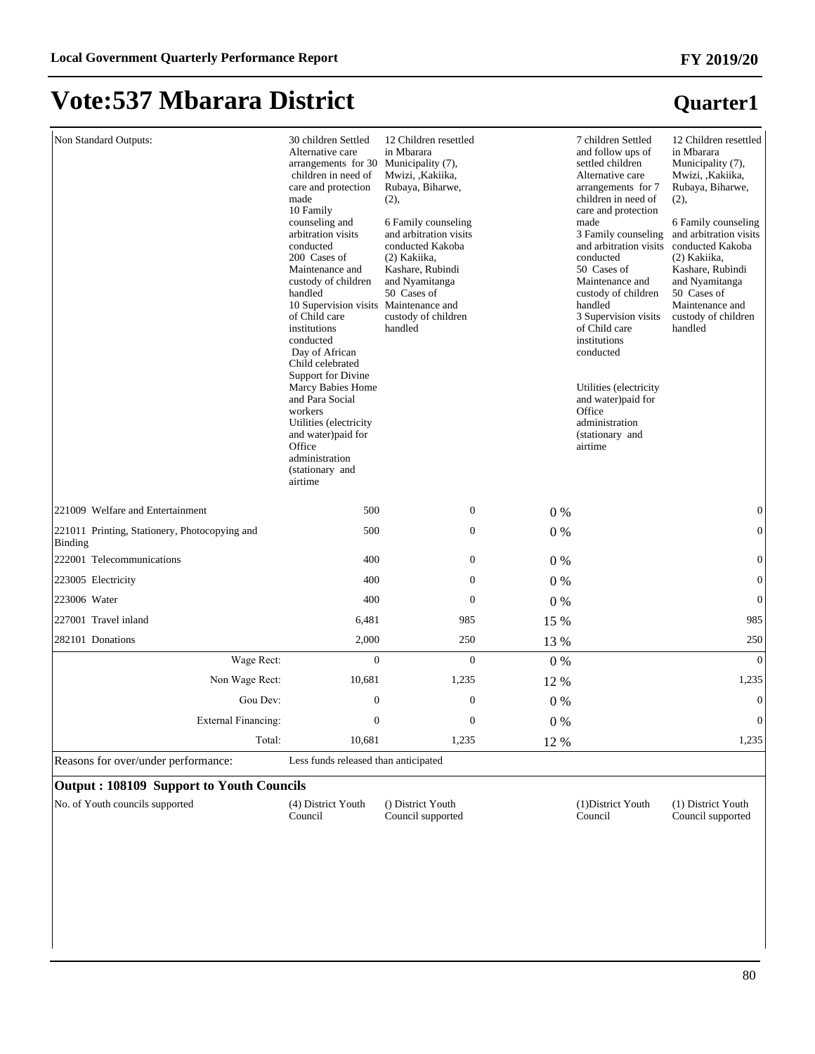# Vote:537 Mbarara District

## Quarter1

| | | | | | |
|---|---|---|---|---|---|
| Non Standard Outputs: | 30 children Settled Alternative care arrangements for 30 children in need of care and protection made<br>10 Family counseling and arbitration visits conducted<br>200 Cases of Maintenance and custody of children handled<br>10 Supervision visits of Child care institutions conducted<br>Day of African Child celebrated<br>Support for Divine Marcy Babies Home and Para Social workers<br>Utilities (electricity and water)paid for Office administration (stationary and airtime | 12 Children resettled in Mbarara Municipality (7), Mwizi, ,Kakiika, Rubaya, Biharwe, (2),<br><br>6 Family counseling and arbitration visits conducted Kakoba (2) Kakiika, Kashare, Rubindi and Nyamitanga<br>50 Cases of Maintenance and custody of children handled | | 7 children Settled and follow ups of settled children Alternative care arrangements for 7 children in need of care and protection made<br>3 Family counseling and arbitration visits conducted<br>50 Cases of Maintenance and custody of children handled<br>3 Supervision visits of Child care institutions conducted<br><br>Utilities (electricity and water)paid for Office administration (stationary and airtime | 12 Children resettled in Mbarara Municipality (7), Mwizi, ,Kakiika, Rubaya, Biharwe, (2),<br><br>6 Family counseling and arbitration visits conducted Kakoba (2) Kakiika, Kashare, Rubindi and Nyamitanga<br>50 Cases of Maintenance and custody of children handled |
| 221009 Welfare and Entertainment | 500 | 0 | 0 % | | 0 |
| 221011 Printing, Stationery, Photocopying and Binding | 500 | 0 | 0 % | | 0 |
| 222001 Telecommunications | 400 | 0 | 0 % | | 0 |
| 223005 Electricity | 400 | 0 | 0 % | | 0 |
| 223006 Water | 400 | 0 | 0 % | | 0 |
| 227001 Travel inland | 6,481 | 985 | 15 % | | 985 |
| 282101 Donations | 2,000 | 250 | 13 % | | 250 |
| Wage Rect: | 0 | 0 | 0 % | | 0 |
| Non Wage Rect: | 10,681 | 1,235 | 12 % | | 1,235 |
| Gou Dev: | 0 | 0 | 0 % | | 0 |
| External Financing: | 0 | 0 | 0 % | | 0 |
| Total: | 10,681 | 1,235 | 12 % | | 1,235 |
| Reasons for over/under performance: | Less funds released than anticipated | | | | |

**Output : 108109 Support to Youth Councils**

| | | | | | |
|---|---|---|---|---|---|
| No. of Youth councils supported | (4) District Youth Council | () District Youth Council supported | | (1)District Youth Council | (1) District Youth Council supported |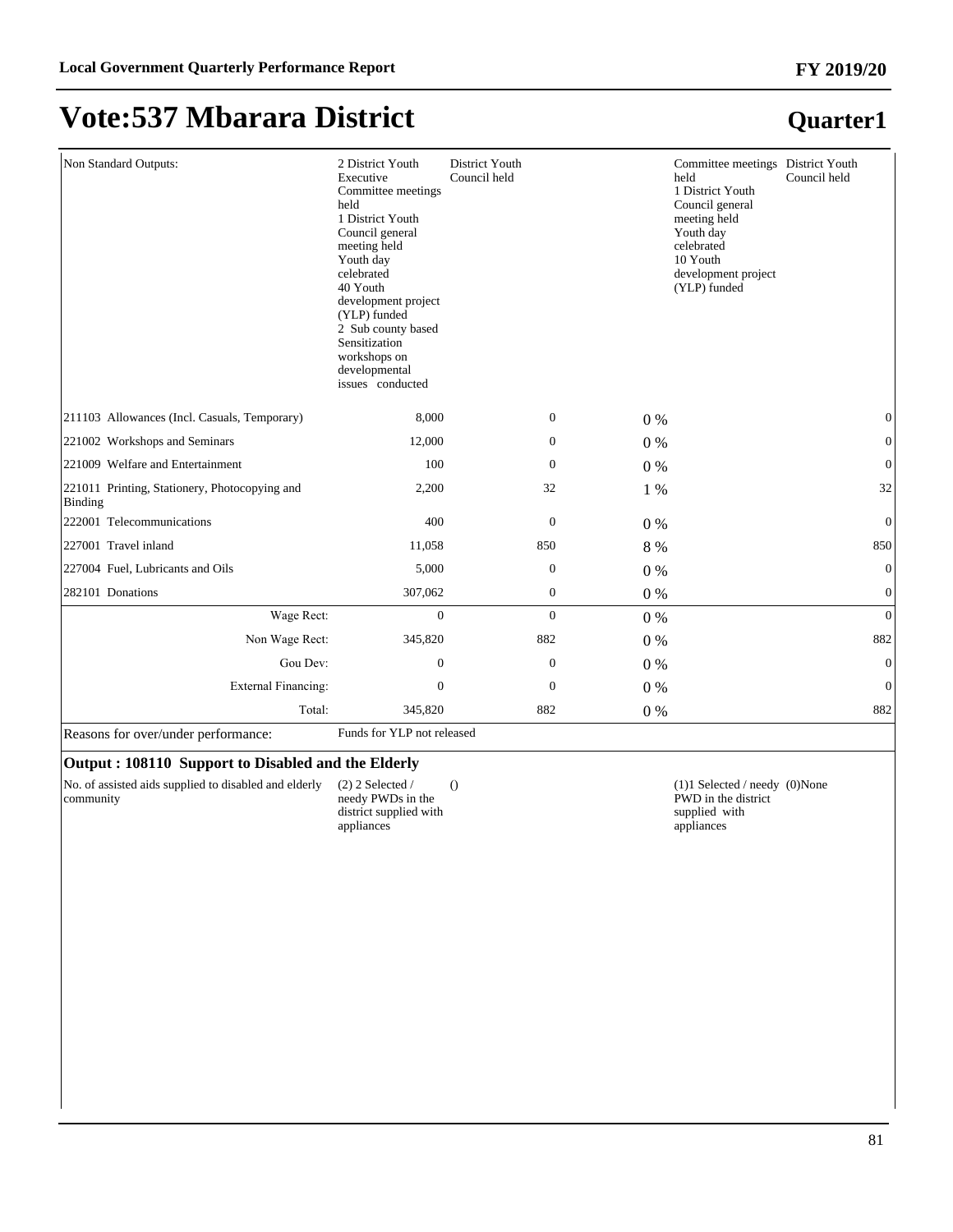# Vote:537 Mbarara District

## Quarter1

| | | | | | |
|---|---|---|---|---|---|
| Non Standard Outputs: | 2 District Youth Executive Committee meetings held<br>1 District Youth Council general meeting held<br>Youth day celebrated<br>40 Youth development project (YLP) funded<br>2 Sub county based Sensitization workshops on developmental issues conducted | District Youth Council held | | Committee meetings held<br>1 District Youth Council general meeting held<br>Youth day celebrated<br>10 Youth development project (YLP) funded | District Youth Council held |
| 211103 Allowances (Incl. Casuals, Temporary) | 8,000 | 0 | 0 % | | 0 |
| 221002 Workshops and Seminars | 12,000 | 0 | 0 % | | 0 |
| 221009 Welfare and Entertainment | 100 | 0 | 0 % | | 0 |
| 221011 Printing, Stationery, Photocopying and Binding | 2,200 | 32 | 1 % | | 32 |
| 222001 Telecommunications | 400 | 0 | 0 % | | 0 |
| 227001 Travel inland | 11,058 | 850 | 8 % | | 850 |
| 227004 Fuel, Lubricants and Oils | 5,000 | 0 | 0 % | | 0 |
| 282101 Donations | 307,062 | 0 | 0 % | | 0 |
| Wage Rect: | 0 | 0 | 0 % | | 0 |
| Non Wage Rect: | 345,820 | 882 | 0 % | | 882 |
| Gou Dev: | 0 | 0 | 0 % | | 0 |
| External Financing: | 0 | 0 | 0 % | | 0 |
| Total: | 345,820 | 882 | 0 % | | 882 |
| Reasons for over/under performance: | Funds for YLP not released | | | | |

### Output : 108110 Support to Disabled and the Elderly

| | | | | | |
|---|---|---|---|---|---|
| No. of assisted aids supplied to disabled and elderly community | (2) 2 Selected / needy PWDs in the district supplied with appliances | () | | (1)1 Selected / needy PWD in the district supplied with appliances | (0)None |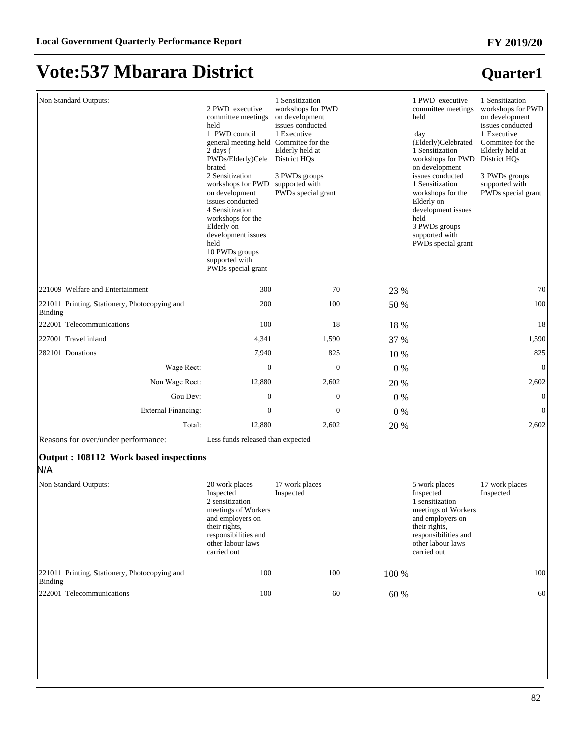## Vote:537 Mbarara District

### Quarter1

| | | | | | |
|---|---|---|---|---|---|
| Non Standard Outputs: | 2 PWD executive committee meetings held<br>1 PWD council general meeting held<br>2 days ( PWDs/Elderly)Celebrated<br>2 Sensitization workshops for PWD on development issues conducted<br>4 Sensitization workshops for the Elderly on development issues held<br>10 PWDs groups supported with PWDs special grant | 1 Sensitization workshops for PWD on development issues conducted<br>1 Executive Commitee for the Elderly held at District HQs<br><br>3 PWDs groups supported with PWDs special grant | | 1 PWD executive committee meetings held<br><br>day (Elderly)Celebrated<br>1 Sensitization workshops for PWD on development issues conducted<br>1 Sensitization workshops for the Elderly on development issues held<br>3 PWDs groups supported with PWDs special grant | 1 Sensitization workshops for PWD on development issues conducted<br>1 Executive Commitee for the Elderly held at District HQs<br><br>3 PWDs groups supported with PWDs special grant |
| 221009 Welfare and Entertainment | 300 | 70 | 23 % | | 70 |
| 221011 Printing, Stationery, Photocopying and Binding | 200 | 100 | 50 % | | 100 |
| 222001 Telecommunications | 100 | 18 | 18 % | | 18 |
| 227001 Travel inland | 4,341 | 1,590 | 37 % | | 1,590 |
| 282101 Donations | 7,940 | 825 | 10 % | | 825 |
| Wage Rect: | 0 | 0 | 0 % | | 0 |
| Non Wage Rect: | 12,880 | 2,602 | 20 % | | 2,602 |
| Gou Dev: | 0 | 0 | 0 % | | 0 |
| External Financing: | 0 | 0 | 0 % | | 0 |
| Total: | 12,880 | 2,602 | 20 % | | 2,602 |
| Reasons for over/under performance: | Less funds released than expected | | | | |

**Output : 108112 Work based inspections**

N/A

| | | | | | |
|---|---|---|---|---|---|
| Non Standard Outputs: | 20 work places Inspected<br>2 sensitization meetings of Workers and employers on their rights, responsibilities and other labour laws carried out | 17 work places Inspected | | 5 work places Inspected<br>1 sensitization meetings of Workers and employers on their rights, responsibilities and other labour laws carried out | 17 work places Inspected |
| 221011 Printing, Stationery, Photocopying and Binding | 100 | 100 | 100 % | | 100 |
| 222001 Telecommunications | 100 | 60 | 60 % | | 60 |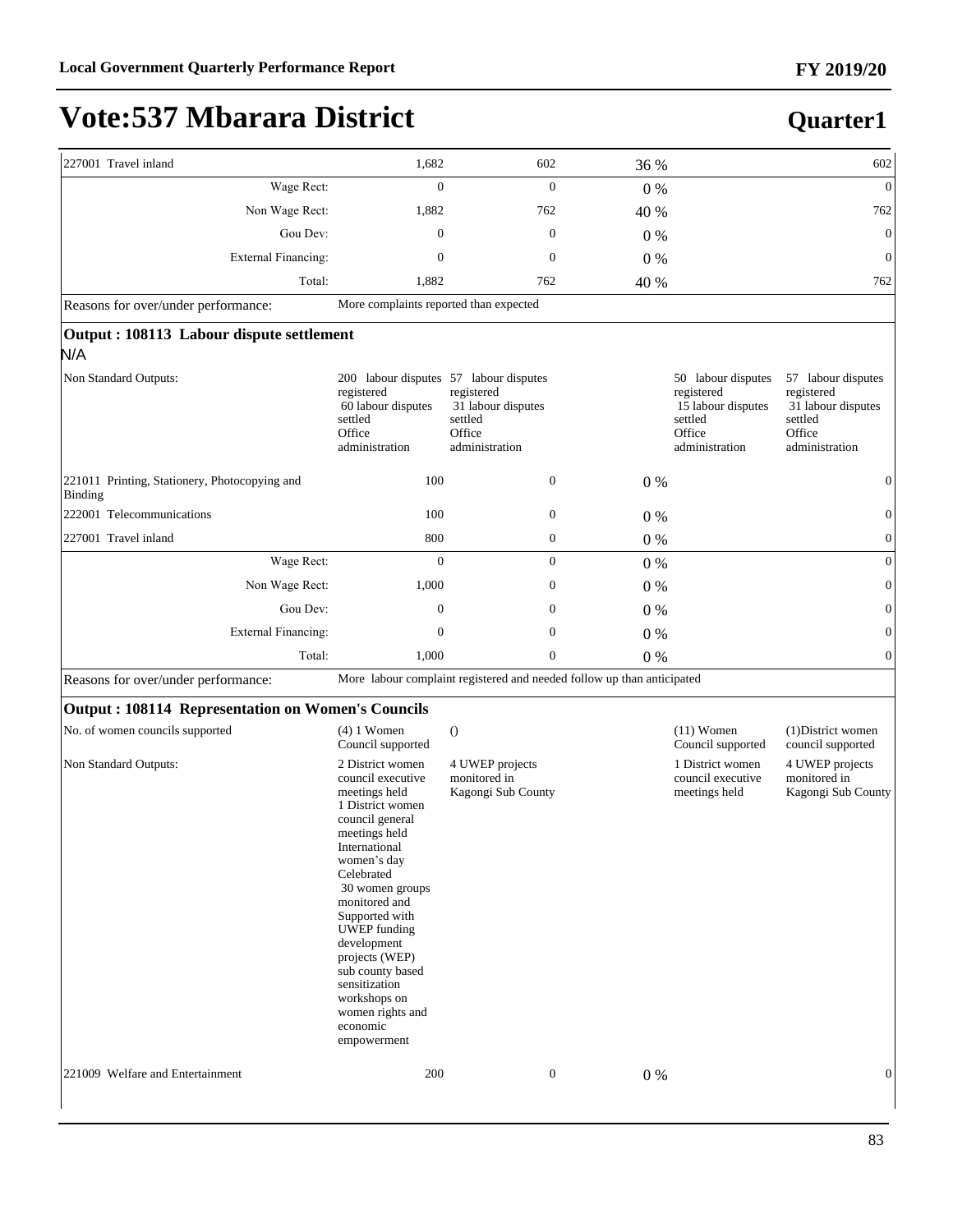# Vote:537 Mbarara District

## Quarter1

| | | | | | |
|---|---|---|---|---|---|
| 227001 Travel inland | 1,682 | 602 | 36 % | | 602 |
| Wage Rect: | 0 | 0 | 0 % | | 0 |
| Non Wage Rect: | 1,882 | 762 | 40 % | | 762 |
| Gou Dev: | 0 | 0 | 0 % | | 0 |
| External Financing: | 0 | 0 | 0 % | | 0 |
| Total: | 1,882 | 762 | 40 % | | 762 |
| Reasons for over/under performance: | More complaints reported than expected | | | | |

**Output : 108113 Labour dispute settlement**

N/A

| | | | | | |
|---|---|---|---|---|---|
| Non Standard Outputs: | 200 labour disputes registered<br>60 labour disputes settled<br>Office administration | 57 labour disputes registered<br>31 labour disputes settled<br>Office administration | | 50 labour disputes registered<br>15 labour disputes settled<br>Office administration | 57 labour disputes registered<br>31 labour disputes settled<br>Office administration |
| 221011 Printing, Stationery, Photocopying and Binding | 100 | 0 | 0 % | | 0 |
| 222001 Telecommunications | 100 | 0 | 0 % | | 0 |
| 227001 Travel inland | 800 | 0 | 0 % | | 0 |
| Wage Rect: | 0 | 0 | 0 % | | 0 |
| Non Wage Rect: | 1,000 | 0 | 0 % | | 0 |
| Gou Dev: | 0 | 0 | 0 % | | 0 |
| External Financing: | 0 | 0 | 0 % | | 0 |
| Total: | 1,000 | 0 | 0 % | | 0 |
| Reasons for over/under performance: | More labour complaint registered and needed follow up than anticipated | | | | |

**Output : 108114 Representation on Women's Councils**

| | | | | | |
|---|---|---|---|---|---|
| No. of women councils supported | (4) 1 Women Council supported | () | | (11) Women Council supported | (1)District women council supported |
| Non Standard Outputs: | 2 District women council executive meetings held<br>1 District women council general meetings held<br>International women's day Celebrated<br>30 women groups monitored and Supported with UWEP funding development projects (WEP)<br>sub county based sensitization workshops on women rights and economic empowerment | 4 UWEP projects monitored in Kagongi Sub County | | 1 District women council executive meetings held | 4 UWEP projects monitored in Kagongi Sub County |
| 221009 Welfare and Entertainment | 200 | 0 | 0 % | | 0 |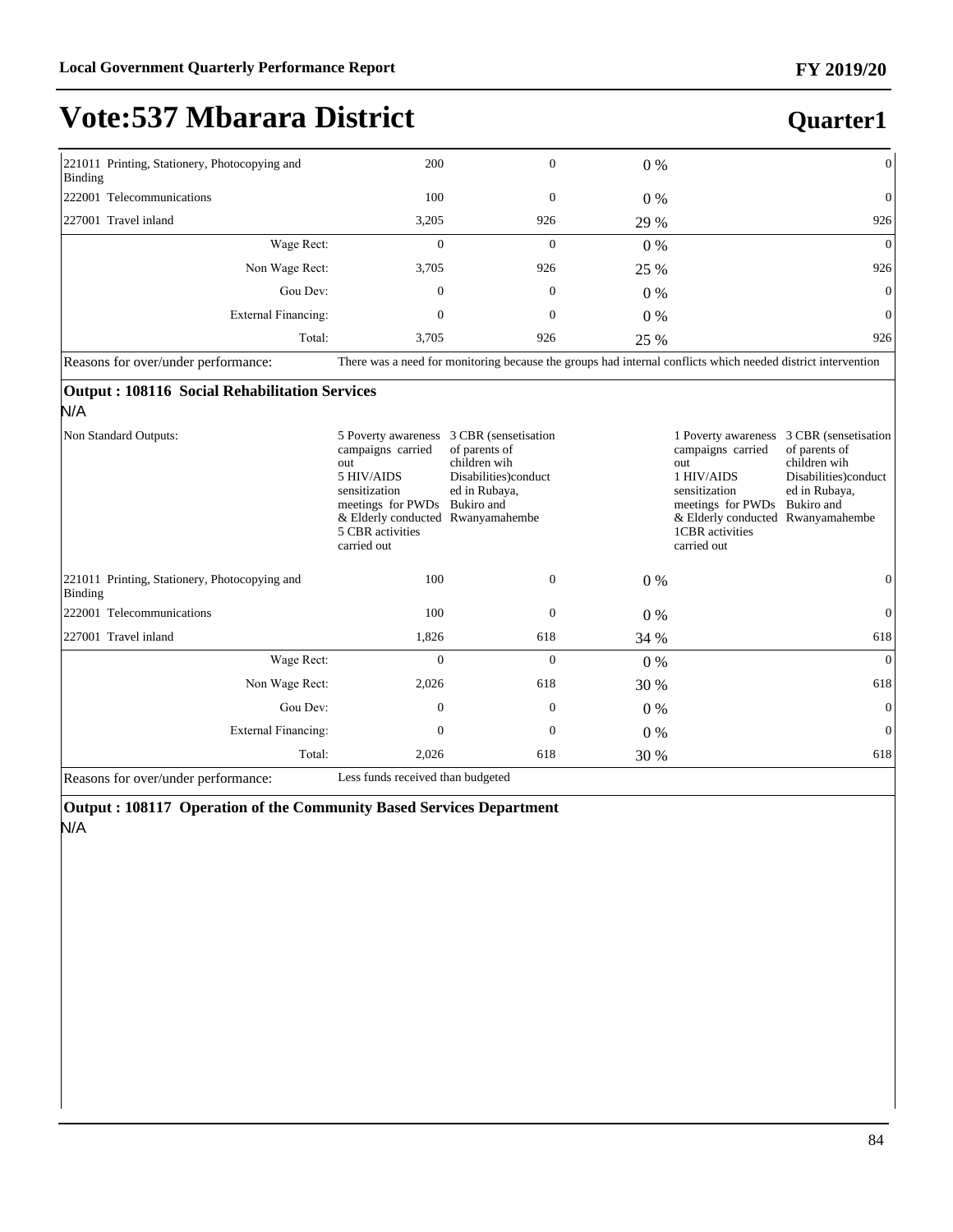# Vote:537 Mbarara District

**Quarter1**

| | | | | | |
|---|---|---|---|---|---|
| 221011 Printing, Stationery, Photocopying and Binding | 200 | 0 | 0 % | | 0 |
| 222001 Telecommunications | 100 | 0 | 0 % | | 0 |
| 227001 Travel inland | 3,205 | 926 | 29 % | | 926 |
| Wage Rect: | 0 | 0 | 0 % | | 0 |
| Non Wage Rect: | 3,705 | 926 | 25 % | | 926 |
| Gou Dev: | 0 | 0 | 0 % | | 0 |
| External Financing: | 0 | 0 | 0 % | | 0 |
| Total: | 3,705 | 926 | 25 % | | 926 |
| Reasons for over/under performance: | There was a need for monitoring because the groups had internal conflicts which needed district intervention | | | | |

**Output : 108116 Social Rehabilitation Services**

N/A

| | | | | | |
|---|---|---|---|---|---|
| Non Standard Outputs: | 5 Poverty awareness campaigns carried out<br>5 HIV/AIDS sensitization meetings for PWDs & Elderly conducted<br>5 CBR activities carried out | 3 CBR (sensetisation of parents of children wih Disabilities)conducted in Rubaya, Bukiro and Rwanyamahembe | | 1 Poverty awareness campaigns carried out<br>1 HIV/AIDS sensitization meetings for PWDs & Elderly conducted<br>1CBR activities carried out | 3 CBR (sensetisation of parents of children wih Disabilities)conducted in Rubaya, Bukiro and Rwanyamahembe |
| 221011 Printing, Stationery, Photocopying and Binding | 100 | 0 | 0 % | | 0 |
| 222001 Telecommunications | 100 | 0 | 0 % | | 0 |
| 227001 Travel inland | 1,826 | 618 | 34 % | | 618 |
| Wage Rect: | 0 | 0 | 0 % | | 0 |
| Non Wage Rect: | 2,026 | 618 | 30 % | | 618 |
| Gou Dev: | 0 | 0 | 0 % | | 0 |
| External Financing: | 0 | 0 | 0 % | | 0 |
| Total: | 2,026 | 618 | 30 % | | 618 |
| Reasons for over/under performance: | Less funds received than budgeted | | | | |

**Output : 108117 Operation of the Community Based Services Department**

N/A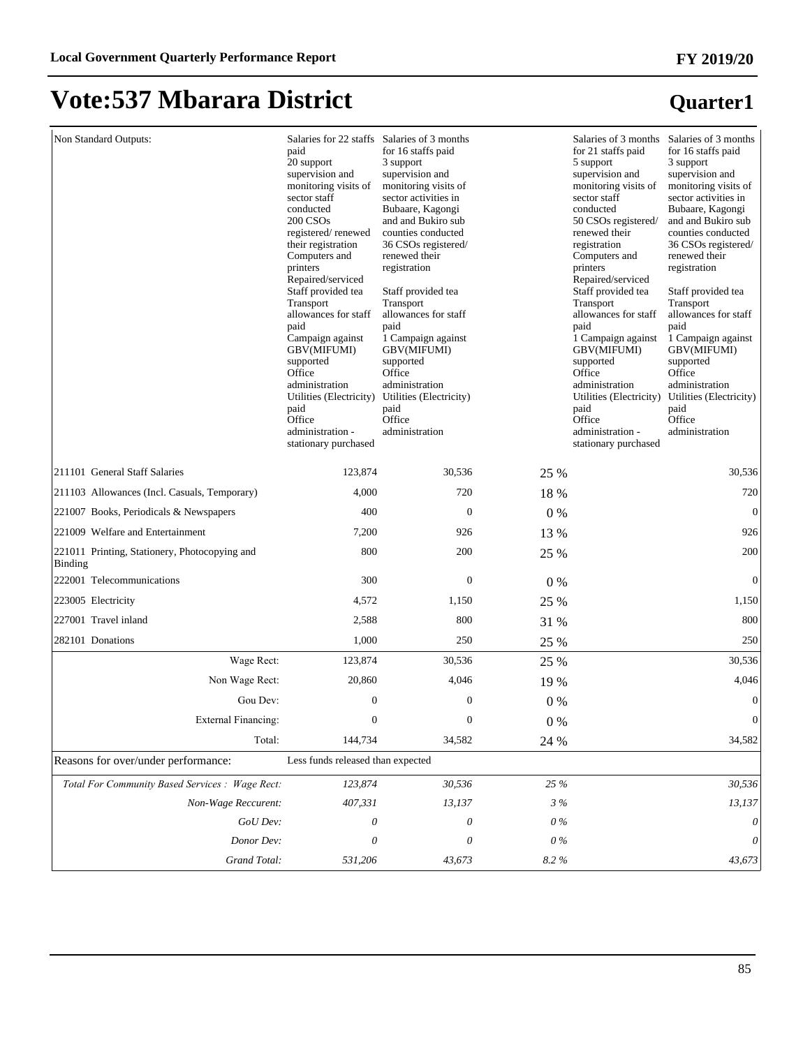# Vote:537 Mbarara District

## Quarter1

| | | | | | |
|---|---|---|---|---|---|
| Non Standard Outputs: | Salaries for 22 staffs paid<br>20 support supervision and monitoring visits of sector staff conducted<br>200 CSOs registered/ renewed their registration<br>Computers and printers Repaired/serviced<br>Staff provided tea<br>Transport allowances for staff paid<br>Campaign against GBV(MIFUMI) supported<br>Office administration<br>Utilities (Electricity) paid<br>Office administration - stationary purchased | Salaries of 3 months for 16 staffs paid<br>3 support supervision and monitoring visits of sector activities in Bubaare, Kagongi and and Bukiro sub counties conducted<br>36 CSOs registered/ renewed their registration<br><br>Staff provided tea<br>Transport allowances for staff paid<br>1 Campaign against GBV(MIFUMI) supported<br>Office administration<br>Utilities (Electricity) paid<br>Office administration | | Salaries of 3 months for 21 staffs paid<br>5 support supervision and monitoring visits of sector staff conducted<br>50 CSOs registered/ renewed their registration<br>Computers and printers Repaired/serviced<br>Staff provided tea<br>Transport allowances for staff paid<br>1 Campaign against GBV(MIFUMI) supported<br>Office administration<br>Utilities (Electricity) paid<br>Office administration - stationary purchased | Salaries of 3 months for 16 staffs paid<br>3 support supervision and monitoring visits of sector activities in Bubaare, Kagongi and and Bukiro sub counties conducted<br>36 CSOs registered/ renewed their registration<br><br>Staff provided tea<br>Transport allowances for staff paid<br>1 Campaign against GBV(MIFUMI) supported<br>Office administration<br>Utilities (Electricity) paid<br>Office administration |
| 211101 General Staff Salaries | 123,874 | 30,536 | 25 % | | 30,536 |
| 211103 Allowances (Incl. Casuals, Temporary) | 4,000 | 720 | 18 % | | 720 |
| 221007 Books, Periodicals & Newspapers | 400 | 0 | 0 % | | 0 |
| 221009 Welfare and Entertainment | 7,200 | 926 | 13 % | | 926 |
| 221011 Printing, Stationery, Photocopying and Binding | 800 | 200 | 25 % | | 200 |
| 222001 Telecommunications | 300 | 0 | 0 % | | 0 |
| 223005 Electricity | 4,572 | 1,150 | 25 % | | 1,150 |
| 227001 Travel inland | 2,588 | 800 | 31 % | | 800 |
| 282101 Donations | 1,000 | 250 | 25 % | | 250 |
| Wage Rect: | 123,874 | 30,536 | 25 % | | 30,536 |
| Non Wage Rect: | 20,860 | 4,046 | 19 % | | 4,046 |
| Gou Dev: | 0 | 0 | 0 % | | 0 |
| External Financing: | 0 | 0 | 0 % | | 0 |
| Total: | 144,734 | 34,582 | 24 % | | 34,582 |
| Reasons for over/under performance: | Less funds released than expected | | | | |
| *Total For Community Based Services : Wage Rect:* | *123,874* | *30,536* | *25 %* | | *30,536* |
| *Non-Wage Reccurent:* | *407,331* | *13,137* | *3 %* | | *13,137* |
| *GoU Dev:* | *0* | *0* | *0 %* | | *0* |
| *Donor Dev:* | *0* | *0* | *0 %* | | *0* |
| *Grand Total:* | *531,206* | *43,673* | *8.2 %* | | *43,673* |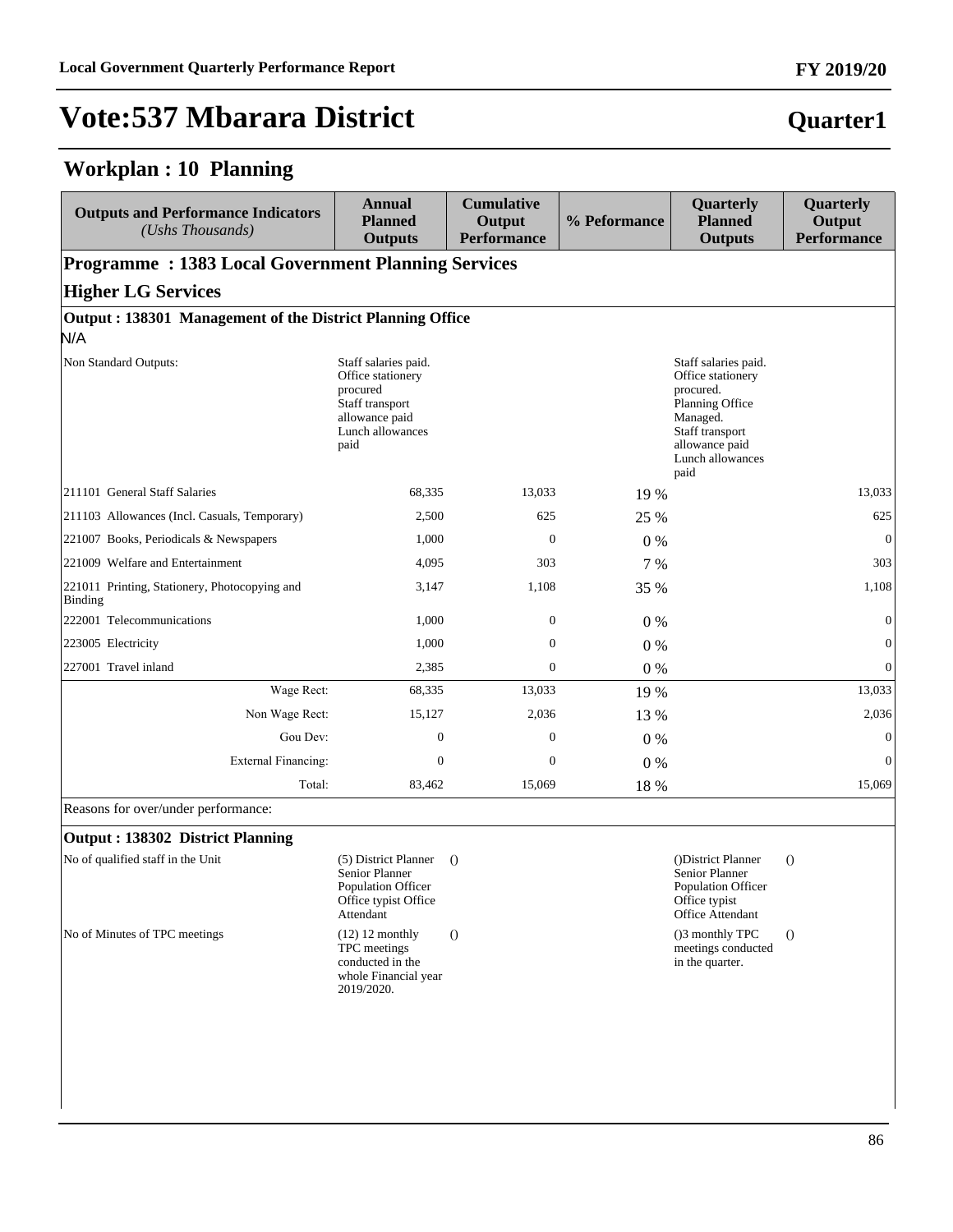# Vote:537 Mbarara District

**Quarter1**

## Workplan : 10 Planning

| Outputs and Performance Indicators *(Ushs Thousands)* | Annual Planned Outputs | Cumulative Output Performance | % Peformance | Quarterly Planned Outputs | Quarterly Output Performance |
|---|---|---|---|---|---|
| **Programme : 1383 Local Government Planning Services** | | | | | |
| **Higher LG Services** | | | | | |
| **Output : 138301 Management of the District Planning Office** | | | | | |
| N/A | | | | | |
| Non Standard Outputs: | Staff salaries paid. Office stationery procured Staff transport allowance paid Lunch allowances paid | | | Staff salaries paid. Office stationery procured. Planning Office Managed. Staff transport allowance paid Lunch allowances paid | |
| 211101 General Staff Salaries | 68,335 | 13,033 | 19 % | | 13,033 |
| 211103 Allowances (Incl. Casuals, Temporary) | 2,500 | 625 | 25 % | | 625 |
| 221007 Books, Periodicals & Newspapers | 1,000 | 0 | 0 % | | 0 |
| 221009 Welfare and Entertainment | 4,095 | 303 | 7 % | | 303 |
| 221011 Printing, Stationery, Photocopying and Binding | 3,147 | 1,108 | 35 % | | 1,108 |
| 222001 Telecommunications | 1,000 | 0 | 0 % | | 0 |
| 223005 Electricity | 1,000 | 0 | 0 % | | 0 |
| 227001 Travel inland | 2,385 | 0 | 0 % | | 0 |
| Wage Rect: | 68,335 | 13,033 | 19 % | | 13,033 |
| Non Wage Rect: | 15,127 | 2,036 | 13 % | | 2,036 |
| Gou Dev: | 0 | 0 | 0 % | | 0 |
| External Financing: | 0 | 0 | 0 % | | 0 |
| Total: | 83,462 | 15,069 | 18 % | | 15,069 |
| Reasons for over/under performance: | | | | | |
| **Output : 138302 District Planning** | | | | | |
| No of qualified staff in the Unit | (5) District Planner Senior Planner Population Officer Office typist Office Attendant | () | | ()District Planner Senior Planner Population Officer Office typist Office Attendant | () |
| No of Minutes of TPC meetings | (12) 12 monthly TPC meetings conducted in the whole Financial year 2019/2020. | () | | ()3 monthly TPC meetings conducted in the quarter. | () |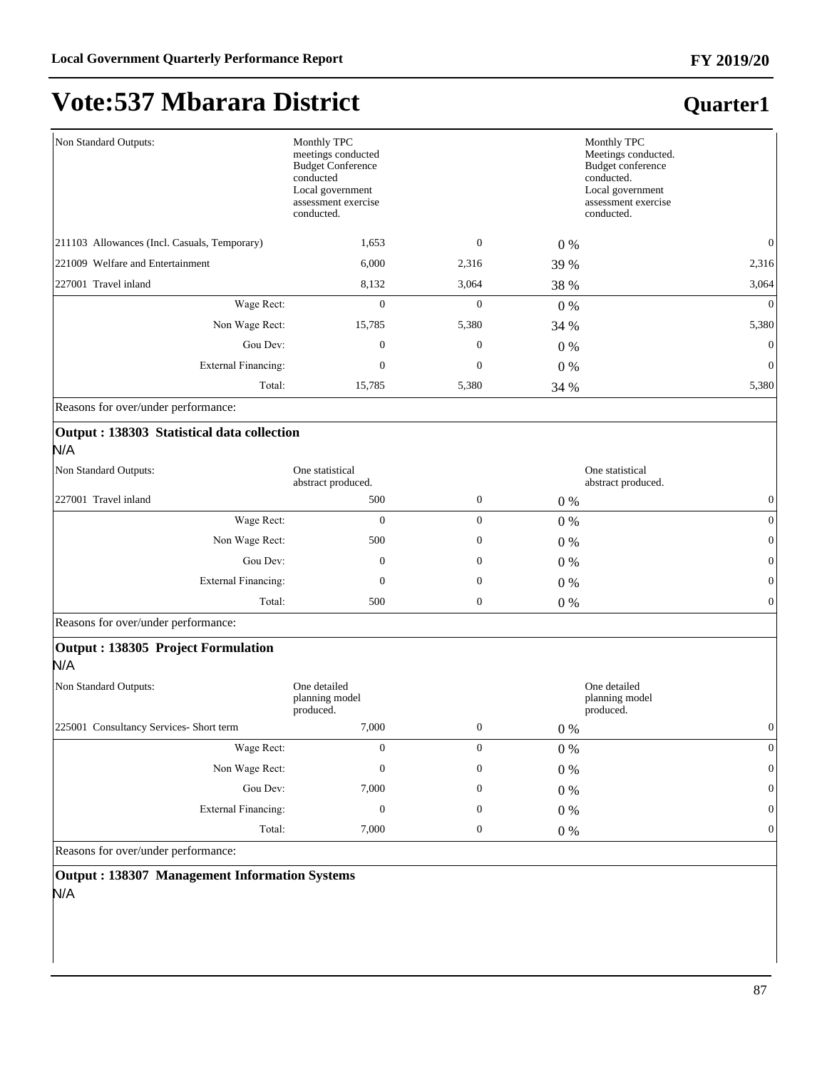# Vote:537 Mbarara District

## Quarter1

| | | | | |
|---|---|---|---|---|
| Non Standard Outputs: | Monthly TPC meetings conducted Budget Conference conducted Local government assessment exercise conducted. | | | Monthly TPC Meetings conducted. Budget conference conducted. Local government assessment exercise conducted. |
| 211103 Allowances (Incl. Casuals, Temporary) | 1,653 | 0 | 0 % | 0 |
| 221009 Welfare and Entertainment | 6,000 | 2,316 | 39 % | 2,316 |
| 227001 Travel inland | 8,132 | 3,064 | 38 % | 3,064 |
| Wage Rect: | 0 | 0 | 0 % | 0 |
| Non Wage Rect: | 15,785 | 5,380 | 34 % | 5,380 |
| Gou Dev: | 0 | 0 | 0 % | 0 |
| External Financing: | 0 | 0 | 0 % | 0 |
| Total: | 15,785 | 5,380 | 34 % | 5,380 |

Reasons for over/under performance:

**Output : 138303 Statistical data collection**

N/A

| | | | | |
|---|---|---|---|---|
| Non Standard Outputs: | One statistical abstract produced. | | | One statistical abstract produced. |
| 227001 Travel inland | 500 | 0 | 0 % | 0 |
| Wage Rect: | 0 | 0 | 0 % | 0 |
| Non Wage Rect: | 500 | 0 | 0 % | 0 |
| Gou Dev: | 0 | 0 | 0 % | 0 |
| External Financing: | 0 | 0 | 0 % | 0 |
| Total: | 500 | 0 | 0 % | 0 |

Reasons for over/under performance:

**Output : 138305 Project Formulation**

N/A

| | | | | |
|---|---|---|---|---|
| Non Standard Outputs: | One detailed planning model produced. | | | One detailed planning model produced. |
| 225001 Consultancy Services- Short term | 7,000 | 0 | 0 % | 0 |
| Wage Rect: | 0 | 0 | 0 % | 0 |
| Non Wage Rect: | 0 | 0 | 0 % | 0 |
| Gou Dev: | 7,000 | 0 | 0 % | 0 |
| External Financing: | 0 | 0 | 0 % | 0 |
| Total: | 7,000 | 0 | 0 % | 0 |

Reasons for over/under performance:

**Output : 138307 Management Information Systems**

N/A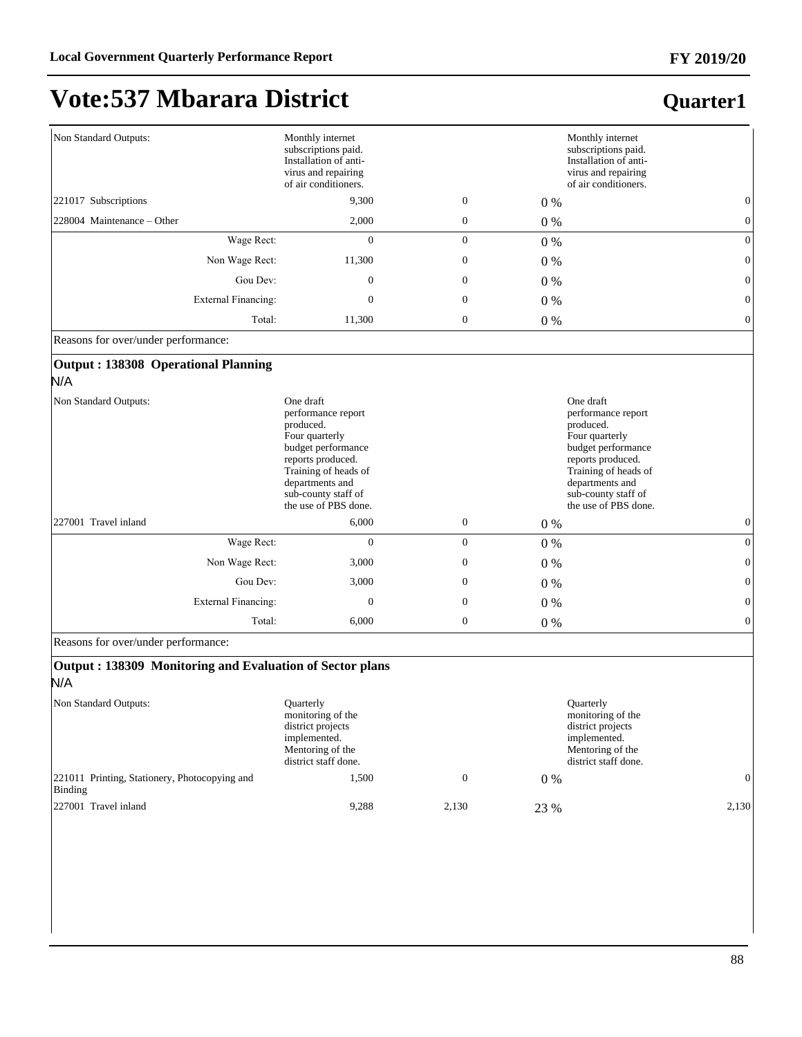# Vote:537 Mbarara District

## Quarter1

| | | | | | |
|---|---|---|---|---|---|
| Non Standard Outputs: | Monthly internet subscriptions paid. Installation of anti-virus and repairing of air conditioners. | | | Monthly internet subscriptions paid. Installation of anti-virus and repairing of air conditioners. | |
| 221017 Subscriptions | 9,300 | 0 | 0 % | | 0 |
| 228004 Maintenance – Other | 2,000 | 0 | 0 % | | 0 |
| Wage Rect: | 0 | 0 | 0 % | | 0 |
| Non Wage Rect: | 11,300 | 0 | 0 % | | 0 |
| Gou Dev: | 0 | 0 | 0 % | | 0 |
| External Financing: | 0 | 0 | 0 % | | 0 |
| Total: | 11,300 | 0 | 0 % | | 0 |

Reasons for over/under performance:

**Output : 138308 Operational Planning**

N/A

| | | | | | |
|---|---|---|---|---|---|
| Non Standard Outputs: | One draft performance report produced. Four quarterly budget performance reports produced. Training of heads of departments and sub-county staff of the use of PBS done. | | | One draft performance report produced. Four quarterly budget performance reports produced. Training of heads of departments and sub-county staff of the use of PBS done. | |
| 227001 Travel inland | 6,000 | 0 | 0 % | | 0 |
| Wage Rect: | 0 | 0 | 0 % | | 0 |
| Non Wage Rect: | 3,000 | 0 | 0 % | | 0 |
| Gou Dev: | 3,000 | 0 | 0 % | | 0 |
| External Financing: | 0 | 0 | 0 % | | 0 |
| Total: | 6,000 | 0 | 0 % | | 0 |

Reasons for over/under performance:

**Output : 138309 Monitoring and Evaluation of Sector plans**

N/A

| | | | | | |
|---|---|---|---|---|---|
| Non Standard Outputs: | Quarterly monitoring of the district projects implemented. Mentoring of the district staff done. | | | Quarterly monitoring of the district projects implemented. Mentoring of the district staff done. | |
| 221011 Printing, Stationery, Photocopying and Binding | 1,500 | 0 | 0 % | | 0 |
| 227001 Travel inland | 9,288 | 2,130 | 23 % | | 2,130 |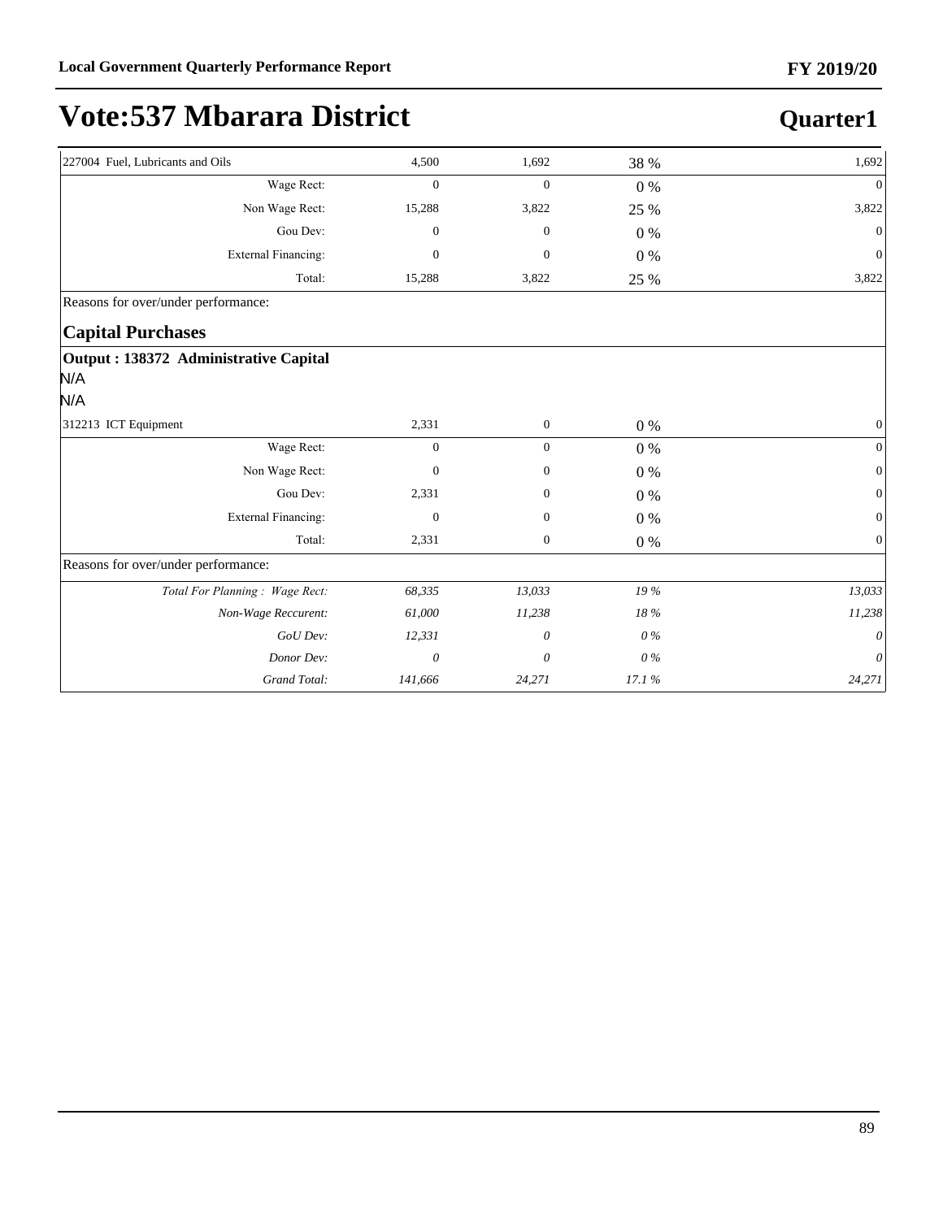# Vote:537 Mbarara District

## Quarter1

| | | | | |
|---|---|---|---|---|
| 227004 Fuel, Lubricants and Oils | 4,500 | 1,692 | 38 % | 1,692 |
| Wage Rect: | 0 | 0 | 0 % | 0 |
| Non Wage Rect: | 15,288 | 3,822 | 25 % | 3,822 |
| Gou Dev: | 0 | 0 | 0 % | 0 |
| External Financing: | 0 | 0 | 0 % | 0 |
| Total: | 15,288 | 3,822 | 25 % | 3,822 |

Reasons for over/under performance:

### Capital Purchases

**Output : 138372 Administrative Capital**

N/A

N/A

| | | | | |
|---|---|---|---|---|
| 312213 ICT Equipment | 2,331 | 0 | 0 % | 0 |
| Wage Rect: | 0 | 0 | 0 % | 0 |
| Non Wage Rect: | 0 | 0 | 0 % | 0 |
| Gou Dev: | 2,331 | 0 | 0 % | 0 |
| External Financing: | 0 | 0 | 0 % | 0 |
| Total: | 2,331 | 0 | 0 % | 0 |

Reasons for over/under performance:

| | | | | |
|---|---|---|---|---|
| *Total For Planning : Wage Rect:* | *68,335* | *13,033* | *19 %* | *13,033* |
| *Non-Wage Reccurent:* | *61,000* | *11,238* | *18 %* | *11,238* |
| *GoU Dev:* | *12,331* | *0* | *0 %* | *0* |
| *Donor Dev:* | *0* | *0* | *0 %* | *0* |
| *Grand Total:* | *141,666* | *24,271* | *17.1 %* | *24,271* |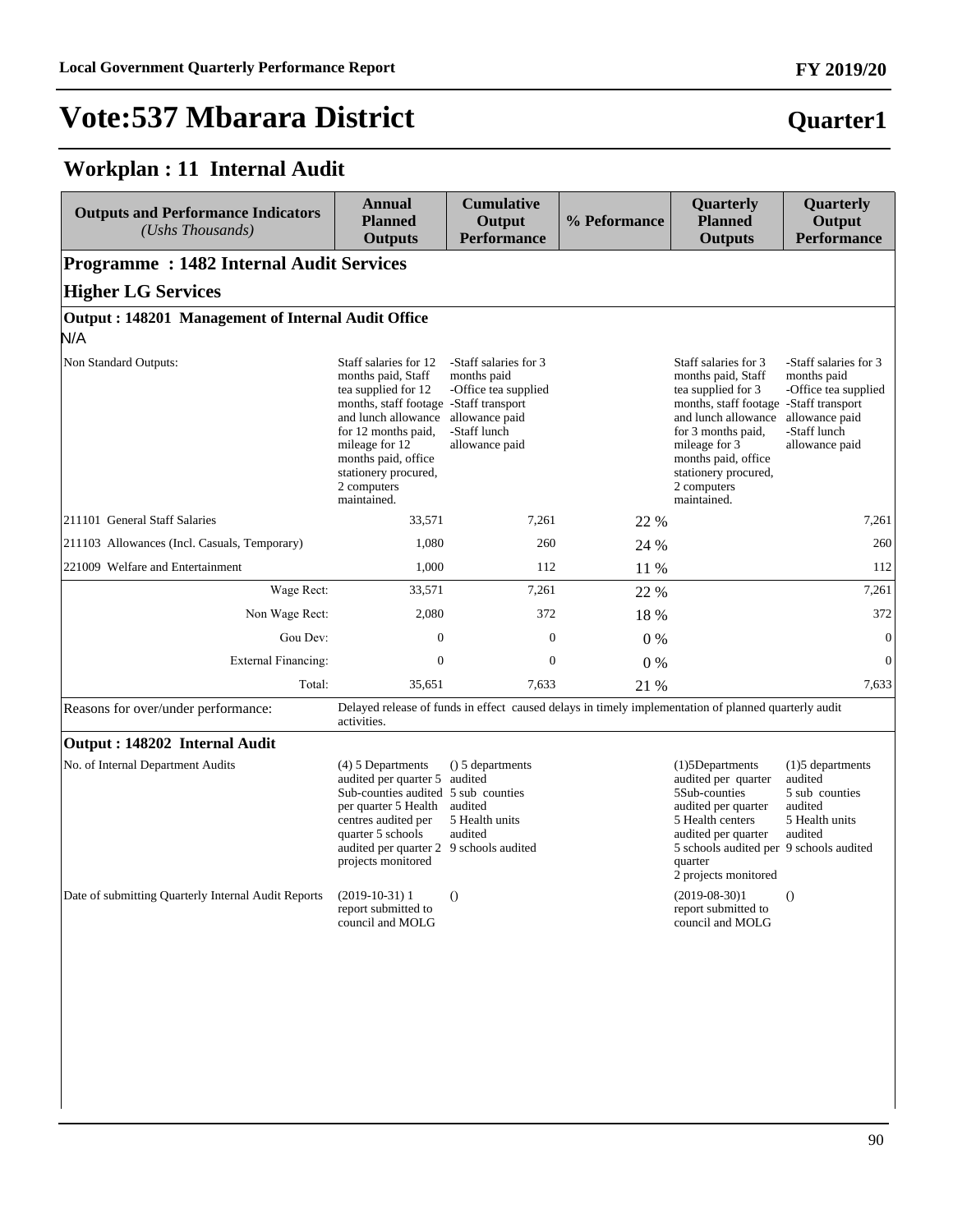# Vote:537 Mbarara District

**Quarter1**

## Workplan : 11 Internal Audit

| Outputs and Performance Indicators *(Ushs Thousands)* | Annual Planned Outputs | Cumulative Output Performance | % Peformance | Quarterly Planned Outputs | Quarterly Output Performance |
|---|---|---|---|---|---|
| **Programme : 1482 Internal Audit Services** | | | | | |
| **Higher LG Services** | | | | | |
| **Output : 148201 Management of Internal Audit Office** | | | | | |
| N/A | | | | | |
| Non Standard Outputs: | Staff salaries for 12 months paid, Staff tea supplied for 12 months, staff footage and lunch allowance for 12 months paid, mileage for 12 months paid, office stationery procured, 2 computers maintained. | -Staff salaries for 3 months paid -Office tea supplied -Staff transport allowance paid -Staff lunch allowance paid | | Staff salaries for 3 months paid, Staff tea supplied for 3 months, staff footage and lunch allowance for 3 months paid, mileage for 3 months paid, office stationery procured, 2 computers maintained. | -Staff salaries for 3 months paid -Office tea supplied -Staff transport allowance paid -Staff lunch allowance paid |
| 211101 General Staff Salaries | 33,571 | 7,261 | 22 % | | 7,261 |
| 211103 Allowances (Incl. Casuals, Temporary) | 1,080 | 260 | 24 % | | 260 |
| 221009 Welfare and Entertainment | 1,000 | 112 | 11 % | | 112 |
| Wage Rect: | 33,571 | 7,261 | 22 % | | 7,261 |
| Non Wage Rect: | 2,080 | 372 | 18 % | | 372 |
| Gou Dev: | 0 | 0 | 0 % | | 0 |
| External Financing: | 0 | 0 | 0 % | | 0 |
| Total: | 35,651 | 7,633 | 21 % | | 7,633 |
| Reasons for over/under performance: | Delayed release of funds in effect caused delays in timely implementation of planned quarterly audit activities. | | | | |
| **Output : 148202 Internal Audit** | | | | | |
| No. of Internal Department Audits | (4) 5 Departments audited per quarter 5 Sub-counties audited per quarter 5 Health centres audited per quarter 5 schools audited per quarter 2 projects monitored | () 5 departments audited 5 sub counties audited 5 Health units audited 9 schools audited | | (1)5Departments audited per quarter 5Sub-counties audited per quarter 5 Health centers audited per quarter 5 schools audited per quarter 2 projects monitored | (1)5 departments audited 5 sub counties audited 5 Health units audited 9 schools audited |
| Date of submitting Quarterly Internal Audit Reports | (2019-10-31) 1 report submitted to council and MOLG | () | | (2019-08-30)1 report submitted to council and MOLG | () |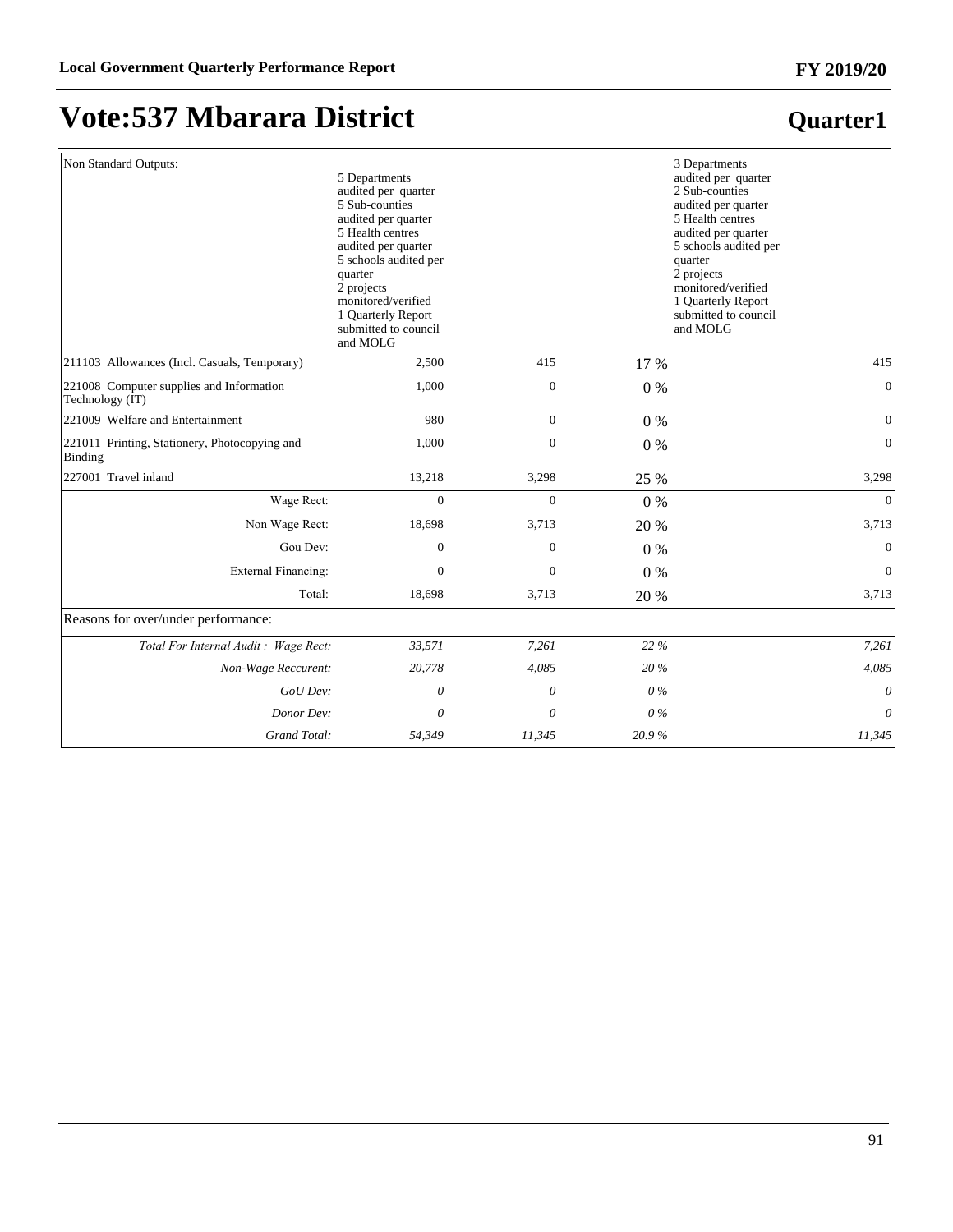# Vote:537 Mbarara District

## Quarter1

| | | | | |
|---|---|---|---|---|
| Non Standard Outputs: | 5 Departments audited per quarter<br>5 Sub-counties audited per quarter<br>5 Health centres audited per quarter<br>5 schools audited per quarter<br>2 projects monitored/verified<br>1 Quarterly Report submitted to council and MOLG | | | 3 Departments audited per quarter<br>2 Sub-counties audited per quarter<br>5 Health centres audited per quarter<br>5 schools audited per quarter<br>2 projects monitored/verified<br>1 Quarterly Report submitted to council and MOLG |
| 211103 Allowances (Incl. Casuals, Temporary) | 2,500 | 415 | 17 % | 415 |
| 221008 Computer supplies and Information Technology (IT) | 1,000 | 0 | 0 % | 0 |
| 221009 Welfare and Entertainment | 980 | 0 | 0 % | 0 |
| 221011 Printing, Stationery, Photocopying and Binding | 1,000 | 0 | 0 % | 0 |
| 227001 Travel inland | 13,218 | 3,298 | 25 % | 3,298 |
| Wage Rect: | 0 | 0 | 0 % | 0 |
| Non Wage Rect: | 18,698 | 3,713 | 20 % | 3,713 |
| Gou Dev: | 0 | 0 | 0 % | 0 |
| External Financing: | 0 | 0 | 0 % | 0 |
| Total: | 18,698 | 3,713 | 20 % | 3,713 |
| Reasons for over/under performance: | | | | |
| *Total For Internal Audit : Wage Rect:* | *33,571* | *7,261* | *22 %* | *7,261* |
| *Non-Wage Reccurent:* | *20,778* | *4,085* | *20 %* | *4,085* |
| *GoU Dev:* | *0* | *0* | *0 %* | *0* |
| *Donor Dev:* | *0* | *0* | *0 %* | *0* |
| *Grand Total:* | *54,349* | *11,345* | *20.9 %* | *11,345* |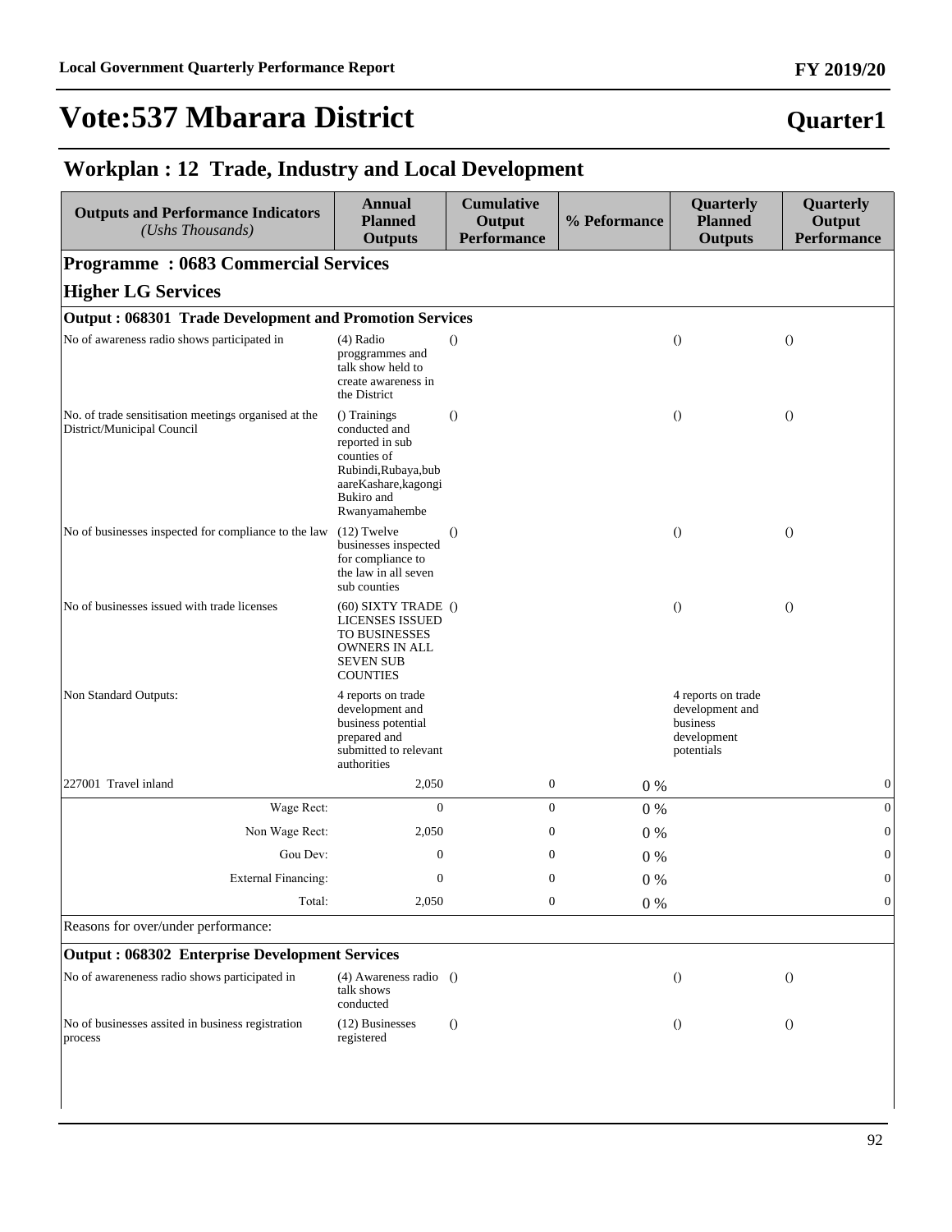# Vote:537 Mbarara District

**Quarter1**

## Workplan : 12 Trade, Industry and Local Development

| Outputs and Performance Indicators *(Ushs Thousands)* | Annual Planned Outputs | Cumulative Output Performance | % Peformance | Quarterly Planned Outputs | Quarterly Output Performance |
|---|---|---|---|---|---|
| **Programme : 0683 Commercial Services** | | | | | |
| **Higher LG Services** | | | | | |
| **Output : 068301 Trade Development and Promotion Services** | | | | | |
| No of awareness radio shows participated in | (4) Radio proggrammes and talk show held to create awareness in the District | () | | () | () |
| No. of trade sensitisation meetings organised at the District/Municipal Council | () Trainings conducted and reported in sub counties of Rubindi,Rubaya,bubaareKashare,kagongi Bukiro and Rwanyamahembe | () | | () | () |
| No of businesses inspected for compliance to the law | (12) Twelve businesses inspected for compliance to the law in all seven sub counties | () | | () | () |
| No of businesses issued with trade licenses | (60) SIXTY TRADE LICENSES ISSUED TO BUSINESSES OWNERS IN ALL SEVEN SUB COUNTIES | () | | () | () |
| Non Standard Outputs: | 4 reports on trade development and business potential prepared and submitted to relevant authorities | | | 4 reports on trade development and business development potentials | |
| 227001 Travel inland | 2,050 | 0 | 0 % | | 0 |
| Wage Rect: | 0 | 0 | 0 % | | 0 |
| Non Wage Rect: | 2,050 | 0 | 0 % | | 0 |
| Gou Dev: | 0 | 0 | 0 % | | 0 |
| External Financing: | 0 | 0 | 0 % | | 0 |
| Total: | 2,050 | 0 | 0 % | | 0 |
| Reasons for over/under performance: | | | | | |
| **Output : 068302 Enterprise Development Services** | | | | | |
| No of awareneness radio shows participated in | (4) Awareness radio talk shows conducted | () | | () | () |
| No of businesses assited in business registration process | (12) Businesses registered | () | | () | () |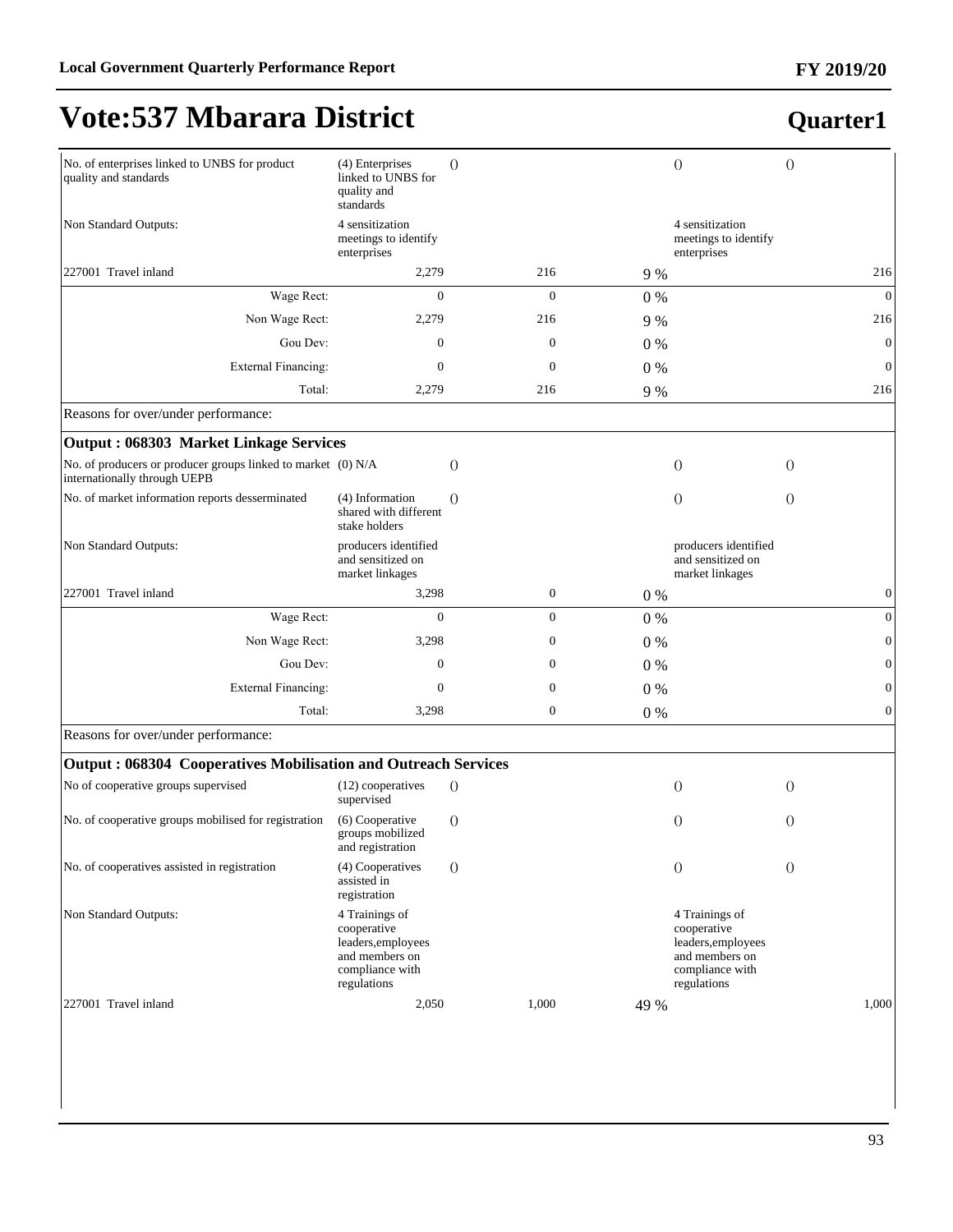# Vote:537 Mbarara District

## Quarter1

| | | | | | | |
|---|---|---|---|---|---|---|
| No. of enterprises linked to UNBS for product quality and standards | (4) Enterprises linked to UNBS for quality and standards | () | | | () | () |
| Non Standard Outputs: | 4 sensitization meetings to identify enterprises | | | | 4 sensitization meetings to identify enterprises | |
| 227001 Travel inland | 2,279 | | 216 | 9 % | | 216 |
| Wage Rect: | 0 | | 0 | 0 % | | 0 |
| Non Wage Rect: | 2,279 | | 216 | 9 % | | 216 |
| Gou Dev: | 0 | | 0 | 0 % | | 0 |
| External Financing: | 0 | | 0 | 0 % | | 0 |
| Total: | 2,279 | | 216 | 9 % | | 216 |
| Reasons for over/under performance: | | | | | | |
| **Output : 068303 Market Linkage Services** | | | | | | |
| No. of producers or producer groups linked to market internationally through UEPB | (0) N/A | () | | | () | () |
| No. of market information reports desserminated | (4) Information shared with different stake holders | () | | | () | () |
| Non Standard Outputs: | producers identified and sensitized on market linkages | | | | producers identified and sensitized on market linkages | |
| 227001 Travel inland | 3,298 | | 0 | 0 % | | 0 |
| Wage Rect: | 0 | | 0 | 0 % | | 0 |
| Non Wage Rect: | 3,298 | | 0 | 0 % | | 0 |
| Gou Dev: | 0 | | 0 | 0 % | | 0 |
| External Financing: | 0 | | 0 | 0 % | | 0 |
| Total: | 3,298 | | 0 | 0 % | | 0 |
| Reasons for over/under performance: | | | | | | |
| **Output : 068304 Cooperatives Mobilisation and Outreach Services** | | | | | | |
| No of cooperative groups supervised | (12) cooperatives supervised | () | | | () | () |
| No. of cooperative groups mobilised for registration | (6) Cooperative groups mobilized and registration | () | | | () | () |
| No. of cooperatives assisted in registration | (4) Cooperatives assisted in registration | () | | | () | () |
| Non Standard Outputs: | 4 Trainings of cooperative leaders,employees and members on compliance with regulations | | | | 4 Trainings of cooperative leaders,employees and members on compliance with regulations | |
| 227001 Travel inland | 2,050 | | 1,000 | 49 % | | 1,000 |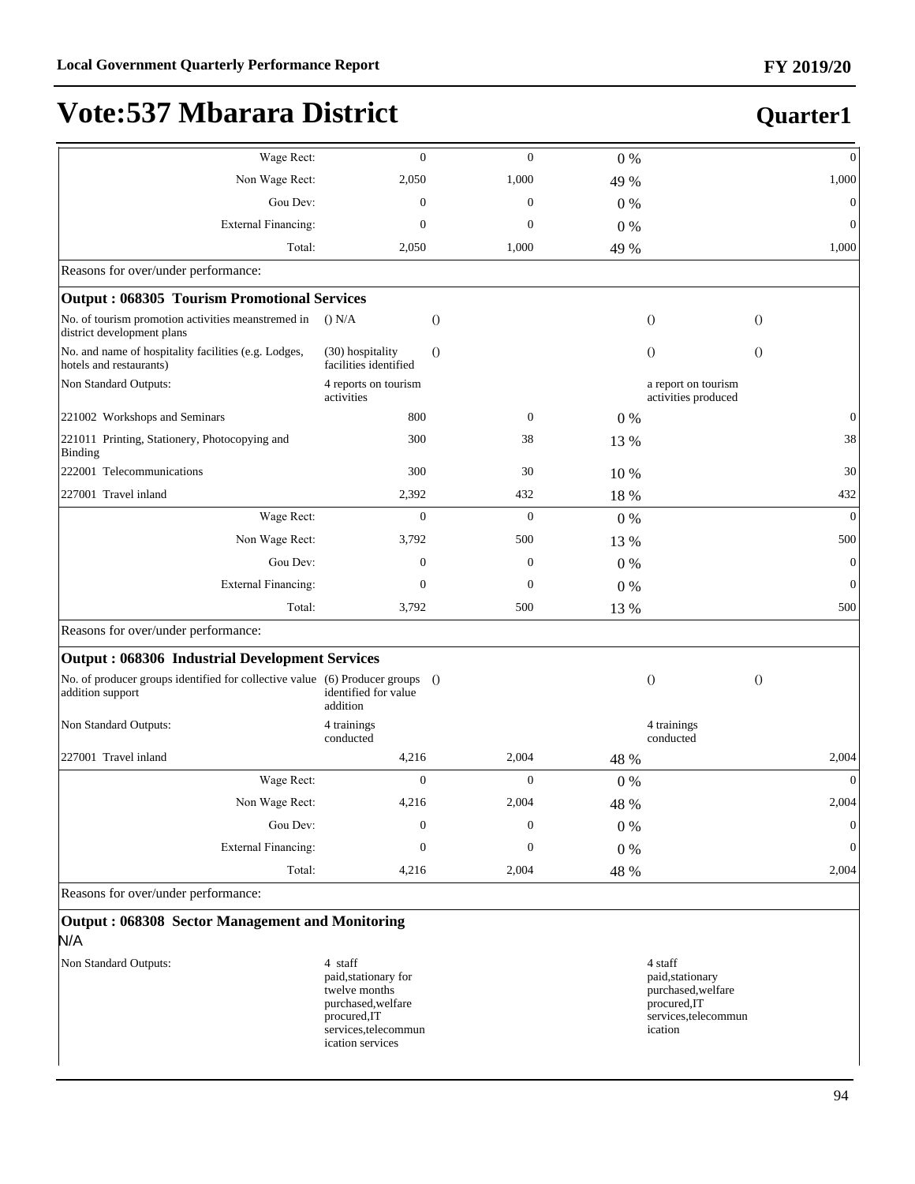# Vote:537 Mbarara District

## Quarter1

| | | | | | |
|---|---|---|---|---|---|
| Wage Rect: | 0 | 0 | 0 % | | 0 |
| Non Wage Rect: | 2,050 | 1,000 | 49 % | | 1,000 |
| Gou Dev: | 0 | 0 | 0 % | | 0 |
| External Financing: | 0 | 0 | 0 % | | 0 |
| Total: | 2,050 | 1,000 | 49 % | | 1,000 |

Reasons for over/under performance:

**Output : 068305 Tourism Promotional Services**

| | | | | | |
|---|---|---|---|---|---|
| No. of tourism promotion activities meanstremed in district development plans | () N/A | () | | () | () |
| No. and name of hospitality facilities (e.g. Lodges, hotels and restaurants) | (30) hospitality facilities identified | () | | () | () |
| Non Standard Outputs: | 4 reports on tourism activities | | | a report on tourism activities produced | |
| 221002 Workshops and Seminars | 800 | 0 | 0 % | | 0 |
| 221011 Printing, Stationery, Photocopying and Binding | 300 | 38 | 13 % | | 38 |
| 222001 Telecommunications | 300 | 30 | 10 % | | 30 |
| 227001 Travel inland | 2,392 | 432 | 18 % | | 432 |
| Wage Rect: | 0 | 0 | 0 % | | 0 |
| Non Wage Rect: | 3,792 | 500 | 13 % | | 500 |
| Gou Dev: | 0 | 0 | 0 % | | 0 |
| External Financing: | 0 | 0 | 0 % | | 0 |
| Total: | 3,792 | 500 | 13 % | | 500 |

Reasons for over/under performance:

**Output : 068306 Industrial Development Services**

| | | | | | |
|---|---|---|---|---|---|
| No. of producer groups identified for collective value addition support | (6) Producer groups identified for value addition | () | | () | () |
| Non Standard Outputs: | 4 trainings conducted | | | 4 trainings conducted | |
| 227001 Travel inland | 4,216 | 2,004 | 48 % | | 2,004 |
| Wage Rect: | 0 | 0 | 0 % | | 0 |
| Non Wage Rect: | 4,216 | 2,004 | 48 % | | 2,004 |
| Gou Dev: | 0 | 0 | 0 % | | 0 |
| External Financing: | 0 | 0 | 0 % | | 0 |
| Total: | 4,216 | 2,004 | 48 % | | 2,004 |

Reasons for over/under performance:

**Output : 068308 Sector Management and Monitoring**

N/A

| | | |
|---|---|---|
| Non Standard Outputs: | 4 staff paid,stationary for twelve months purchased,welfare procured,IT services,telecommunication services | 4 staff paid,stationary purchased,welfare procured,IT services,telecommunication |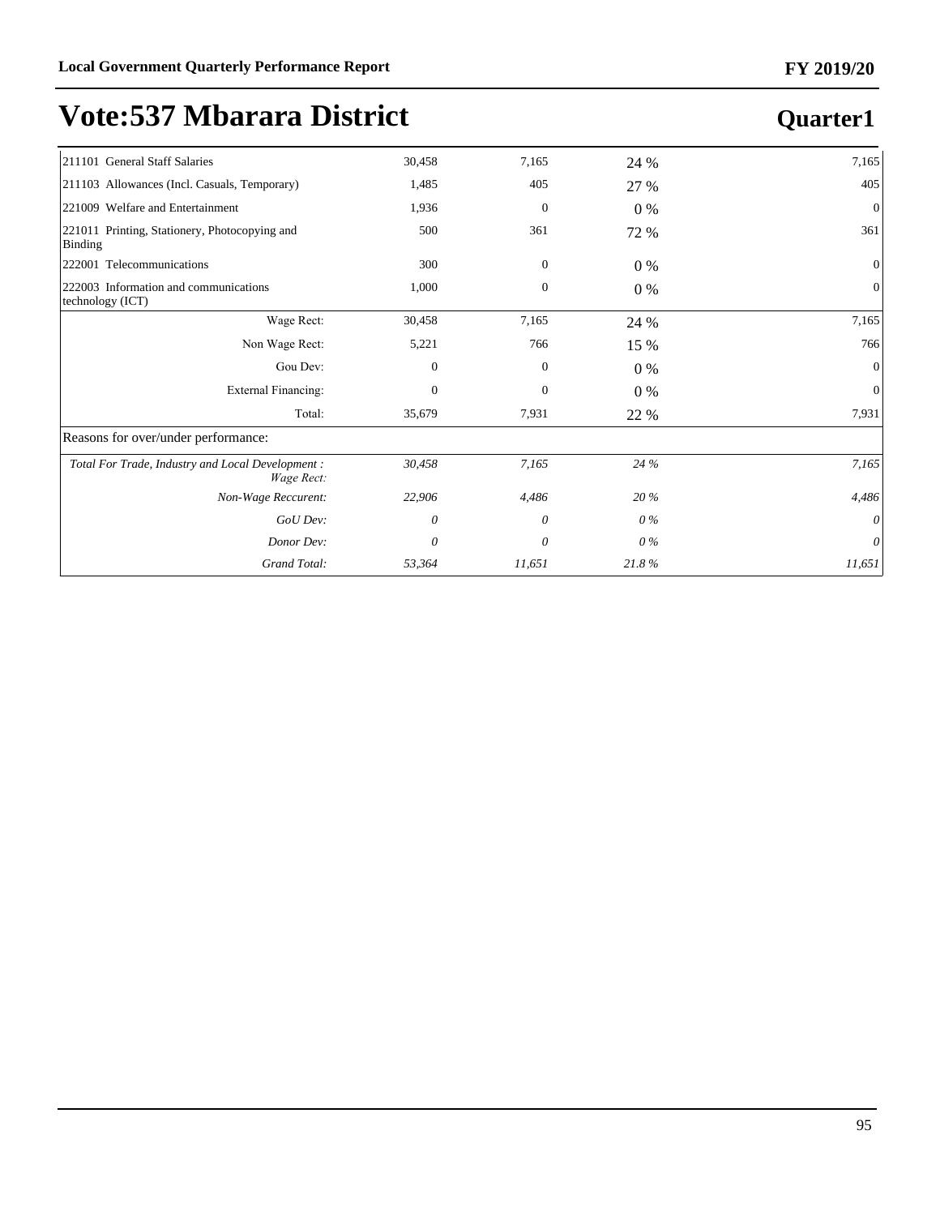# Vote:537 Mbarara District

## Quarter1

| | | | | |
|---|---|---|---|---|
| 211101 General Staff Salaries | 30,458 | 7,165 | 24 % | 7,165 |
| 211103 Allowances (Incl. Casuals, Temporary) | 1,485 | 405 | 27 % | 405 |
| 221009 Welfare and Entertainment | 1,936 | 0 | 0 % | 0 |
| 221011 Printing, Stationery, Photocopying and Binding | 500 | 361 | 72 % | 361 |
| 222001 Telecommunications | 300 | 0 | 0 % | 0 |
| 222003 Information and communications technology (ICT) | 1,000 | 0 | 0 % | 0 |
| Wage Rect: | 30,458 | 7,165 | 24 % | 7,165 |
| Non Wage Rect: | 5,221 | 766 | 15 % | 766 |
| Gou Dev: | 0 | 0 | 0 % | 0 |
| External Financing: | 0 | 0 | 0 % | 0 |
| Total: | 35,679 | 7,931 | 22 % | 7,931 |
| Reasons for over/under performance: | | | | |
| *Total For Trade, Industry and Local Development : Wage Rect:* | *30,458* | *7,165* | *24 %* | *7,165* |
| *Non-Wage Reccurent:* | *22,906* | *4,486* | *20 %* | *4,486* |
| *GoU Dev:* | *0* | *0* | *0 %* | *0* |
| *Donor Dev:* | *0* | *0* | *0 %* | *0* |
| *Grand Total:* | *53,364* | *11,651* | *21.8 %* | *11,651* |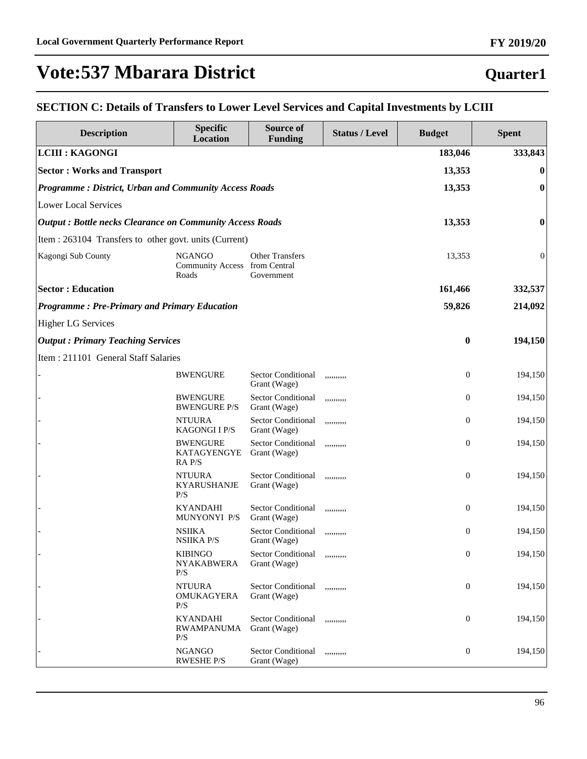# Vote:537 Mbarara District

## Quarter1

### SECTION C: Details of Transfers to Lower Level Services and Capital Investments by LCIII

| Description | Specific Location | Source of Funding | Status / Level | Budget | Spent |
|---|---|---|---|---|---|
| **LCIII : KAGONGI** | | | | **183,046** | **333,843** |
| **Sector : Works and Transport** | | | | **13,353** | **0** |
| ***Programme : District, Urban and Community Access Roads*** | | | | **13,353** | **0** |
| Lower Local Services | | | | | |
| ***Output : Bottle necks Clearance on Community Access Roads*** | | | | **13,353** | **0** |
| Item : 263104 Transfers to other govt. units (Current) | | | | | |
| Kagongi Sub County | NGANGO Community Access Roads | Other Transfers from Central Government | | 13,353 | 0 |
| **Sector : Education** | | | | **161,466** | **332,537** |
| ***Programme : Pre-Primary and Primary Education*** | | | | **59,826** | **214,092** |
| Higher LG Services | | | | | |
| ***Output : Primary Teaching Services*** | | | | **0** | **194,150** |
| Item : 211101 General Staff Salaries | | | | | |
| - | BWENGURE | Sector Conditional Grant (Wage) | ,,,,,,,,, | 0 | 194,150 |
| - | BWENGURE BWENGURE P/S | Sector Conditional Grant (Wage) | ,,,,,,,,, | 0 | 194,150 |
| - | NTUURA KAGONGI I P/S | Sector Conditional Grant (Wage) | ,,,,,,,,, | 0 | 194,150 |
| - | BWENGURE KATAGYENGYERA P/S | Sector Conditional Grant (Wage) | ,,,,,,,,, | 0 | 194,150 |
| - | NTUURA KYARUSHANJE P/S | Sector Conditional Grant (Wage) | ,,,,,,,,, | 0 | 194,150 |
| - | KYANDAHI MUNYONYI P/S | Sector Conditional Grant (Wage) | ,,,,,,,,, | 0 | 194,150 |
| - | NSIIKA NSIIKA P/S | Sector Conditional Grant (Wage) | ,,,,,,,,, | 0 | 194,150 |
| - | KIBINGO NYAKABWERA P/S | Sector Conditional Grant (Wage) | ,,,,,,,,, | 0 | 194,150 |
| - | NTUURA OMUKAGYERA P/S | Sector Conditional Grant (Wage) | ,,,,,,,,, | 0 | 194,150 |
| - | KYANDAHI RWAMPANUMA P/S | Sector Conditional Grant (Wage) | ,,,,,,,,, | 0 | 194,150 |
| - | NGANGO RWESHE P/S | Sector Conditional Grant (Wage) | ,,,,,,,,, | 0 | 194,150 |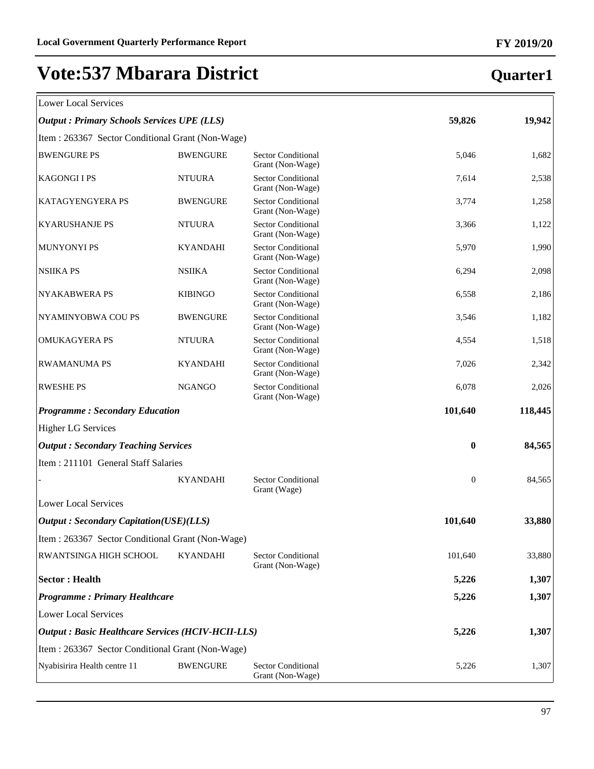# Vote:537 Mbarara District

**Quarter1**

| | | | | |
|---|---|---|---|---|
| Lower Local Services | | | | |
| ***Output : Primary Schools Services UPE (LLS)*** | | | **59,826** | **19,942** |
| Item : 263367 Sector Conditional Grant (Non-Wage) | | | | |
| BWENGURE PS | BWENGURE | Sector Conditional Grant (Non-Wage) | 5,046 | 1,682 |
| KAGONGI I PS | NTUURA | Sector Conditional Grant (Non-Wage) | 7,614 | 2,538 |
| KATAGYENGYERA PS | BWENGURE | Sector Conditional Grant (Non-Wage) | 3,774 | 1,258 |
| KYARUSHANJE PS | NTUURA | Sector Conditional Grant (Non-Wage) | 3,366 | 1,122 |
| MUNYONYI PS | KYANDAHI | Sector Conditional Grant (Non-Wage) | 5,970 | 1,990 |
| NSIIKA PS | NSIIKA | Sector Conditional Grant (Non-Wage) | 6,294 | 2,098 |
| NYAKABWERA PS | KIBINGO | Sector Conditional Grant (Non-Wage) | 6,558 | 2,186 |
| NYAMINYOBWA COU PS | BWENGURE | Sector Conditional Grant (Non-Wage) | 3,546 | 1,182 |
| OMUKAGYERA PS | NTUURA | Sector Conditional Grant (Non-Wage) | 4,554 | 1,518 |
| RWAMANUMA PS | KYANDAHI | Sector Conditional Grant (Non-Wage) | 7,026 | 2,342 |
| RWESHE PS | NGANGO | Sector Conditional Grant (Non-Wage) | 6,078 | 2,026 |
| ***Programme : Secondary Education*** | | | **101,640** | **118,445** |
| Higher LG Services | | | | |
| ***Output : Secondary Teaching Services*** | | | **0** | **84,565** |
| Item : 211101 General Staff Salaries | | | | |
| - | KYANDAHI | Sector Conditional Grant (Wage) | 0 | 84,565 |
| Lower Local Services | | | | |
| ***Output : Secondary Capitation(USE)(LLS)*** | | | **101,640** | **33,880** |
| Item : 263367 Sector Conditional Grant (Non-Wage) | | | | |
| RWANTSINGA HIGH SCHOOL | KYANDAHI | Sector Conditional Grant (Non-Wage) | 101,640 | 33,880 |
| **Sector : Health** | | | **5,226** | **1,307** |
| ***Programme : Primary Healthcare*** | | | **5,226** | **1,307** |
| Lower Local Services | | | | |
| ***Output : Basic Healthcare Services (HCIV-HCII-LLS)*** | | | **5,226** | **1,307** |
| Item : 263367 Sector Conditional Grant (Non-Wage) | | | | |
| Nyabisirira Health centre 11 | BWENGURE | Sector Conditional Grant (Non-Wage) | 5,226 | 1,307 |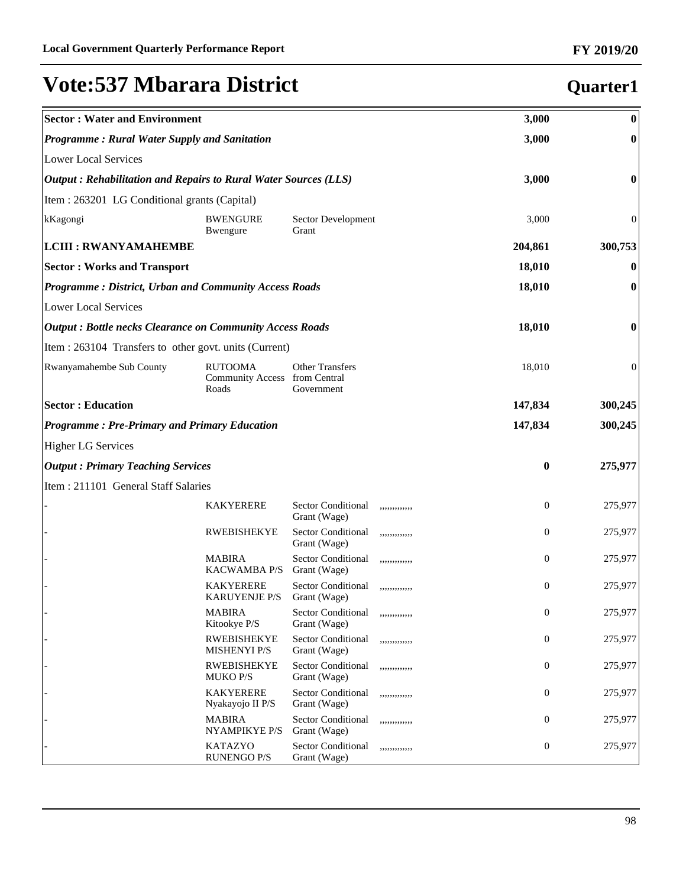# Vote:537 Mbarara District

## Quarter1

| | | | | | |
|---|---|---|---|---|---|
| **Sector : Water and Environment** | | | | **3,000** | **0** |
| ***Programme : Rural Water Supply and Sanitation*** | | | | **3,000** | **0** |
| Lower Local Services | | | | | |
| ***Output : Rehabilitation and Repairs to Rural Water Sources (LLS)*** | | | | **3,000** | **0** |
| Item : 263201 LG Conditional grants (Capital) | | | | | |
| kKagongi | BWENGURE Bwengure | Sector Development Grant | | 3,000 | 0 |
| **LCIII : RWANYAMAHEMBE** | | | | **204,861** | **300,753** |
| **Sector : Works and Transport** | | | | **18,010** | **0** |
| ***Programme : District, Urban and Community Access Roads*** | | | | **18,010** | **0** |
| Lower Local Services | | | | | |
| ***Output : Bottle necks Clearance on Community Access Roads*** | | | | **18,010** | **0** |
| Item : 263104 Transfers to other govt. units (Current) | | | | | |
| Rwanyamahembe Sub County | RUTOOMA Community Access Roads | Other Transfers from Central Government | | 18,010 | 0 |
| **Sector : Education** | | | | **147,834** | **300,245** |
| ***Programme : Pre-Primary and Primary Education*** | | | | **147,834** | **300,245** |
| Higher LG Services | | | | | |
| ***Output : Primary Teaching Services*** | | | | **0** | **275,977** |
| Item : 211101 General Staff Salaries | | | | | |
| - | KAKYERERE | Sector Conditional Grant (Wage) | ,,,,,,,,,,,, | 0 | 275,977 |
| - | RWEBISHEKYE | Sector Conditional Grant (Wage) | ,,,,,,,,,,,, | 0 | 275,977 |
| - | MABIRA KACWAMBA P/S | Sector Conditional Grant (Wage) | ,,,,,,,,,,,, | 0 | 275,977 |
| - | KAKYERERE KARUYENJE P/S | Sector Conditional Grant (Wage) | ,,,,,,,,,,,, | 0 | 275,977 |
| - | MABIRA Kitookye P/S | Sector Conditional Grant (Wage) | ,,,,,,,,,,,, | 0 | 275,977 |
| - | RWEBISHEKYE MISHENYI P/S | Sector Conditional Grant (Wage) | ,,,,,,,,,,,, | 0 | 275,977 |
| - | RWEBISHEKYE MUKO P/S | Sector Conditional Grant (Wage) | ,,,,,,,,,,,, | 0 | 275,977 |
| - | KAKYERERE Nyakayojo II P/S | Sector Conditional Grant (Wage) | ,,,,,,,,,,,, | 0 | 275,977 |
| - | MABIRA NYAMPIKYE P/S | Sector Conditional Grant (Wage) | ,,,,,,,,,,,, | 0 | 275,977 |
| - | KATAZYO RUNENGO P/S | Sector Conditional Grant (Wage) | ,,,,,,,,,,,, | 0 | 275,977 |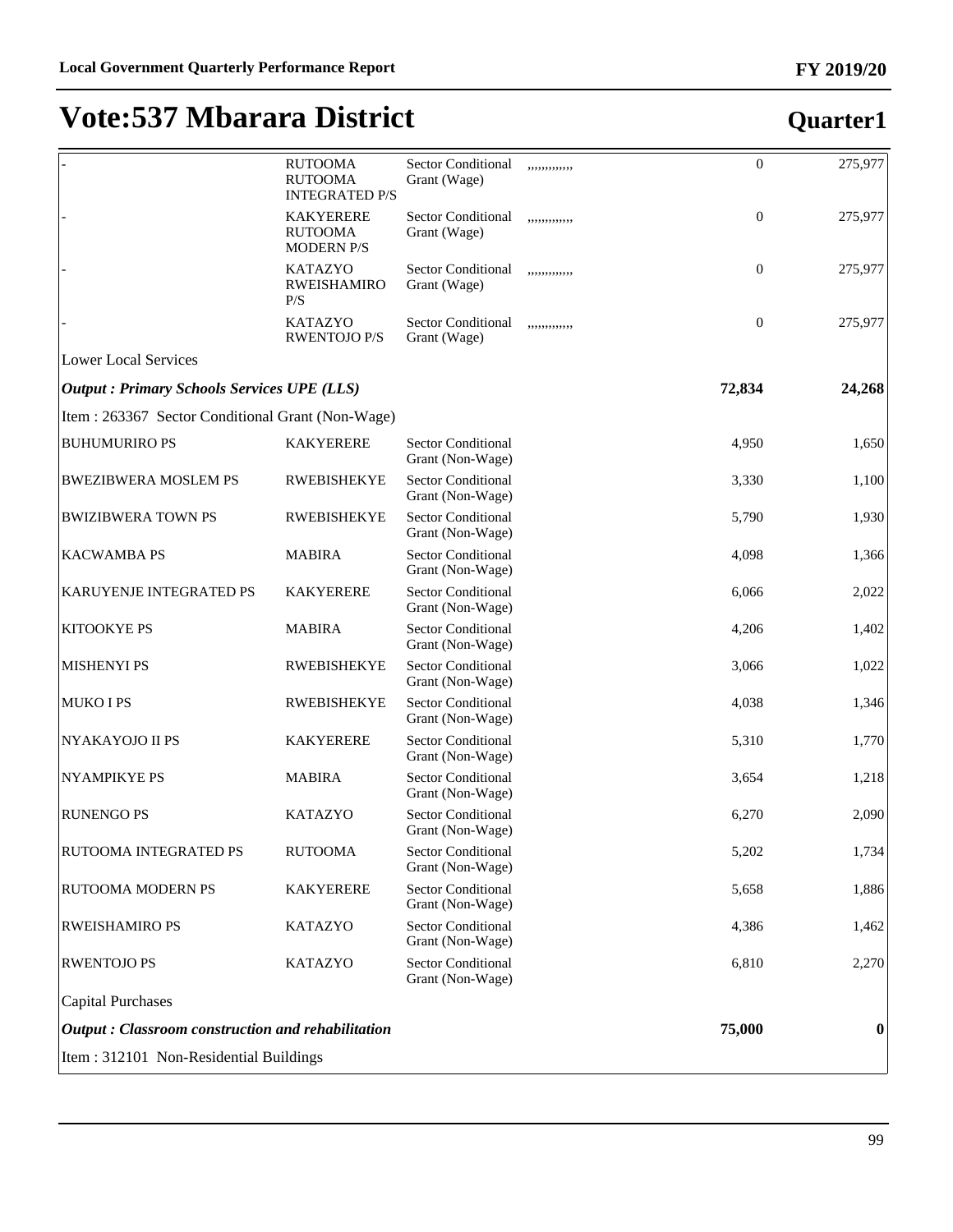# Vote:537 Mbarara District

## Quarter1

| | | | | | |
|---|---|---|---|---|---|
| - | RUTOOMA RUTOOMA INTEGRATED P/S | Sector Conditional Grant (Wage) | ,,,,,,,,,,,, | 0 | 275,977 |
| - | KAKYERERE RUTOOMA MODERN P/S | Sector Conditional Grant (Wage) | ,,,,,,,,,,,, | 0 | 275,977 |
| - | KATAZYO RWEISHAMIRO P/S | Sector Conditional Grant (Wage) | ,,,,,,,,,,,, | 0 | 275,977 |
| - | KATAZYO RWENTOJO P/S | Sector Conditional Grant (Wage) | ,,,,,,,,,,,, | 0 | 275,977 |
| Lower Local Services | | | | | |
| ***Output : Primary Schools Services UPE (LLS)*** | | | | **72,834** | **24,268** |
| Item : 263367 Sector Conditional Grant (Non-Wage) | | | | | |
| BUHUMURIRO PS | KAKYERERE | Sector Conditional Grant (Non-Wage) | | 4,950 | 1,650 |
| BWEZIBWERA MOSLEM PS | RWEBISHEKYE | Sector Conditional Grant (Non-Wage) | | 3,330 | 1,100 |
| BWIZIBWERA TOWN PS | RWEBISHEKYE | Sector Conditional Grant (Non-Wage) | | 5,790 | 1,930 |
| KACWAMBA PS | MABIRA | Sector Conditional Grant (Non-Wage) | | 4,098 | 1,366 |
| KARUYENJE INTEGRATED PS | KAKYERERE | Sector Conditional Grant (Non-Wage) | | 6,066 | 2,022 |
| KITOOKYE PS | MABIRA | Sector Conditional Grant (Non-Wage) | | 4,206 | 1,402 |
| MISHENYI PS | RWEBISHEKYE | Sector Conditional Grant (Non-Wage) | | 3,066 | 1,022 |
| MUKO I PS | RWEBISHEKYE | Sector Conditional Grant (Non-Wage) | | 4,038 | 1,346 |
| NYAKAYOJO II PS | KAKYERERE | Sector Conditional Grant (Non-Wage) | | 5,310 | 1,770 |
| NYAMPIKYE PS | MABIRA | Sector Conditional Grant (Non-Wage) | | 3,654 | 1,218 |
| RUNENGO PS | KATAZYO | Sector Conditional Grant (Non-Wage) | | 6,270 | 2,090 |
| RUTOOMA INTEGRATED PS | RUTOOMA | Sector Conditional Grant (Non-Wage) | | 5,202 | 1,734 |
| RUTOOMA MODERN PS | KAKYERERE | Sector Conditional Grant (Non-Wage) | | 5,658 | 1,886 |
| RWEISHAMIRO PS | KATAZYO | Sector Conditional Grant (Non-Wage) | | 4,386 | 1,462 |
| RWENTOJO PS | KATAZYO | Sector Conditional Grant (Non-Wage) | | 6,810 | 2,270 |
| Capital Purchases | | | | | |
| ***Output : Classroom construction and rehabilitation*** | | | | **75,000** | **0** |
| Item : 312101 Non-Residential Buildings | | | | | |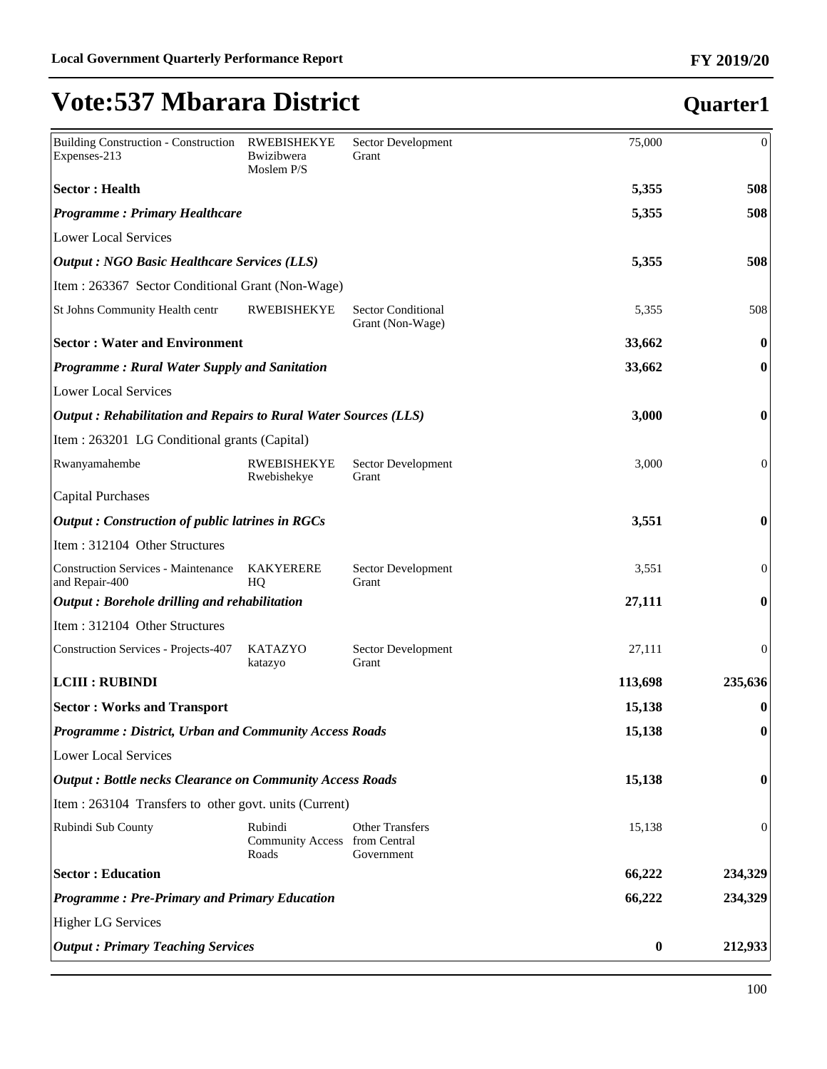# Vote:537 Mbarara District

## Quarter1

| | | | | |
|---|---|---|---|---|
| Building Construction - Construction Expenses-213 | RWEBISHEKYE Bwizibwera Moslem P/S | Sector Development Grant | 75,000 | 0 |
| **Sector : Health** | | | **5,355** | **508** |
| ***Programme : Primary Healthcare*** | | | **5,355** | **508** |
| Lower Local Services | | | | |
| ***Output : NGO Basic Healthcare Services (LLS)*** | | | **5,355** | **508** |
| Item : 263367 Sector Conditional Grant (Non-Wage) | | | | |
| St Johns Community Health centr | RWEBISHEKYE | Sector Conditional Grant (Non-Wage) | 5,355 | 508 |
| **Sector : Water and Environment** | | | **33,662** | **0** |
| ***Programme : Rural Water Supply and Sanitation*** | | | **33,662** | **0** |
| Lower Local Services | | | | |
| ***Output : Rehabilitation and Repairs to Rural Water Sources (LLS)*** | | | **3,000** | **0** |
| Item : 263201 LG Conditional grants (Capital) | | | | |
| Rwanyamahembe | RWEBISHEKYE Rwebishekye | Sector Development Grant | 3,000 | 0 |
| Capital Purchases | | | | |
| ***Output : Construction of public latrines in RGCs*** | | | **3,551** | **0** |
| Item : 312104 Other Structures | | | | |
| Construction Services - Maintenance and Repair-400 | KAKYERERE HQ | Sector Development Grant | 3,551 | 0 |
| ***Output : Borehole drilling and rehabilitation*** | | | **27,111** | **0** |
| Item : 312104 Other Structures | | | | |
| Construction Services - Projects-407 | KATAZYO katazyo | Sector Development Grant | 27,111 | 0 |
| **LCIII : RUBINDI** | | | **113,698** | **235,636** |
| **Sector : Works and Transport** | | | **15,138** | **0** |
| ***Programme : District, Urban and Community Access Roads*** | | | **15,138** | **0** |
| Lower Local Services | | | | |
| ***Output : Bottle necks Clearance on Community Access Roads*** | | | **15,138** | **0** |
| Item : 263104 Transfers to other govt. units (Current) | | | | |
| Rubindi Sub County | Rubindi Community Access Roads | Other Transfers from Central Government | 15,138 | 0 |
| **Sector : Education** | | | **66,222** | **234,329** |
| ***Programme : Pre-Primary and Primary Education*** | | | **66,222** | **234,329** |
| Higher LG Services | | | | |
| ***Output : Primary Teaching Services*** | | | **0** | **212,933** |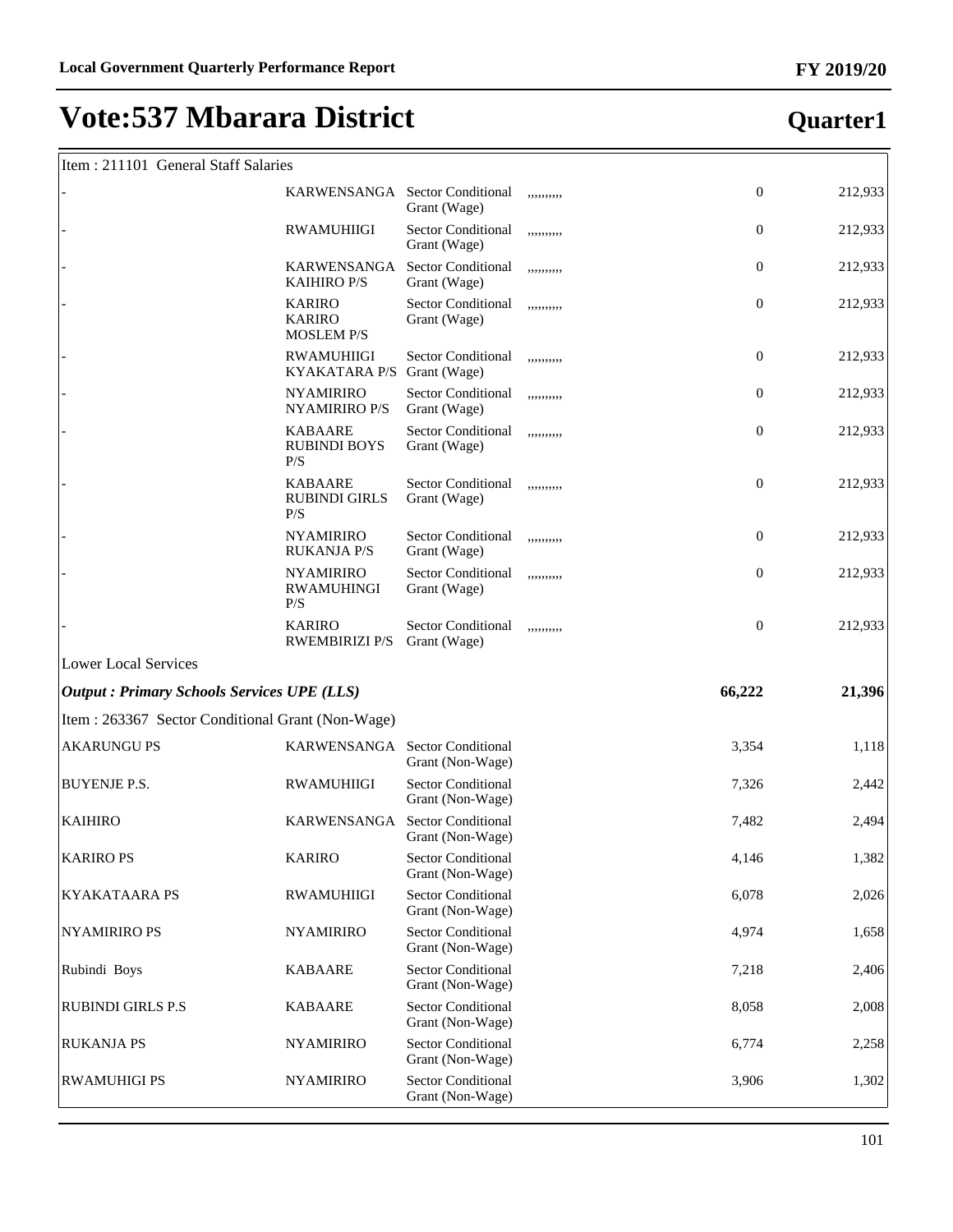# Vote:537 Mbarara District

## Quarter1

| Item : 211101 General Staff Salaries | | | | | |
|---|---|---|---|---|---|
| - | KARWENSANGA | Sector Conditional Grant (Wage) | ,,,,,,,,, | 0 | 212,933 |
| - | RWAMUHIIGI | Sector Conditional Grant (Wage) | ,,,,,,,,, | 0 | 212,933 |
| - | KARWENSANGA KAIHIRO P/S | Sector Conditional Grant (Wage) | ,,,,,,,,, | 0 | 212,933 |
| - | KARIRO KARIRO MOSLEM P/S | Sector Conditional Grant (Wage) | ,,,,,,,,, | 0 | 212,933 |
| - | RWAMUHIIGI KYAKATARA P/S | Sector Conditional Grant (Wage) | ,,,,,,,,, | 0 | 212,933 |
| - | NYAMIRIRO NYAMIRIRO P/S | Sector Conditional Grant (Wage) | ,,,,,,,,, | 0 | 212,933 |
| - | KABAARE RUBINDI BOYS P/S | Sector Conditional Grant (Wage) | ,,,,,,,,, | 0 | 212,933 |
| - | KABAARE RUBINDI GIRLS P/S | Sector Conditional Grant (Wage) | ,,,,,,,,, | 0 | 212,933 |
| - | NYAMIRIRO RUKANJA P/S | Sector Conditional Grant (Wage) | ,,,,,,,,, | 0 | 212,933 |
| - | NYAMIRIRO RWAMUHINGI P/S | Sector Conditional Grant (Wage) | ,,,,,,,,, | 0 | 212,933 |
| - | KARIRO RWEMBIRIZI P/S | Sector Conditional Grant (Wage) | ,,,,,,,,, | 0 | 212,933 |
| Lower Local Services | | | | | |
| ***Output : Primary Schools Services UPE (LLS)*** | | | | **66,222** | **21,396** |
| Item : 263367 Sector Conditional Grant (Non-Wage) | | | | | |
| AKARUNGU PS | KARWENSANGA | Sector Conditional Grant (Non-Wage) | | 3,354 | 1,118 |
| BUYENJE P.S. | RWAMUHIIGI | Sector Conditional Grant (Non-Wage) | | 7,326 | 2,442 |
| KAIHIRO | KARWENSANGA | Sector Conditional Grant (Non-Wage) | | 7,482 | 2,494 |
| KARIRO PS | KARIRO | Sector Conditional Grant (Non-Wage) | | 4,146 | 1,382 |
| KYAKATAARA PS | RWAMUHIIGI | Sector Conditional Grant (Non-Wage) | | 6,078 | 2,026 |
| NYAMIRIRO PS | NYAMIRIRO | Sector Conditional Grant (Non-Wage) | | 4,974 | 1,658 |
| Rubindi Boys | KABAARE | Sector Conditional Grant (Non-Wage) | | 7,218 | 2,406 |
| RUBINDI GIRLS P.S | KABAARE | Sector Conditional Grant (Non-Wage) | | 8,058 | 2,008 |
| RUKANJA PS | NYAMIRIRO | Sector Conditional Grant (Non-Wage) | | 6,774 | 2,258 |
| RWAMUHIGI PS | NYAMIRIRO | Sector Conditional Grant (Non-Wage) | | 3,906 | 1,302 |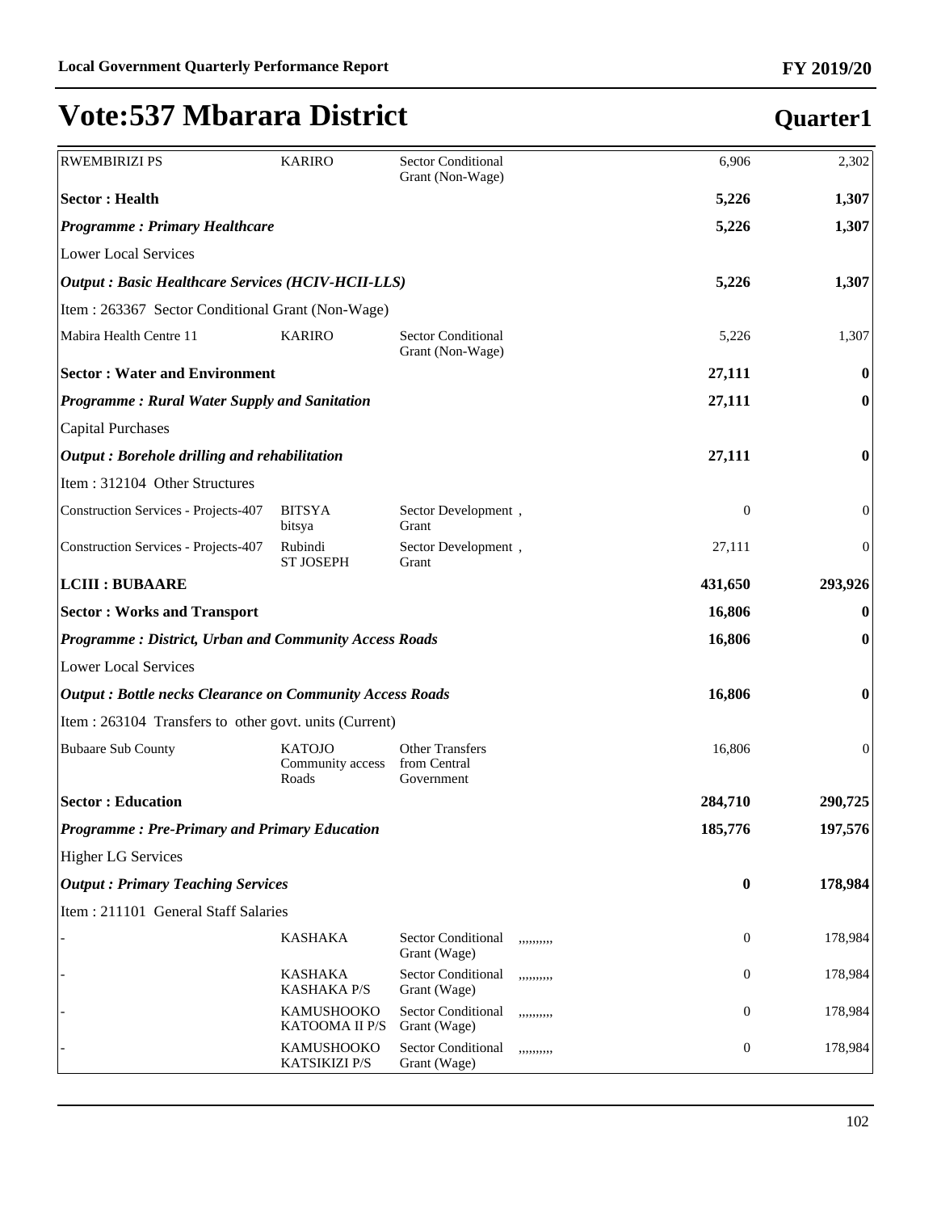# Vote:537 Mbarara District

## Quarter1

| | | | | | |
|---|---|---|---|---|---|
| RWEMBIRIZI PS | KARIRO | Sector Conditional Grant (Non-Wage) | | 6,906 | 2,302 |
| **Sector : Health** | | | | **5,226** | **1,307** |
| ***Programme : Primary Healthcare*** | | | | **5,226** | **1,307** |
| Lower Local Services | | | | | |
| ***Output : Basic Healthcare Services (HCIV-HCII-LLS)*** | | | | **5,226** | **1,307** |
| Item : 263367 Sector Conditional Grant (Non-Wage) | | | | | |
| Mabira Health Centre 11 | KARIRO | Sector Conditional Grant (Non-Wage) | | 5,226 | 1,307 |
| **Sector : Water and Environment** | | | | **27,111** | **0** |
| ***Programme : Rural Water Supply and Sanitation*** | | | | **27,111** | **0** |
| Capital Purchases | | | | | |
| ***Output : Borehole drilling and rehabilitation*** | | | | **27,111** | **0** |
| Item : 312104 Other Structures | | | | | |
| Construction Services - Projects-407 | BITSYA bitsya | Sector Development , Grant | | 0 | 0 |
| Construction Services - Projects-407 | Rubindi ST JOSEPH | Sector Development , Grant | | 27,111 | 0 |
| **LCIII : BUBAARE** | | | | **431,650** | **293,926** |
| **Sector : Works and Transport** | | | | **16,806** | **0** |
| ***Programme : District, Urban and Community Access Roads*** | | | | **16,806** | **0** |
| Lower Local Services | | | | | |
| ***Output : Bottle necks Clearance on Community Access Roads*** | | | | **16,806** | **0** |
| Item : 263104 Transfers to other govt. units (Current) | | | | | |
| Bubaare Sub County | KATOJO Community access Roads | Other Transfers from Central Government | | 16,806 | 0 |
| **Sector : Education** | | | | **284,710** | **290,725** |
| ***Programme : Pre-Primary and Primary Education*** | | | | **185,776** | **197,576** |
| Higher LG Services | | | | | |
| ***Output : Primary Teaching Services*** | | | | **0** | **178,984** |
| Item : 211101 General Staff Salaries | | | | | |
| - | KASHAKA | Sector Conditional Grant (Wage) | ,,,,,,,,, | 0 | 178,984 |
| - | KASHAKA KASHAKA P/S | Sector Conditional Grant (Wage) | ,,,,,,,,, | 0 | 178,984 |
| - | KAMUSHOOKO KATOOMA II P/S | Sector Conditional Grant (Wage) | ,,,,,,,,, | 0 | 178,984 |
| - | KAMUSHOOKO KATSIKIZI P/S | Sector Conditional Grant (Wage) | ,,,,,,,,, | 0 | 178,984 |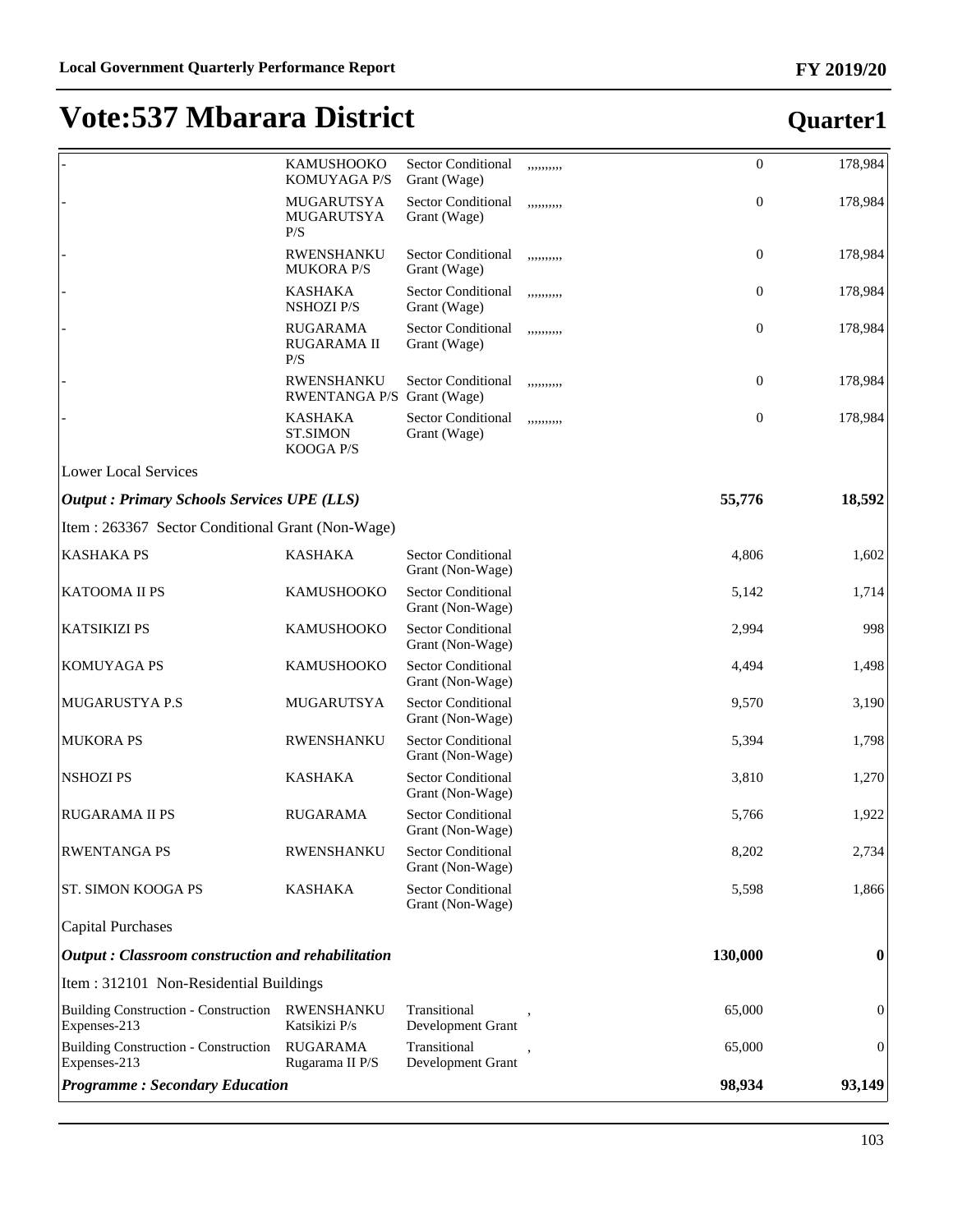# Vote:537 Mbarara District

## Quarter1

| | | | | | |
|---|---|---|---|---|---|
| - | KAMUSHOOKO KOMUYAGA P/S | Sector Conditional Grant (Wage) | ,,,,,,,,, | 0 | 178,984 |
| - | MUGARUTSYA MUGARUTSYA P/S | Sector Conditional Grant (Wage) | ,,,,,,,,, | 0 | 178,984 |
| - | RWENSHANKU MUKORA P/S | Sector Conditional Grant (Wage) | ,,,,,,,,, | 0 | 178,984 |
| - | KASHAKA NSHOZI P/S | Sector Conditional Grant (Wage) | ,,,,,,,,, | 0 | 178,984 |
| - | RUGARAMA RUGARAMA II P/S | Sector Conditional Grant (Wage) | ,,,,,,,,, | 0 | 178,984 |
| - | RWENSHANKU RWENTANGA P/S | Sector Conditional Grant (Wage) | ,,,,,,,,, | 0 | 178,984 |
| - | KASHAKA ST.SIMON KOOGA P/S | Sector Conditional Grant (Wage) | ,,,,,,,,, | 0 | 178,984 |
| Lower Local Services | | | | | |
| ***Output : Primary Schools Services UPE (LLS)*** | | | | **55,776** | **18,592** |
| Item : 263367 Sector Conditional Grant (Non-Wage) | | | | | |
| KASHAKA PS | KASHAKA | Sector Conditional Grant (Non-Wage) | | 4,806 | 1,602 |
| KATOOMA II PS | KAMUSHOOKO | Sector Conditional Grant (Non-Wage) | | 5,142 | 1,714 |
| KATSIKIZI PS | KAMUSHOOKO | Sector Conditional Grant (Non-Wage) | | 2,994 | 998 |
| KOMUYAGA PS | KAMUSHOOKO | Sector Conditional Grant (Non-Wage) | | 4,494 | 1,498 |
| MUGARUSTYA P.S | MUGARUTSYA | Sector Conditional Grant (Non-Wage) | | 9,570 | 3,190 |
| MUKORA PS | RWENSHANKU | Sector Conditional Grant (Non-Wage) | | 5,394 | 1,798 |
| NSHOZI PS | KASHAKA | Sector Conditional Grant (Non-Wage) | | 3,810 | 1,270 |
| RUGARAMA II PS | RUGARAMA | Sector Conditional Grant (Non-Wage) | | 5,766 | 1,922 |
| RWENTANGA PS | RWENSHANKU | Sector Conditional Grant (Non-Wage) | | 8,202 | 2,734 |
| ST. SIMON KOOGA PS | KASHAKA | Sector Conditional Grant (Non-Wage) | | 5,598 | 1,866 |
| Capital Purchases | | | | | |
| ***Output : Classroom construction and rehabilitation*** | | | | **130,000** | **0** |
| Item : 312101 Non-Residential Buildings | | | | | |
| Building Construction - Construction Expenses-213 | RWENSHANKU Katsikizi P/s | Transitional Development Grant | , | 65,000 | 0 |
| Building Construction - Construction Expenses-213 | RUGARAMA Rugarama II P/S | Transitional Development Grant | , | 65,000 | 0 |
| ***Programme : Secondary Education*** | | | | **98,934** | **93,149** |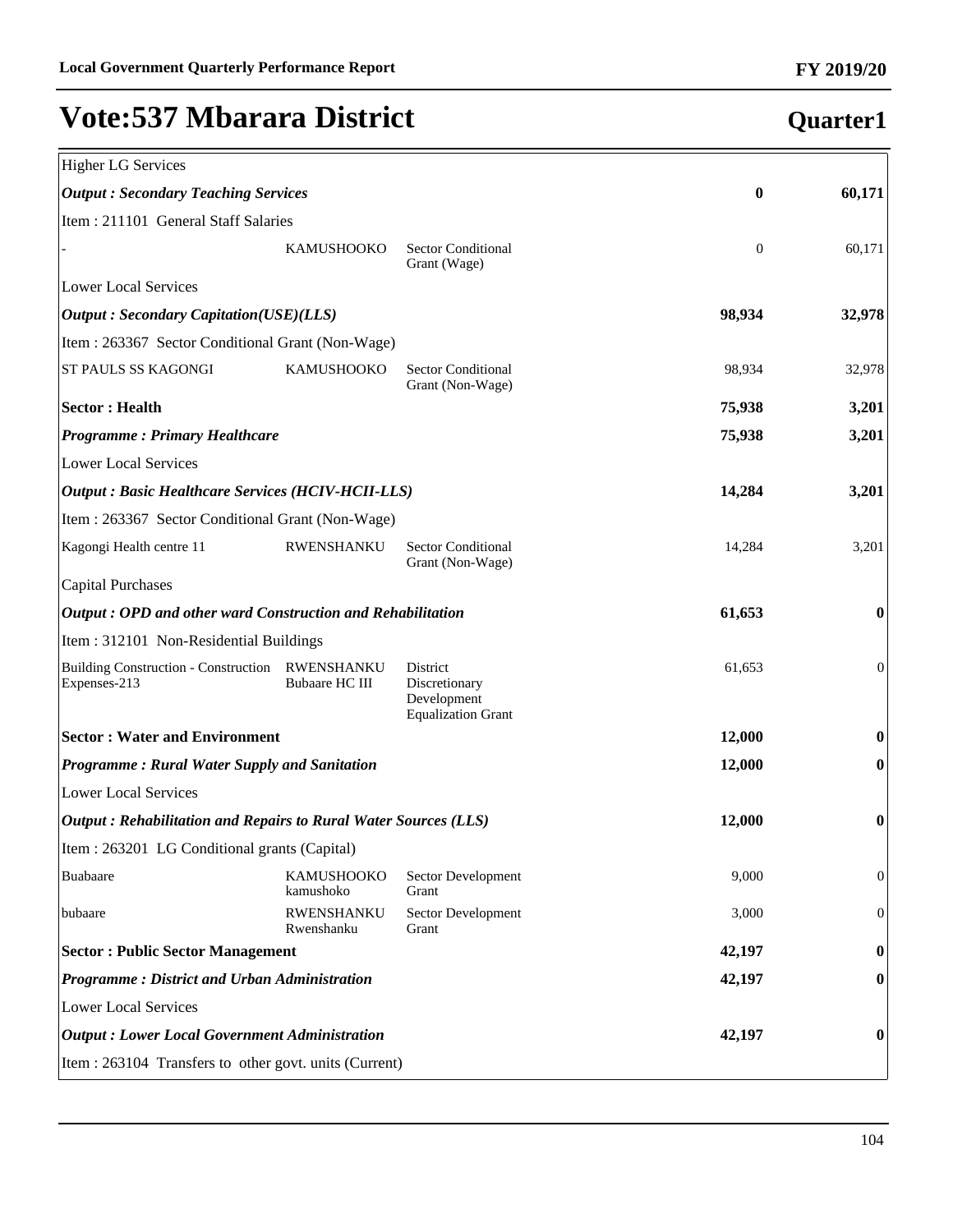# Vote:537 Mbarara District

**Quarter1**

| | | | | |
|---|---|---|---|---|
| Higher LG Services | | | | |
| ***Output : Secondary Teaching Services*** | | | **0** | **60,171** |
| Item : 211101 General Staff Salaries | | | | |
| - | KAMUSHOOKO | Sector Conditional Grant (Wage) | 0 | 60,171 |
| Lower Local Services | | | | |
| ***Output : Secondary Capitation(USE)(LLS)*** | | | **98,934** | **32,978** |
| Item : 263367 Sector Conditional Grant (Non-Wage) | | | | |
| ST PAULS SS KAGONGI | KAMUSHOOKO | Sector Conditional Grant (Non-Wage) | 98,934 | 32,978 |
| **Sector : Health** | | | **75,938** | **3,201** |
| ***Programme : Primary Healthcare*** | | | **75,938** | **3,201** |
| Lower Local Services | | | | |
| ***Output : Basic Healthcare Services (HCIV-HCII-LLS)*** | | | **14,284** | **3,201** |
| Item : 263367 Sector Conditional Grant (Non-Wage) | | | | |
| Kagongi Health centre 11 | RWENSHANKU | Sector Conditional Grant (Non-Wage) | 14,284 | 3,201 |
| Capital Purchases | | | | |
| ***Output : OPD and other ward Construction and Rehabilitation*** | | | **61,653** | **0** |
| Item : 312101 Non-Residential Buildings | | | | |
| Building Construction - Construction Expenses-213 | RWENSHANKU Bubaare HC III | District Discretionary Development Equalization Grant | 61,653 | 0 |
| **Sector : Water and Environment** | | | **12,000** | **0** |
| ***Programme : Rural Water Supply and Sanitation*** | | | **12,000** | **0** |
| Lower Local Services | | | | |
| ***Output : Rehabilitation and Repairs to Rural Water Sources (LLS)*** | | | **12,000** | **0** |
| Item : 263201 LG Conditional grants (Capital) | | | | |
| Buabaare | KAMUSHOOKO kamushoko | Sector Development Grant | 9,000 | 0 |
| bubaare | RWENSHANKU Rwenshanku | Sector Development Grant | 3,000 | 0 |
| **Sector : Public Sector Management** | | | **42,197** | **0** |
| ***Programme : District and Urban Administration*** | | | **42,197** | **0** |
| Lower Local Services | | | | |
| ***Output : Lower Local Government Administration*** | | | **42,197** | **0** |
| Item : 263104 Transfers to other govt. units (Current) | | | | |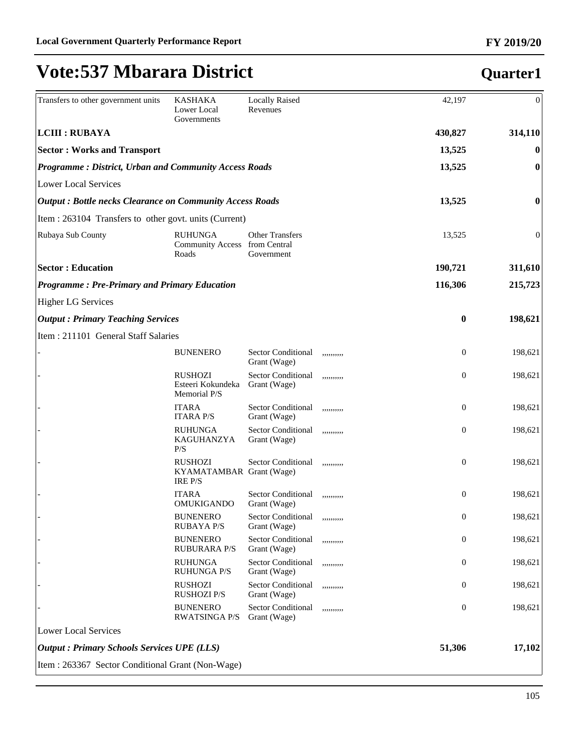# Vote:537 Mbarara District

## Quarter1

| | | | | | |
|---|---|---|---|---|---|
| Transfers to other government units | KASHAKA Lower Local Governments | Locally Raised Revenues | | 42,197 | 0 |
| **LCIII : RUBAYA** | | | | **430,827** | **314,110** |
| **Sector : Works and Transport** | | | | **13,525** | **0** |
| ***Programme : District, Urban and Community Access Roads*** | | | | **13,525** | **0** |
| Lower Local Services | | | | | |
| ***Output : Bottle necks Clearance on Community Access Roads*** | | | | **13,525** | **0** |
| Item : 263104 Transfers to other govt. units (Current) | | | | | |
| Rubaya Sub County | RUHUNGA Community Access Roads | Other Transfers from Central Government | | 13,525 | 0 |
| **Sector : Education** | | | | **190,721** | **311,610** |
| ***Programme : Pre-Primary and Primary Education*** | | | | **116,306** | **215,723** |
| Higher LG Services | | | | | |
| ***Output : Primary Teaching Services*** | | | | **0** | **198,621** |
| Item : 211101 General Staff Salaries | | | | | |
| - | BUNENERO | Sector Conditional Grant (Wage) | ,,,,,,,,, | 0 | 198,621 |
| - | RUSHOZI Esteeri Kokundeka Memorial P/S | Sector Conditional Grant (Wage) | ,,,,,,,,, | 0 | 198,621 |
| - | ITARA ITARA P/S | Sector Conditional Grant (Wage) | ,,,,,,,,, | 0 | 198,621 |
| - | RUHUNGA KAGUHANZYA P/S | Sector Conditional Grant (Wage) | ,,,,,,,,, | 0 | 198,621 |
| - | RUSHOZI KYAMATAMBARIRE P/S | Sector Conditional Grant (Wage) | ,,,,,,,,, | 0 | 198,621 |
| - | ITARA OMUKIGANDO | Sector Conditional Grant (Wage) | ,,,,,,,,, | 0 | 198,621 |
| - | BUNENERO RUBAYA P/S | Sector Conditional Grant (Wage) | ,,,,,,,,, | 0 | 198,621 |
| - | BUNENERO RUBURARA P/S | Sector Conditional Grant (Wage) | ,,,,,,,,, | 0 | 198,621 |
| - | RUHUNGA RUHUNGA P/S | Sector Conditional Grant (Wage) | ,,,,,,,,, | 0 | 198,621 |
| - | RUSHOZI RUSHOZI P/S | Sector Conditional Grant (Wage) | ,,,,,,,,, | 0 | 198,621 |
| - | BUNENERO RWATSINGA P/S | Sector Conditional Grant (Wage) | ,,,,,,,,, | 0 | 198,621 |
| Lower Local Services | | | | | |
| ***Output : Primary Schools Services UPE (LLS)*** | | | | **51,306** | **17,102** |
| Item : 263367 Sector Conditional Grant (Non-Wage) | | | | | |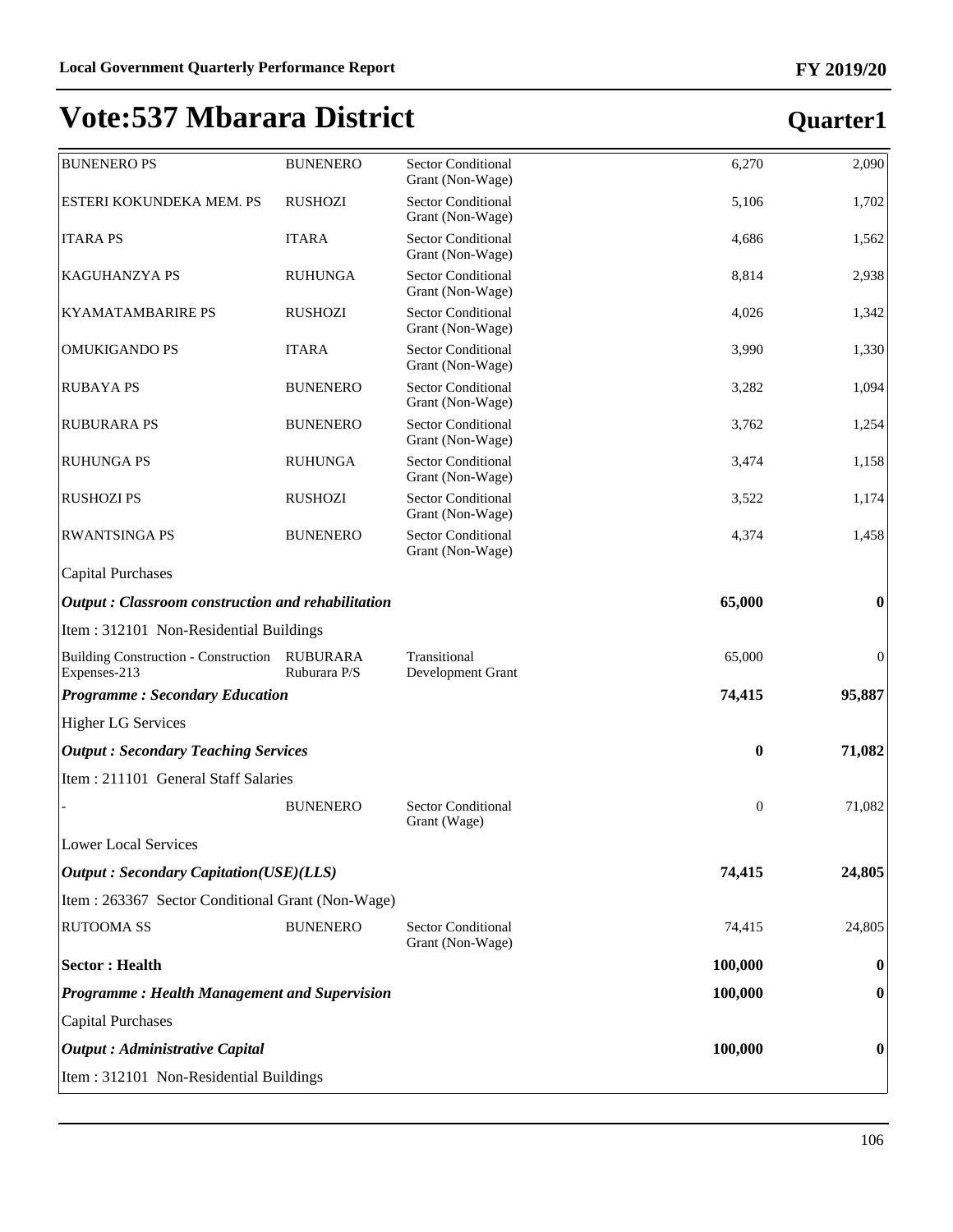# Vote:537 Mbarara District

## Quarter1

| | | | | |
|---|---|---|---|---|
| BUNENERO PS | BUNENERO | Sector Conditional Grant (Non-Wage) | 6,270 | 2,090 |
| ESTERI KOKUNDEKA MEM. PS | RUSHOZI | Sector Conditional Grant (Non-Wage) | 5,106 | 1,702 |
| ITARA PS | ITARA | Sector Conditional Grant (Non-Wage) | 4,686 | 1,562 |
| KAGUHANZYA PS | RUHUNGA | Sector Conditional Grant (Non-Wage) | 8,814 | 2,938 |
| KYAMATAMBARIRE PS | RUSHOZI | Sector Conditional Grant (Non-Wage) | 4,026 | 1,342 |
| OMUKIGANDO PS | ITARA | Sector Conditional Grant (Non-Wage) | 3,990 | 1,330 |
| RUBAYA PS | BUNENERO | Sector Conditional Grant (Non-Wage) | 3,282 | 1,094 |
| RUBURARA PS | BUNENERO | Sector Conditional Grant (Non-Wage) | 3,762 | 1,254 |
| RUHUNGA PS | RUHUNGA | Sector Conditional Grant (Non-Wage) | 3,474 | 1,158 |
| RUSHOZI PS | RUSHOZI | Sector Conditional Grant (Non-Wage) | 3,522 | 1,174 |
| RWANTSINGA PS | BUNENERO | Sector Conditional Grant (Non-Wage) | 4,374 | 1,458 |
| Capital Purchases | | | | |
| ***Output : Classroom construction and rehabilitation*** | | | **65,000** | **0** |
| Item : 312101 Non-Residential Buildings | | | | |
| Building Construction - Construction Expenses-213 | RUBURARA Ruburara P/S | Transitional Development Grant | 65,000 | 0 |
| ***Programme : Secondary Education*** | | | **74,415** | **95,887** |
| Higher LG Services | | | | |
| ***Output : Secondary Teaching Services*** | | | **0** | **71,082** |
| Item : 211101 General Staff Salaries | | | | |
| - | BUNENERO | Sector Conditional Grant (Wage) | 0 | 71,082 |
| Lower Local Services | | | | |
| ***Output : Secondary Capitation(USE)(LLS)*** | | | **74,415** | **24,805** |
| Item : 263367 Sector Conditional Grant (Non-Wage) | | | | |
| RUTOOMA SS | BUNENERO | Sector Conditional Grant (Non-Wage) | 74,415 | 24,805 |
| **Sector : Health** | | | **100,000** | **0** |
| ***Programme : Health Management and Supervision*** | | | **100,000** | **0** |
| Capital Purchases | | | | |
| ***Output : Administrative Capital*** | | | **100,000** | **0** |
| Item : 312101 Non-Residential Buildings | | | | |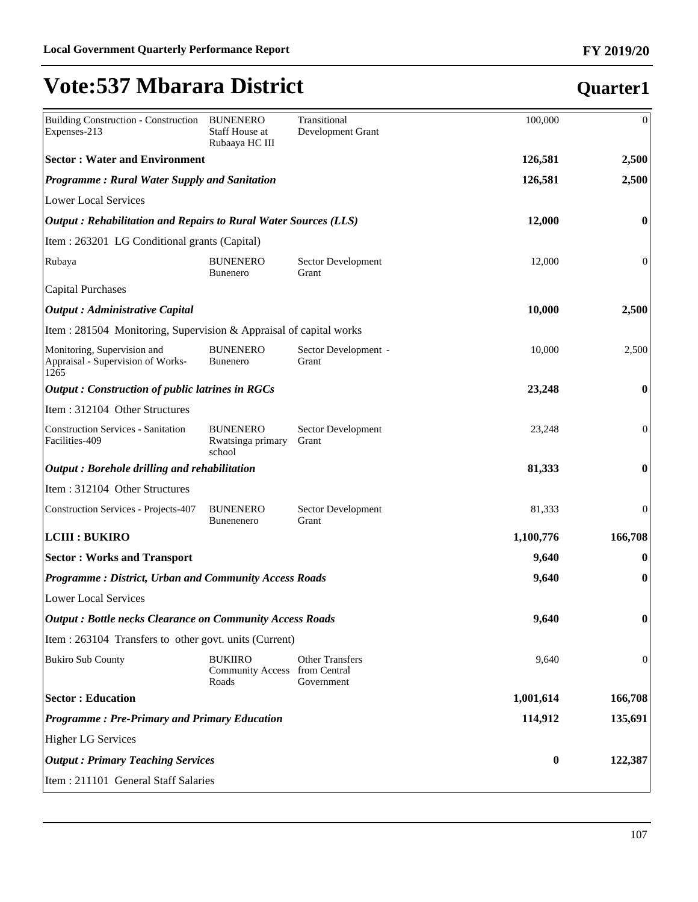# Vote:537 Mbarara District

## Quarter1

| | | | | |
|---|---|---|---|---|
| Building Construction - Construction Expenses-213 | BUNENERO Staff House at Rubaaya HC III | Transitional Development Grant | 100,000 | 0 |
| **Sector : Water and Environment** | | | **126,581** | **2,500** |
| ***Programme : Rural Water Supply and Sanitation*** | | | **126,581** | **2,500** |
| Lower Local Services | | | | |
| ***Output : Rehabilitation and Repairs to Rural Water Sources (LLS)*** | | | **12,000** | **0** |
| Item : 263201 LG Conditional grants (Capital) | | | | |
| Rubaya | BUNENERO Bunenero | Sector Development Grant | 12,000 | 0 |
| Capital Purchases | | | | |
| ***Output : Administrative Capital*** | | | **10,000** | **2,500** |
| Item : 281504 Monitoring, Supervision & Appraisal of capital works | | | | |
| Monitoring, Supervision and Appraisal - Supervision of Works-1265 | BUNENERO Bunenero | Sector Development - Grant | 10,000 | 2,500 |
| ***Output : Construction of public latrines in RGCs*** | | | **23,248** | **0** |
| Item : 312104 Other Structures | | | | |
| Construction Services - Sanitation Facilities-409 | BUNENERO Rwatsinga primary school | Sector Development Grant | 23,248 | 0 |
| ***Output : Borehole drilling and rehabilitation*** | | | **81,333** | **0** |
| Item : 312104 Other Structures | | | | |
| Construction Services - Projects-407 | BUNENERO Bunenenero | Sector Development Grant | 81,333 | 0 |
| **LCIII : BUKIRO** | | | **1,100,776** | **166,708** |
| **Sector : Works and Transport** | | | **9,640** | **0** |
| ***Programme : District, Urban and Community Access Roads*** | | | **9,640** | **0** |
| Lower Local Services | | | | |
| ***Output : Bottle necks Clearance on Community Access Roads*** | | | **9,640** | **0** |
| Item : 263104 Transfers to other govt. units (Current) | | | | |
| Bukiro Sub County | BUKIIRO Community Access Roads | Other Transfers from Central Government | 9,640 | 0 |
| **Sector : Education** | | | **1,001,614** | **166,708** |
| ***Programme : Pre-Primary and Primary Education*** | | | **114,912** | **135,691** |
| Higher LG Services | | | | |
| ***Output : Primary Teaching Services*** | | | **0** | **122,387** |
| Item : 211101 General Staff Salaries | | | | |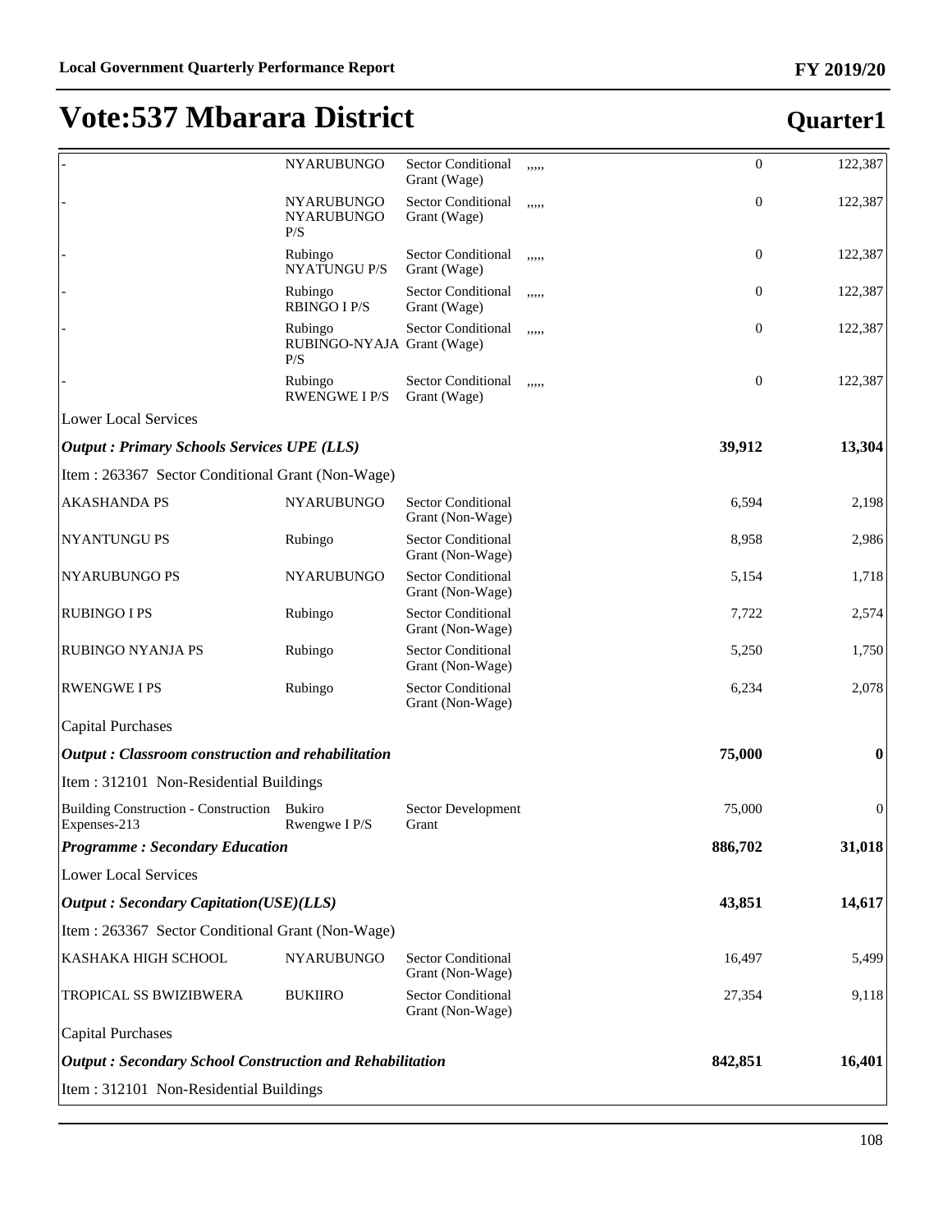# Vote:537 Mbarara District

**Quarter1**

| | | | | | |
|---|---|---|---|---|---|
| - | NYARUBUNGO | Sector Conditional Grant (Wage) | ,,,,, | 0 | 122,387 |
| - | NYARUBUNGO NYARUBUNGO P/S | Sector Conditional Grant (Wage) | ,,,,, | 0 | 122,387 |
| - | Rubingo NYATUNGU P/S | Sector Conditional Grant (Wage) | ,,,,, | 0 | 122,387 |
| - | Rubingo RBINGO I P/S | Sector Conditional Grant (Wage) | ,,,,, | 0 | 122,387 |
| - | Rubingo RUBINGO-NYAJA P/S | Sector Conditional Grant (Wage) | ,,,,, | 0 | 122,387 |
| - | Rubingo RWENGWE I P/S | Sector Conditional Grant (Wage) | ,,,,, | 0 | 122,387 |
| Lower Local Services | | | | | |
| ***Output : Primary Schools Services UPE (LLS)*** | | | | **39,912** | **13,304** |
| Item : 263367 Sector Conditional Grant (Non-Wage) | | | | | |
| AKASHANDA PS | NYARUBUNGO | Sector Conditional Grant (Non-Wage) | | 6,594 | 2,198 |
| NYANTUNGU PS | Rubingo | Sector Conditional Grant (Non-Wage) | | 8,958 | 2,986 |
| NYARUBUNGO PS | NYARUBUNGO | Sector Conditional Grant (Non-Wage) | | 5,154 | 1,718 |
| RUBINGO I PS | Rubingo | Sector Conditional Grant (Non-Wage) | | 7,722 | 2,574 |
| RUBINGO NYANJA PS | Rubingo | Sector Conditional Grant (Non-Wage) | | 5,250 | 1,750 |
| RWENGWE I PS | Rubingo | Sector Conditional Grant (Non-Wage) | | 6,234 | 2,078 |
| Capital Purchases | | | | | |
| ***Output : Classroom construction and rehabilitation*** | | | | **75,000** | **0** |
| Item : 312101 Non-Residential Buildings | | | | | |
| Building Construction - Construction Expenses-213 | Bukiro Rwengwe I P/S | Sector Development Grant | | 75,000 | 0 |
| ***Programme : Secondary Education*** | | | | **886,702** | **31,018** |
| Lower Local Services | | | | | |
| ***Output : Secondary Capitation(USE)(LLS)*** | | | | **43,851** | **14,617** |
| Item : 263367 Sector Conditional Grant (Non-Wage) | | | | | |
| KASHAKA HIGH SCHOOL | NYARUBUNGO | Sector Conditional Grant (Non-Wage) | | 16,497 | 5,499 |
| TROPICAL SS BWIZIBWERA | BUKIIRO | Sector Conditional Grant (Non-Wage) | | 27,354 | 9,118 |
| Capital Purchases | | | | | |
| ***Output : Secondary School Construction and Rehabilitation*** | | | | **842,851** | **16,401** |
| Item : 312101 Non-Residential Buildings | | | | | |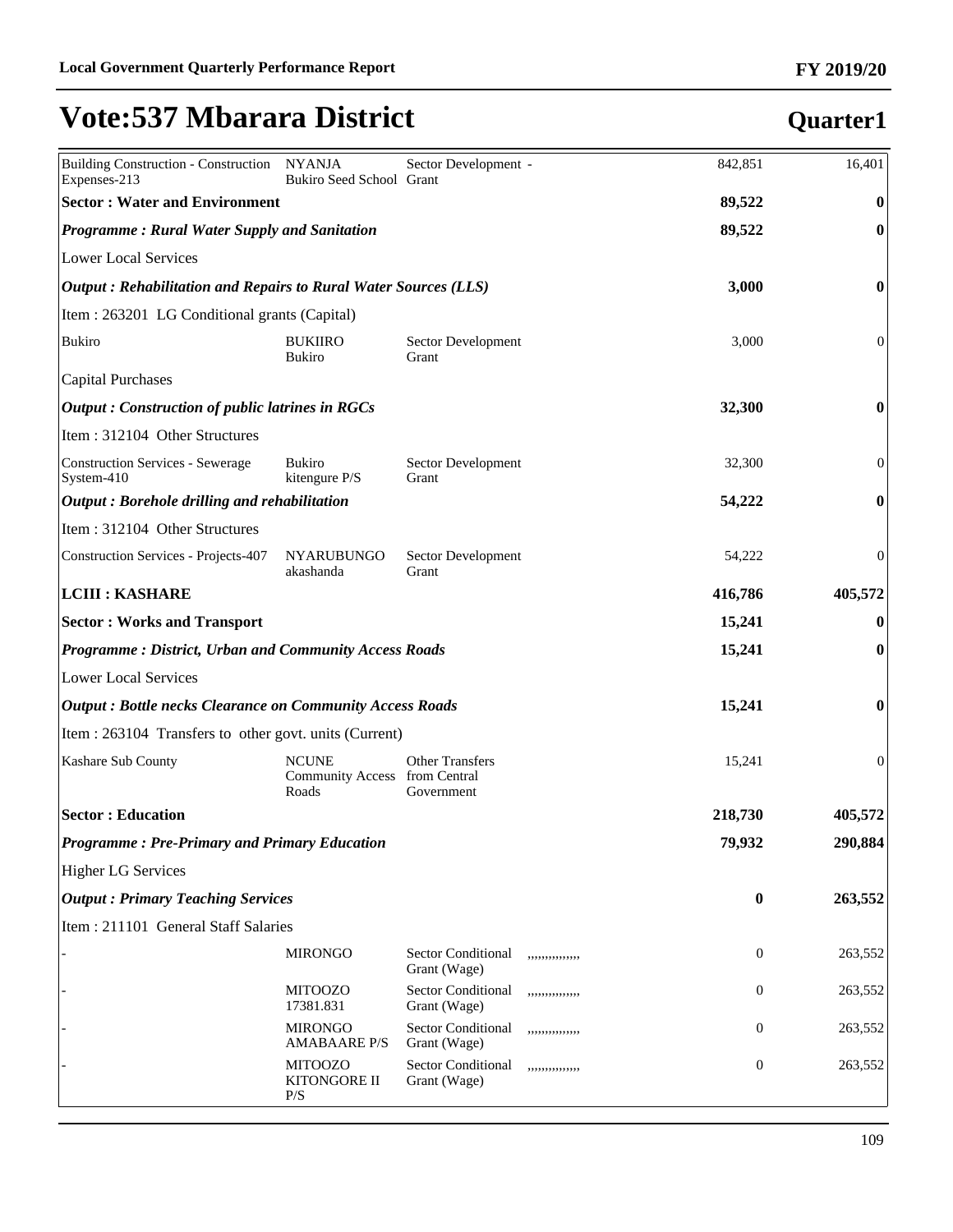# Vote:537 Mbarara District

## Quarter1

| | | | | | |
|---|---|---|---|---|---|
| Building Construction - Construction Expenses-213 | NYANJA Bukiro Seed School | Sector Development - Grant | | 842,851 | 16,401 |
| **Sector : Water and Environment** | | | | **89,522** | **0** |
| ***Programme : Rural Water Supply and Sanitation*** | | | | **89,522** | **0** |
| Lower Local Services | | | | | |
| ***Output : Rehabilitation and Repairs to Rural Water Sources (LLS)*** | | | | **3,000** | **0** |
| Item : 263201 LG Conditional grants (Capital) | | | | | |
| Bukiro | BUKIIRO Bukiro | Sector Development Grant | | 3,000 | 0 |
| Capital Purchases | | | | | |
| ***Output : Construction of public latrines in RGCs*** | | | | **32,300** | **0** |
| Item : 312104 Other Structures | | | | | |
| Construction Services - Sewerage System-410 | Bukiro kitengure P/S | Sector Development Grant | | 32,300 | 0 |
| ***Output : Borehole drilling and rehabilitation*** | | | | **54,222** | **0** |
| Item : 312104 Other Structures | | | | | |
| Construction Services - Projects-407 | NYARUBUNGO akashanda | Sector Development Grant | | 54,222 | 0 |
| **LCIII : KASHARE** | | | | **416,786** | **405,572** |
| **Sector : Works and Transport** | | | | **15,241** | **0** |
| ***Programme : District, Urban and Community Access Roads*** | | | | **15,241** | **0** |
| Lower Local Services | | | | | |
| ***Output : Bottle necks Clearance on Community Access Roads*** | | | | **15,241** | **0** |
| Item : 263104 Transfers to other govt. units (Current) | | | | | |
| Kashare Sub County | NCUNE Community Access Roads | Other Transfers from Central Government | | 15,241 | 0 |
| **Sector : Education** | | | | **218,730** | **405,572** |
| ***Programme : Pre-Primary and Primary Education*** | | | | **79,932** | **290,884** |
| Higher LG Services | | | | | |
| ***Output : Primary Teaching Services*** | | | | **0** | **263,552** |
| Item : 211101 General Staff Salaries | | | | | |
| - | MIRONGO | Sector Conditional Grant (Wage) | ,,,,,,,,,,,,,, | 0 | 263,552 |
| - | MITOOZO 17381.831 | Sector Conditional Grant (Wage) | ,,,,,,,,,,,,,, | 0 | 263,552 |
| - | MIRONGO AMABAARE P/S | Sector Conditional Grant (Wage) | ,,,,,,,,,,,,,, | 0 | 263,552 |
| - | MITOOZO KITONGORE II P/S | Sector Conditional Grant (Wage) | ,,,,,,,,,,,,,, | 0 | 263,552 |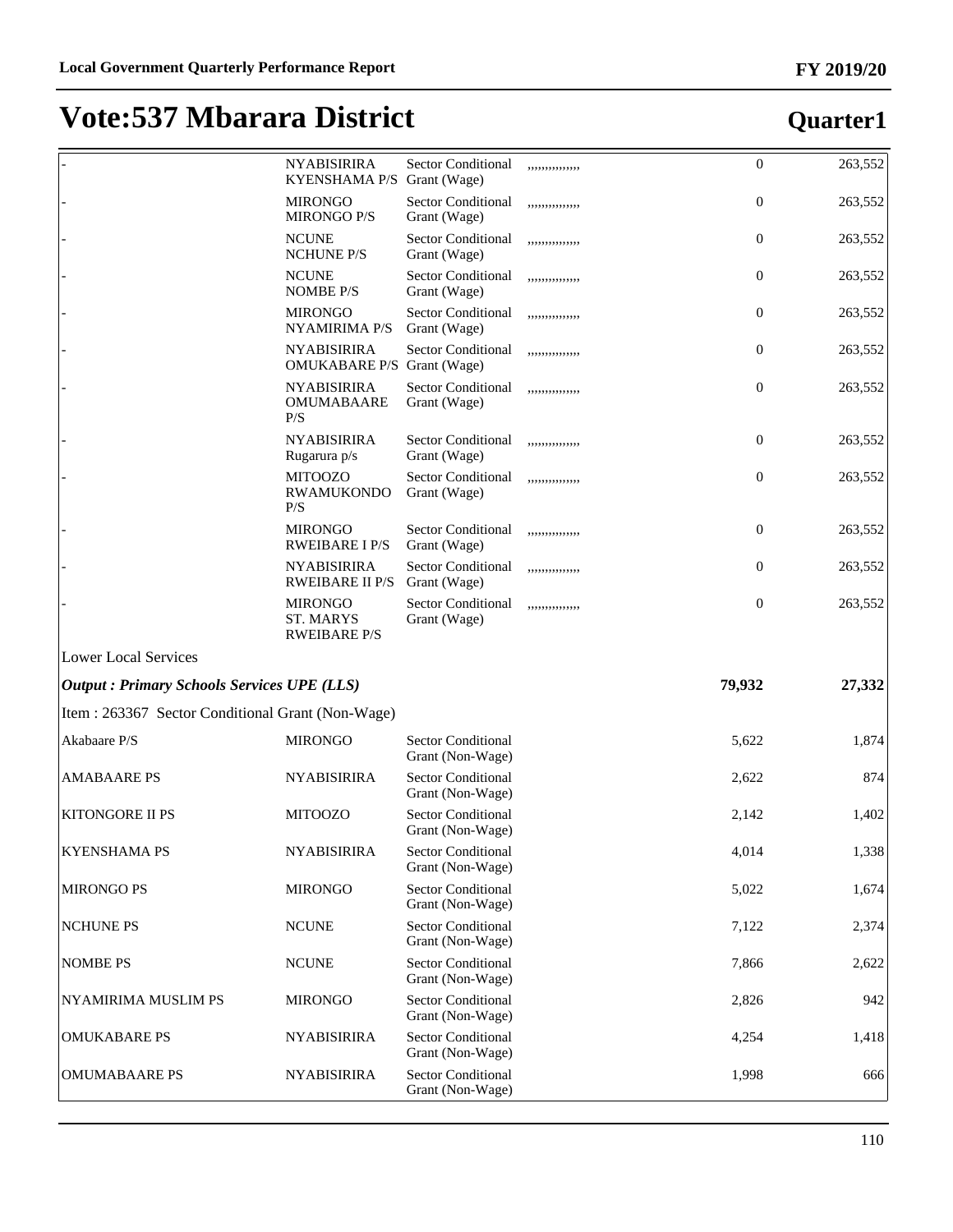# Vote:537 Mbarara District

## Quarter1

| | | | | | |
|---|---|---|---|---|---|
| - | NYABISIRIRA KYENSHAMA P/S | Sector Conditional Grant (Wage) | ,,,,,,,,,,,,,, | 0 | 263,552 |
| - | MIRONGO MIRONGO P/S | Sector Conditional Grant (Wage) | ,,,,,,,,,,,,,, | 0 | 263,552 |
| - | NCUNE NCHUNE P/S | Sector Conditional Grant (Wage) | ,,,,,,,,,,,,,, | 0 | 263,552 |
| - | NCUNE NOMBE P/S | Sector Conditional Grant (Wage) | ,,,,,,,,,,,,,, | 0 | 263,552 |
| - | MIRONGO NYAMIRIMA P/S | Sector Conditional Grant (Wage) | ,,,,,,,,,,,,,, | 0 | 263,552 |
| - | NYABISIRIRA OMUKABARE P/S | Sector Conditional Grant (Wage) | ,,,,,,,,,,,,,, | 0 | 263,552 |
| - | NYABISIRIRA OMUMABAARE P/S | Sector Conditional Grant (Wage) | ,,,,,,,,,,,,,, | 0 | 263,552 |
| - | NYABISIRIRA Rugarura p/s | Sector Conditional Grant (Wage) | ,,,,,,,,,,,,,, | 0 | 263,552 |
| - | MITOOZO RWAMUKONDO P/S | Sector Conditional Grant (Wage) | ,,,,,,,,,,,,,, | 0 | 263,552 |
| - | MIRONGO RWEIBARE I P/S | Sector Conditional Grant (Wage) | ,,,,,,,,,,,,,, | 0 | 263,552 |
| - | NYABISIRIRA RWEIBARE II P/S | Sector Conditional Grant (Wage) | ,,,,,,,,,,,,,, | 0 | 263,552 |
| - | MIRONGO ST. MARYS RWEIBARE P/S | Sector Conditional Grant (Wage) | ,,,,,,,,,,,,,, | 0 | 263,552 |
| Lower Local Services | | | | | |
| ***Output : Primary Schools Services UPE (LLS)*** | | | | **79,932** | **27,332** |
| Item : 263367 Sector Conditional Grant (Non-Wage) | | | | | |
| Akabaare P/S | MIRONGO | Sector Conditional Grant (Non-Wage) | | 5,622 | 1,874 |
| AMABAARE PS | NYABISIRIRA | Sector Conditional Grant (Non-Wage) | | 2,622 | 874 |
| KITONGORE II PS | MITOOZO | Sector Conditional Grant (Non-Wage) | | 2,142 | 1,402 |
| KYENSHAMA PS | NYABISIRIRA | Sector Conditional Grant (Non-Wage) | | 4,014 | 1,338 |
| MIRONGO PS | MIRONGO | Sector Conditional Grant (Non-Wage) | | 5,022 | 1,674 |
| NCHUNE PS | NCUNE | Sector Conditional Grant (Non-Wage) | | 7,122 | 2,374 |
| NOMBE PS | NCUNE | Sector Conditional Grant (Non-Wage) | | 7,866 | 2,622 |
| NYAMIRIMA MUSLIM PS | MIRONGO | Sector Conditional Grant (Non-Wage) | | 2,826 | 942 |
| OMUKABARE PS | NYABISIRIRA | Sector Conditional Grant (Non-Wage) | | 4,254 | 1,418 |
| OMUMABAARE PS | NYABISIRIRA | Sector Conditional Grant (Non-Wage) | | 1,998 | 666 |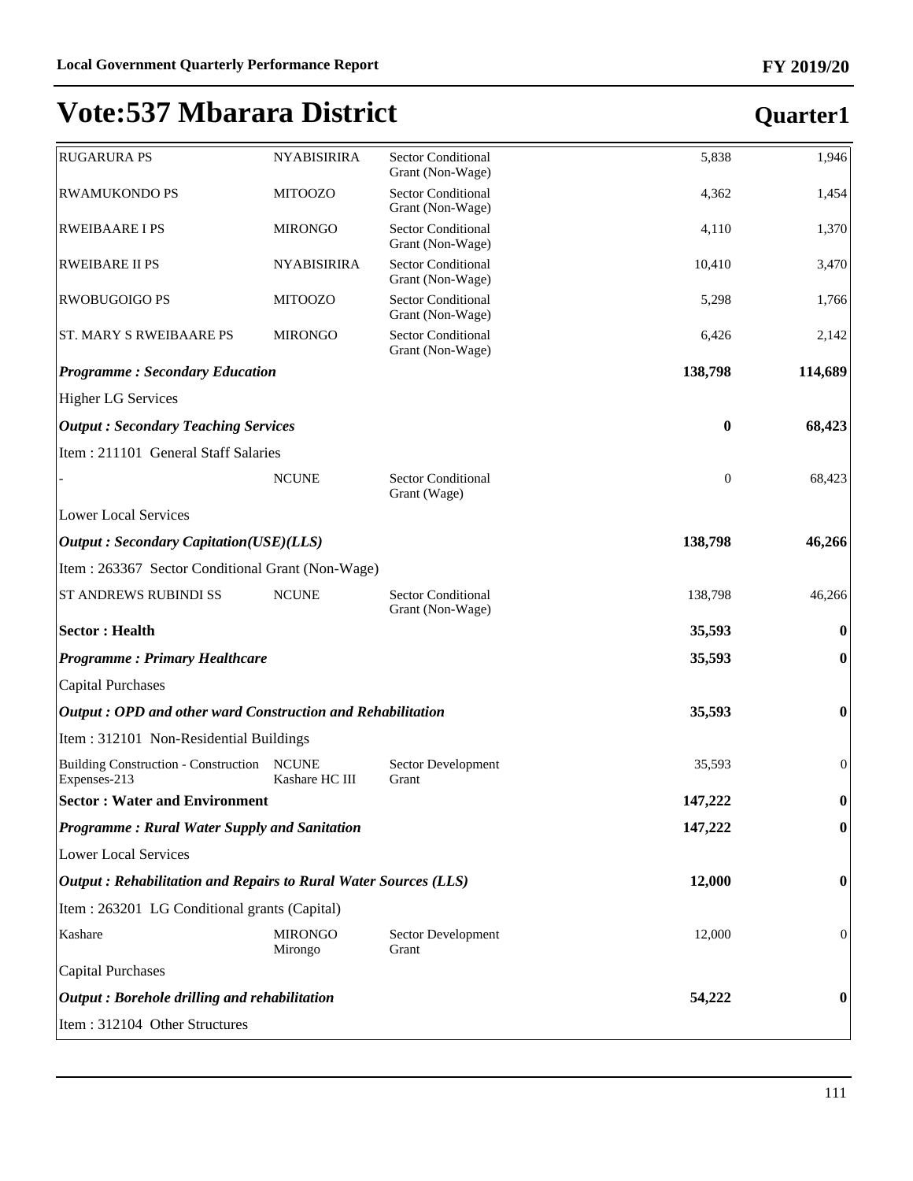# Vote:537 Mbarara District

## Quarter1

| | | | | |
|---|---|---|---|---|
| RUGARURA PS | NYABISIRIRA | Sector Conditional Grant (Non-Wage) | 5,838 | 1,946 |
| RWAMUKONDO PS | MITOOZO | Sector Conditional Grant (Non-Wage) | 4,362 | 1,454 |
| RWEIBAARE I PS | MIRONGO | Sector Conditional Grant (Non-Wage) | 4,110 | 1,370 |
| RWEIBARE II PS | NYABISIRIRA | Sector Conditional Grant (Non-Wage) | 10,410 | 3,470 |
| RWOBUGOIGO PS | MITOOZO | Sector Conditional Grant (Non-Wage) | 5,298 | 1,766 |
| ST. MARY S RWEIBAARE PS | MIRONGO | Sector Conditional Grant (Non-Wage) | 6,426 | 2,142 |
| ***Programme : Secondary Education*** | | | **138,798** | **114,689** |
| Higher LG Services | | | | |
| ***Output : Secondary Teaching Services*** | | | **0** | **68,423** |
| Item : 211101 General Staff Salaries | | | | |
| - | NCUNE | Sector Conditional Grant (Wage) | 0 | 68,423 |
| Lower Local Services | | | | |
| ***Output : Secondary Capitation(USE)(LLS)*** | | | **138,798** | **46,266** |
| Item : 263367 Sector Conditional Grant (Non-Wage) | | | | |
| ST ANDREWS RUBINDI SS | NCUNE | Sector Conditional Grant (Non-Wage) | 138,798 | 46,266 |
| **Sector : Health** | | | **35,593** | **0** |
| ***Programme : Primary Healthcare*** | | | **35,593** | **0** |
| Capital Purchases | | | | |
| ***Output : OPD and other ward Construction and Rehabilitation*** | | | **35,593** | **0** |
| Item : 312101 Non-Residential Buildings | | | | |
| Building Construction - Construction Expenses-213 | NCUNE Kashare HC III | Sector Development Grant | 35,593 | 0 |
| **Sector : Water and Environment** | | | **147,222** | **0** |
| ***Programme : Rural Water Supply and Sanitation*** | | | **147,222** | **0** |
| Lower Local Services | | | | |
| ***Output : Rehabilitation and Repairs to Rural Water Sources (LLS)*** | | | **12,000** | **0** |
| Item : 263201 LG Conditional grants (Capital) | | | | |
| Kashare | MIRONGO Mirongo | Sector Development Grant | 12,000 | 0 |
| Capital Purchases | | | | |
| ***Output : Borehole drilling and rehabilitation*** | | | **54,222** | **0** |
| Item : 312104 Other Structures | | | | |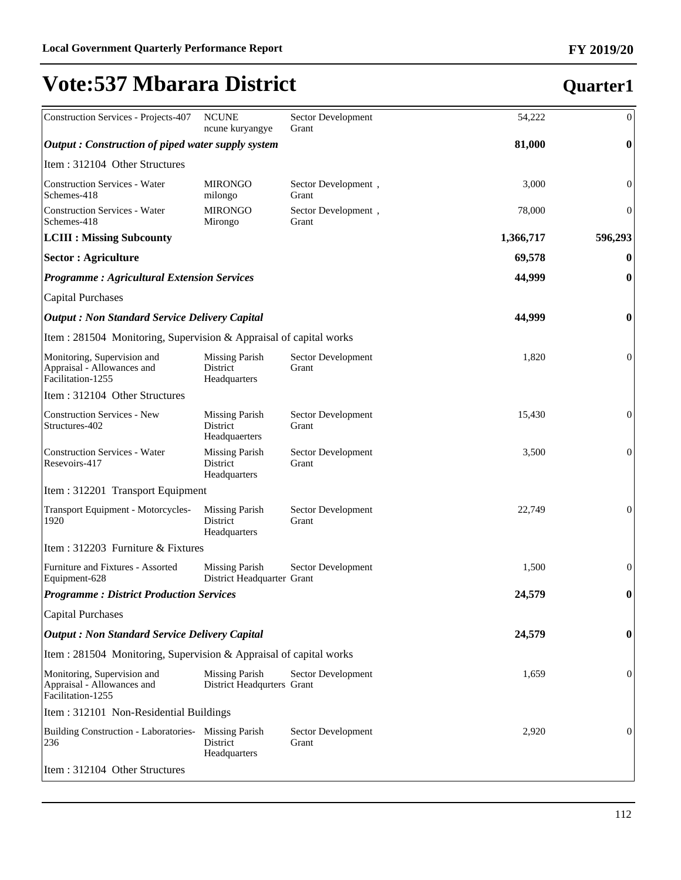# Vote:537 Mbarara District

## Quarter1

| | | | | |
|---|---|---|---|---|
| Construction Services - Projects-407 | NCUNE ncune kuryangye | Sector Development Grant | 54,222 | 0 |
| ***Output : Construction of piped water supply system*** | | | **81,000** | **0** |
| Item : 312104 Other Structures | | | | |
| Construction Services - Water Schemes-418 | MIRONGO milongo | Sector Development , Grant | 3,000 | 0 |
| Construction Services - Water Schemes-418 | MIRONGO Mirongo | Sector Development , Grant | 78,000 | 0 |
| **LCIII : Missing Subcounty** | | | **1,366,717** | **596,293** |
| **Sector : Agriculture** | | | **69,578** | **0** |
| ***Programme : Agricultural Extension Services*** | | | **44,999** | **0** |
| Capital Purchases | | | | |
| ***Output : Non Standard Service Delivery Capital*** | | | **44,999** | **0** |
| Item : 281504 Monitoring, Supervision & Appraisal of capital works | | | | |
| Monitoring, Supervision and Appraisal - Allowances and Facilitation-1255 | Missing Parish District Headquarters | Sector Development Grant | 1,820 | 0 |
| Item : 312104 Other Structures | | | | |
| Construction Services - New Structures-402 | Missing Parish District Headquaerters | Sector Development Grant | 15,430 | 0 |
| Construction Services - Water Resevoirs-417 | Missing Parish District Headquarters | Sector Development Grant | 3,500 | 0 |
| Item : 312201 Transport Equipment | | | | |
| Transport Equipment - Motorcycles-1920 | Missing Parish District Headquarters | Sector Development Grant | 22,749 | 0 |
| Item : 312203 Furniture & Fixtures | | | | |
| Furniture and Fixtures - Assorted Equipment-628 | Missing Parish District Headquarter | Sector Development Grant | 1,500 | 0 |
| ***Programme : District Production Services*** | | | **24,579** | **0** |
| Capital Purchases | | | | |
| ***Output : Non Standard Service Delivery Capital*** | | | **24,579** | **0** |
| Item : 281504 Monitoring, Supervision & Appraisal of capital works | | | | |
| Monitoring, Supervision and Appraisal - Allowances and Facilitation-1255 | Missing Parish District Headqurters | Sector Development Grant | 1,659 | 0 |
| Item : 312101 Non-Residential Buildings | | | | |
| Building Construction - Laboratories-236 | Missing Parish District Headquarters | Sector Development Grant | 2,920 | 0 |
| Item : 312104 Other Structures | | | | |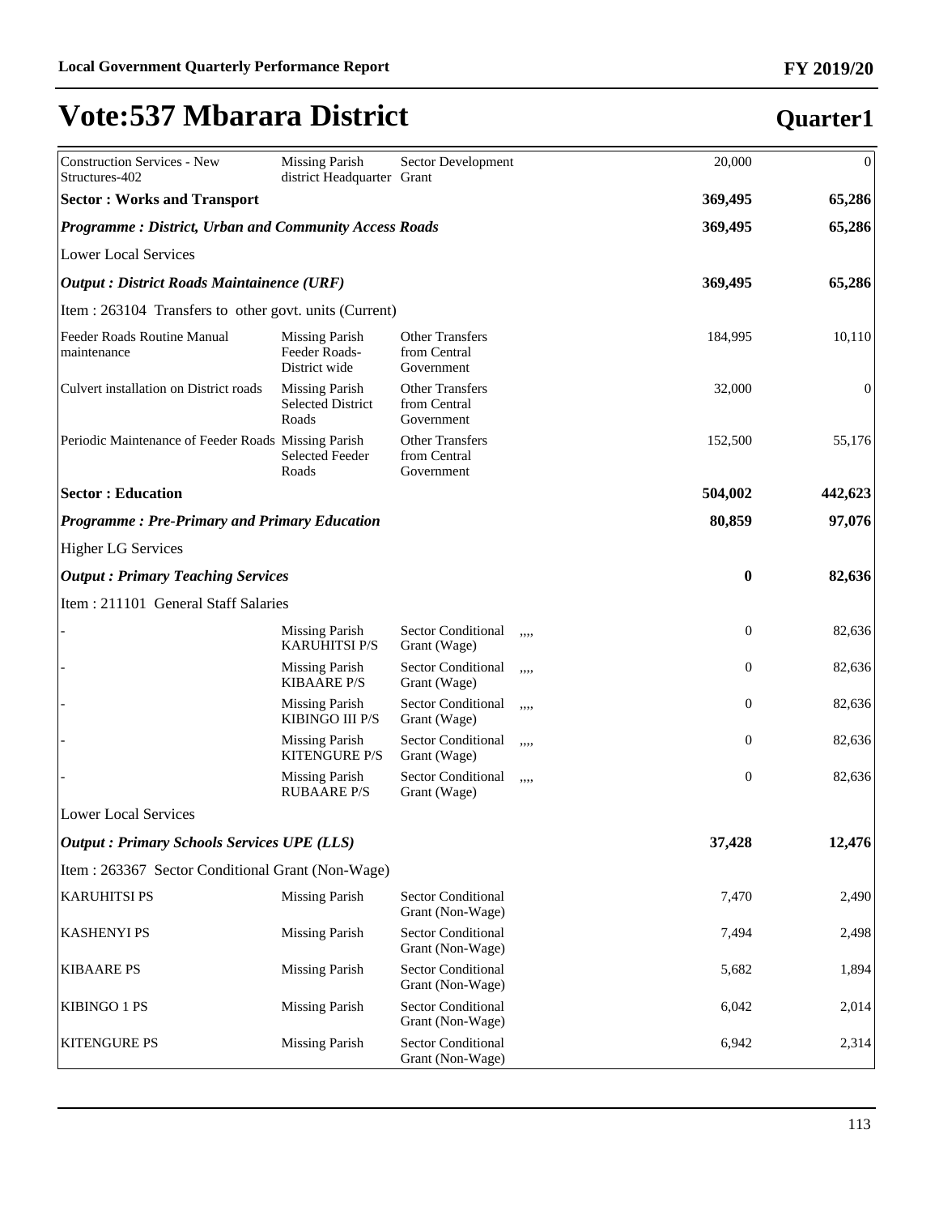# Vote:537 Mbarara District

## Quarter1

| | | | | | |
|---|---|---|---|---|---|
| Construction Services - New Structures-402 | Missing Parish district Headquarter | Sector Development Grant | | 20,000 | 0 |
| **Sector : Works and Transport** | | | | **369,495** | **65,286** |
| ***Programme : District, Urban and Community Access Roads*** | | | | **369,495** | **65,286** |
| Lower Local Services | | | | | |
| ***Output : District Roads Maintainence (URF)*** | | | | **369,495** | **65,286** |
| Item : 263104 Transfers to other govt. units (Current) | | | | | |
| Feeder Roads Routine Manual maintenance | Missing Parish Feeder Roads-District wide | Other Transfers from Central Government | | 184,995 | 10,110 |
| Culvert installation on District roads | Missing Parish Selected District Roads | Other Transfers from Central Government | | 32,000 | 0 |
| Periodic Maintenance of Feeder Roads | Missing Parish Selected Feeder Roads | Other Transfers from Central Government | | 152,500 | 55,176 |
| **Sector : Education** | | | | **504,002** | **442,623** |
| ***Programme : Pre-Primary and Primary Education*** | | | | **80,859** | **97,076** |
| Higher LG Services | | | | | |
| ***Output : Primary Teaching Services*** | | | | **0** | **82,636** |
| Item : 211101 General Staff Salaries | | | | | |
| - | Missing Parish KARUHITSI P/S | Sector Conditional Grant (Wage) | ,,,, | 0 | 82,636 |
| - | Missing Parish KIBAARE P/S | Sector Conditional Grant (Wage) | ,,,, | 0 | 82,636 |
| - | Missing Parish KIBINGO III P/S | Sector Conditional Grant (Wage) | ,,,, | 0 | 82,636 |
| - | Missing Parish KITENGURE P/S | Sector Conditional Grant (Wage) | ,,,, | 0 | 82,636 |
| - | Missing Parish RUBAARE P/S | Sector Conditional Grant (Wage) | ,,,, | 0 | 82,636 |
| Lower Local Services | | | | | |
| ***Output : Primary Schools Services UPE (LLS)*** | | | | **37,428** | **12,476** |
| Item : 263367 Sector Conditional Grant (Non-Wage) | | | | | |
| KARUHITSI PS | Missing Parish | Sector Conditional Grant (Non-Wage) | | 7,470 | 2,490 |
| KASHENYI PS | Missing Parish | Sector Conditional Grant (Non-Wage) | | 7,494 | 2,498 |
| KIBAARE PS | Missing Parish | Sector Conditional Grant (Non-Wage) | | 5,682 | 1,894 |
| KIBINGO 1 PS | Missing Parish | Sector Conditional Grant (Non-Wage) | | 6,042 | 2,014 |
| KITENGURE PS | Missing Parish | Sector Conditional Grant (Non-Wage) | | 6,942 | 2,314 |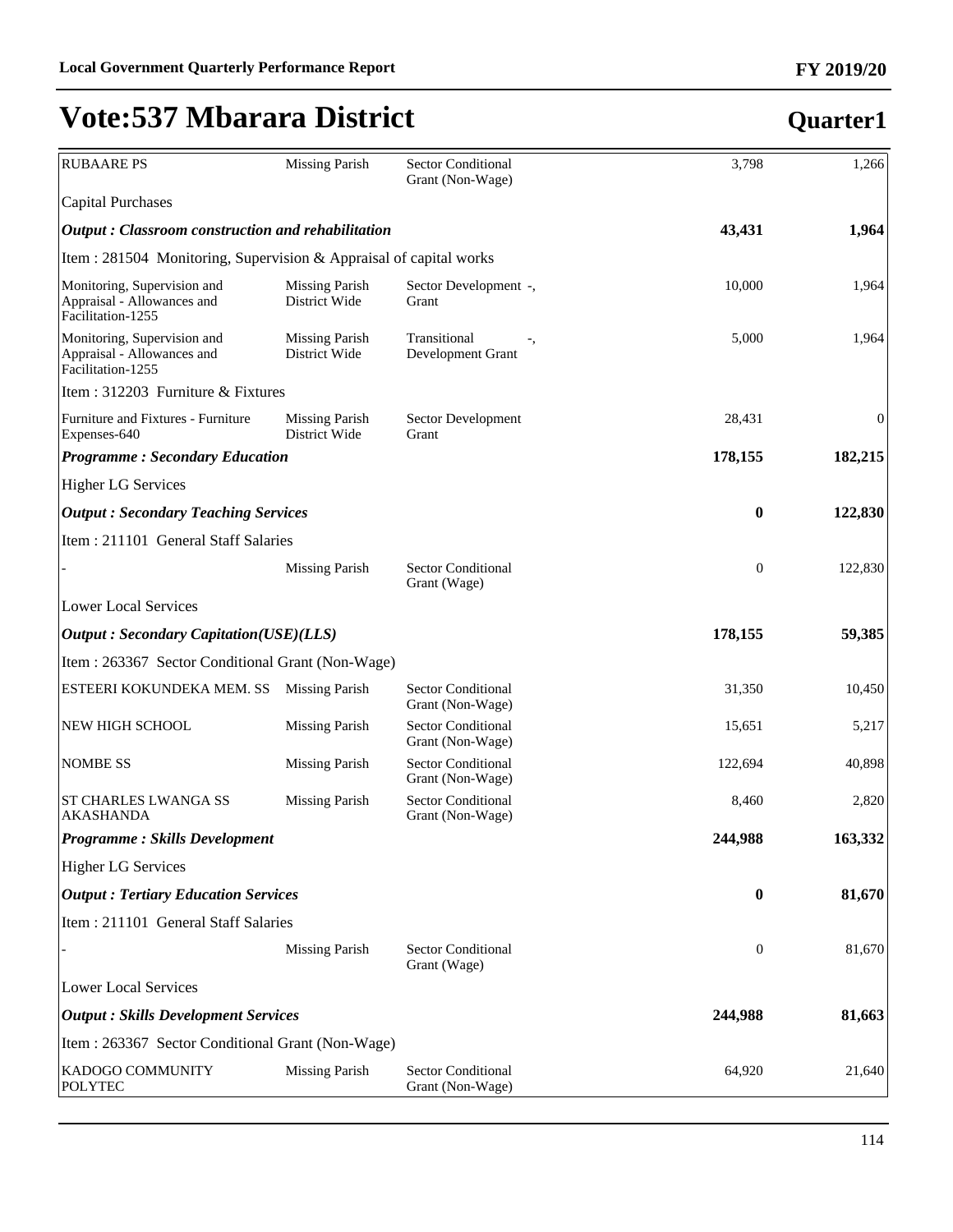# Vote:537 Mbarara District

## Quarter1

| | | | | |
|---|---|---|---|---|
| RUBAARE PS | Missing Parish | Sector Conditional Grant (Non-Wage) | 3,798 | 1,266 |
| Capital Purchases | | | | |
| ***Output : Classroom construction and rehabilitation*** | | | **43,431** | **1,964** |
| Item : 281504 Monitoring, Supervision & Appraisal of capital works | | | | |
| Monitoring, Supervision and Appraisal - Allowances and Facilitation-1255 | Missing Parish District Wide | Sector Development -, Grant | 10,000 | 1,964 |
| Monitoring, Supervision and Appraisal - Allowances and Facilitation-1255 | Missing Parish District Wide | Transitional -, Development Grant | 5,000 | 1,964 |
| Item : 312203 Furniture & Fixtures | | | | |
| Furniture and Fixtures - Furniture Expenses-640 | Missing Parish District Wide | Sector Development Grant | 28,431 | 0 |
| ***Programme : Secondary Education*** | | | **178,155** | **182,215** |
| Higher LG Services | | | | |
| ***Output : Secondary Teaching Services*** | | | **0** | **122,830** |
| Item : 211101 General Staff Salaries | | | | |
| - | Missing Parish | Sector Conditional Grant (Wage) | 0 | 122,830 |
| Lower Local Services | | | | |
| ***Output : Secondary Capitation(USE)(LLS)*** | | | **178,155** | **59,385** |
| Item : 263367 Sector Conditional Grant (Non-Wage) | | | | |
| ESTEERI KOKUNDEKA MEM. SS | Missing Parish | Sector Conditional Grant (Non-Wage) | 31,350 | 10,450 |
| NEW HIGH SCHOOL | Missing Parish | Sector Conditional Grant (Non-Wage) | 15,651 | 5,217 |
| NOMBE SS | Missing Parish | Sector Conditional Grant (Non-Wage) | 122,694 | 40,898 |
| ST CHARLES LWANGA SS AKASHANDA | Missing Parish | Sector Conditional Grant (Non-Wage) | 8,460 | 2,820 |
| ***Programme : Skills Development*** | | | **244,988** | **163,332** |
| Higher LG Services | | | | |
| ***Output : Tertiary Education Services*** | | | **0** | **81,670** |
| Item : 211101 General Staff Salaries | | | | |
| - | Missing Parish | Sector Conditional Grant (Wage) | 0 | 81,670 |
| Lower Local Services | | | | |
| ***Output : Skills Development Services*** | | | **244,988** | **81,663** |
| Item : 263367 Sector Conditional Grant (Non-Wage) | | | | |
| KADOGO COMMUNITY POLYTEC | Missing Parish | Sector Conditional Grant (Non-Wage) | 64,920 | 21,640 |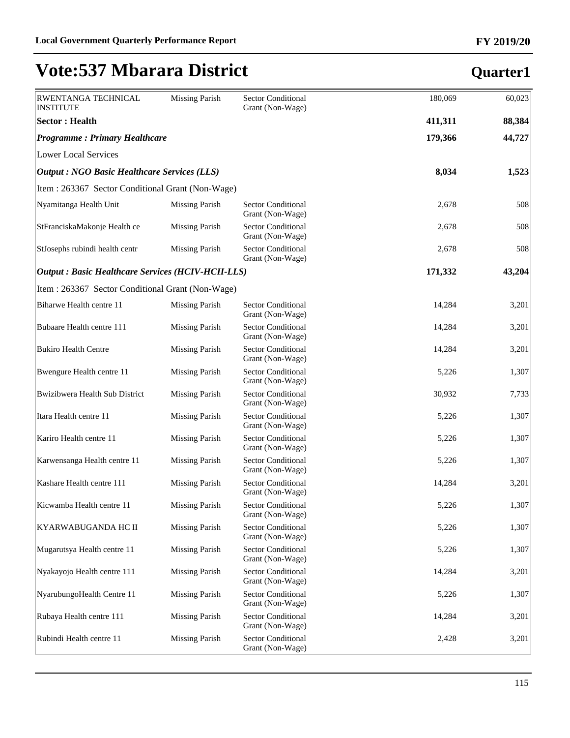# Vote:537 Mbarara District

## Quarter1

| | | | | |
|---|---|---|---|---|
| RWENTANGA TECHNICAL INSTITUTE | Missing Parish | Sector Conditional Grant (Non-Wage) | 180,069 | 60,023 |
| **Sector : Health** | | | **411,311** | **88,384** |
| ***Programme : Primary Healthcare*** | | | **179,366** | **44,727** |
| Lower Local Services | | | | |
| ***Output : NGO Basic Healthcare Services (LLS)*** | | | **8,034** | **1,523** |
| Item : 263367 Sector Conditional Grant (Non-Wage) | | | | |
| Nyamitanga Health Unit | Missing Parish | Sector Conditional Grant (Non-Wage) | 2,678 | 508 |
| StFranciskaMakonje Health ce | Missing Parish | Sector Conditional Grant (Non-Wage) | 2,678 | 508 |
| StJosephs rubindi health centr | Missing Parish | Sector Conditional Grant (Non-Wage) | 2,678 | 508 |
| ***Output : Basic Healthcare Services (HCIV-HCII-LLS)*** | | | **171,332** | **43,204** |
| Item : 263367 Sector Conditional Grant (Non-Wage) | | | | |
| Biharwe Health centre 11 | Missing Parish | Sector Conditional Grant (Non-Wage) | 14,284 | 3,201 |
| Bubaare Health centre 111 | Missing Parish | Sector Conditional Grant (Non-Wage) | 14,284 | 3,201 |
| Bukiro Health Centre | Missing Parish | Sector Conditional Grant (Non-Wage) | 14,284 | 3,201 |
| Bwengure Health centre 11 | Missing Parish | Sector Conditional Grant (Non-Wage) | 5,226 | 1,307 |
| Bwizibwera Health Sub District | Missing Parish | Sector Conditional Grant (Non-Wage) | 30,932 | 7,733 |
| Itara Health centre 11 | Missing Parish | Sector Conditional Grant (Non-Wage) | 5,226 | 1,307 |
| Kariro Health centre 11 | Missing Parish | Sector Conditional Grant (Non-Wage) | 5,226 | 1,307 |
| Karwensanga Health centre 11 | Missing Parish | Sector Conditional Grant (Non-Wage) | 5,226 | 1,307 |
| Kashare Health centre 111 | Missing Parish | Sector Conditional Grant (Non-Wage) | 14,284 | 3,201 |
| Kicwamba Health centre 11 | Missing Parish | Sector Conditional Grant (Non-Wage) | 5,226 | 1,307 |
| KYARWABUGANDA HC II | Missing Parish | Sector Conditional Grant (Non-Wage) | 5,226 | 1,307 |
| Mugarutsya Health centre 11 | Missing Parish | Sector Conditional Grant (Non-Wage) | 5,226 | 1,307 |
| Nyakayojo Health centre 111 | Missing Parish | Sector Conditional Grant (Non-Wage) | 14,284 | 3,201 |
| NyarubungoHealth Centre 11 | Missing Parish | Sector Conditional Grant (Non-Wage) | 5,226 | 1,307 |
| Rubaya Health centre 111 | Missing Parish | Sector Conditional Grant (Non-Wage) | 14,284 | 3,201 |
| Rubindi Health centre 11 | Missing Parish | Sector Conditional Grant (Non-Wage) | 2,428 | 3,201 |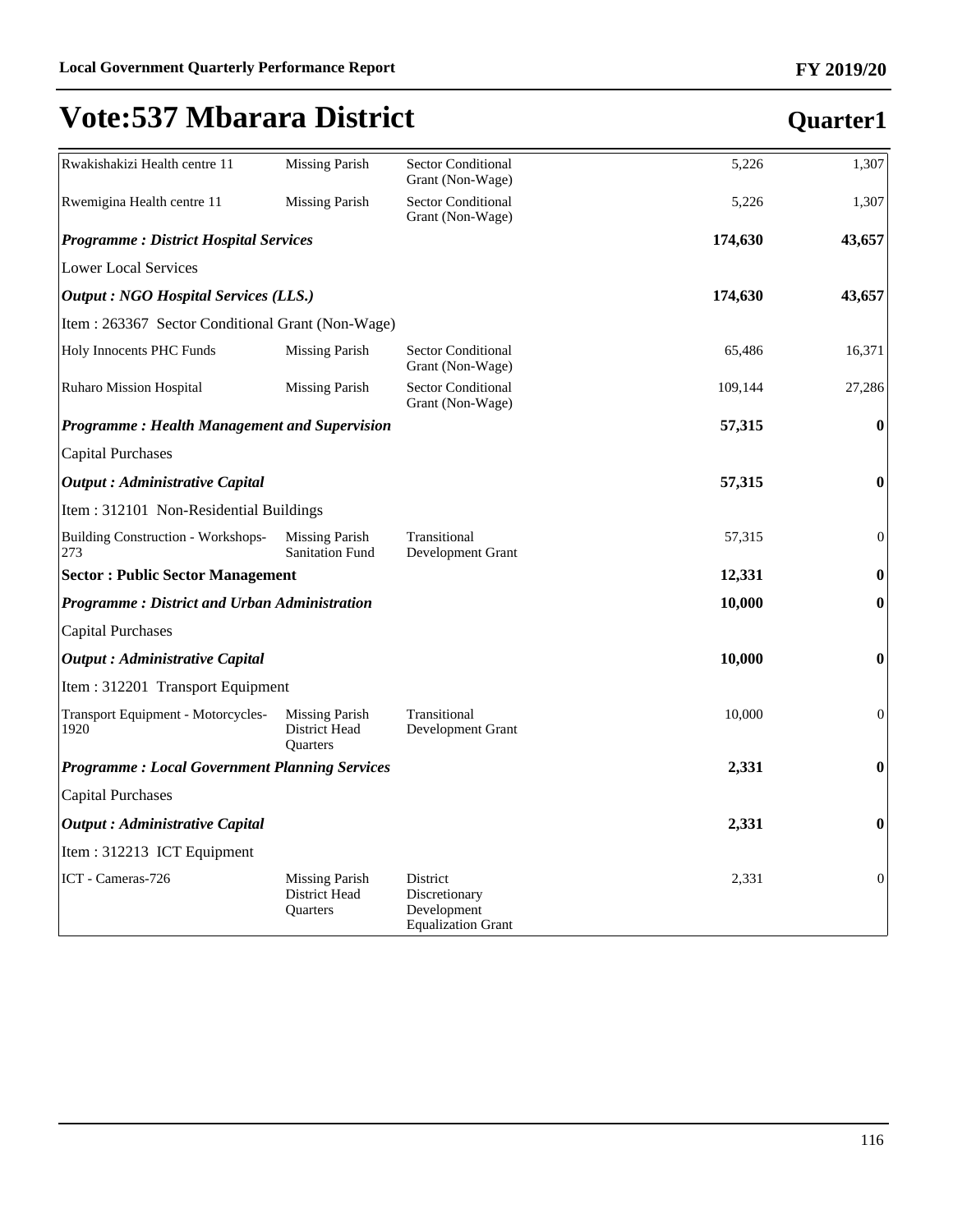# Vote:537 Mbarara District

## Quarter1

| | | | | |
|---|---|---|---|---|
| Rwakishakizi Health centre 11 | Missing Parish | Sector Conditional Grant (Non-Wage) | 5,226 | 1,307 |
| Rwemigina Health centre 11 | Missing Parish | Sector Conditional Grant (Non-Wage) | 5,226 | 1,307 |
| ***Programme : District Hospital Services*** | | | **174,630** | **43,657** |
| Lower Local Services | | | | |
| ***Output : NGO Hospital Services (LLS.)*** | | | **174,630** | **43,657** |
| Item : 263367 Sector Conditional Grant (Non-Wage) | | | | |
| Holy Innocents PHC Funds | Missing Parish | Sector Conditional Grant (Non-Wage) | 65,486 | 16,371 |
| Ruharo Mission Hospital | Missing Parish | Sector Conditional Grant (Non-Wage) | 109,144 | 27,286 |
| ***Programme : Health Management and Supervision*** | | | **57,315** | **0** |
| Capital Purchases | | | | |
| ***Output : Administrative Capital*** | | | **57,315** | **0** |
| Item : 312101 Non-Residential Buildings | | | | |
| Building Construction - Workshops-273 | Missing Parish Sanitation Fund | Transitional Development Grant | 57,315 | 0 |
| **Sector : Public Sector Management** | | | **12,331** | **0** |
| ***Programme : District and Urban Administration*** | | | **10,000** | **0** |
| Capital Purchases | | | | |
| ***Output : Administrative Capital*** | | | **10,000** | **0** |
| Item : 312201 Transport Equipment | | | | |
| Transport Equipment - Motorcycles-1920 | Missing Parish District Head Quarters | Transitional Development Grant | 10,000 | 0 |
| ***Programme : Local Government Planning Services*** | | | **2,331** | **0** |
| Capital Purchases | | | | |
| ***Output : Administrative Capital*** | | | **2,331** | **0** |
| Item : 312213 ICT Equipment | | | | |
| ICT - Cameras-726 | Missing Parish District Head Quarters | District Discretionary Development Equalization Grant | 2,331 | 0 |